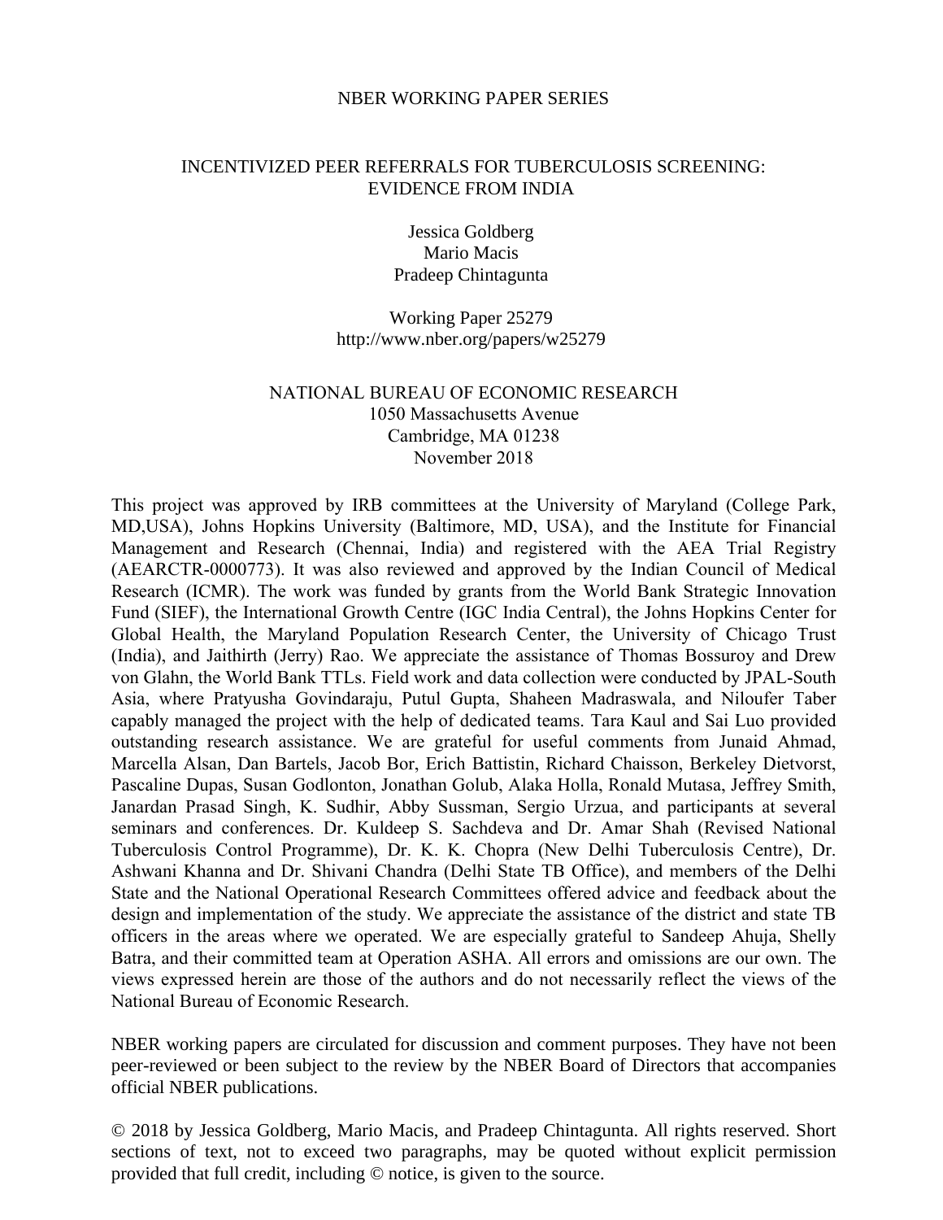NBER WORKING PAPER SERIES

# INCENTIVIZED PEER REFERRALS FOR TUBERCULOSIS SCREENING: EVIDENCE FROM INDIA

Jessica Goldberg
Mario Macis
Pradeep Chintagunta

Working Paper 25279
http://www.nber.org/papers/w25279

NATIONAL BUREAU OF ECONOMIC RESEARCH
1050 Massachusetts Avenue
Cambridge, MA 01238
November 2018

This project was approved by IRB committees at the University of Maryland (College Park, MD,USA), Johns Hopkins University (Baltimore, MD, USA), and the Institute for Financial Management and Research (Chennai, India) and registered with the AEA Trial Registry (AEARCTR-0000773). It was also reviewed and approved by the Indian Council of Medical Research (ICMR). The work was funded by grants from the World Bank Strategic Innovation Fund (SIEF), the International Growth Centre (IGC India Central), the Johns Hopkins Center for Global Health, the Maryland Population Research Center, the University of Chicago Trust (India), and Jaithirth (Jerry) Rao. We appreciate the assistance of Thomas Bossuroy and Drew von Glahn, the World Bank TTLs. Field work and data collection were conducted by JPAL-South Asia, where Pratyusha Govindaraju, Putul Gupta, Shaheen Madraswala, and Niloufer Taber capably managed the project with the help of dedicated teams. Tara Kaul and Sai Luo provided outstanding research assistance. We are grateful for useful comments from Junaid Ahmad, Marcella Alsan, Dan Bartels, Jacob Bor, Erich Battistin, Richard Chaisson, Berkeley Dietvorst, Pascaline Dupas, Susan Godlonton, Jonathan Golub, Alaka Holla, Ronald Mutasa, Jeffrey Smith, Janardan Prasad Singh, K. Sudhir, Abby Sussman, Sergio Urzua, and participants at several seminars and conferences. Dr. Kuldeep S. Sachdeva and Dr. Amar Shah (Revised National Tuberculosis Control Programme), Dr. K. K. Chopra (New Delhi Tuberculosis Centre), Dr. Ashwani Khanna and Dr. Shivani Chandra (Delhi State TB Office), and members of the Delhi State and the National Operational Research Committees offered advice and feedback about the design and implementation of the study. We appreciate the assistance of the district and state TB officers in the areas where we operated. We are especially grateful to Sandeep Ahuja, Shelly Batra, and their committed team at Operation ASHA. All errors and omissions are our own. The views expressed herein are those of the authors and do not necessarily reflect the views of the National Bureau of Economic Research.

NBER working papers are circulated for discussion and comment purposes. They have not been peer-reviewed or been subject to the review by the NBER Board of Directors that accompanies official NBER publications.

© 2018 by Jessica Goldberg, Mario Macis, and Pradeep Chintagunta. All rights reserved. Short sections of text, not to exceed two paragraphs, may be quoted without explicit permission provided that full credit, including © notice, is given to the source.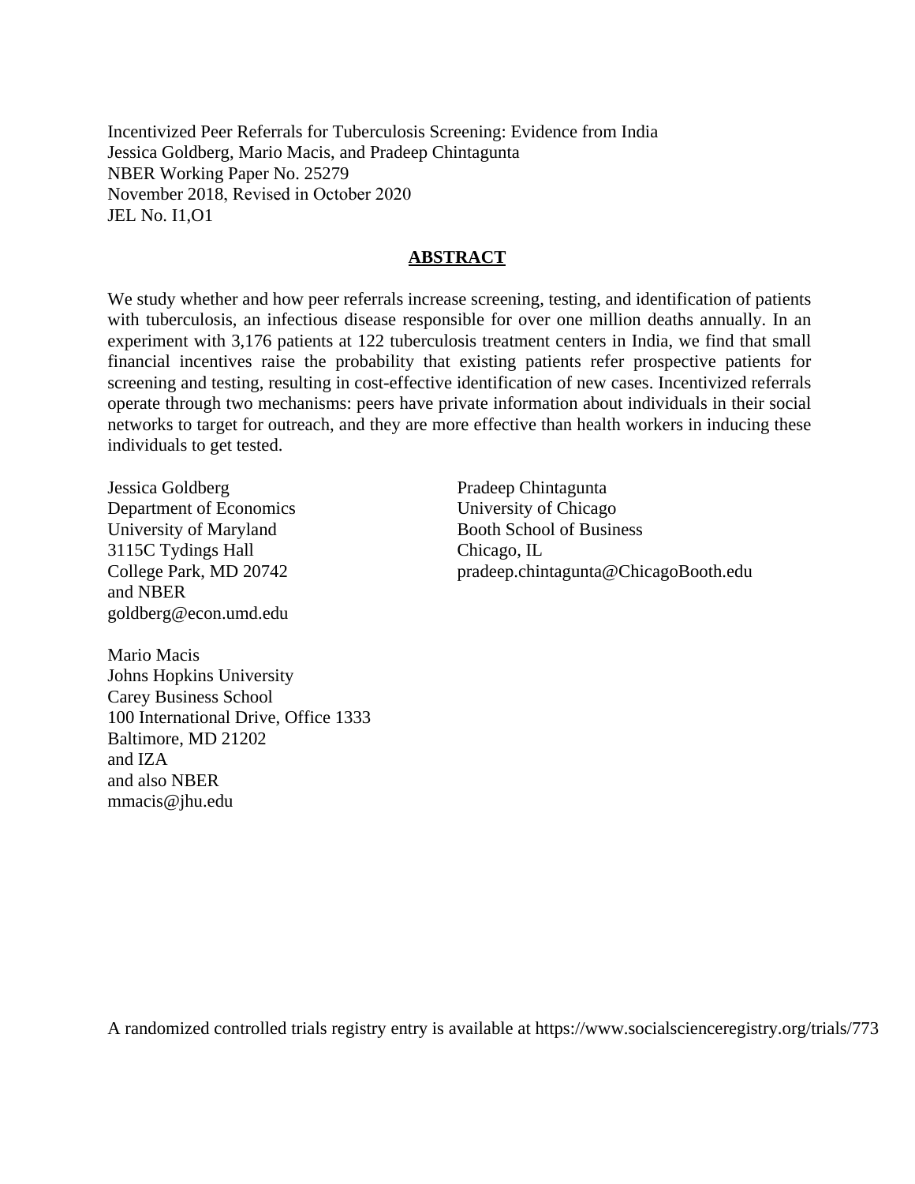Incentivized Peer Referrals for Tuberculosis Screening: Evidence from India
Jessica Goldberg, Mario Macis, and Pradeep Chintagunta
NBER Working Paper No. 25279
November 2018, Revised in October 2020
JEL No. I1,O1

## ABSTRACT

We study whether and how peer referrals increase screening, testing, and identification of patients with tuberculosis, an infectious disease responsible for over one million deaths annually. In an experiment with 3,176 patients at 122 tuberculosis treatment centers in India, we find that small financial incentives raise the probability that existing patients refer prospective patients for screening and testing, resulting in cost-effective identification of new cases. Incentivized referrals operate through two mechanisms: peers have private information about individuals in their social networks to target for outreach, and they are more effective than health workers in inducing these individuals to get tested.

Jessica Goldberg
Department of Economics
University of Maryland
3115C Tydings Hall
College Park, MD 20742
and NBER
goldberg@econ.umd.edu

Pradeep Chintagunta
University of Chicago
Booth School of Business
Chicago, IL
pradeep.chintagunta@ChicagoBooth.edu

Mario Macis
Johns Hopkins University
Carey Business School
100 International Drive, Office 1333
Baltimore, MD 21202
and IZA
and also NBER
mmacis@jhu.edu

A randomized controlled trials registry entry is available at https://www.socialscienceregistry.org/trials/773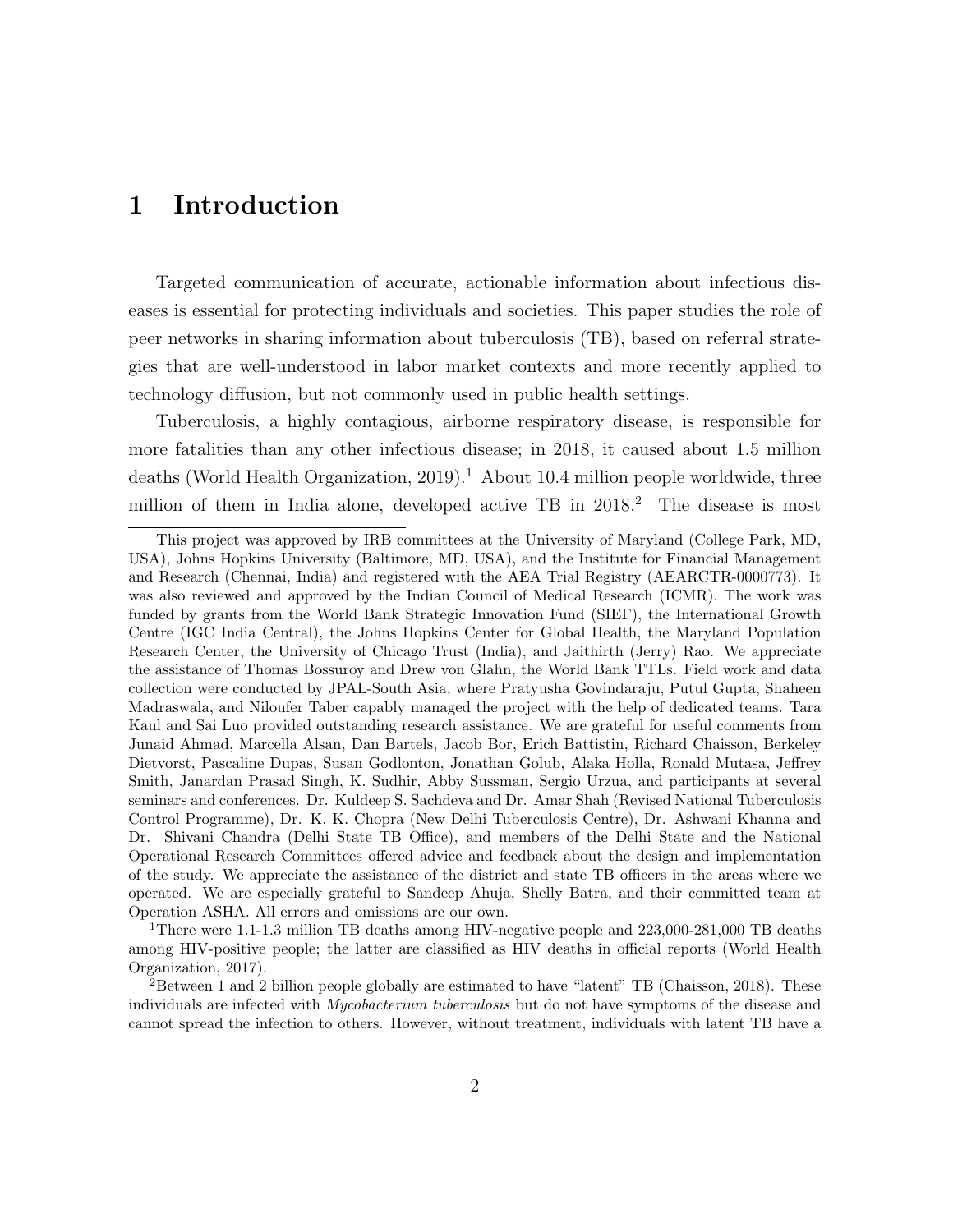# 1 Introduction

Targeted communication of accurate, actionable information about infectious diseases is essential for protecting individuals and societies. This paper studies the role of peer networks in sharing information about tuberculosis (TB), based on referral strategies that are well-understood in labor market contexts and more recently applied to technology diffusion, but not commonly used in public health settings.

Tuberculosis, a highly contagious, airborne respiratory disease, is responsible for more fatalities than any other infectious disease; in 2018, it caused about 1.5 million deaths (World Health Organization, 2019).[1] About 10.4 million people worldwide, three million of them in India alone, developed active TB in 2018.[2] The disease is most

---

This project was approved by IRB committees at the University of Maryland (College Park, MD, USA), Johns Hopkins University (Baltimore, MD, USA), and the Institute for Financial Management and Research (Chennai, India) and registered with the AEA Trial Registry (AEARCTR-0000773). It was also reviewed and approved by the Indian Council of Medical Research (ICMR). The work was funded by grants from the World Bank Strategic Innovation Fund (SIEF), the International Growth Centre (IGC India Central), the Johns Hopkins Center for Global Health, the Maryland Population Research Center, the University of Chicago Trust (India), and Jaithirth (Jerry) Rao. We appreciate the assistance of Thomas Bossuroy and Drew von Glahn, the World Bank TTLs. Field work and data collection were conducted by JPAL-South Asia, where Pratyusha Govindaraju, Putul Gupta, Shaheen Madraswala, and Niloufer Taber capably managed the project with the help of dedicated teams. Tara Kaul and Sai Luo provided outstanding research assistance. We are grateful for useful comments from Junaid Ahmad, Marcella Alsan, Dan Bartels, Jacob Bor, Erich Battistin, Richard Chaisson, Berkeley Dietvorst, Pascaline Dupas, Susan Godlonton, Jonathan Golub, Alaka Holla, Ronald Mutasa, Jeffrey Smith, Janardan Prasad Singh, K. Sudhir, Abby Sussman, Sergio Urzua, and participants at several seminars and conferences. Dr. Kuldeep S. Sachdeva and Dr. Amar Shah (Revised National Tuberculosis Control Programme), Dr. K. K. Chopra (New Delhi Tuberculosis Centre), Dr. Ashwani Khanna and Dr. Shivani Chandra (Delhi State TB Office), and members of the Delhi State and the National Operational Research Committees offered advice and feedback about the design and implementation of the study. We appreciate the assistance of the district and state TB officers in the areas where we operated. We are especially grateful to Sandeep Ahuja, Shelly Batra, and their committed team at Operation ASHA. All errors and omissions are our own.

[1] There were 1.1-1.3 million TB deaths among HIV-negative people and 223,000-281,000 TB deaths among HIV-positive people; the latter are classified as HIV deaths in official reports (World Health Organization, 2017).

[2] Between 1 and 2 billion people globally are estimated to have "latent" TB (Chaisson, 2018). These individuals are infected with *Mycobacterium tuberculosis* but do not have symptoms of the disease and cannot spread the infection to others. However, without treatment, individuals with latent TB have a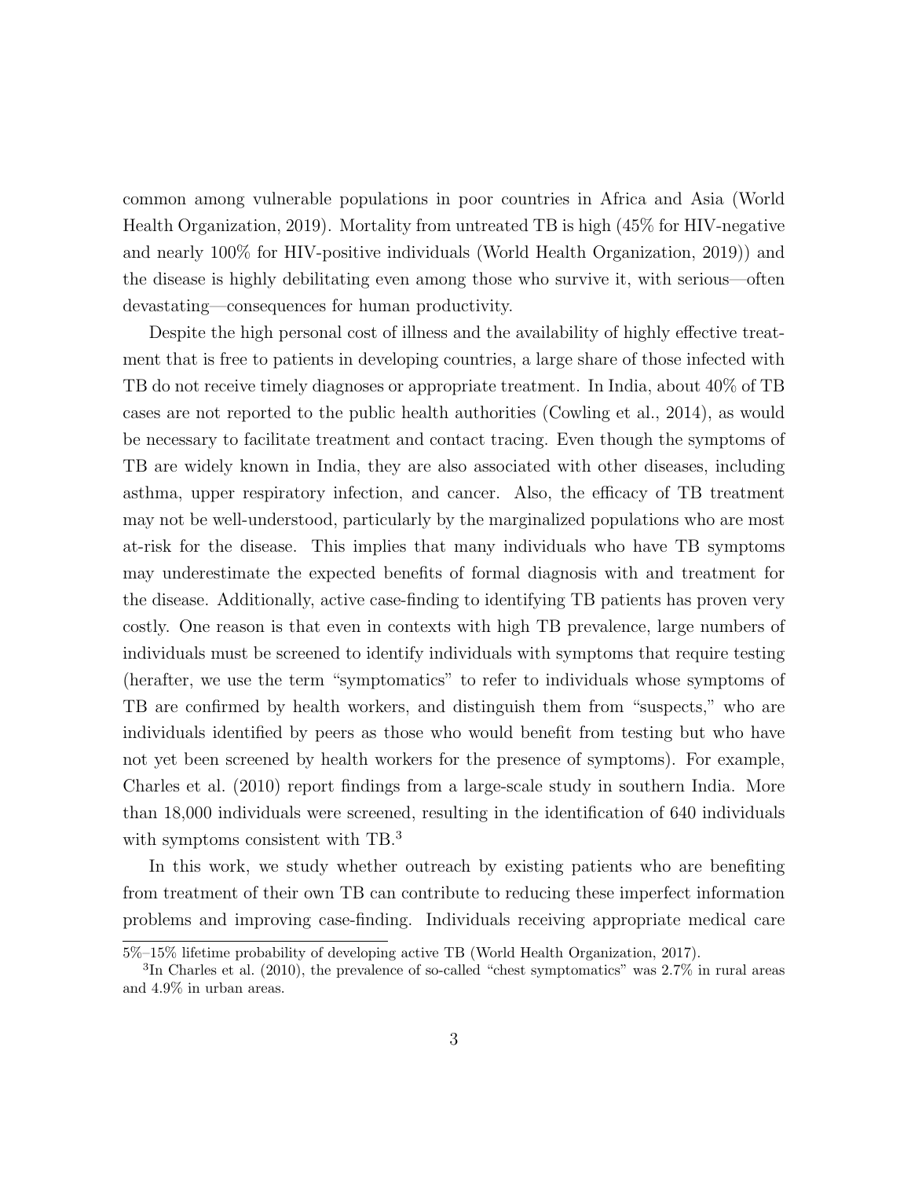common among vulnerable populations in poor countries in Africa and Asia (World Health Organization, 2019). Mortality from untreated TB is high (45% for HIV-negative and nearly 100% for HIV-positive individuals (World Health Organization, 2019)) and the disease is highly debilitating even among those who survive it, with serious—often devastating—consequences for human productivity.

Despite the high personal cost of illness and the availability of highly effective treatment that is free to patients in developing countries, a large share of those infected with TB do not receive timely diagnoses or appropriate treatment. In India, about 40% of TB cases are not reported to the public health authorities (Cowling et al., 2014), as would be necessary to facilitate treatment and contact tracing. Even though the symptoms of TB are widely known in India, they are also associated with other diseases, including asthma, upper respiratory infection, and cancer. Also, the efficacy of TB treatment may not be well-understood, particularly by the marginalized populations who are most at-risk for the disease. This implies that many individuals who have TB symptoms may underestimate the expected benefits of formal diagnosis with and treatment for the disease. Additionally, active case-finding to identifying TB patients has proven very costly. One reason is that even in contexts with high TB prevalence, large numbers of individuals must be screened to identify individuals with symptoms that require testing (herafter, we use the term "symptomatics" to refer to individuals whose symptoms of TB are confirmed by health workers, and distinguish them from "suspects," who are individuals identified by peers as those who would benefit from testing but who have not yet been screened by health workers for the presence of symptoms). For example, Charles et al. (2010) report findings from a large-scale study in southern India. More than 18,000 individuals were screened, resulting in the identification of 640 individuals with symptoms consistent with TB.[3]

In this work, we study whether outreach by existing patients who are benefiting from treatment of their own TB can contribute to reducing these imperfect information problems and improving case-finding. Individuals receiving appropriate medical care

---

5%–15% lifetime probability of developing active TB (World Health Organization, 2017).

[3]In Charles et al. (2010), the prevalence of so-called "chest symptomatics" was 2.7% in rural areas and 4.9% in urban areas.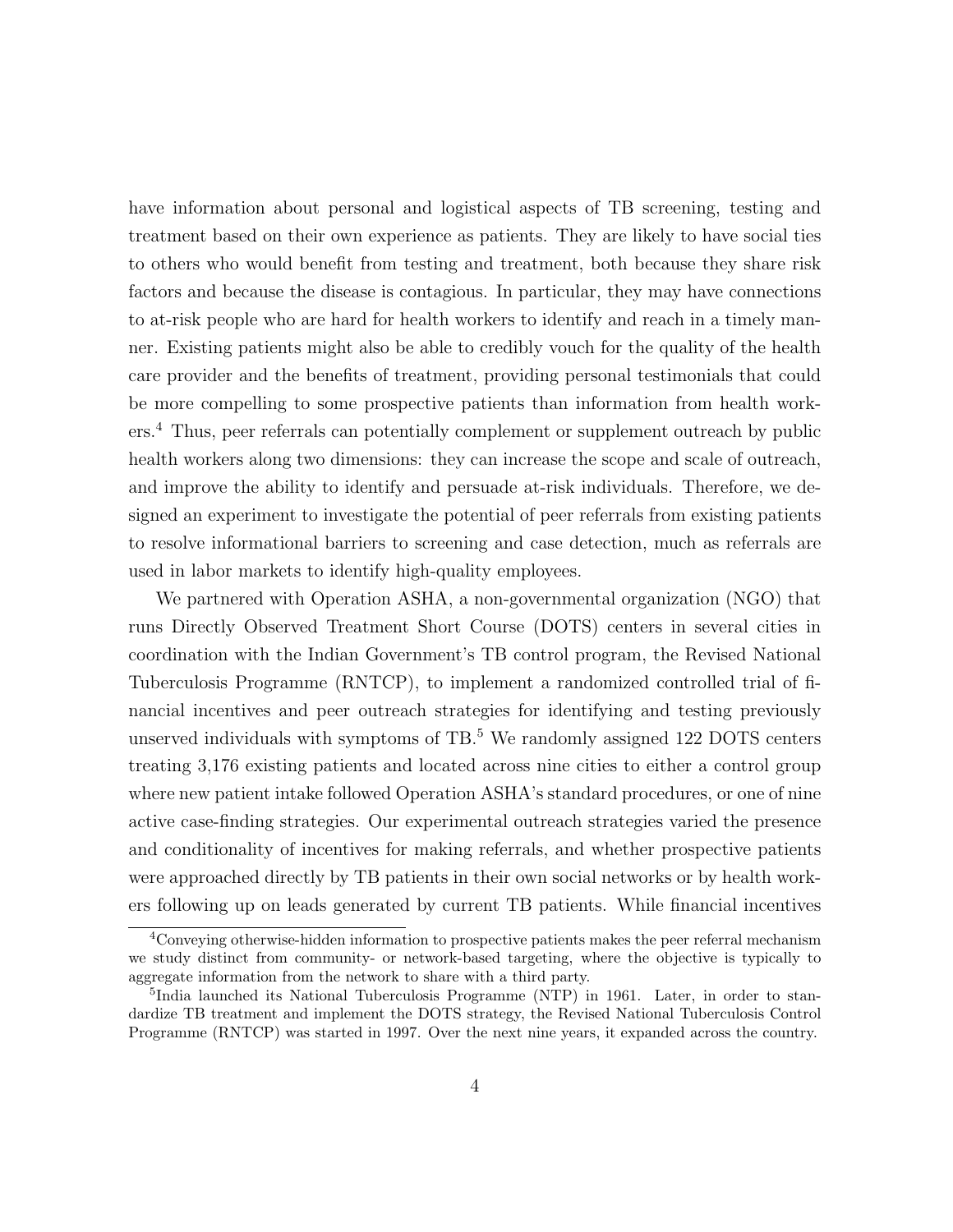have information about personal and logistical aspects of TB screening, testing and treatment based on their own experience as patients. They are likely to have social ties to others who would benefit from testing and treatment, both because they share risk factors and because the disease is contagious. In particular, they may have connections to at-risk people who are hard for health workers to identify and reach in a timely manner. Existing patients might also be able to credibly vouch for the quality of the health care provider and the benefits of treatment, providing personal testimonials that could be more compelling to some prospective patients than information from health workers.[4] Thus, peer referrals can potentially complement or supplement outreach by public health workers along two dimensions: they can increase the scope and scale of outreach, and improve the ability to identify and persuade at-risk individuals. Therefore, we designed an experiment to investigate the potential of peer referrals from existing patients to resolve informational barriers to screening and case detection, much as referrals are used in labor markets to identify high-quality employees.

We partnered with Operation ASHA, a non-governmental organization (NGO) that runs Directly Observed Treatment Short Course (DOTS) centers in several cities in coordination with the Indian Government's TB control program, the Revised National Tuberculosis Programme (RNTCP), to implement a randomized controlled trial of financial incentives and peer outreach strategies for identifying and testing previously unserved individuals with symptoms of TB.[5] We randomly assigned 122 DOTS centers treating 3,176 existing patients and located across nine cities to either a control group where new patient intake followed Operation ASHA's standard procedures, or one of nine active case-finding strategies. Our experimental outreach strategies varied the presence and conditionality of incentives for making referrals, and whether prospective patients were approached directly by TB patients in their own social networks or by health workers following up on leads generated by current TB patients. While financial incentives

[4] Conveying otherwise-hidden information to prospective patients makes the peer referral mechanism we study distinct from community- or network-based targeting, where the objective is typically to aggregate information from the network to share with a third party.

[5] India launched its National Tuberculosis Programme (NTP) in 1961. Later, in order to standardize TB treatment and implement the DOTS strategy, the Revised National Tuberculosis Control Programme (RNTCP) was started in 1997. Over the next nine years, it expanded across the country.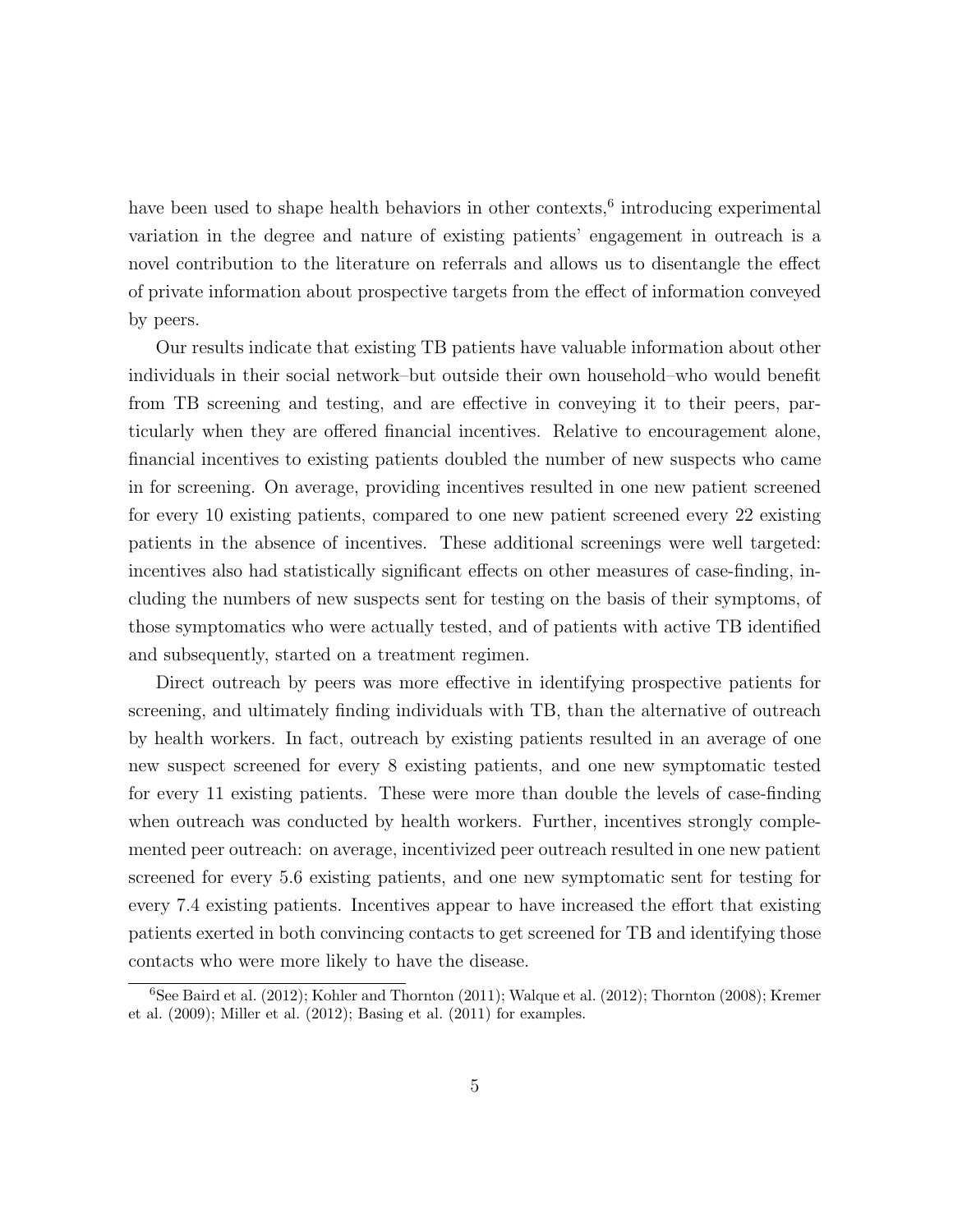have been used to shape health behaviors in other contexts,[6] introducing experimental variation in the degree and nature of existing patients' engagement in outreach is a novel contribution to the literature on referrals and allows us to disentangle the effect of private information about prospective targets from the effect of information conveyed by peers.

Our results indicate that existing TB patients have valuable information about other individuals in their social network–but outside their own household–who would benefit from TB screening and testing, and are effective in conveying it to their peers, particularly when they are offered financial incentives. Relative to encouragement alone, financial incentives to existing patients doubled the number of new suspects who came in for screening. On average, providing incentives resulted in one new patient screened for every 10 existing patients, compared to one new patient screened every 22 existing patients in the absence of incentives. These additional screenings were well targeted: incentives also had statistically significant effects on other measures of case-finding, including the numbers of new suspects sent for testing on the basis of their symptoms, of those symptomatics who were actually tested, and of patients with active TB identified and subsequently, started on a treatment regimen.

Direct outreach by peers was more effective in identifying prospective patients for screening, and ultimately finding individuals with TB, than the alternative of outreach by health workers. In fact, outreach by existing patients resulted in an average of one new suspect screened for every 8 existing patients, and one new symptomatic tested for every 11 existing patients. These were more than double the levels of case-finding when outreach was conducted by health workers. Further, incentives strongly complemented peer outreach: on average, incentivized peer outreach resulted in one new patient screened for every 5.6 existing patients, and one new symptomatic sent for testing for every 7.4 existing patients. Incentives appear to have increased the effort that existing patients exerted in both convincing contacts to get screened for TB and identifying those contacts who were more likely to have the disease.

[6] See Baird et al. (2012); Kohler and Thornton (2011); Walque et al. (2012); Thornton (2008); Kremer et al. (2009); Miller et al. (2012); Basing et al. (2011) for examples.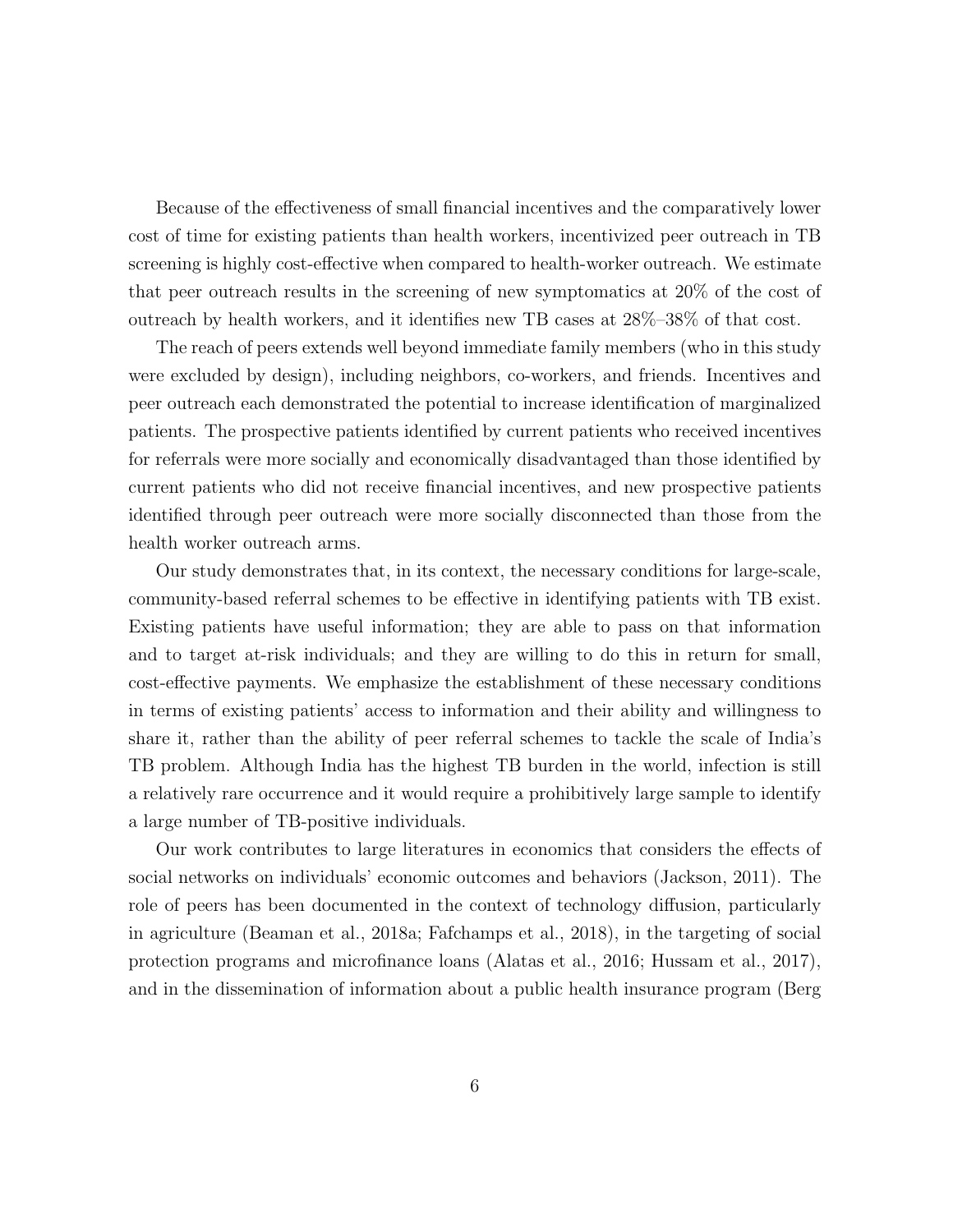Because of the effectiveness of small financial incentives and the comparatively lower cost of time for existing patients than health workers, incentivized peer outreach in TB screening is highly cost-effective when compared to health-worker outreach. We estimate that peer outreach results in the screening of new symptomatics at 20% of the cost of outreach by health workers, and it identifies new TB cases at 28%–38% of that cost.

The reach of peers extends well beyond immediate family members (who in this study were excluded by design), including neighbors, co-workers, and friends. Incentives and peer outreach each demonstrated the potential to increase identification of marginalized patients. The prospective patients identified by current patients who received incentives for referrals were more socially and economically disadvantaged than those identified by current patients who did not receive financial incentives, and new prospective patients identified through peer outreach were more socially disconnected than those from the health worker outreach arms.

Our study demonstrates that, in its context, the necessary conditions for large-scale, community-based referral schemes to be effective in identifying patients with TB exist. Existing patients have useful information; they are able to pass on that information and to target at-risk individuals; and they are willing to do this in return for small, cost-effective payments. We emphasize the establishment of these necessary conditions in terms of existing patients' access to information and their ability and willingness to share it, rather than the ability of peer referral schemes to tackle the scale of India's TB problem. Although India has the highest TB burden in the world, infection is still a relatively rare occurrence and it would require a prohibitively large sample to identify a large number of TB-positive individuals.

Our work contributes to large literatures in economics that considers the effects of social networks on individuals' economic outcomes and behaviors (Jackson, 2011). The role of peers has been documented in the context of technology diffusion, particularly in agriculture (Beaman et al., 2018a; Fafchamps et al., 2018), in the targeting of social protection programs and microfinance loans (Alatas et al., 2016; Hussam et al., 2017), and in the dissemination of information about a public health insurance program (Berg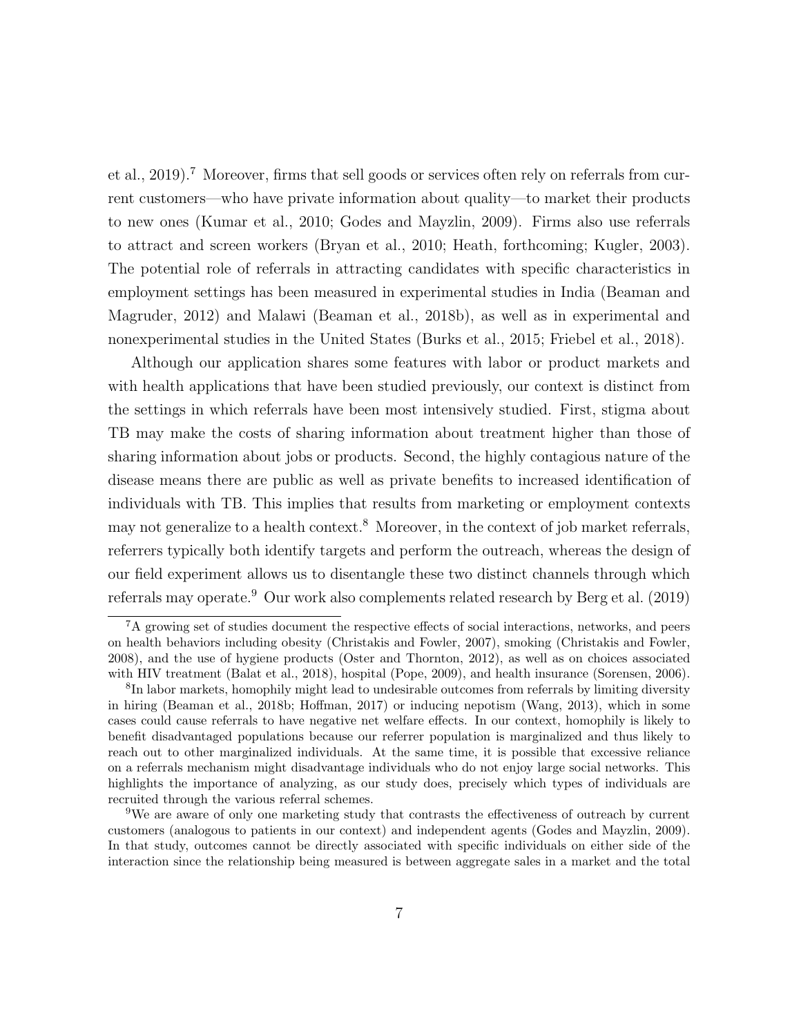et al., 2019).[7] Moreover, firms that sell goods or services often rely on referrals from current customers—who have private information about quality—to market their products to new ones (Kumar et al., 2010; Godes and Mayzlin, 2009). Firms also use referrals to attract and screen workers (Bryan et al., 2010; Heath, forthcoming; Kugler, 2003). The potential role of referrals in attracting candidates with specific characteristics in employment settings has been measured in experimental studies in India (Beaman and Magruder, 2012) and Malawi (Beaman et al., 2018b), as well as in experimental and nonexperimental studies in the United States (Burks et al., 2015; Friebel et al., 2018).

Although our application shares some features with labor or product markets and with health applications that have been studied previously, our context is distinct from the settings in which referrals have been most intensively studied. First, stigma about TB may make the costs of sharing information about treatment higher than those of sharing information about jobs or products. Second, the highly contagious nature of the disease means there are public as well as private benefits to increased identification of individuals with TB. This implies that results from marketing or employment contexts may not generalize to a health context.[8] Moreover, in the context of job market referrals, referrers typically both identify targets and perform the outreach, whereas the design of our field experiment allows us to disentangle these two distinct channels through which referrals may operate.[9] Our work also complements related research by Berg et al. (2019)

---

[7]A growing set of studies document the respective effects of social interactions, networks, and peers on health behaviors including obesity (Christakis and Fowler, 2007), smoking (Christakis and Fowler, 2008), and the use of hygiene products (Oster and Thornton, 2012), as well as on choices associated with HIV treatment (Balat et al., 2018), hospital (Pope, 2009), and health insurance (Sorensen, 2006).

[8]In labor markets, homophily might lead to undesirable outcomes from referrals by limiting diversity in hiring (Beaman et al., 2018b; Hoffman, 2017) or inducing nepotism (Wang, 2013), which in some cases could cause referrals to have negative net welfare effects. In our context, homophily is likely to benefit disadvantaged populations because our referrer population is marginalized and thus likely to reach out to other marginalized individuals. At the same time, it is possible that excessive reliance on a referrals mechanism might disadvantage individuals who do not enjoy large social networks. This highlights the importance of analyzing, as our study does, precisely which types of individuals are recruited through the various referral schemes.

[9]We are aware of only one marketing study that contrasts the effectiveness of outreach by current customers (analogous to patients in our context) and independent agents (Godes and Mayzlin, 2009). In that study, outcomes cannot be directly associated with specific individuals on either side of the interaction since the relationship being measured is between aggregate sales in a market and the total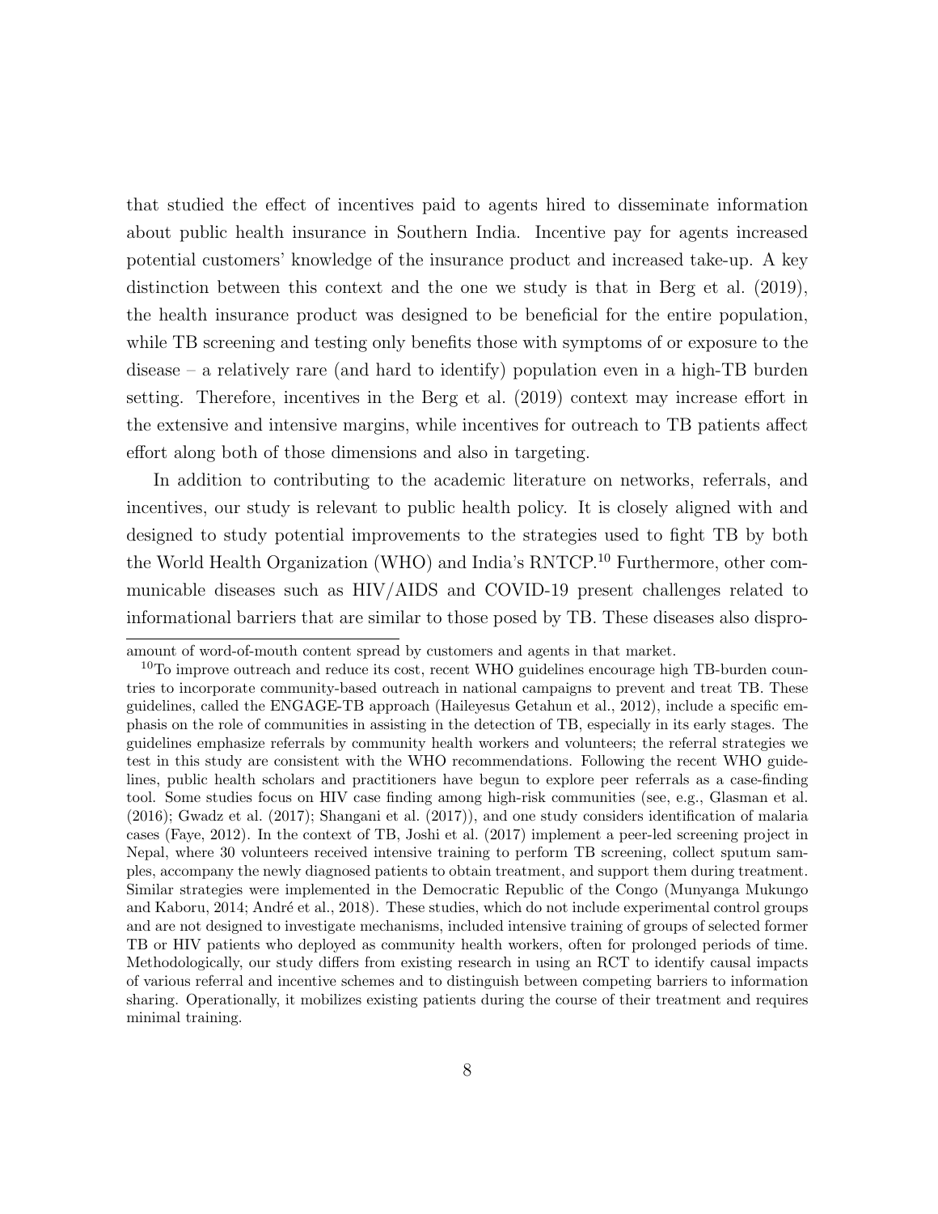that studied the effect of incentives paid to agents hired to disseminate information about public health insurance in Southern India. Incentive pay for agents increased potential customers' knowledge of the insurance product and increased take-up. A key distinction between this context and the one we study is that in Berg et al. (2019), the health insurance product was designed to be beneficial for the entire population, while TB screening and testing only benefits those with symptoms of or exposure to the disease – a relatively rare (and hard to identify) population even in a high-TB burden setting. Therefore, incentives in the Berg et al. (2019) context may increase effort in the extensive and intensive margins, while incentives for outreach to TB patients affect effort along both of those dimensions and also in targeting.

In addition to contributing to the academic literature on networks, referrals, and incentives, our study is relevant to public health policy. It is closely aligned with and designed to study potential improvements to the strategies used to fight TB by both the World Health Organization (WHO) and India's RNTCP.[10] Furthermore, other communicable diseases such as HIV/AIDS and COVID-19 present challenges related to informational barriers that are similar to those posed by TB. These diseases also dispro-

---

amount of word-of-mouth content spread by customers and agents in that market.

[10] To improve outreach and reduce its cost, recent WHO guidelines encourage high TB-burden countries to incorporate community-based outreach in national campaigns to prevent and treat TB. These guidelines, called the ENGAGE-TB approach (Haileyesus Getahun et al., 2012), include a specific emphasis on the role of communities in assisting in the detection of TB, especially in its early stages. The guidelines emphasize referrals by community health workers and volunteers; the referral strategies we test in this study are consistent with the WHO recommendations. Following the recent WHO guidelines, public health scholars and practitioners have begun to explore peer referrals as a case-finding tool. Some studies focus on HIV case finding among high-risk communities (see, e.g., Glasman et al. (2016); Gwadz et al. (2017); Shangani et al. (2017)), and one study considers identification of malaria cases (Faye, 2012). In the context of TB, Joshi et al. (2017) implement a peer-led screening project in Nepal, where 30 volunteers received intensive training to perform TB screening, collect sputum samples, accompany the newly diagnosed patients to obtain treatment, and support them during treatment. Similar strategies were implemented in the Democratic Republic of the Congo (Munyanga Mukungo and Kaboru, 2014; André et al., 2018). These studies, which do not include experimental control groups and are not designed to investigate mechanisms, included intensive training of groups of selected former TB or HIV patients who deployed as community health workers, often for prolonged periods of time. Methodologically, our study differs from existing research in using an RCT to identify causal impacts of various referral and incentive schemes and to distinguish between competing barriers to information sharing. Operationally, it mobilizes existing patients during the course of their treatment and requires minimal training.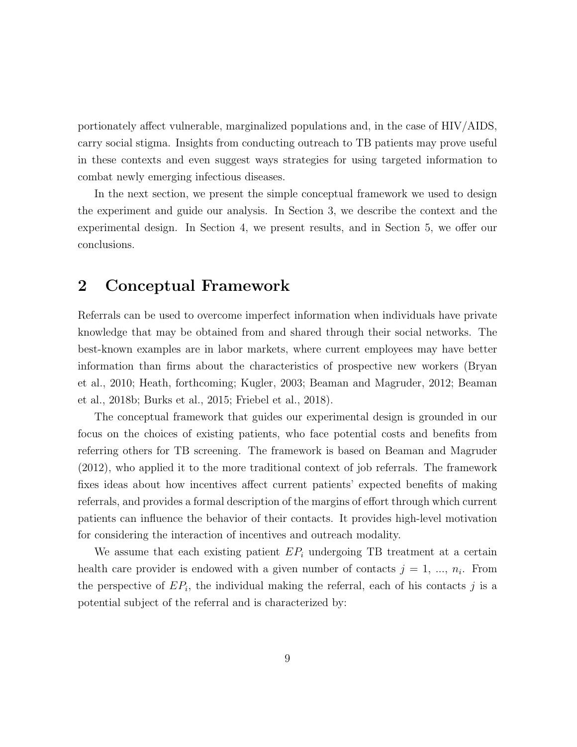portionately affect vulnerable, marginalized populations and, in the case of HIV/AIDS, carry social stigma. Insights from conducting outreach to TB patients may prove useful in these contexts and even suggest ways strategies for using targeted information to combat newly emerging infectious diseases.

In the next section, we present the simple conceptual framework we used to design the experiment and guide our analysis. In Section 3, we describe the context and the experimental design. In Section 4, we present results, and in Section 5, we offer our conclusions.

## 2 Conceptual Framework

Referrals can be used to overcome imperfect information when individuals have private knowledge that may be obtained from and shared through their social networks. The best-known examples are in labor markets, where current employees may have better information than firms about the characteristics of prospective new workers (Bryan et al., 2010; Heath, forthcoming; Kugler, 2003; Beaman and Magruder, 2012; Beaman et al., 2018b; Burks et al., 2015; Friebel et al., 2018).

The conceptual framework that guides our experimental design is grounded in our focus on the choices of existing patients, who face potential costs and benefits from referring others for TB screening. The framework is based on Beaman and Magruder (2012), who applied it to the more traditional context of job referrals. The framework fixes ideas about how incentives affect current patients' expected benefits of making referrals, and provides a formal description of the margins of effort through which current patients can influence the behavior of their contacts. It provides high-level motivation for considering the interaction of incentives and outreach modality.

We assume that each existing patient $EP_i$ undergoing TB treatment at a certain health care provider is endowed with a given number of contacts $j = 1, ..., n_i$. From the perspective of $EP_i$, the individual making the referral, each of his contacts $j$ is a potential subject of the referral and is characterized by: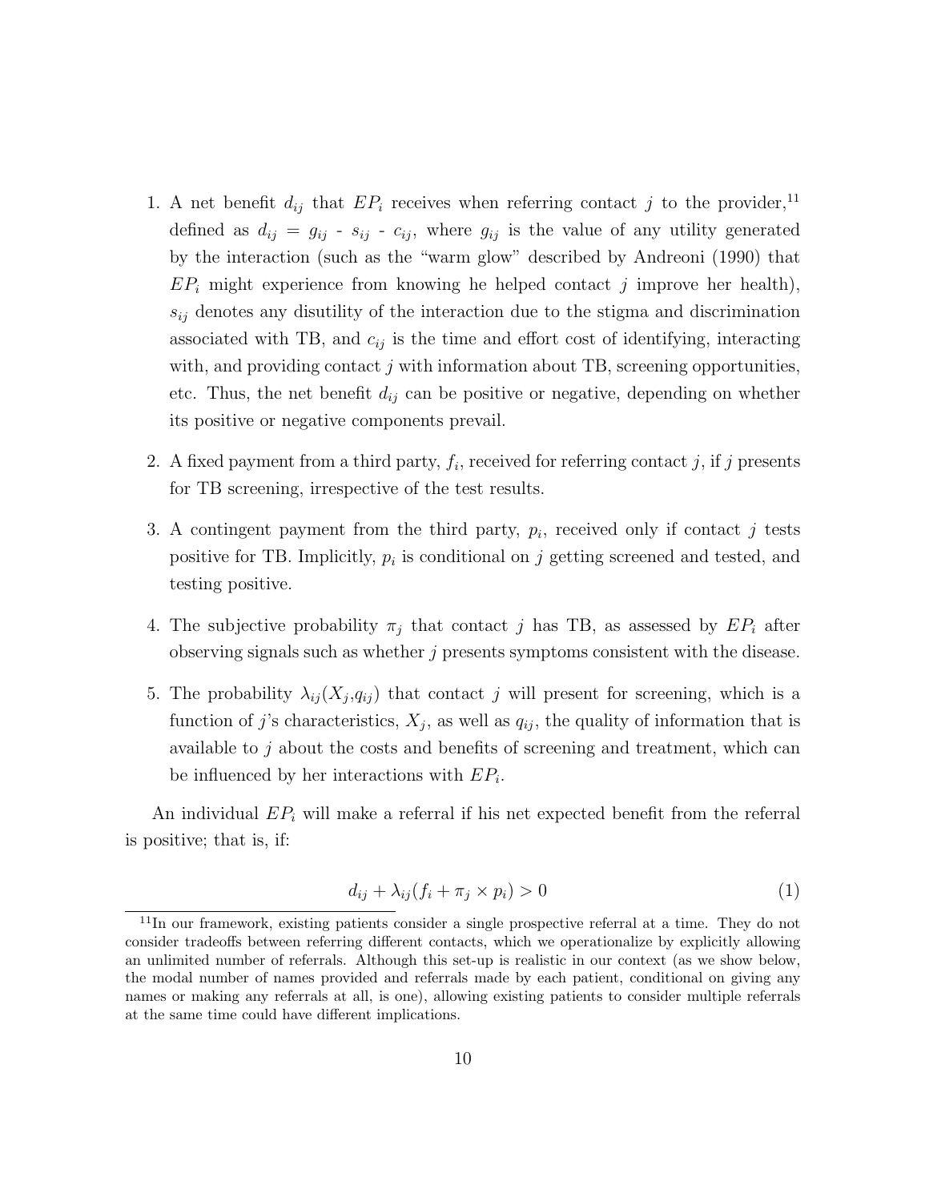1. A net benefit $d_{ij}$ that $EP_i$ receives when referring contact $j$ to the provider,[11] defined as $d_{ij}$ = $g_{ij}$ - $s_{ij}$ - $c_{ij}$, where $g_{ij}$ is the value of any utility generated by the interaction (such as the "warm glow" described by Andreoni (1990) that $EP_i$ might experience from knowing he helped contact $j$ improve her health), $s_{ij}$ denotes any disutility of the interaction due to the stigma and discrimination associated with TB, and $c_{ij}$ is the time and effort cost of identifying, interacting with, and providing contact $j$ with information about TB, screening opportunities, etc. Thus, the net benefit $d_{ij}$ can be positive or negative, depending on whether its positive or negative components prevail.

2. A fixed payment from a third party, $f_i$, received for referring contact $j$, if $j$ presents for TB screening, irrespective of the test results.

3. A contingent payment from the third party, $p_i$, received only if contact $j$ tests positive for TB. Implicitly, $p_i$ is conditional on $j$ getting screened and tested, and testing positive.

4. The subjective probability $\pi_j$ that contact $j$ has TB, as assessed by $EP_i$ after observing signals such as whether $j$ presents symptoms consistent with the disease.

5. The probability $\lambda_{ij}(X_j, q_{ij})$ that contact $j$ will present for screening, which is a function of $j$'s characteristics, $X_j$, as well as $q_{ij}$, the quality of information that is available to $j$ about the costs and benefits of screening and treatment, which can be influenced by her interactions with $EP_i$.

An individual $EP_i$ will make a referral if his net expected benefit from the referral is positive; that is, if:

$$d_{ij} + \lambda_{ij}(f_i + \pi_j \times p_i) > 0 \tag{1}$$

[11] In our framework, existing patients consider a single prospective referral at a time. They do not consider tradeoffs between referring different contacts, which we operationalize by explicitly allowing an unlimited number of referrals. Although this set-up is realistic in our context (as we show below, the modal number of names provided and referrals made by each patient, conditional on giving any names or making any referrals at all, is one), allowing existing patients to consider multiple referrals at the same time could have different implications.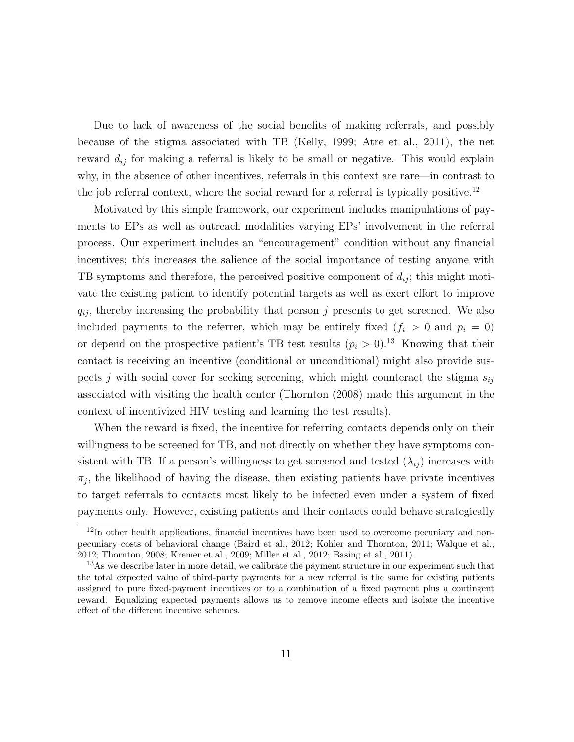Due to lack of awareness of the social benefits of making referrals, and possibly because of the stigma associated with TB (Kelly, 1999; Atre et al., 2011), the net reward $d_{ij}$ for making a referral is likely to be small or negative. This would explain why, in the absence of other incentives, referrals in this context are rare—in contrast to the job referral context, where the social reward for a referral is typically positive.[12]

Motivated by this simple framework, our experiment includes manipulations of payments to EPs as well as outreach modalities varying EPs' involvement in the referral process. Our experiment includes an "encouragement" condition without any financial incentives; this increases the salience of the social importance of testing anyone with TB symptoms and therefore, the perceived positive component of $d_{ij}$; this might motivate the existing patient to identify potential targets as well as exert effort to improve $q_{ij}$, thereby increasing the probability that person $j$ presents to get screened. We also included payments to the referrer, which may be entirely fixed ($f_i > 0$ and $p_i = 0$) or depend on the prospective patient's TB test results ($p_i > 0$).[13] Knowing that their contact is receiving an incentive (conditional or unconditional) might also provide suspects $j$ with social cover for seeking screening, which might counteract the stigma $s_{ij}$ associated with visiting the health center (Thornton (2008) made this argument in the context of incentivized HIV testing and learning the test results).

When the reward is fixed, the incentive for referring contacts depends only on their willingness to be screened for TB, and not directly on whether they have symptoms consistent with TB. If a person's willingness to get screened and tested ($\lambda_{ij}$) increases with $\pi_j$, the likelihood of having the disease, then existing patients have private incentives to target referrals to contacts most likely to be infected even under a system of fixed payments only. However, existing patients and their contacts could behave strategically

[12]In other health applications, financial incentives have been used to overcome pecuniary and non-pecuniary costs of behavioral change (Baird et al., 2012; Kohler and Thornton, 2011; Walque et al., 2012; Thornton, 2008; Kremer et al., 2009; Miller et al., 2012; Basing et al., 2011).

[13]As we describe later in more detail, we calibrate the payment structure in our experiment such that the total expected value of third-party payments for a new referral is the same for existing patients assigned to pure fixed-payment incentives or to a combination of a fixed payment plus a contingent reward. Equalizing expected payments allows us to remove income effects and isolate the incentive effect of the different incentive schemes.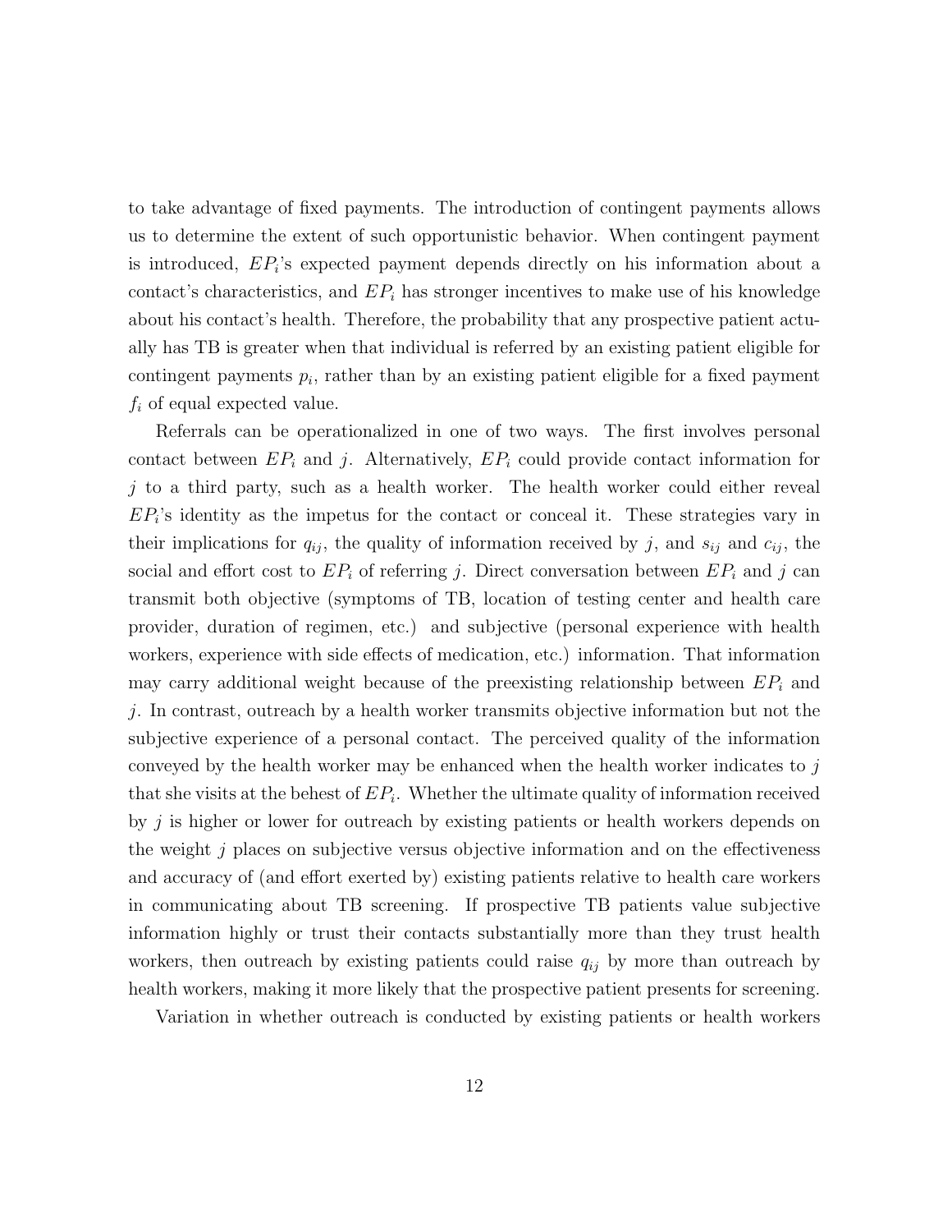to take advantage of fixed payments. The introduction of contingent payments allows us to determine the extent of such opportunistic behavior. When contingent payment is introduced, $EP_i$'s expected payment depends directly on his information about a contact's characteristics, and $EP_i$ has stronger incentives to make use of his knowledge about his contact's health. Therefore, the probability that any prospective patient actually has TB is greater when that individual is referred by an existing patient eligible for contingent payments $p_i$, rather than by an existing patient eligible for a fixed payment $f_i$ of equal expected value.

Referrals can be operationalized in one of two ways. The first involves personal contact between $EP_i$ and $j$. Alternatively, $EP_i$ could provide contact information for $j$ to a third party, such as a health worker. The health worker could either reveal $EP_i$'s identity as the impetus for the contact or conceal it. These strategies vary in their implications for $q_{ij}$, the quality of information received by $j$, and $s_{ij}$ and $c_{ij}$, the social and effort cost to $EP_i$ of referring $j$. Direct conversation between $EP_i$ and $j$ can transmit both objective (symptoms of TB, location of testing center and health care provider, duration of regimen, etc.) and subjective (personal experience with health workers, experience with side effects of medication, etc.) information. That information may carry additional weight because of the preexisting relationship between $EP_i$ and $j$. In contrast, outreach by a health worker transmits objective information but not the subjective experience of a personal contact. The perceived quality of the information conveyed by the health worker may be enhanced when the health worker indicates to $j$ that she visits at the behest of $EP_i$. Whether the ultimate quality of information received by $j$ is higher or lower for outreach by existing patients or health workers depends on the weight $j$ places on subjective versus objective information and on the effectiveness and accuracy of (and effort exerted by) existing patients relative to health care workers in communicating about TB screening. If prospective TB patients value subjective information highly or trust their contacts substantially more than they trust health workers, then outreach by existing patients could raise $q_{ij}$ by more than outreach by health workers, making it more likely that the prospective patient presents for screening.

Variation in whether outreach is conducted by existing patients or health workers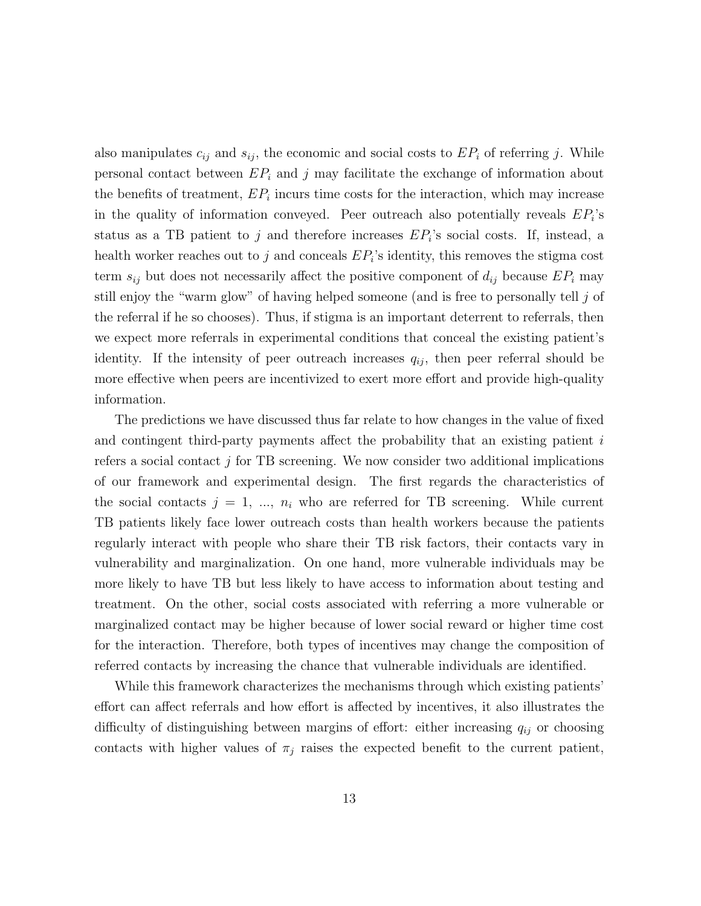also manipulates $c_{ij}$ and $s_{ij}$, the economic and social costs to $EP_i$ of referring $j$. While personal contact between $EP_i$ and $j$ may facilitate the exchange of information about the benefits of treatment, $EP_i$ incurs time costs for the interaction, which may increase in the quality of information conveyed. Peer outreach also potentially reveals $EP_i$'s status as a TB patient to $j$ and therefore increases $EP_i$'s social costs. If, instead, a health worker reaches out to $j$ and conceals $EP_i$'s identity, this removes the stigma cost term $s_{ij}$ but does not necessarily affect the positive component of $d_{ij}$ because $EP_i$ may still enjoy the "warm glow" of having helped someone (and is free to personally tell $j$ of the referral if he so chooses). Thus, if stigma is an important deterrent to referrals, then we expect more referrals in experimental conditions that conceal the existing patient's identity. If the intensity of peer outreach increases $q_{ij}$, then peer referral should be more effective when peers are incentivized to exert more effort and provide high-quality information.

The predictions we have discussed thus far relate to how changes in the value of fixed and contingent third-party payments affect the probability that an existing patient $i$ refers a social contact $j$ for TB screening. We now consider two additional implications of our framework and experimental design. The first regards the characteristics of the social contacts $j = 1, \ldots, n_i$ who are referred for TB screening. While current TB patients likely face lower outreach costs than health workers because the patients regularly interact with people who share their TB risk factors, their contacts vary in vulnerability and marginalization. On one hand, more vulnerable individuals may be more likely to have TB but less likely to have access to information about testing and treatment. On the other, social costs associated with referring a more vulnerable or marginalized contact may be higher because of lower social reward or higher time cost for the interaction. Therefore, both types of incentives may change the composition of referred contacts by increasing the chance that vulnerable individuals are identified.

While this framework characterizes the mechanisms through which existing patients' effort can affect referrals and how effort is affected by incentives, it also illustrates the difficulty of distinguishing between margins of effort: either increasing $q_{ij}$ or choosing contacts with higher values of $\pi_j$ raises the expected benefit to the current patient,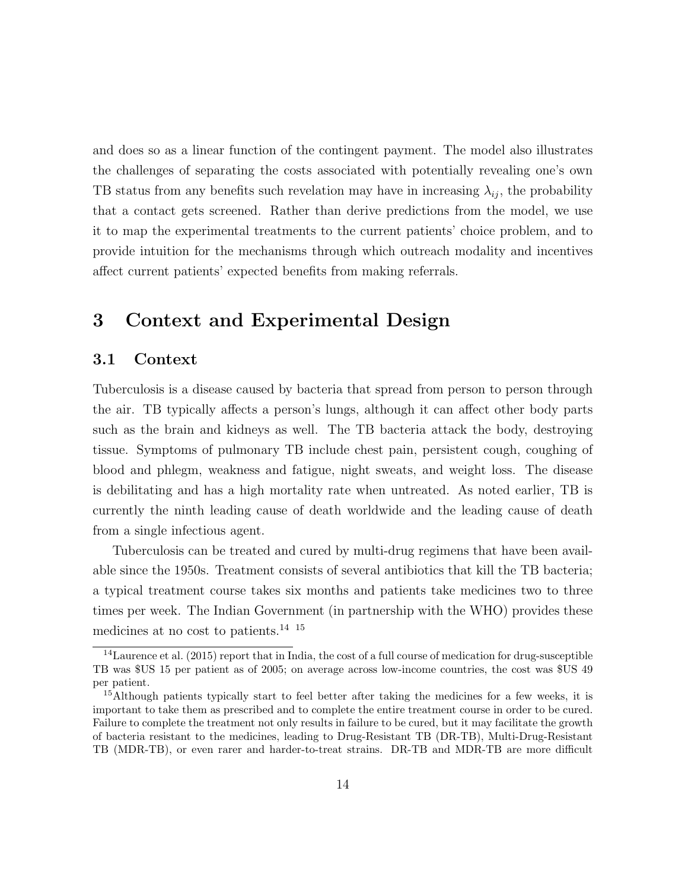and does so as a linear function of the contingent payment. The model also illustrates the challenges of separating the costs associated with potentially revealing one's own TB status from any benefits such revelation may have in increasing $\lambda_{ij}$, the probability that a contact gets screened. Rather than derive predictions from the model, we use it to map the experimental treatments to the current patients' choice problem, and to provide intuition for the mechanisms through which outreach modality and incentives affect current patients' expected benefits from making referrals.

# 3 Context and Experimental Design

## 3.1 Context

Tuberculosis is a disease caused by bacteria that spread from person to person through the air. TB typically affects a person's lungs, although it can affect other body parts such as the brain and kidneys as well. The TB bacteria attack the body, destroying tissue. Symptoms of pulmonary TB include chest pain, persistent cough, coughing of blood and phlegm, weakness and fatigue, night sweats, and weight loss. The disease is debilitating and has a high mortality rate when untreated. As noted earlier, TB is currently the ninth leading cause of death worldwide and the leading cause of death from a single infectious agent.

Tuberculosis can be treated and cured by multi-drug regimens that have been available since the 1950s. Treatment consists of several antibiotics that kill the TB bacteria; a typical treatment course takes six months and patients take medicines two to three times per week. The Indian Government (in partnership with the WHO) provides these medicines at no cost to patients.[14] [15]

[14] Laurence et al. (2015) report that in India, the cost of a full course of medication for drug-susceptible TB was $US 15 per patient as of 2005; on average across low-income countries, the cost was $US 49 per patient.

[15] Although patients typically start to feel better after taking the medicines for a few weeks, it is important to take them as prescribed and to complete the entire treatment course in order to be cured. Failure to complete the treatment not only results in failure to be cured, but it may facilitate the growth of bacteria resistant to the medicines, leading to Drug-Resistant TB (DR-TB), Multi-Drug-Resistant TB (MDR-TB), or even rarer and harder-to-treat strains. DR-TB and MDR-TB are more difficult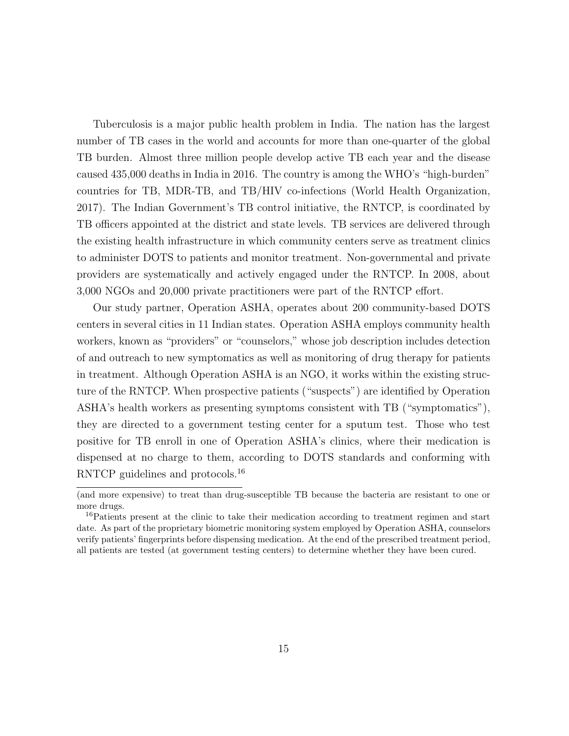Tuberculosis is a major public health problem in India. The nation has the largest number of TB cases in the world and accounts for more than one-quarter of the global TB burden. Almost three million people develop active TB each year and the disease caused 435,000 deaths in India in 2016. The country is among the WHO's "high-burden" countries for TB, MDR-TB, and TB/HIV co-infections (World Health Organization, 2017). The Indian Government's TB control initiative, the RNTCP, is coordinated by TB officers appointed at the district and state levels. TB services are delivered through the existing health infrastructure in which community centers serve as treatment clinics to administer DOTS to patients and monitor treatment. Non-governmental and private providers are systematically and actively engaged under the RNTCP. In 2008, about 3,000 NGOs and 20,000 private practitioners were part of the RNTCP effort.

Our study partner, Operation ASHA, operates about 200 community-based DOTS centers in several cities in 11 Indian states. Operation ASHA employs community health workers, known as "providers" or "counselors," whose job description includes detection of and outreach to new symptomatics as well as monitoring of drug therapy for patients in treatment. Although Operation ASHA is an NGO, it works within the existing structure of the RNTCP. When prospective patients ("suspects") are identified by Operation ASHA's health workers as presenting symptoms consistent with TB ("symptomatics"), they are directed to a government testing center for a sputum test. Those who test positive for TB enroll in one of Operation ASHA's clinics, where their medication is dispensed at no charge to them, according to DOTS standards and conforming with RNTCP guidelines and protocols.[16]

(and more expensive) to treat than drug-susceptible TB because the bacteria are resistant to one or more drugs.

[16]Patients present at the clinic to take their medication according to treatment regimen and start date. As part of the proprietary biometric monitoring system employed by Operation ASHA, counselors verify patients' fingerprints before dispensing medication. At the end of the prescribed treatment period, all patients are tested (at government testing centers) to determine whether they have been cured.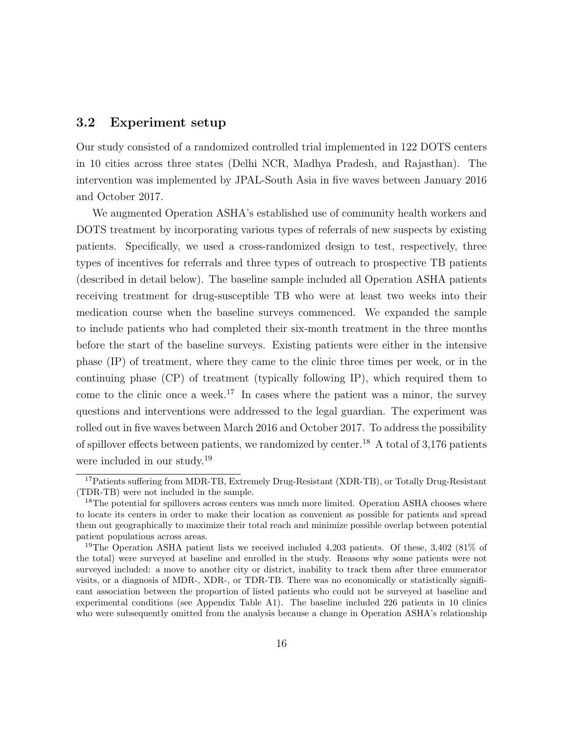### 3.2 Experiment setup

Our study consisted of a randomized controlled trial implemented in 122 DOTS centers in 10 cities across three states (Delhi NCR, Madhya Pradesh, and Rajasthan). The intervention was implemented by JPAL-South Asia in five waves between January 2016 and October 2017.

We augmented Operation ASHA's established use of community health workers and DOTS treatment by incorporating various types of referrals of new suspects by existing patients. Specifically, we used a cross-randomized design to test, respectively, three types of incentives for referrals and three types of outreach to prospective TB patients (described in detail below). The baseline sample included all Operation ASHA patients receiving treatment for drug-susceptible TB who were at least two weeks into their medication course when the baseline surveys commenced. We expanded the sample to include patients who had completed their six-month treatment in the three months before the start of the baseline surveys. Existing patients were either in the intensive phase (IP) of treatment, where they came to the clinic three times per week, or in the continuing phase (CP) of treatment (typically following IP), which required them to come to the clinic once a week.[17] In cases where the patient was a minor, the survey questions and interventions were addressed to the legal guardian. The experiment was rolled out in five waves between March 2016 and October 2017. To address the possibility of spillover effects between patients, we randomized by center.[18] A total of 3,176 patients were included in our study.[19]

[17]Patients suffering from MDR-TB, Extremely Drug-Resistant (XDR-TB), or Totally Drug-Resistant (TDR-TB) were not included in the sample.

[18]The potential for spillovers across centers was much more limited. Operation ASHA chooses where to locate its centers in order to make their location as convenient as possible for patients and spread them out geographically to maximize their total reach and minimize possible overlap between potential patient populations across areas.

[19]The Operation ASHA patient lists we received included 4,203 patients. Of these, 3,402 (81% of the total) were surveyed at baseline and enrolled in the study. Reasons why some patients were not surveyed included: a move to another city or district, inability to track them after three enumerator visits, or a diagnosis of MDR-, XDR-, or TDR-TB. There was no economically or statistically significant association between the proportion of listed patients who could not be surveyed at baseline and experimental conditions (see Appendix Table A1). The baseline included 226 patients in 10 clinics who were subsequently omitted from the analysis because a change in Operation ASHA's relationship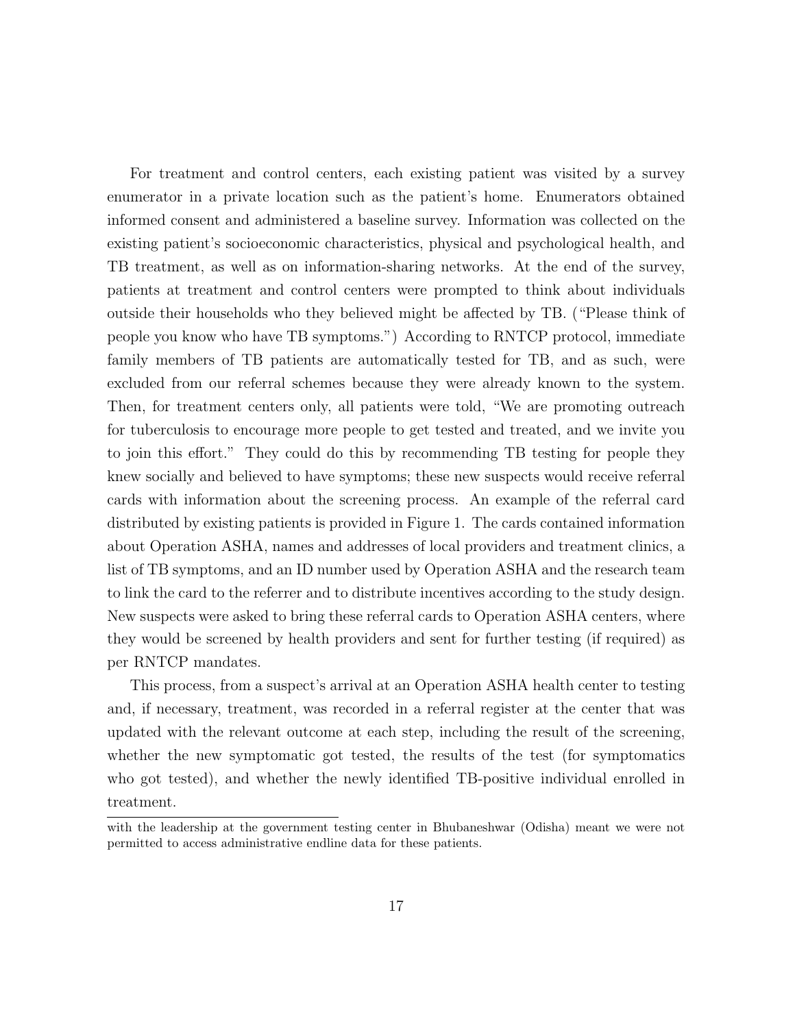For treatment and control centers, each existing patient was visited by a survey enumerator in a private location such as the patient's home. Enumerators obtained informed consent and administered a baseline survey. Information was collected on the existing patient's socioeconomic characteristics, physical and psychological health, and TB treatment, as well as on information-sharing networks. At the end of the survey, patients at treatment and control centers were prompted to think about individuals outside their households who they believed might be affected by TB. ("Please think of people you know who have TB symptoms.") According to RNTCP protocol, immediate family members of TB patients are automatically tested for TB, and as such, were excluded from our referral schemes because they were already known to the system. Then, for treatment centers only, all patients were told, "We are promoting outreach for tuberculosis to encourage more people to get tested and treated, and we invite you to join this effort." They could do this by recommending TB testing for people they knew socially and believed to have symptoms; these new suspects would receive referral cards with information about the screening process. An example of the referral card distributed by existing patients is provided in Figure 1. The cards contained information about Operation ASHA, names and addresses of local providers and treatment clinics, a list of TB symptoms, and an ID number used by Operation ASHA and the research team to link the card to the referrer and to distribute incentives according to the study design. New suspects were asked to bring these referral cards to Operation ASHA centers, where they would be screened by health providers and sent for further testing (if required) as per RNTCP mandates.

This process, from a suspect's arrival at an Operation ASHA health center to testing and, if necessary, treatment, was recorded in a referral register at the center that was updated with the relevant outcome at each step, including the result of the screening, whether the new symptomatic got tested, the results of the test (for symptomatics who got tested), and whether the newly identified TB-positive individual enrolled in treatment.

with the leadership at the government testing center in Bhubaneshwar (Odisha) meant we were not permitted to access administrative endline data for these patients.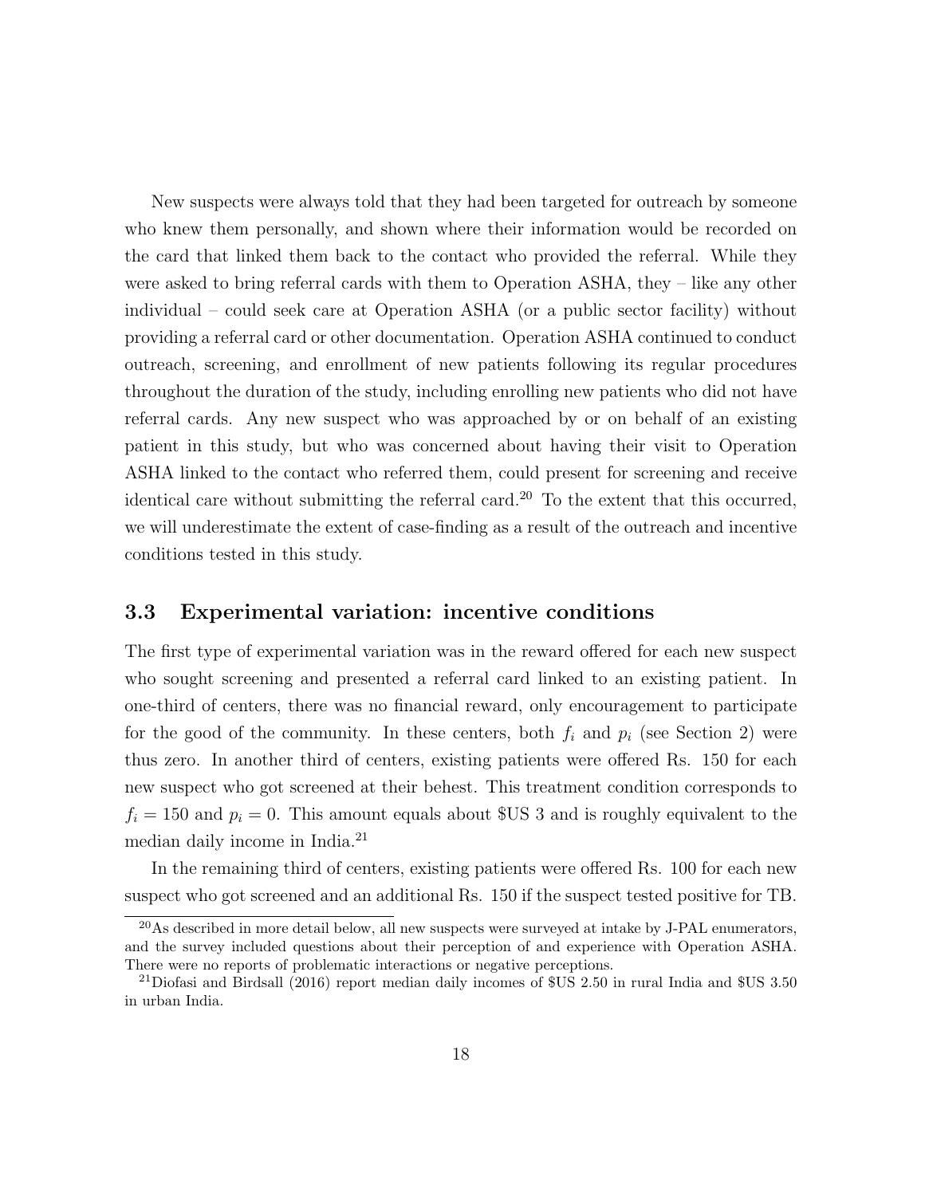New suspects were always told that they had been targeted for outreach by someone who knew them personally, and shown where their information would be recorded on the card that linked them back to the contact who provided the referral. While they were asked to bring referral cards with them to Operation ASHA, they – like any other individual – could seek care at Operation ASHA (or a public sector facility) without providing a referral card or other documentation. Operation ASHA continued to conduct outreach, screening, and enrollment of new patients following its regular procedures throughout the duration of the study, including enrolling new patients who did not have referral cards. Any new suspect who was approached by or on behalf of an existing patient in this study, but who was concerned about having their visit to Operation ASHA linked to the contact who referred them, could present for screening and receive identical care without submitting the referral card.[20] To the extent that this occurred, we will underestimate the extent of case-finding as a result of the outreach and incentive conditions tested in this study.

### 3.3 Experimental variation: incentive conditions

The first type of experimental variation was in the reward offered for each new suspect who sought screening and presented a referral card linked to an existing patient. In one-third of centers, there was no financial reward, only encouragement to participate for the good of the community. In these centers, both $f_i$ and $p_i$ (see Section 2) were thus zero. In another third of centers, existing patients were offered Rs. 150 for each new suspect who got screened at their behest. This treatment condition corresponds to $f_i = 150$ and $p_i = 0$. This amount equals about $US 3 and is roughly equivalent to the median daily income in India.[21]

In the remaining third of centers, existing patients were offered Rs. 100 for each new suspect who got screened and an additional Rs. 150 if the suspect tested positive for TB.

[20] As described in more detail below, all new suspects were surveyed at intake by J-PAL enumerators, and the survey included questions about their perception of and experience with Operation ASHA. There were no reports of problematic interactions or negative perceptions.

[21] Diofasi and Birdsall (2016) report median daily incomes of $US 2.50 in rural India and $US 3.50 in urban India.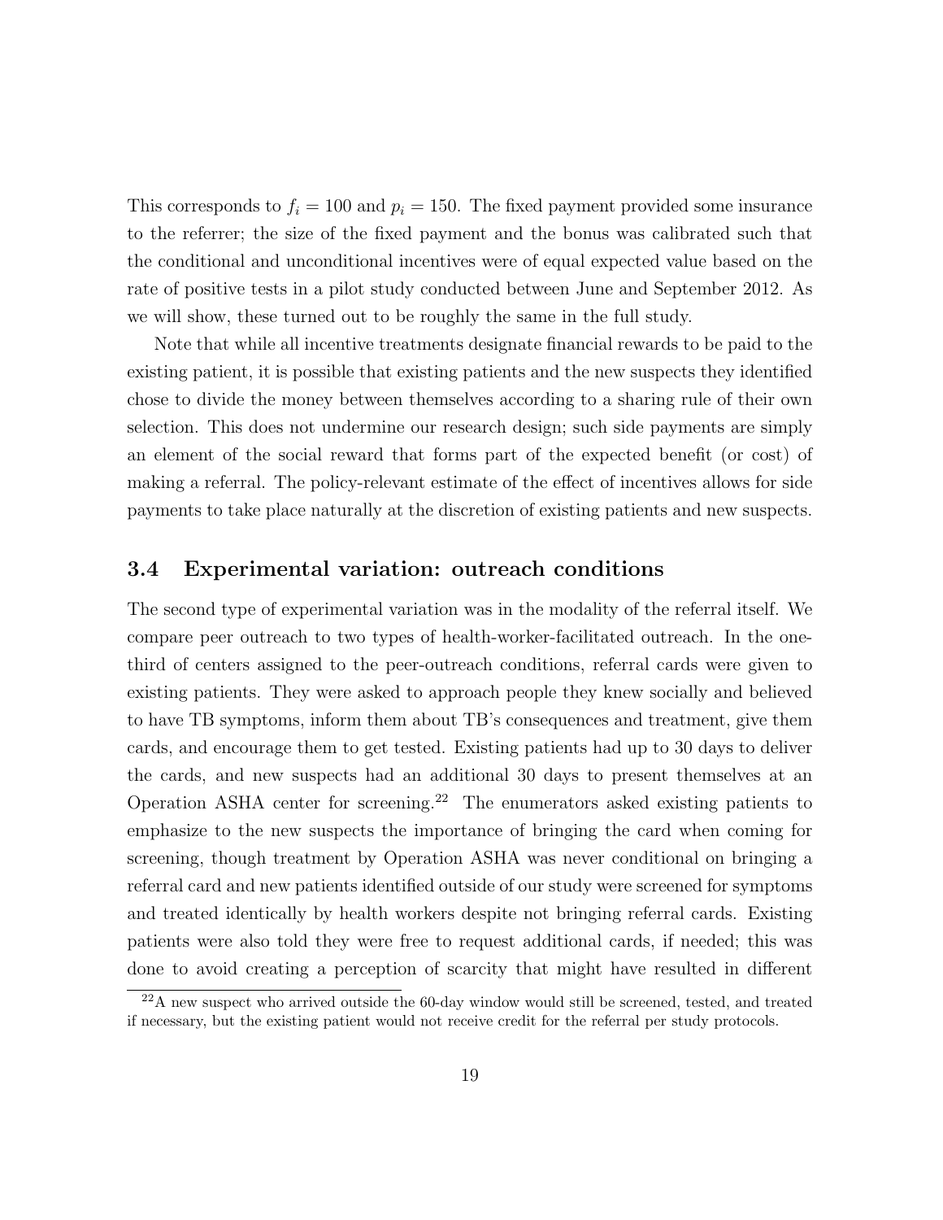This corresponds to $f_i = 100$ and $p_i = 150$. The fixed payment provided some insurance to the referrer; the size of the fixed payment and the bonus was calibrated such that the conditional and unconditional incentives were of equal expected value based on the rate of positive tests in a pilot study conducted between June and September 2012. As we will show, these turned out to be roughly the same in the full study.

Note that while all incentive treatments designate financial rewards to be paid to the existing patient, it is possible that existing patients and the new suspects they identified chose to divide the money between themselves according to a sharing rule of their own selection. This does not undermine our research design; such side payments are simply an element of the social reward that forms part of the expected benefit (or cost) of making a referral. The policy-relevant estimate of the effect of incentives allows for side payments to take place naturally at the discretion of existing patients and new suspects.

## 3.4 Experimental variation: outreach conditions

The second type of experimental variation was in the modality of the referral itself. We compare peer outreach to two types of health-worker-facilitated outreach. In the one-third of centers assigned to the peer-outreach conditions, referral cards were given to existing patients. They were asked to approach people they knew socially and believed to have TB symptoms, inform them about TB's consequences and treatment, give them cards, and encourage them to get tested. Existing patients had up to 30 days to deliver the cards, and new suspects had an additional 30 days to present themselves at an Operation ASHA center for screening.[22] The enumerators asked existing patients to emphasize to the new suspects the importance of bringing the card when coming for screening, though treatment by Operation ASHA was never conditional on bringing a referral card and new patients identified outside of our study were screened for symptoms and treated identically by health workers despite not bringing referral cards. Existing patients were also told they were free to request additional cards, if needed; this was done to avoid creating a perception of scarcity that might have resulted in different

[22] A new suspect who arrived outside the 60-day window would still be screened, tested, and treated if necessary, but the existing patient would not receive credit for the referral per study protocols.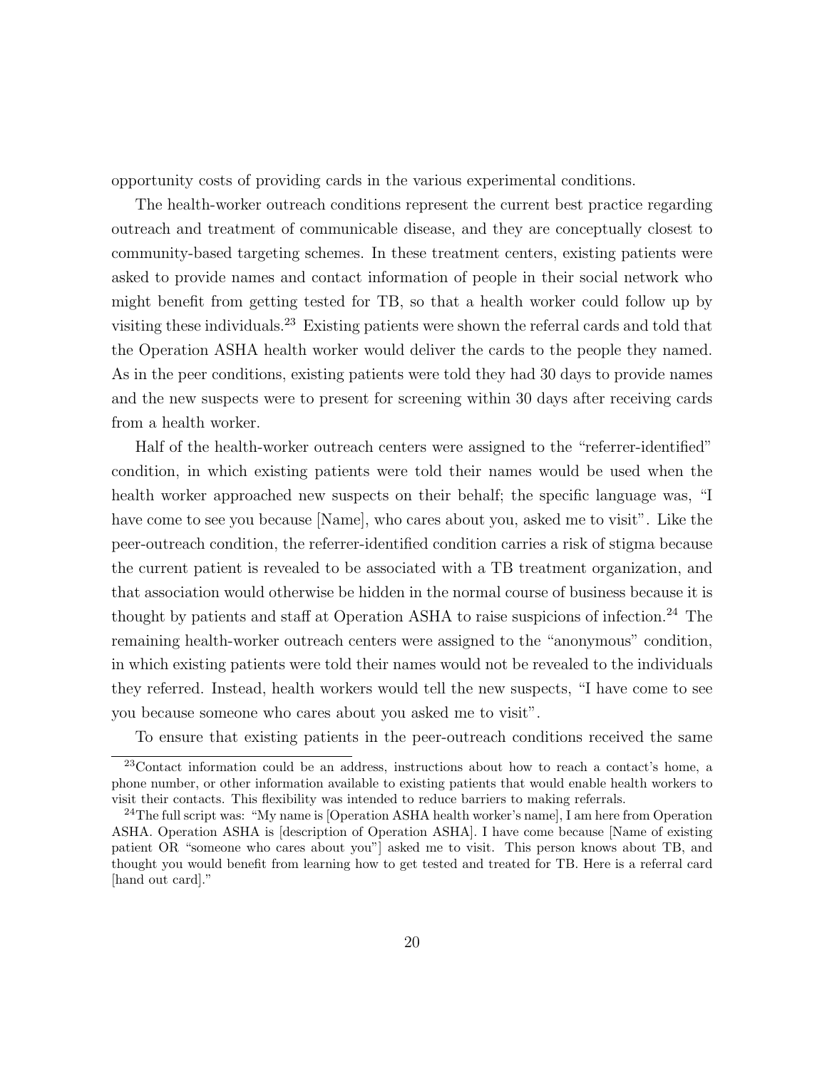opportunity costs of providing cards in the various experimental conditions.

The health-worker outreach conditions represent the current best practice regarding outreach and treatment of communicable disease, and they are conceptually closest to community-based targeting schemes. In these treatment centers, existing patients were asked to provide names and contact information of people in their social network who might benefit from getting tested for TB, so that a health worker could follow up by visiting these individuals.[23] Existing patients were shown the referral cards and told that the Operation ASHA health worker would deliver the cards to the people they named. As in the peer conditions, existing patients were told they had 30 days to provide names and the new suspects were to present for screening within 30 days after receiving cards from a health worker.

Half of the health-worker outreach centers were assigned to the "referrer-identified" condition, in which existing patients were told their names would be used when the health worker approached new suspects on their behalf; the specific language was, "I have come to see you because [Name], who cares about you, asked me to visit". Like the peer-outreach condition, the referrer-identified condition carries a risk of stigma because the current patient is revealed to be associated with a TB treatment organization, and that association would otherwise be hidden in the normal course of business because it is thought by patients and staff at Operation ASHA to raise suspicions of infection.[24] The remaining health-worker outreach centers were assigned to the "anonymous" condition, in which existing patients were told their names would not be revealed to the individuals they referred. Instead, health workers would tell the new suspects, "I have come to see you because someone who cares about you asked me to visit".

To ensure that existing patients in the peer-outreach conditions received the same

[23] Contact information could be an address, instructions about how to reach a contact's home, a phone number, or other information available to existing patients that would enable health workers to visit their contacts. This flexibility was intended to reduce barriers to making referrals.

[24] The full script was: "My name is [Operation ASHA health worker's name], I am here from Operation ASHA. Operation ASHA is [description of Operation ASHA]. I have come because [Name of existing patient OR "someone who cares about you"] asked me to visit. This person knows about TB, and thought you would benefit from learning how to get tested and treated for TB. Here is a referral card [hand out card]."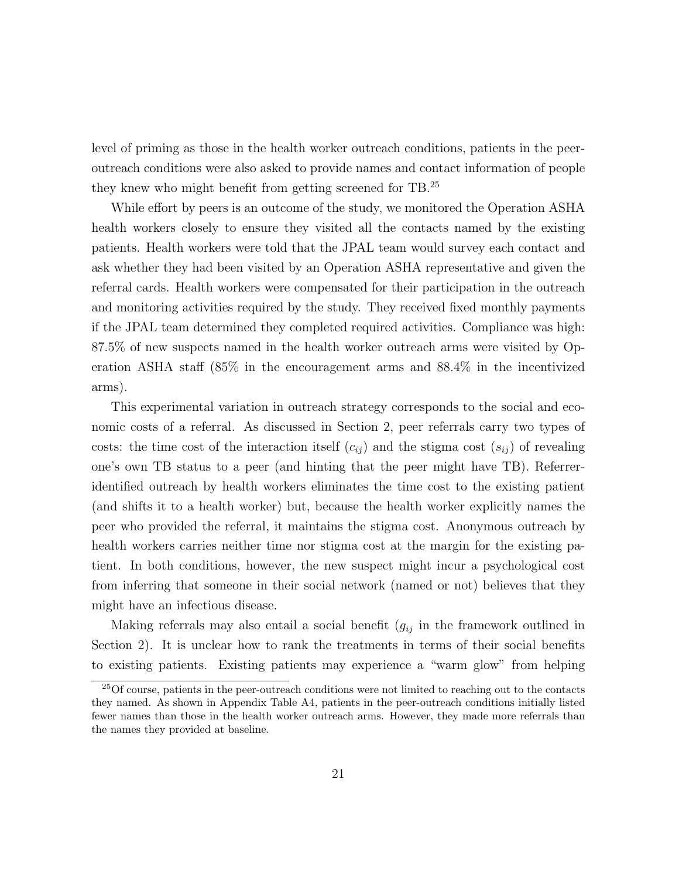level of priming as those in the health worker outreach conditions, patients in the peer-outreach conditions were also asked to provide names and contact information of people they knew who might benefit from getting screened for TB.[25]

While effort by peers is an outcome of the study, we monitored the Operation ASHA health workers closely to ensure they visited all the contacts named by the existing patients. Health workers were told that the JPAL team would survey each contact and ask whether they had been visited by an Operation ASHA representative and given the referral cards. Health workers were compensated for their participation in the outreach and monitoring activities required by the study. They received fixed monthly payments if the JPAL team determined they completed required activities. Compliance was high: 87.5% of new suspects named in the health worker outreach arms were visited by Operation ASHA staff (85% in the encouragement arms and 88.4% in the incentivized arms).

This experimental variation in outreach strategy corresponds to the social and economic costs of a referral. As discussed in Section 2, peer referrals carry two types of costs: the time cost of the interaction itself ($c_{ij}$) and the stigma cost ($s_{ij}$) of revealing one's own TB status to a peer (and hinting that the peer might have TB). Referrer-identified outreach by health workers eliminates the time cost to the existing patient (and shifts it to a health worker) but, because the health worker explicitly names the peer who provided the referral, it maintains the stigma cost. Anonymous outreach by health workers carries neither time nor stigma cost at the margin for the existing patient. In both conditions, however, the new suspect might incur a psychological cost from inferring that someone in their social network (named or not) believes that they might have an infectious disease.

Making referrals may also entail a social benefit ($g_{ij}$ in the framework outlined in Section 2). It is unclear how to rank the treatments in terms of their social benefits to existing patients. Existing patients may experience a "warm glow" from helping

[25] Of course, patients in the peer-outreach conditions were not limited to reaching out to the contacts they named. As shown in Appendix Table A4, patients in the peer-outreach conditions initially listed fewer names than those in the health worker outreach arms. However, they made more referrals than the names they provided at baseline.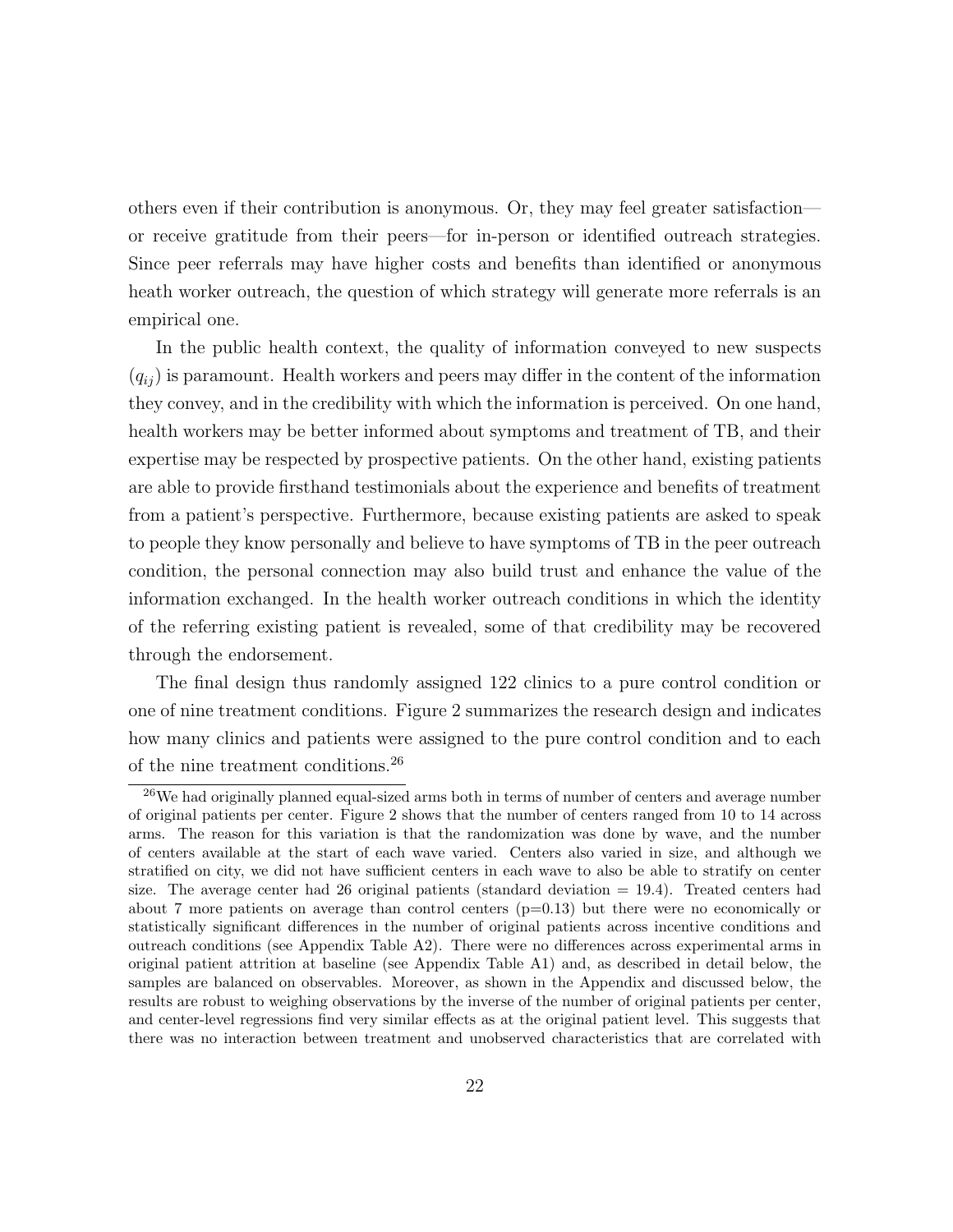others even if their contribution is anonymous. Or, they may feel greater satisfaction—or receive gratitude from their peers—for in-person or identified outreach strategies. Since peer referrals may have higher costs and benefits than identified or anonymous heath worker outreach, the question of which strategy will generate more referrals is an empirical one.

In the public health context, the quality of information conveyed to new suspects ($q_{ij}$) is paramount. Health workers and peers may differ in the content of the information they convey, and in the credibility with which the information is perceived. On one hand, health workers may be better informed about symptoms and treatment of TB, and their expertise may be respected by prospective patients. On the other hand, existing patients are able to provide firsthand testimonials about the experience and benefits of treatment from a patient's perspective. Furthermore, because existing patients are asked to speak to people they know personally and believe to have symptoms of TB in the peer outreach condition, the personal connection may also build trust and enhance the value of the information exchanged. In the health worker outreach conditions in which the identity of the referring existing patient is revealed, some of that credibility may be recovered through the endorsement.

The final design thus randomly assigned 122 clinics to a pure control condition or one of nine treatment conditions. Figure 2 summarizes the research design and indicates how many clinics and patients were assigned to the pure control condition and to each of the nine treatment conditions.[26]

[26] We had originally planned equal-sized arms both in terms of number of centers and average number of original patients per center. Figure 2 shows that the number of centers ranged from 10 to 14 across arms. The reason for this variation is that the randomization was done by wave, and the number of centers available at the start of each wave varied. Centers also varied in size, and although we stratified on city, we did not have sufficient centers in each wave to also be able to stratify on center size. The average center had 26 original patients (standard deviation = 19.4). Treated centers had about 7 more patients on average than control centers (p=0.13) but there were no economically or statistically significant differences in the number of original patients across incentive conditions and outreach conditions (see Appendix Table A2). There were no differences across experimental arms in original patient attrition at baseline (see Appendix Table A1) and, as described in detail below, the samples are balanced on observables. Moreover, as shown in the Appendix and discussed below, the results are robust to weighing observations by the inverse of the number of original patients per center, and center-level regressions find very similar effects as at the original patient level. This suggests that there was no interaction between treatment and unobserved characteristics that are correlated with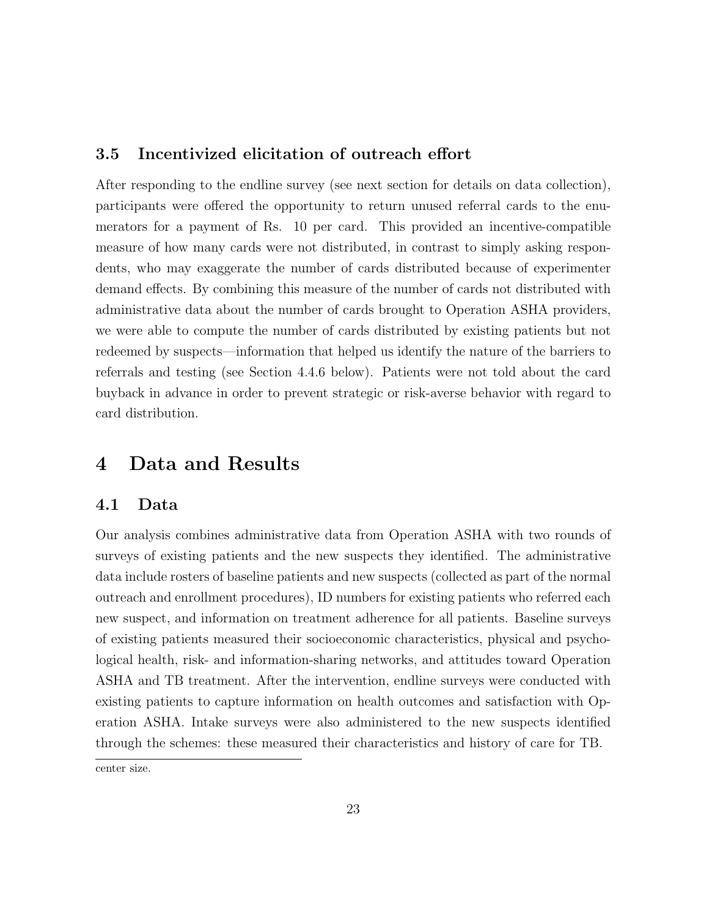### 3.5 Incentivized elicitation of outreach effort

After responding to the endline survey (see next section for details on data collection), participants were offered the opportunity to return unused referral cards to the enumerators for a payment of Rs. 10 per card. This provided an incentive-compatible measure of how many cards were not distributed, in contrast to simply asking respondents, who may exaggerate the number of cards distributed because of experimenter demand effects. By combining this measure of the number of cards not distributed with administrative data about the number of cards brought to Operation ASHA providers, we were able to compute the number of cards distributed by existing patients but not redeemed by suspects—information that helped us identify the nature of the barriers to referrals and testing (see Section 4.4.6 below). Patients were not told about the card buyback in advance in order to prevent strategic or risk-averse behavior with regard to card distribution.

# 4 Data and Results

## 4.1 Data

Our analysis combines administrative data from Operation ASHA with two rounds of surveys of existing patients and the new suspects they identified. The administrative data include rosters of baseline patients and new suspects (collected as part of the normal outreach and enrollment procedures), ID numbers for existing patients who referred each new suspect, and information on treatment adherence for all patients. Baseline surveys of existing patients measured their socioeconomic characteristics, physical and psychological health, risk- and information-sharing networks, and attitudes toward Operation ASHA and TB treatment. After the intervention, endline surveys were conducted with existing patients to capture information on health outcomes and satisfaction with Operation ASHA. Intake surveys were also administered to the new suspects identified through the schemes: these measured their characteristics and history of care for TB.

center size.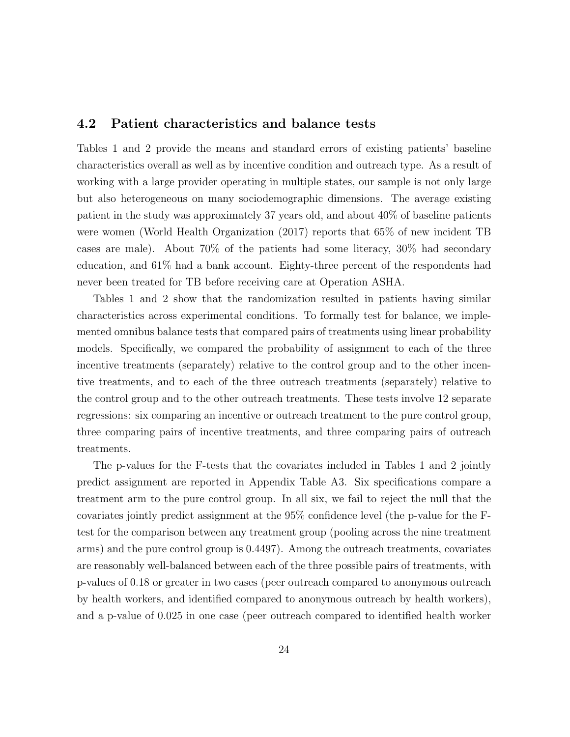### 4.2 Patient characteristics and balance tests

Tables 1 and 2 provide the means and standard errors of existing patients' baseline characteristics overall as well as by incentive condition and outreach type. As a result of working with a large provider operating in multiple states, our sample is not only large but also heterogeneous on many sociodemographic dimensions. The average existing patient in the study was approximately 37 years old, and about 40% of baseline patients were women (World Health Organization (2017) reports that 65% of new incident TB cases are male). About 70% of the patients had some literacy, 30% had secondary education, and 61% had a bank account. Eighty-three percent of the respondents had never been treated for TB before receiving care at Operation ASHA.

Tables 1 and 2 show that the randomization resulted in patients having similar characteristics across experimental conditions. To formally test for balance, we implemented omnibus balance tests that compared pairs of treatments using linear probability models. Specifically, we compared the probability of assignment to each of the three incentive treatments (separately) relative to the control group and to the other incentive treatments, and to each of the three outreach treatments (separately) relative to the control group and to the other outreach treatments. These tests involve 12 separate regressions: six comparing an incentive or outreach treatment to the pure control group, three comparing pairs of incentive treatments, and three comparing pairs of outreach treatments.

The p-values for the F-tests that the covariates included in Tables 1 and 2 jointly predict assignment are reported in Appendix Table A3. Six specifications compare a treatment arm to the pure control group. In all six, we fail to reject the null that the covariates jointly predict assignment at the 95% confidence level (the p-value for the F-test for the comparison between any treatment group (pooling across the nine treatment arms) and the pure control group is 0.4497). Among the outreach treatments, covariates are reasonably well-balanced between each of the three possible pairs of treatments, with p-values of 0.18 or greater in two cases (peer outreach compared to anonymous outreach by health workers, and identified compared to anonymous outreach by health workers), and a p-value of 0.025 in one case (peer outreach compared to identified health worker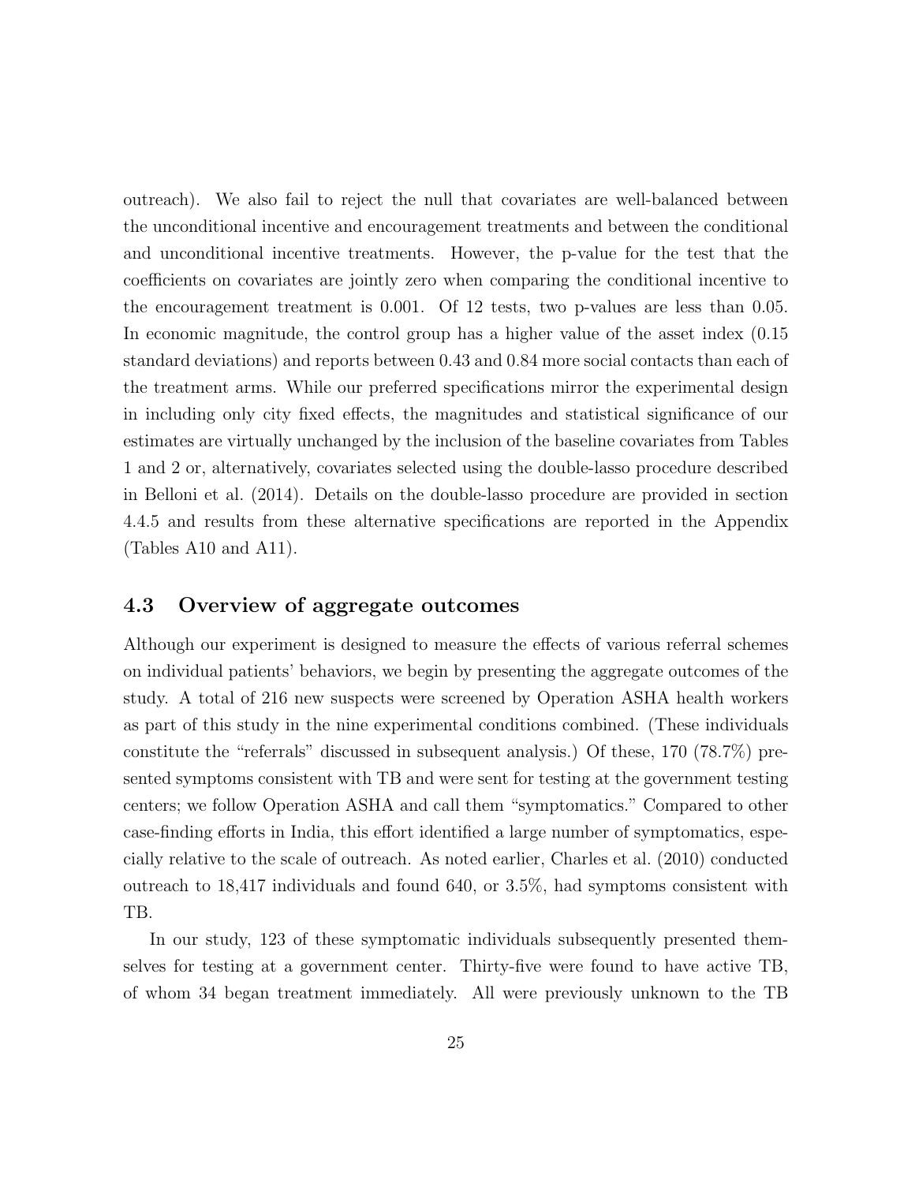outreach). We also fail to reject the null that covariates are well-balanced between the unconditional incentive and encouragement treatments and between the conditional and unconditional incentive treatments. However, the p-value for the test that the coefficients on covariates are jointly zero when comparing the conditional incentive to the encouragement treatment is 0.001. Of 12 tests, two p-values are less than 0.05. In economic magnitude, the control group has a higher value of the asset index (0.15 standard deviations) and reports between 0.43 and 0.84 more social contacts than each of the treatment arms. While our preferred specifications mirror the experimental design in including only city fixed effects, the magnitudes and statistical significance of our estimates are virtually unchanged by the inclusion of the baseline covariates from Tables 1 and 2 or, alternatively, covariates selected using the double-lasso procedure described in Belloni et al. (2014). Details on the double-lasso procedure are provided in section 4.4.5 and results from these alternative specifications are reported in the Appendix (Tables A10 and A11).

### 4.3 Overview of aggregate outcomes

Although our experiment is designed to measure the effects of various referral schemes on individual patients' behaviors, we begin by presenting the aggregate outcomes of the study. A total of 216 new suspects were screened by Operation ASHA health workers as part of this study in the nine experimental conditions combined. (These individuals constitute the "referrals" discussed in subsequent analysis.) Of these, 170 (78.7%) presented symptoms consistent with TB and were sent for testing at the government testing centers; we follow Operation ASHA and call them "symptomatics." Compared to other case-finding efforts in India, this effort identified a large number of symptomatics, especially relative to the scale of outreach. As noted earlier, Charles et al. (2010) conducted outreach to 18,417 individuals and found 640, or 3.5%, had symptoms consistent with TB.

In our study, 123 of these symptomatic individuals subsequently presented themselves for testing at a government center. Thirty-five were found to have active TB, of whom 34 began treatment immediately. All were previously unknown to the TB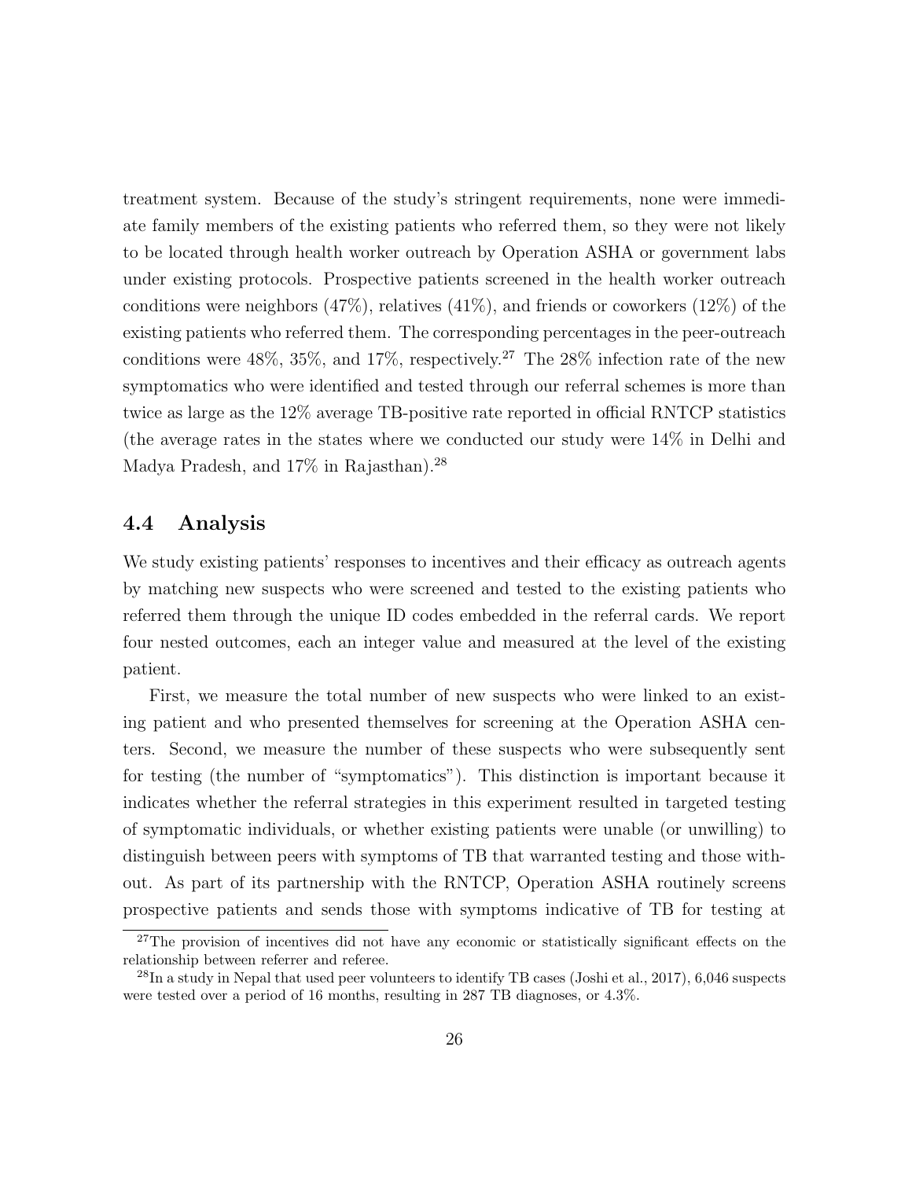treatment system. Because of the study's stringent requirements, none were immediate family members of the existing patients who referred them, so they were not likely to be located through health worker outreach by Operation ASHA or government labs under existing protocols. Prospective patients screened in the health worker outreach conditions were neighbors (47%), relatives (41%), and friends or coworkers (12%) of the existing patients who referred them. The corresponding percentages in the peer-outreach conditions were 48%, 35%, and 17%, respectively.[27] The 28% infection rate of the new symptomatics who were identified and tested through our referral schemes is more than twice as large as the 12% average TB-positive rate reported in official RNTCP statistics (the average rates in the states where we conducted our study were 14% in Delhi and Madya Pradesh, and 17% in Rajasthan).[28]

## 4.4 Analysis

We study existing patients' responses to incentives and their efficacy as outreach agents by matching new suspects who were screened and tested to the existing patients who referred them through the unique ID codes embedded in the referral cards. We report four nested outcomes, each an integer value and measured at the level of the existing patient.

First, we measure the total number of new suspects who were linked to an existing patient and who presented themselves for screening at the Operation ASHA centers. Second, we measure the number of these suspects who were subsequently sent for testing (the number of "symptomatics"). This distinction is important because it indicates whether the referral strategies in this experiment resulted in targeted testing of symptomatic individuals, or whether existing patients were unable (or unwilling) to distinguish between peers with symptoms of TB that warranted testing and those without. As part of its partnership with the RNTCP, Operation ASHA routinely screens prospective patients and sends those with symptoms indicative of TB for testing at

[27] The provision of incentives did not have any economic or statistically significant effects on the relationship between referrer and referee.

[28] In a study in Nepal that used peer volunteers to identify TB cases (Joshi et al., 2017), 6,046 suspects were tested over a period of 16 months, resulting in 287 TB diagnoses, or 4.3%.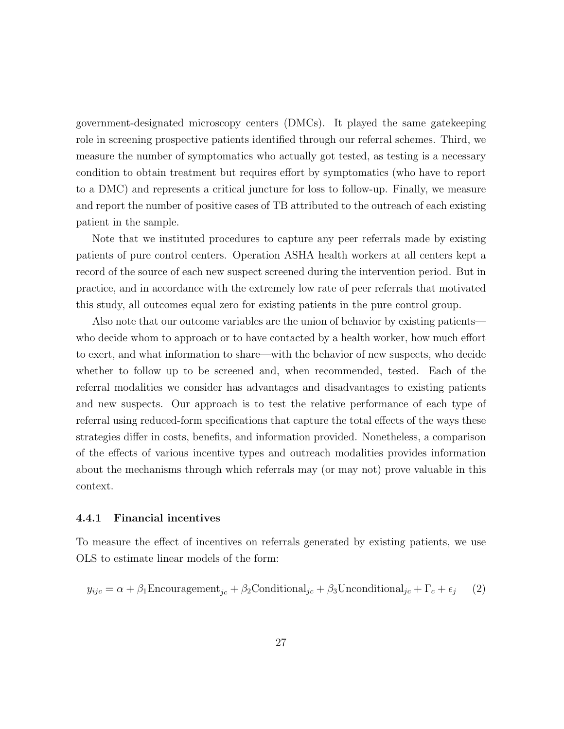government-designated microscopy centers (DMCs). It played the same gatekeeping role in screening prospective patients identified through our referral schemes. Third, we measure the number of symptomatics who actually got tested, as testing is a necessary condition to obtain treatment but requires effort by symptomatics (who have to report to a DMC) and represents a critical juncture for loss to follow-up. Finally, we measure and report the number of positive cases of TB attributed to the outreach of each existing patient in the sample.

Note that we instituted procedures to capture any peer referrals made by existing patients of pure control centers. Operation ASHA health workers at all centers kept a record of the source of each new suspect screened during the intervention period. But in practice, and in accordance with the extremely low rate of peer referrals that motivated this study, all outcomes equal zero for existing patients in the pure control group.

Also note that our outcome variables are the union of behavior by existing patients—who decide whom to approach or to have contacted by a health worker, how much effort to exert, and what information to share—with the behavior of new suspects, who decide whether to follow up to be screened and, when recommended, tested. Each of the referral modalities we consider has advantages and disadvantages to existing patients and new suspects. Our approach is to test the relative performance of each type of referral using reduced-form specifications that capture the total effects of the ways these strategies differ in costs, benefits, and information provided. Nonetheless, a comparison of the effects of various incentive types and outreach modalities provides information about the mechanisms through which referrals may (or may not) prove valuable in this context.

#### 4.4.1 Financial incentives

To measure the effect of incentives on referrals generated by existing patients, we use OLS to estimate linear models of the form:

$$y_{ijc} = \alpha + \beta_1 \text{Encouragement}_{jc} + \beta_2 \text{Conditional}_{jc} + \beta_3 \text{Unconditional}_{jc} + \Gamma_c + \epsilon_j \quad (2)$$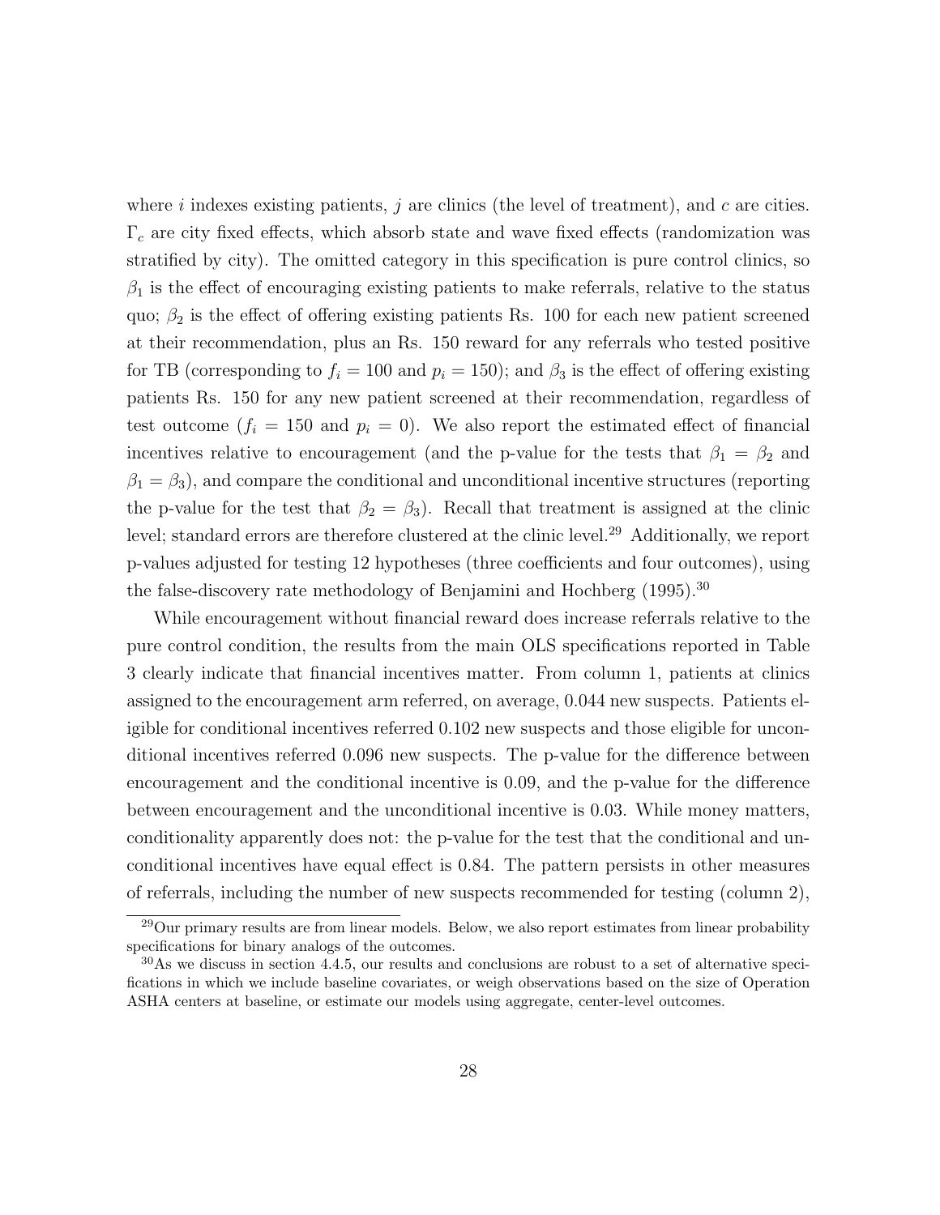where $i$ indexes existing patients, $j$ are clinics (the level of treatment), and $c$ are cities. $\Gamma_c$ are city fixed effects, which absorb state and wave fixed effects (randomization was stratified by city). The omitted category in this specification is pure control clinics, so $\beta_1$ is the effect of encouraging existing patients to make referrals, relative to the status quo; $\beta_2$ is the effect of offering existing patients Rs. 100 for each new patient screened at their recommendation, plus an Rs. 150 reward for any referrals who tested positive for TB (corresponding to $f_i = 100$ and $p_i = 150$); and $\beta_3$ is the effect of offering existing patients Rs. 150 for any new patient screened at their recommendation, regardless of test outcome ($f_i = 150$ and $p_i = 0$). We also report the estimated effect of financial incentives relative to encouragement (and the p-value for the tests that $\beta_1 = \beta_2$ and $\beta_1 = \beta_3$), and compare the conditional and unconditional incentive structures (reporting the p-value for the test that $\beta_2 = \beta_3$). Recall that treatment is assigned at the clinic level; standard errors are therefore clustered at the clinic level.[29] Additionally, we report p-values adjusted for testing 12 hypotheses (three coefficients and four outcomes), using the false-discovery rate methodology of Benjamini and Hochberg (1995).[30]

While encouragement without financial reward does increase referrals relative to the pure control condition, the results from the main OLS specifications reported in Table 3 clearly indicate that financial incentives matter. From column 1, patients at clinics assigned to the encouragement arm referred, on average, 0.044 new suspects. Patients eligible for conditional incentives referred 0.102 new suspects and those eligible for unconditional incentives referred 0.096 new suspects. The p-value for the difference between encouragement and the conditional incentive is 0.09, and the p-value for the difference between encouragement and the unconditional incentive is 0.03. While money matters, conditionality apparently does not: the p-value for the test that the conditional and unconditional incentives have equal effect is 0.84. The pattern persists in other measures of referrals, including the number of new suspects recommended for testing (column 2),

[29] Our primary results are from linear models. Below, we also report estimates from linear probability specifications for binary analogs of the outcomes.

[30] As we discuss in section 4.4.5, our results and conclusions are robust to a set of alternative specifications in which we include baseline covariates, or weigh observations based on the size of Operation ASHA centers at baseline, or estimate our models using aggregate, center-level outcomes.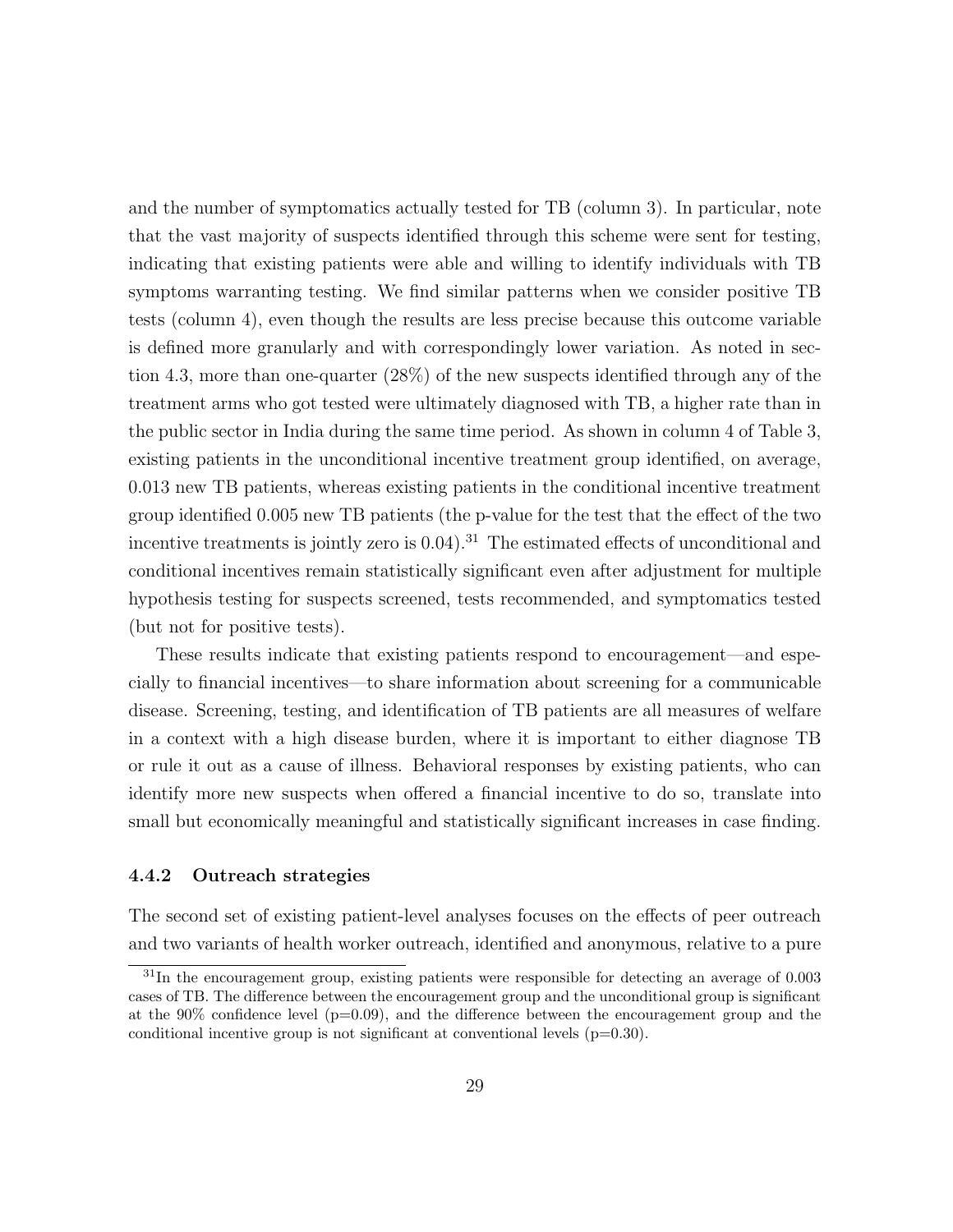and the number of symptomatics actually tested for TB (column 3). In particular, note that the vast majority of suspects identified through this scheme were sent for testing, indicating that existing patients were able and willing to identify individuals with TB symptoms warranting testing. We find similar patterns when we consider positive TB tests (column 4), even though the results are less precise because this outcome variable is defined more granularly and with correspondingly lower variation. As noted in section 4.3, more than one-quarter (28%) of the new suspects identified through any of the treatment arms who got tested were ultimately diagnosed with TB, a higher rate than in the public sector in India during the same time period. As shown in column 4 of Table 3, existing patients in the unconditional incentive treatment group identified, on average, 0.013 new TB patients, whereas existing patients in the conditional incentive treatment group identified 0.005 new TB patients (the p-value for the test that the effect of the two incentive treatments is jointly zero is 0.04).[31] The estimated effects of unconditional and conditional incentives remain statistically significant even after adjustment for multiple hypothesis testing for suspects screened, tests recommended, and symptomatics tested (but not for positive tests).

These results indicate that existing patients respond to encouragement—and especially to financial incentives—to share information about screening for a communicable disease. Screening, testing, and identification of TB patients are all measures of welfare in a context with a high disease burden, where it is important to either diagnose TB or rule it out as a cause of illness. Behavioral responses by existing patients, who can identify more new suspects when offered a financial incentive to do so, translate into small but economically meaningful and statistically significant increases in case finding.

#### 4.4.2 Outreach strategies

The second set of existing patient-level analyses focuses on the effects of peer outreach and two variants of health worker outreach, identified and anonymous, relative to a pure

[31] In the encouragement group, existing patients were responsible for detecting an average of 0.003 cases of TB. The difference between the encouragement group and the unconditional group is significant at the 90% confidence level (p=0.09), and the difference between the encouragement group and the conditional incentive group is not significant at conventional levels (p=0.30).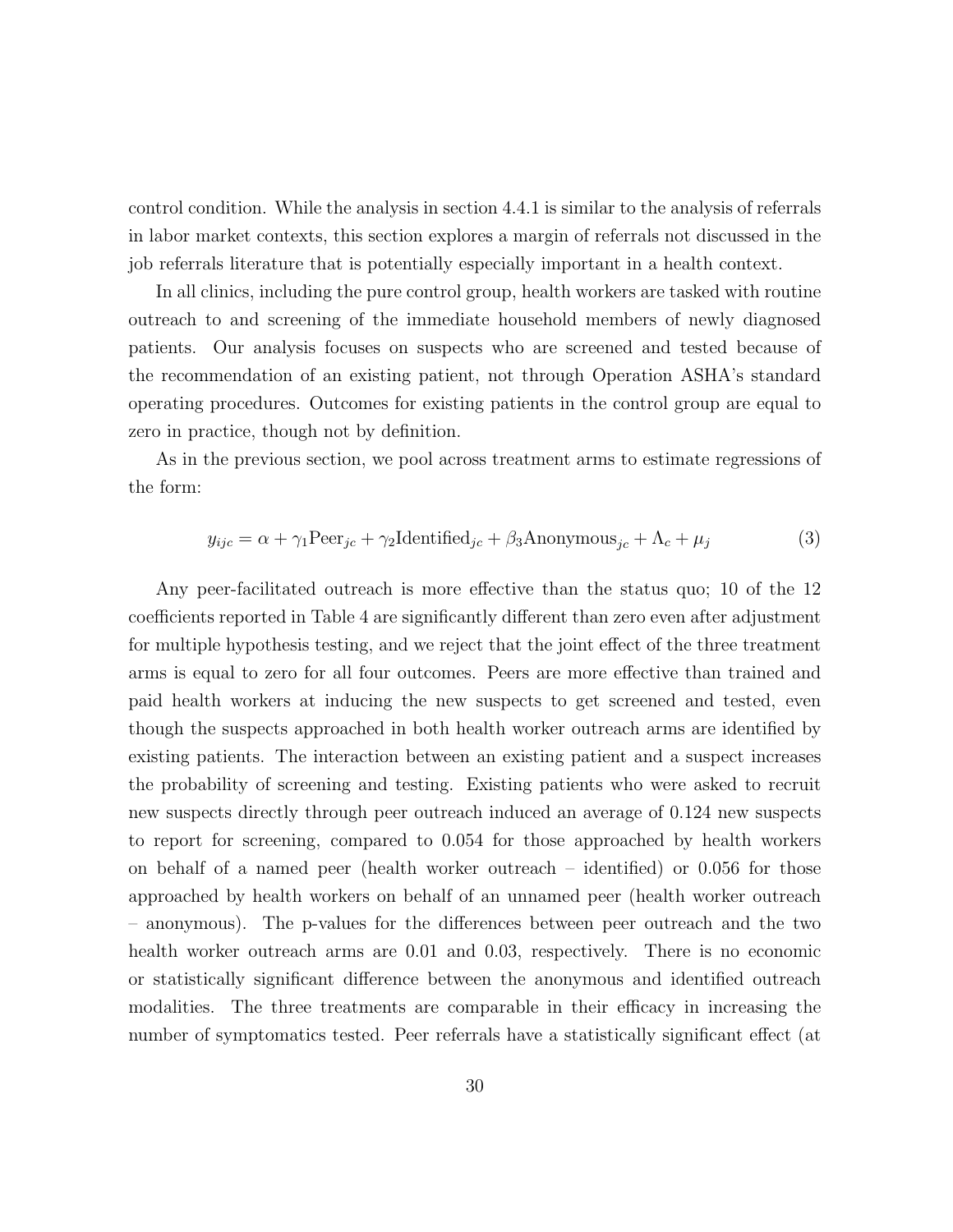control condition. While the analysis in section 4.4.1 is similar to the analysis of referrals in labor market contexts, this section explores a margin of referrals not discussed in the job referrals literature that is potentially especially important in a health context.

In all clinics, including the pure control group, health workers are tasked with routine outreach to and screening of the immediate household members of newly diagnosed patients. Our analysis focuses on suspects who are screened and tested because of the recommendation of an existing patient, not through Operation ASHA's standard operating procedures. Outcomes for existing patients in the control group are equal to zero in practice, though not by definition.

As in the previous section, we pool across treatment arms to estimate regressions of the form:

$$y_{ijc} = \alpha + \gamma_1 \text{Peer}_{jc} + \gamma_2 \text{Identified}_{jc} + \beta_3 \text{Anonymous}_{jc} + \Lambda_c + \mu_j \tag{3}$$

Any peer-facilitated outreach is more effective than the status quo; 10 of the 12 coefficients reported in Table 4 are significantly different than zero even after adjustment for multiple hypothesis testing, and we reject that the joint effect of the three treatment arms is equal to zero for all four outcomes. Peers are more effective than trained and paid health workers at inducing the new suspects to get screened and tested, even though the suspects approached in both health worker outreach arms are identified by existing patients. The interaction between an existing patient and a suspect increases the probability of screening and testing. Existing patients who were asked to recruit new suspects directly through peer outreach induced an average of 0.124 new suspects to report for screening, compared to 0.054 for those approached by health workers on behalf of a named peer (health worker outreach – identified) or 0.056 for those approached by health workers on behalf of an unnamed peer (health worker outreach – anonymous). The p-values for the differences between peer outreach and the two health worker outreach arms are 0.01 and 0.03, respectively. There is no economic or statistically significant difference between the anonymous and identified outreach modalities. The three treatments are comparable in their efficacy in increasing the number of symptomatics tested. Peer referrals have a statistically significant effect (at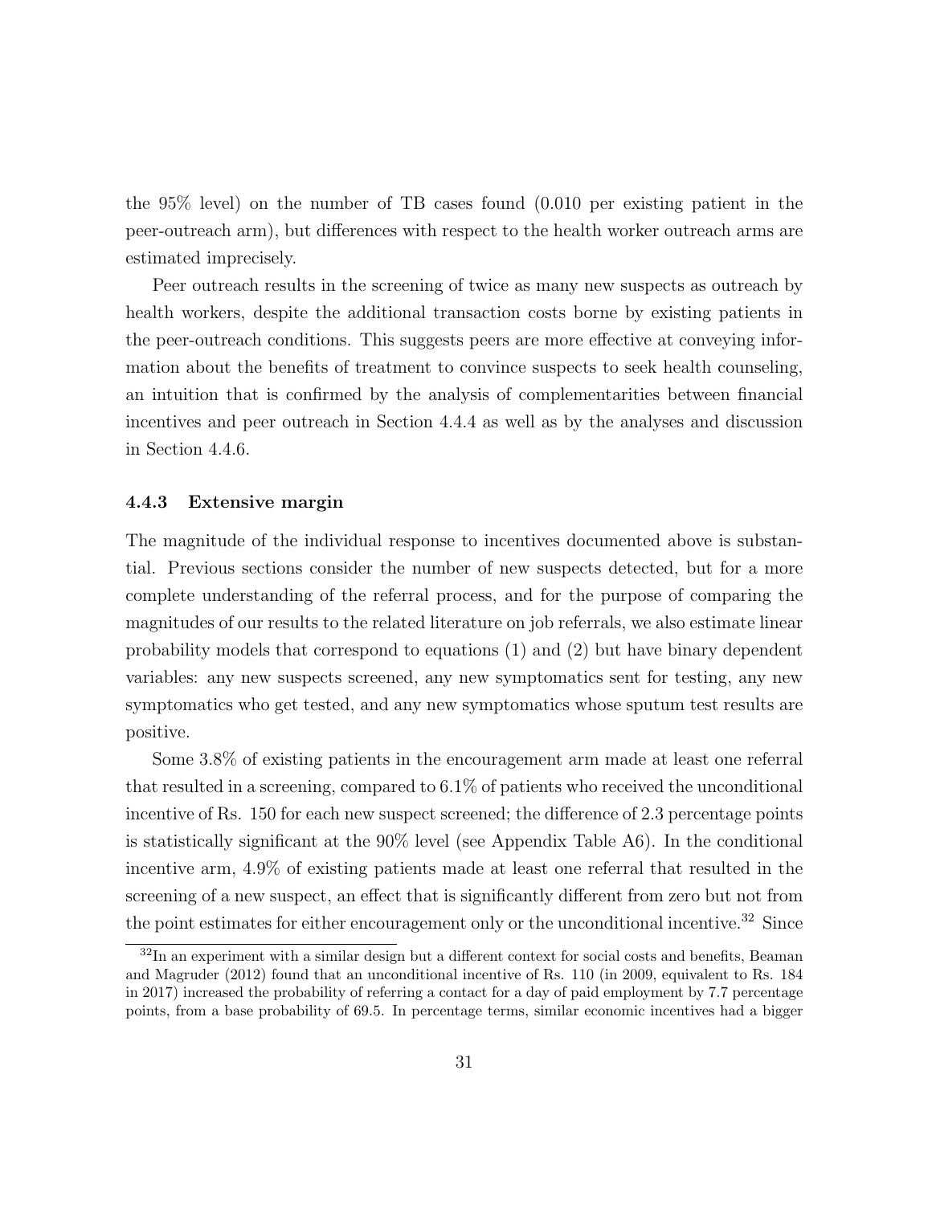the 95% level) on the number of TB cases found (0.010 per existing patient in the peer-outreach arm), but differences with respect to the health worker outreach arms are estimated imprecisely.

Peer outreach results in the screening of twice as many new suspects as outreach by health workers, despite the additional transaction costs borne by existing patients in the peer-outreach conditions. This suggests peers are more effective at conveying information about the benefits of treatment to convince suspects to seek health counseling, an intuition that is confirmed by the analysis of complementarities between financial incentives and peer outreach in Section 4.4.4 as well as by the analyses and discussion in Section 4.4.6.

### 4.4.3 Extensive margin

The magnitude of the individual response to incentives documented above is substantial. Previous sections consider the number of new suspects detected, but for a more complete understanding of the referral process, and for the purpose of comparing the magnitudes of our results to the related literature on job referrals, we also estimate linear probability models that correspond to equations (1) and (2) but have binary dependent variables: any new suspects screened, any new symptomatics sent for testing, any new symptomatics who get tested, and any new symptomatics whose sputum test results are positive.

Some 3.8% of existing patients in the encouragement arm made at least one referral that resulted in a screening, compared to 6.1% of patients who received the unconditional incentive of Rs. 150 for each new suspect screened; the difference of 2.3 percentage points is statistically significant at the 90% level (see Appendix Table A6). In the conditional incentive arm, 4.9% of existing patients made at least one referral that resulted in the screening of a new suspect, an effect that is significantly different from zero but not from the point estimates for either encouragement only or the unconditional incentive.[32] Since

[32] In an experiment with a similar design but a different context for social costs and benefits, Beaman and Magruder (2012) found that an unconditional incentive of Rs. 110 (in 2009, equivalent to Rs. 184 in 2017) increased the probability of referring a contact for a day of paid employment by 7.7 percentage points, from a base probability of 69.5. In percentage terms, similar economic incentives had a bigger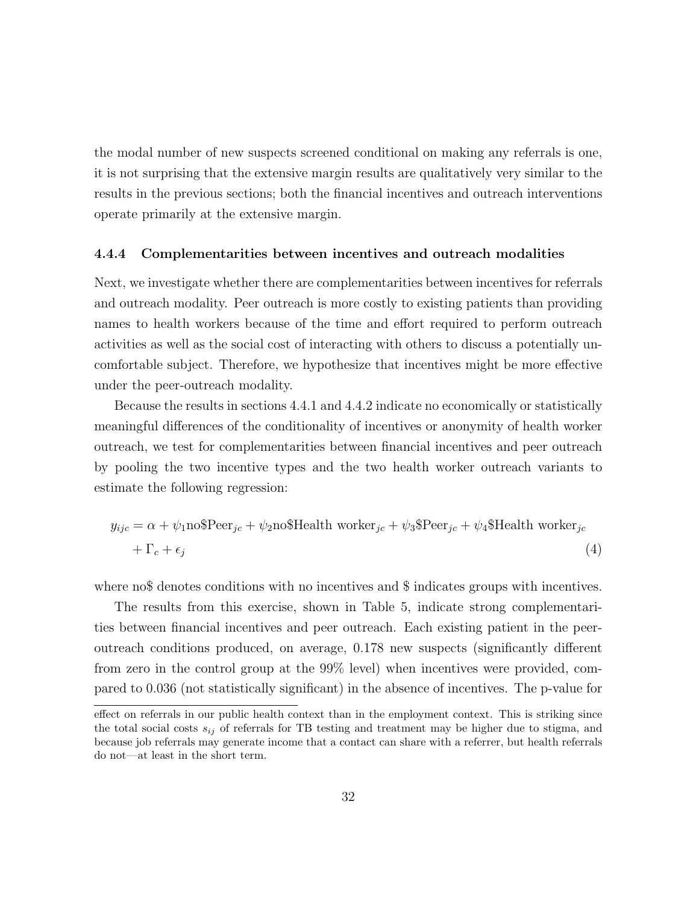the modal number of new suspects screened conditional on making any referrals is one, it is not surprising that the extensive margin results are qualitatively very similar to the results in the previous sections; both the financial incentives and outreach interventions operate primarily at the extensive margin.

#### 4.4.4 Complementarities between incentives and outreach modalities

Next, we investigate whether there are complementarities between incentives for referrals and outreach modality. Peer outreach is more costly to existing patients than providing names to health workers because of the time and effort required to perform outreach activities as well as the social cost of interacting with others to discuss a potentially uncomfortable subject. Therefore, we hypothesize that incentives might be more effective under the peer-outreach modality.

Because the results in sections 4.4.1 and 4.4.2 indicate no economically or statistically meaningful differences of the conditionality of incentives or anonymity of health worker outreach, we test for complementarities between financial incentives and peer outreach by pooling the two incentive types and the two health worker outreach variants to estimate the following regression:

$$y_{ijc} = \alpha + \psi_1 \text{no\$Peer}_{jc} + \psi_2 \text{no\$Health worker}_{jc} + \psi_3 \text{\$Peer}_{jc} + \psi_4 \text{\$Health worker}_{jc} + \Gamma_c + \epsilon_j \tag{4}$$

where no$ denotes conditions with no incentives and $ indicates groups with incentives.

The results from this exercise, shown in Table 5, indicate strong complementarities between financial incentives and peer outreach. Each existing patient in the peer-outreach conditions produced, on average, 0.178 new suspects (significantly different from zero in the control group at the 99% level) when incentives were provided, compared to 0.036 (not statistically significant) in the absence of incentives. The p-value for

effect on referrals in our public health context than in the employment context. This is striking since the total social costs $s_{ij}$ of referrals for TB testing and treatment may be higher due to stigma, and because job referrals may generate income that a contact can share with a referrer, but health referrals do not—at least in the short term.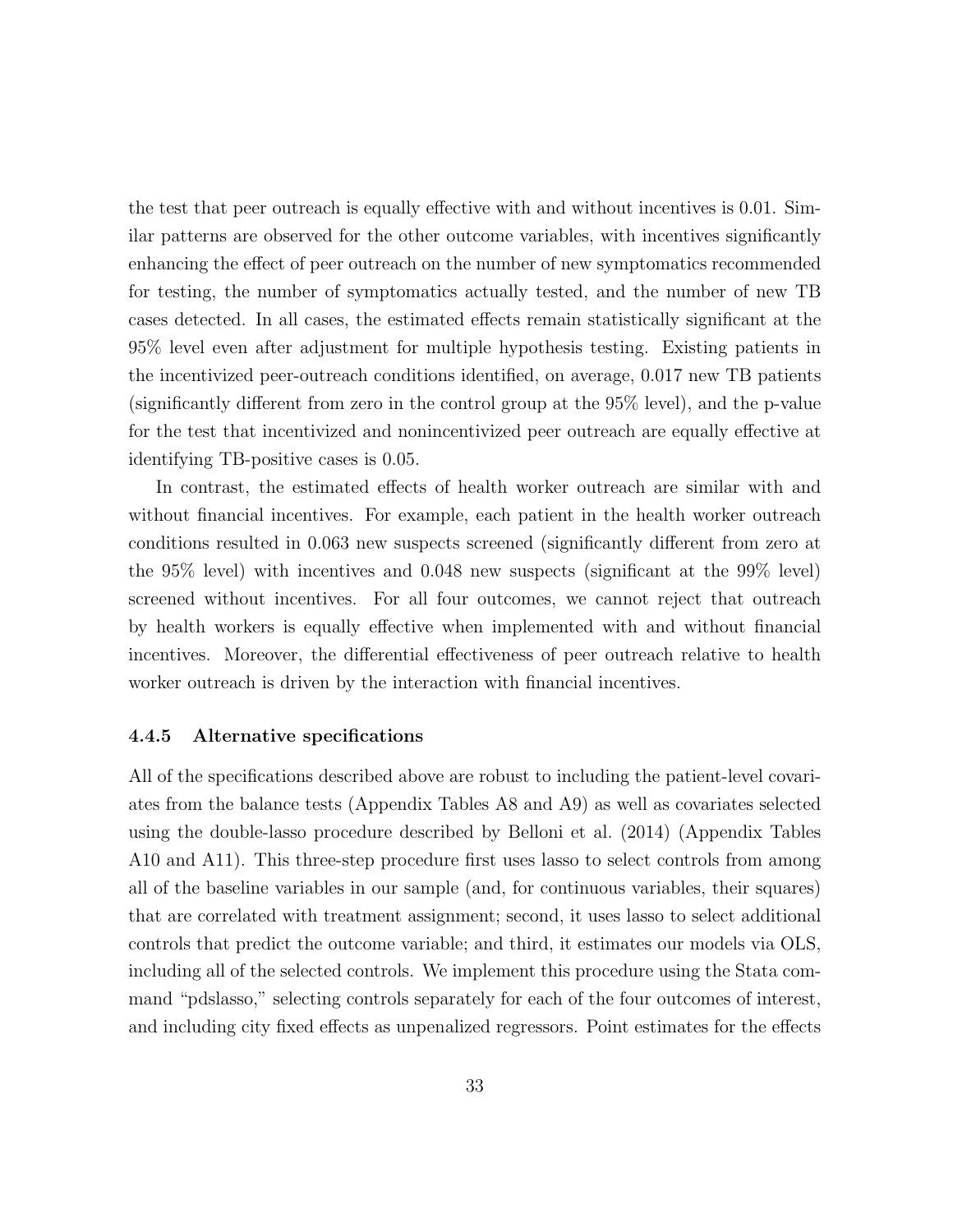the test that peer outreach is equally effective with and without incentives is 0.01. Similar patterns are observed for the other outcome variables, with incentives significantly enhancing the effect of peer outreach on the number of new symptomatics recommended for testing, the number of symptomatics actually tested, and the number of new TB cases detected. In all cases, the estimated effects remain statistically significant at the 95% level even after adjustment for multiple hypothesis testing. Existing patients in the incentivized peer-outreach conditions identified, on average, 0.017 new TB patients (significantly different from zero in the control group at the 95% level), and the p-value for the test that incentivized and nonincentivized peer outreach are equally effective at identifying TB-positive cases is 0.05.

In contrast, the estimated effects of health worker outreach are similar with and without financial incentives. For example, each patient in the health worker outreach conditions resulted in 0.063 new suspects screened (significantly different from zero at the 95% level) with incentives and 0.048 new suspects (significant at the 99% level) screened without incentives. For all four outcomes, we cannot reject that outreach by health workers is equally effective when implemented with and without financial incentives. Moreover, the differential effectiveness of peer outreach relative to health worker outreach is driven by the interaction with financial incentives.

#### 4.4.5 Alternative specifications

All of the specifications described above are robust to including the patient-level covariates from the balance tests (Appendix Tables A8 and A9) as well as covariates selected using the double-lasso procedure described by Belloni et al. (2014) (Appendix Tables A10 and A11). This three-step procedure first uses lasso to select controls from among all of the baseline variables in our sample (and, for continuous variables, their squares) that are correlated with treatment assignment; second, it uses lasso to select additional controls that predict the outcome variable; and third, it estimates our models via OLS, including all of the selected controls. We implement this procedure using the Stata command "pdslasso," selecting controls separately for each of the four outcomes of interest, and including city fixed effects as unpenalized regressors. Point estimates for the effects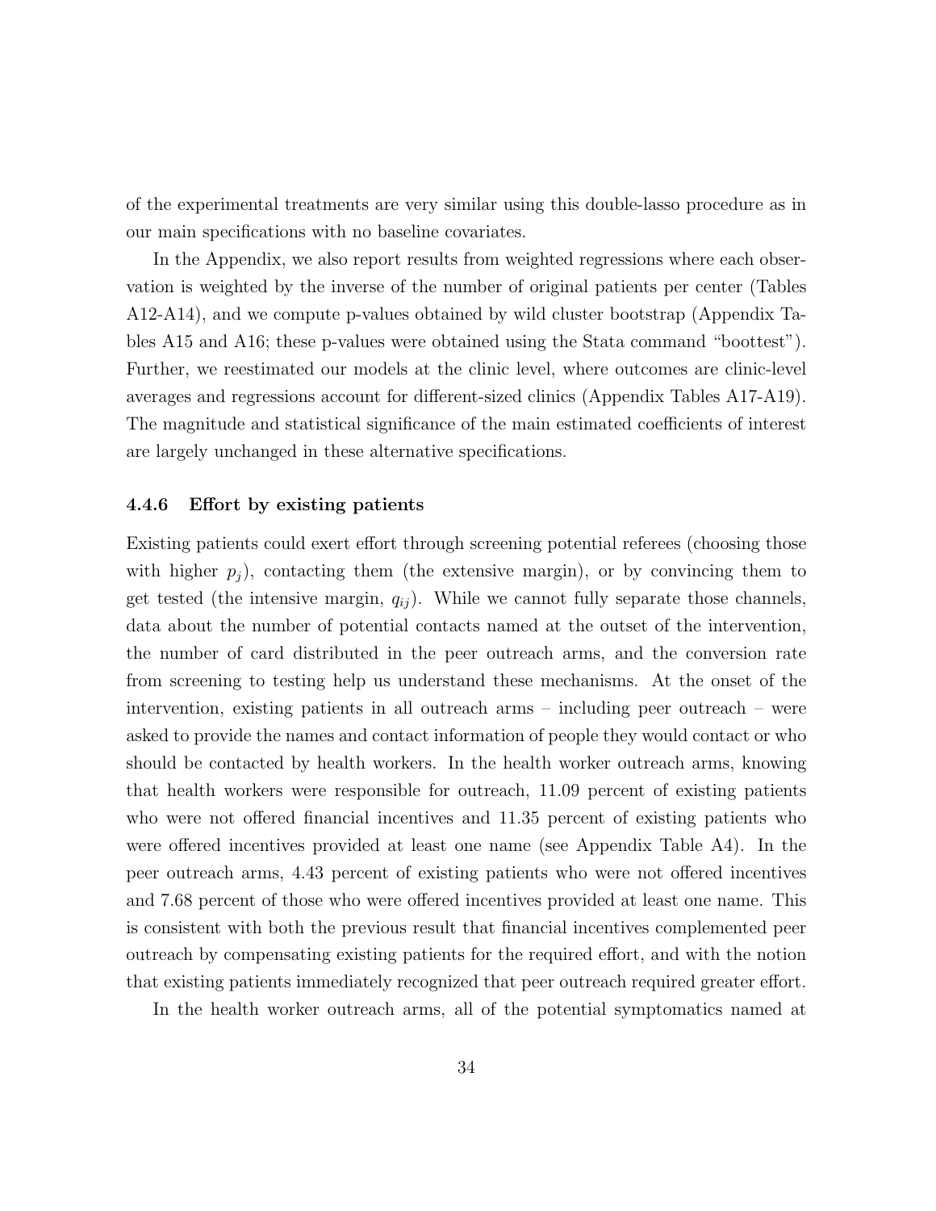of the experimental treatments are very similar using this double-lasso procedure as in our main specifications with no baseline covariates.

In the Appendix, we also report results from weighted regressions where each observation is weighted by the inverse of the number of original patients per center (Tables A12-A14), and we compute p-values obtained by wild cluster bootstrap (Appendix Tables A15 and A16; these p-values were obtained using the Stata command "boottest"). Further, we reestimated our models at the clinic level, where outcomes are clinic-level averages and regressions account for different-sized clinics (Appendix Tables A17-A19). The magnitude and statistical significance of the main estimated coefficients of interest are largely unchanged in these alternative specifications.

### 4.4.6 Effort by existing patients

Existing patients could exert effort through screening potential referees (choosing those with higher $p_j$), contacting them (the extensive margin), or by convincing them to get tested (the intensive margin, $q_{ij}$). While we cannot fully separate those channels, data about the number of potential contacts named at the outset of the intervention, the number of card distributed in the peer outreach arms, and the conversion rate from screening to testing help us understand these mechanisms. At the onset of the intervention, existing patients in all outreach arms – including peer outreach – were asked to provide the names and contact information of people they would contact or who should be contacted by health workers. In the health worker outreach arms, knowing that health workers were responsible for outreach, 11.09 percent of existing patients who were not offered financial incentives and 11.35 percent of existing patients who were offered incentives provided at least one name (see Appendix Table A4). In the peer outreach arms, 4.43 percent of existing patients who were not offered incentives and 7.68 percent of those who were offered incentives provided at least one name. This is consistent with both the previous result that financial incentives complemented peer outreach by compensating existing patients for the required effort, and with the notion that existing patients immediately recognized that peer outreach required greater effort.

In the health worker outreach arms, all of the potential symptomatics named at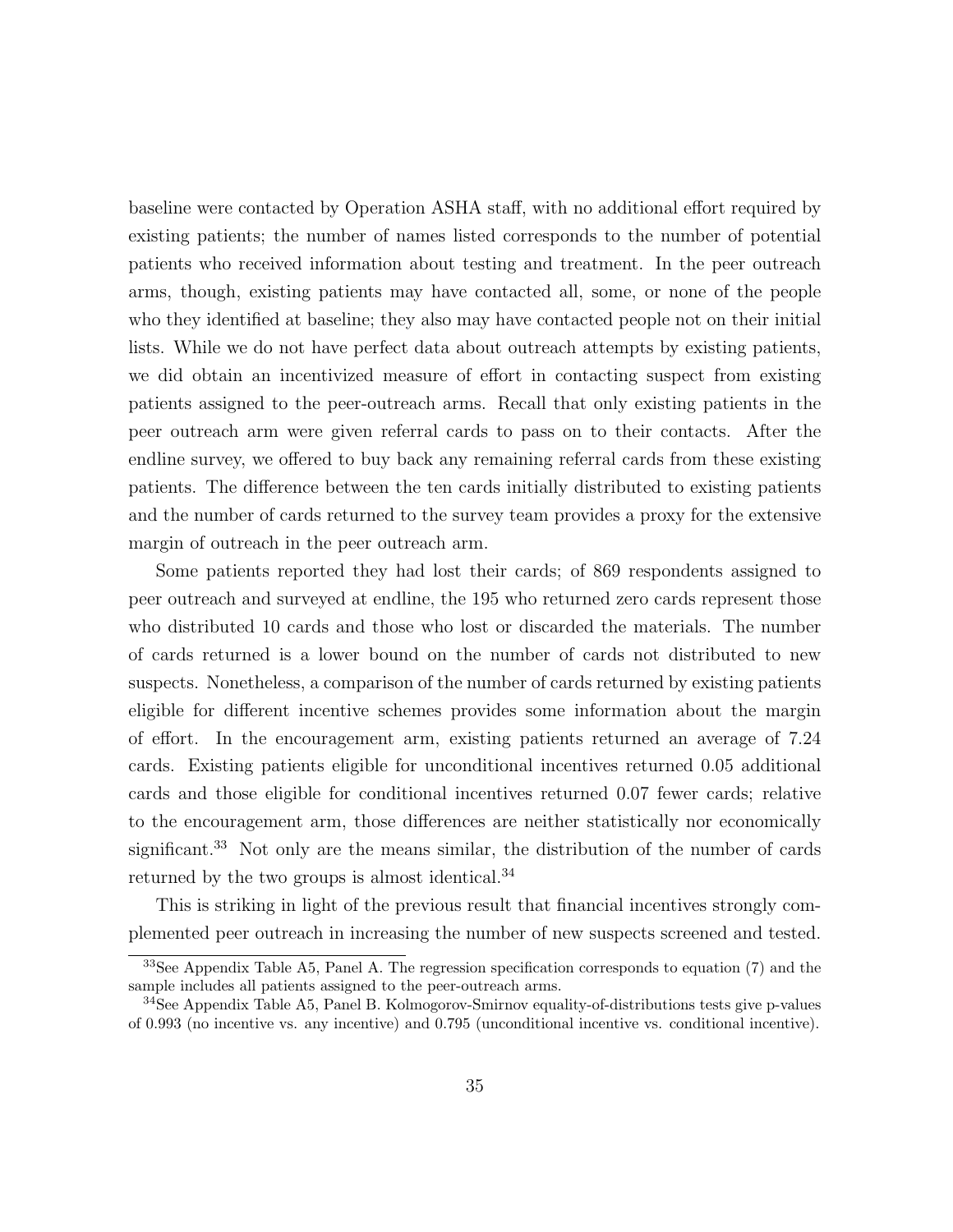baseline were contacted by Operation ASHA staff, with no additional effort required by existing patients; the number of names listed corresponds to the number of potential patients who received information about testing and treatment. In the peer outreach arms, though, existing patients may have contacted all, some, or none of the people who they identified at baseline; they also may have contacted people not on their initial lists. While we do not have perfect data about outreach attempts by existing patients, we did obtain an incentivized measure of effort in contacting suspect from existing patients assigned to the peer-outreach arms. Recall that only existing patients in the peer outreach arm were given referral cards to pass on to their contacts. After the endline survey, we offered to buy back any remaining referral cards from these existing patients. The difference between the ten cards initially distributed to existing patients and the number of cards returned to the survey team provides a proxy for the extensive margin of outreach in the peer outreach arm.

Some patients reported they had lost their cards; of 869 respondents assigned to peer outreach and surveyed at endline, the 195 who returned zero cards represent those who distributed 10 cards and those who lost or discarded the materials. The number of cards returned is a lower bound on the number of cards not distributed to new suspects. Nonetheless, a comparison of the number of cards returned by existing patients eligible for different incentive schemes provides some information about the margin of effort. In the encouragement arm, existing patients returned an average of 7.24 cards. Existing patients eligible for unconditional incentives returned 0.05 additional cards and those eligible for conditional incentives returned 0.07 fewer cards; relative to the encouragement arm, those differences are neither statistically nor economically significant.[33] Not only are the means similar, the distribution of the number of cards returned by the two groups is almost identical.[34]

This is striking in light of the previous result that financial incentives strongly complemented peer outreach in increasing the number of new suspects screened and tested.

[33] See Appendix Table A5, Panel A. The regression specification corresponds to equation (7) and the sample includes all patients assigned to the peer-outreach arms.

[34] See Appendix Table A5, Panel B. Kolmogorov-Smirnov equality-of-distributions tests give p-values of 0.993 (no incentive vs. any incentive) and 0.795 (unconditional incentive vs. conditional incentive).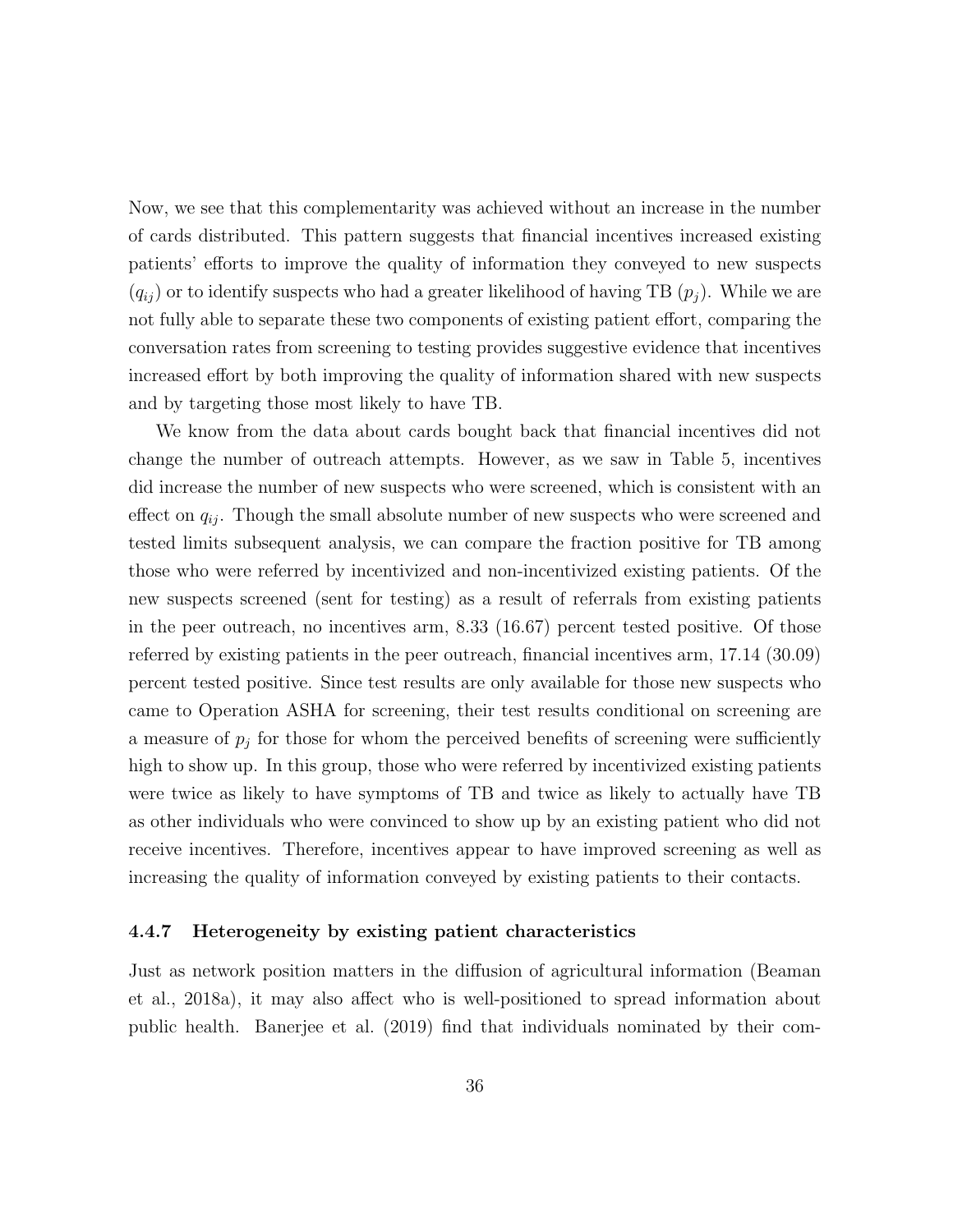Now, we see that this complementarity was achieved without an increase in the number of cards distributed. This pattern suggests that financial incentives increased existing patients' efforts to improve the quality of information they conveyed to new suspects ($q_{ij}$) or to identify suspects who had a greater likelihood of having TB ($p_j$). While we are not fully able to separate these two components of existing patient effort, comparing the conversation rates from screening to testing provides suggestive evidence that incentives increased effort by both improving the quality of information shared with new suspects and by targeting those most likely to have TB.

We know from the data about cards bought back that financial incentives did not change the number of outreach attempts. However, as we saw in Table 5, incentives did increase the number of new suspects who were screened, which is consistent with an effect on $q_{ij}$. Though the small absolute number of new suspects who were screened and tested limits subsequent analysis, we can compare the fraction positive for TB among those who were referred by incentivized and non-incentivized existing patients. Of the new suspects screened (sent for testing) as a result of referrals from existing patients in the peer outreach, no incentives arm, 8.33 (16.67) percent tested positive. Of those referred by existing patients in the peer outreach, financial incentives arm, 17.14 (30.09) percent tested positive. Since test results are only available for those new suspects who came to Operation ASHA for screening, their test results conditional on screening are a measure of $p_j$ for those for whom the perceived benefits of screening were sufficiently high to show up. In this group, those who were referred by incentivized existing patients were twice as likely to have symptoms of TB and twice as likely to actually have TB as other individuals who were convinced to show up by an existing patient who did not receive incentives. Therefore, incentives appear to have improved screening as well as increasing the quality of information conveyed by existing patients to their contacts.

### 4.4.7 Heterogeneity by existing patient characteristics

Just as network position matters in the diffusion of agricultural information (Beaman et al., 2018a), it may also affect who is well-positioned to spread information about public health. Banerjee et al. (2019) find that individuals nominated by their com-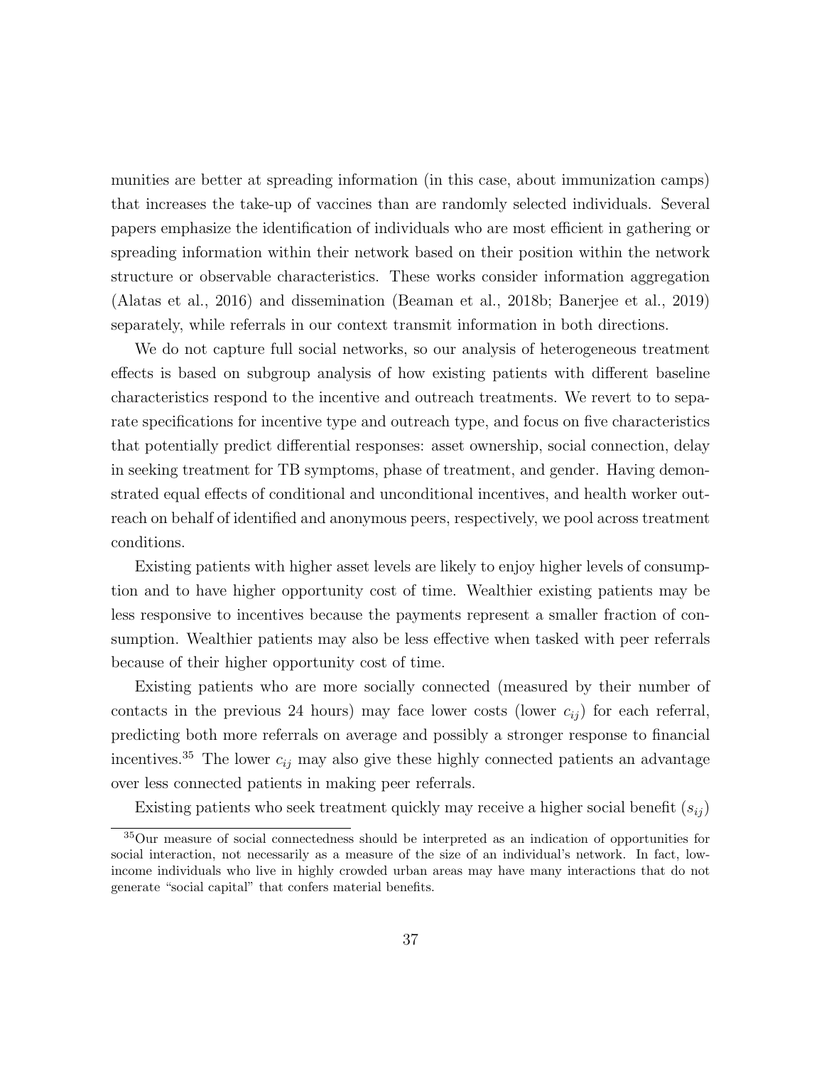munities are better at spreading information (in this case, about immunization camps) that increases the take-up of vaccines than are randomly selected individuals. Several papers emphasize the identification of individuals who are most efficient in gathering or spreading information within their network based on their position within the network structure or observable characteristics. These works consider information aggregation (Alatas et al., 2016) and dissemination (Beaman et al., 2018b; Banerjee et al., 2019) separately, while referrals in our context transmit information in both directions.

We do not capture full social networks, so our analysis of heterogeneous treatment effects is based on subgroup analysis of how existing patients with different baseline characteristics respond to the incentive and outreach treatments. We revert to to separate specifications for incentive type and outreach type, and focus on five characteristics that potentially predict differential responses: asset ownership, social connection, delay in seeking treatment for TB symptoms, phase of treatment, and gender. Having demonstrated equal effects of conditional and unconditional incentives, and health worker outreach on behalf of identified and anonymous peers, respectively, we pool across treatment conditions.

Existing patients with higher asset levels are likely to enjoy higher levels of consumption and to have higher opportunity cost of time. Wealthier existing patients may be less responsive to incentives because the payments represent a smaller fraction of consumption. Wealthier patients may also be less effective when tasked with peer referrals because of their higher opportunity cost of time.

Existing patients who are more socially connected (measured by their number of contacts in the previous 24 hours) may face lower costs (lower $c_{ij}$) for each referral, predicting both more referrals on average and possibly a stronger response to financial incentives.[35] The lower $c_{ij}$ may also give these highly connected patients an advantage over less connected patients in making peer referrals.

Existing patients who seek treatment quickly may receive a higher social benefit ($s_{ij}$)

[35]Our measure of social connectedness should be interpreted as an indication of opportunities for social interaction, not necessarily as a measure of the size of an individual's network. In fact, low-income individuals who live in highly crowded urban areas may have many interactions that do not generate "social capital" that confers material benefits.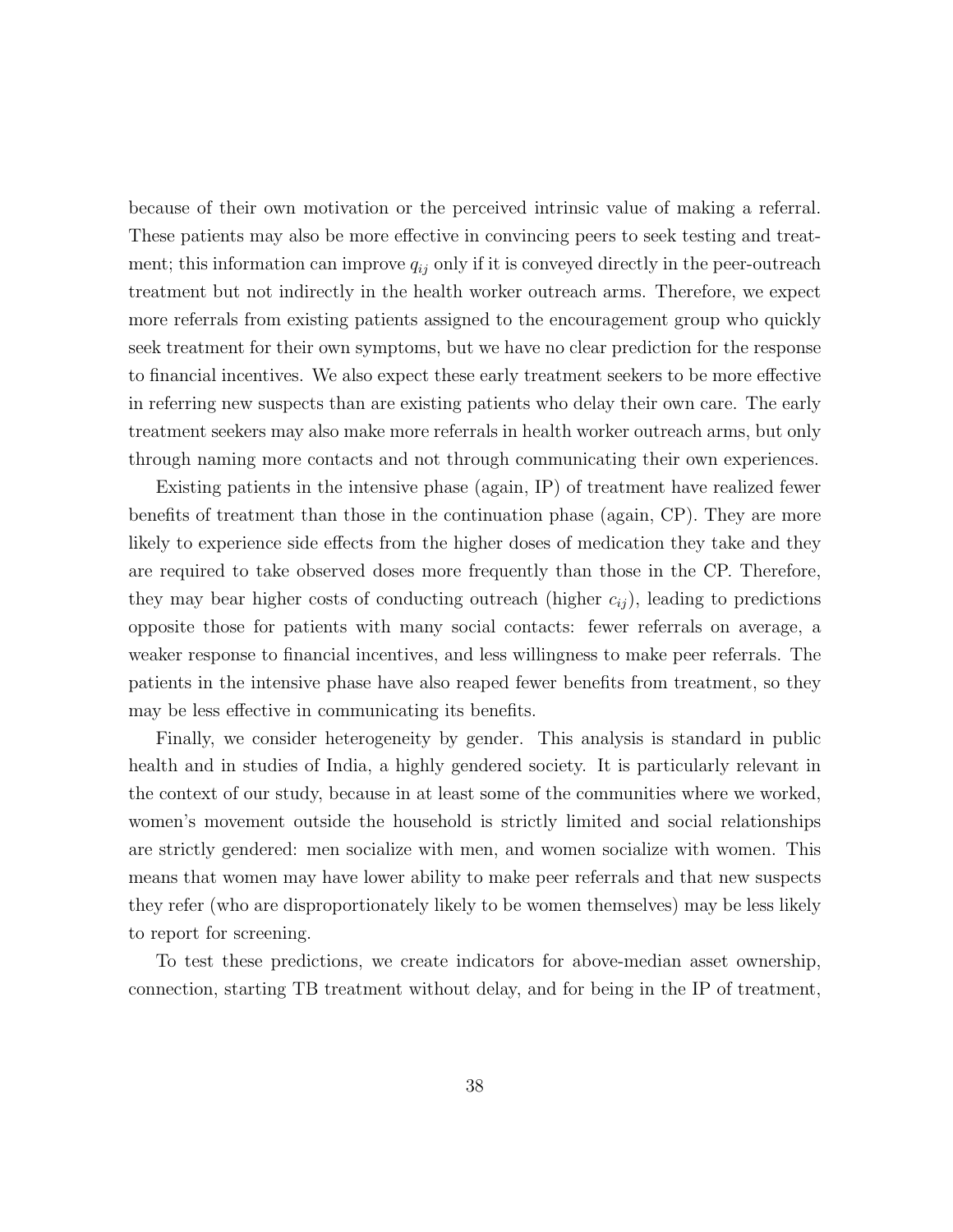because of their own motivation or the perceived intrinsic value of making a referral. These patients may also be more effective in convincing peers to seek testing and treatment; this information can improve $q_{ij}$ only if it is conveyed directly in the peer-outreach treatment but not indirectly in the health worker outreach arms. Therefore, we expect more referrals from existing patients assigned to the encouragement group who quickly seek treatment for their own symptoms, but we have no clear prediction for the response to financial incentives. We also expect these early treatment seekers to be more effective in referring new suspects than are existing patients who delay their own care. The early treatment seekers may also make more referrals in health worker outreach arms, but only through naming more contacts and not through communicating their own experiences.

Existing patients in the intensive phase (again, IP) of treatment have realized fewer benefits of treatment than those in the continuation phase (again, CP). They are more likely to experience side effects from the higher doses of medication they take and they are required to take observed doses more frequently than those in the CP. Therefore, they may bear higher costs of conducting outreach (higher $c_{ij}$), leading to predictions opposite those for patients with many social contacts: fewer referrals on average, a weaker response to financial incentives, and less willingness to make peer referrals. The patients in the intensive phase have also reaped fewer benefits from treatment, so they may be less effective in communicating its benefits.

Finally, we consider heterogeneity by gender. This analysis is standard in public health and in studies of India, a highly gendered society. It is particularly relevant in the context of our study, because in at least some of the communities where we worked, women's movement outside the household is strictly limited and social relationships are strictly gendered: men socialize with men, and women socialize with women. This means that women may have lower ability to make peer referrals and that new suspects they refer (who are disproportionately likely to be women themselves) may be less likely to report for screening.

To test these predictions, we create indicators for above-median asset ownership, connection, starting TB treatment without delay, and for being in the IP of treatment,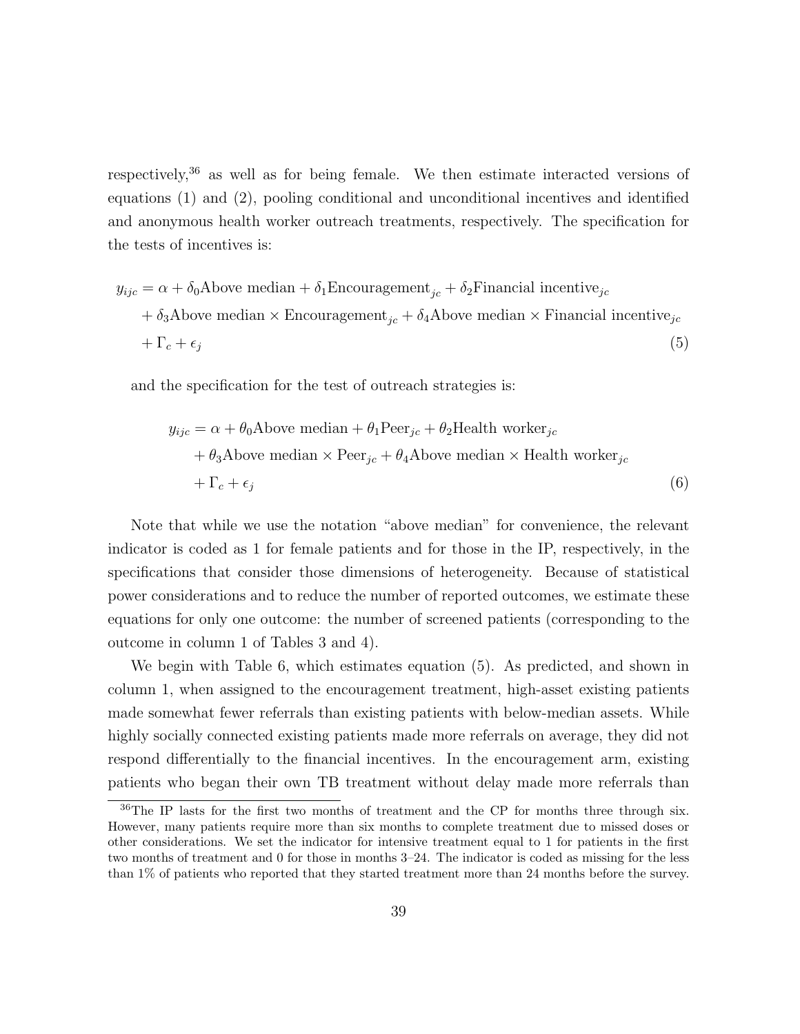respectively,[36] as well as for being female. We then estimate interacted versions of equations (1) and (2), pooling conditional and unconditional incentives and identified and anonymous health worker outreach treatments, respectively. The specification for the tests of incentives is:

$$
\begin{aligned}
y_{ijc} = \alpha &+ \delta_0 \text{Above median} + \delta_1 \text{Encouragement}_{jc} + \delta_2 \text{Financial incentive}_{jc} \\
&+ \delta_3 \text{Above median} \times \text{Encouragement}_{jc} + \delta_4 \text{Above median} \times \text{Financial incentive}_{jc} \\
&+ \Gamma_c + \epsilon_j
\end{aligned} \tag{5}
$$

and the specification for the test of outreach strategies is:

$$
\begin{aligned}
y_{ijc} = \alpha &+ \theta_0 \text{Above median} + \theta_1 \text{Peer}_{jc} + \theta_2 \text{Health worker}_{jc} \\
&+ \theta_3 \text{Above median} \times \text{Peer}_{jc} + \theta_4 \text{Above median} \times \text{Health worker}_{jc} \\
&+ \Gamma_c + \epsilon_j
\end{aligned} \tag{6}
$$

Note that while we use the notation "above median" for convenience, the relevant indicator is coded as 1 for female patients and for those in the IP, respectively, in the specifications that consider those dimensions of heterogeneity. Because of statistical power considerations and to reduce the number of reported outcomes, we estimate these equations for only one outcome: the number of screened patients (corresponding to the outcome in column 1 of Tables 3 and 4).

We begin with Table 6, which estimates equation (5). As predicted, and shown in column 1, when assigned to the encouragement treatment, high-asset existing patients made somewhat fewer referrals than existing patients with below-median assets. While highly socially connected existing patients made more referrals on average, they did not respond differentially to the financial incentives. In the encouragement arm, existing patients who began their own TB treatment without delay made more referrals than

[36] The IP lasts for the first two months of treatment and the CP for months three through six. However, many patients require more than six months to complete treatment due to missed doses or other considerations. We set the indicator for intensive treatment equal to 1 for patients in the first two months of treatment and 0 for those in months 3–24. The indicator is coded as missing for the less than 1% of patients who reported that they started treatment more than 24 months before the survey.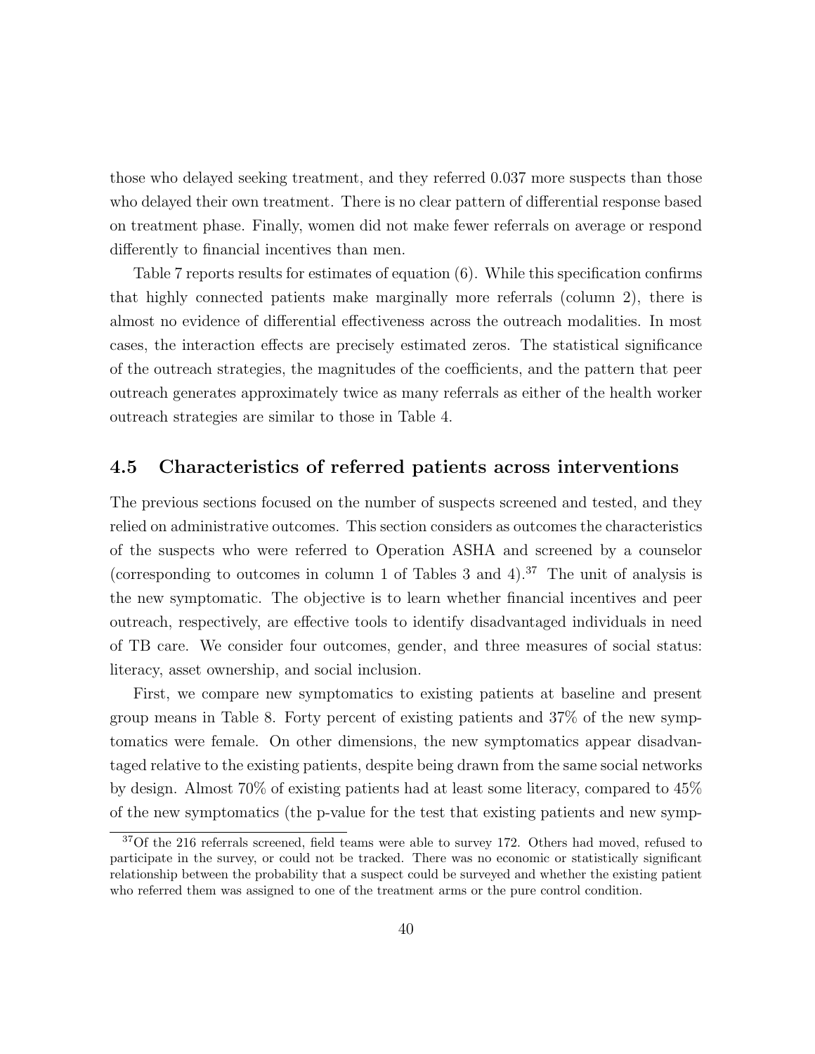those who delayed seeking treatment, and they referred 0.037 more suspects than those who delayed their own treatment. There is no clear pattern of differential response based on treatment phase. Finally, women did not make fewer referrals on average or respond differently to financial incentives than men.

Table 7 reports results for estimates of equation (6). While this specification confirms that highly connected patients make marginally more referrals (column 2), there is almost no evidence of differential effectiveness across the outreach modalities. In most cases, the interaction effects are precisely estimated zeros. The statistical significance of the outreach strategies, the magnitudes of the coefficients, and the pattern that peer outreach generates approximately twice as many referrals as either of the health worker outreach strategies are similar to those in Table 4.

## 4.5 Characteristics of referred patients across interventions

The previous sections focused on the number of suspects screened and tested, and they relied on administrative outcomes. This section considers as outcomes the characteristics of the suspects who were referred to Operation ASHA and screened by a counselor (corresponding to outcomes in column 1 of Tables 3 and 4).[37] The unit of analysis is the new symptomatic. The objective is to learn whether financial incentives and peer outreach, respectively, are effective tools to identify disadvantaged individuals in need of TB care. We consider four outcomes, gender, and three measures of social status: literacy, asset ownership, and social inclusion.

First, we compare new symptomatics to existing patients at baseline and present group means in Table 8. Forty percent of existing patients and 37% of the new symptomatics were female. On other dimensions, the new symptomatics appear disadvantaged relative to the existing patients, despite being drawn from the same social networks by design. Almost 70% of existing patients had at least some literacy, compared to 45% of the new symptomatics (the p-value for the test that existing patients and new symp-

[37] Of the 216 referrals screened, field teams were able to survey 172. Others had moved, refused to participate in the survey, or could not be tracked. There was no economic or statistically significant relationship between the probability that a suspect could be surveyed and whether the existing patient who referred them was assigned to one of the treatment arms or the pure control condition.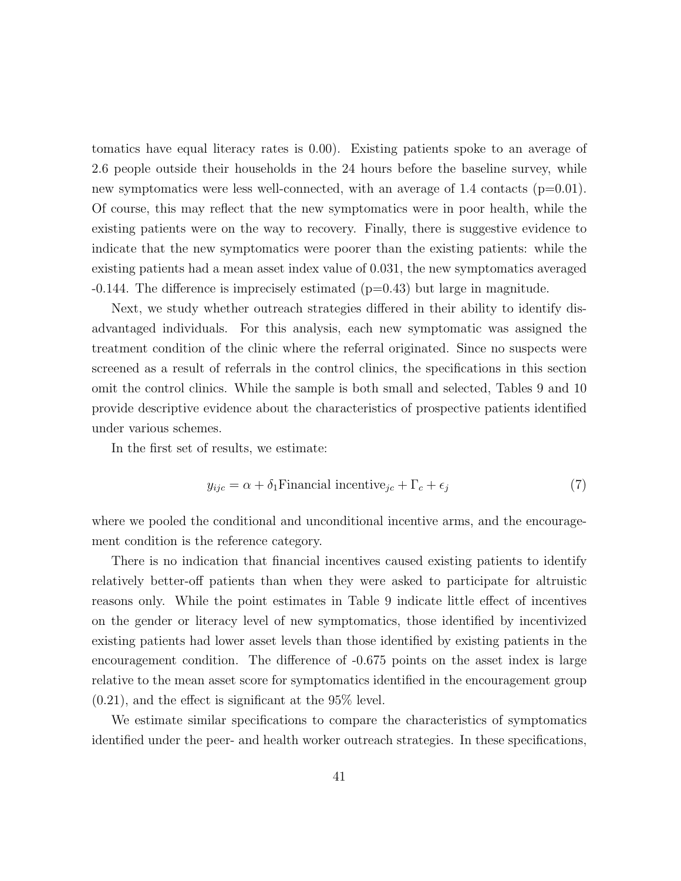tomatics have equal literacy rates is 0.00). Existing patients spoke to an average of 2.6 people outside their households in the 24 hours before the baseline survey, while new symptomatics were less well-connected, with an average of 1.4 contacts (p=0.01). Of course, this may reflect that the new symptomatics were in poor health, while the existing patients were on the way to recovery. Finally, there is suggestive evidence to indicate that the new symptomatics were poorer than the existing patients: while the existing patients had a mean asset index value of 0.031, the new symptomatics averaged -0.144. The difference is imprecisely estimated (p=0.43) but large in magnitude.

Next, we study whether outreach strategies differed in their ability to identify disadvantaged individuals. For this analysis, each new symptomatic was assigned the treatment condition of the clinic where the referral originated. Since no suspects were screened as a result of referrals in the control clinics, the specifications in this section omit the control clinics. While the sample is both small and selected, Tables 9 and 10 provide descriptive evidence about the characteristics of prospective patients identified under various schemes.

In the first set of results, we estimate:

$$y_{ijc} = \alpha + \delta_1 \text{Financial incentive}_{jc} + \Gamma_c + \epsilon_j \tag{7}$$

where we pooled the conditional and unconditional incentive arms, and the encouragement condition is the reference category.

There is no indication that financial incentives caused existing patients to identify relatively better-off patients than when they were asked to participate for altruistic reasons only. While the point estimates in Table 9 indicate little effect of incentives on the gender or literacy level of new symptomatics, those identified by incentivized existing patients had lower asset levels than those identified by existing patients in the encouragement condition. The difference of -0.675 points on the asset index is large relative to the mean asset score for symptomatics identified in the encouragement group (0.21), and the effect is significant at the 95% level.

We estimate similar specifications to compare the characteristics of symptomatics identified under the peer- and health worker outreach strategies. In these specifications,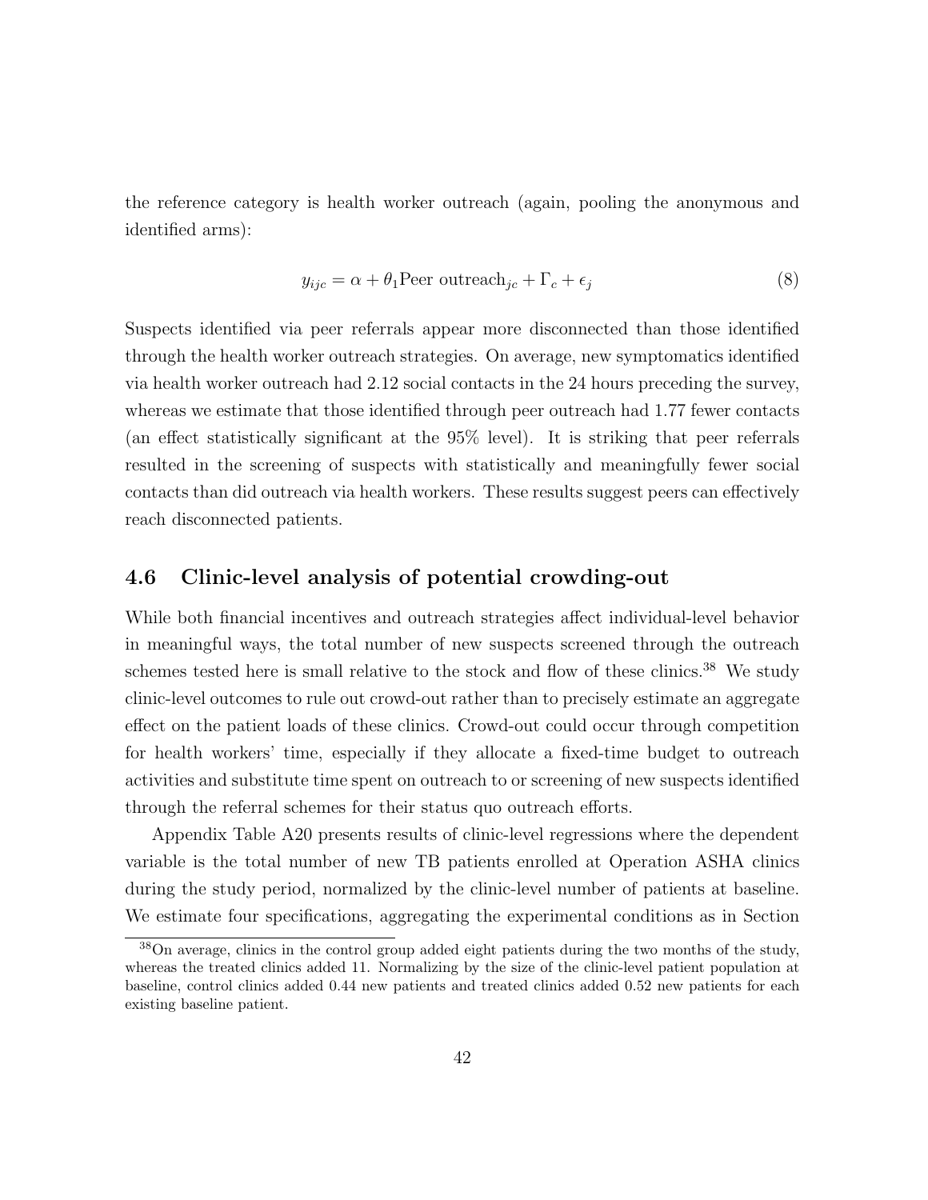the reference category is health worker outreach (again, pooling the anonymous and identified arms):

$$y_{ijc} = \alpha + \theta_1 \text{Peer outreach}_{jc} + \Gamma_c + \epsilon_j \tag{8}$$

Suspects identified via peer referrals appear more disconnected than those identified through the health worker outreach strategies. On average, new symptomatics identified via health worker outreach had 2.12 social contacts in the 24 hours preceding the survey, whereas we estimate that those identified through peer outreach had 1.77 fewer contacts (an effect statistically significant at the 95% level). It is striking that peer referrals resulted in the screening of suspects with statistically and meaningfully fewer social contacts than did outreach via health workers. These results suggest peers can effectively reach disconnected patients.

## 4.6 Clinic-level analysis of potential crowding-out

While both financial incentives and outreach strategies affect individual-level behavior in meaningful ways, the total number of new suspects screened through the outreach schemes tested here is small relative to the stock and flow of these clinics.[38] We study clinic-level outcomes to rule out crowd-out rather than to precisely estimate an aggregate effect on the patient loads of these clinics. Crowd-out could occur through competition for health workers' time, especially if they allocate a fixed-time budget to outreach activities and substitute time spent on outreach to or screening of new suspects identified through the referral schemes for their status quo outreach efforts.

Appendix Table A20 presents results of clinic-level regressions where the dependent variable is the total number of new TB patients enrolled at Operation ASHA clinics during the study period, normalized by the clinic-level number of patients at baseline. We estimate four specifications, aggregating the experimental conditions as in Section

[38] On average, clinics in the control group added eight patients during the two months of the study, whereas the treated clinics added 11. Normalizing by the size of the clinic-level patient population at baseline, control clinics added 0.44 new patients and treated clinics added 0.52 new patients for each existing baseline patient.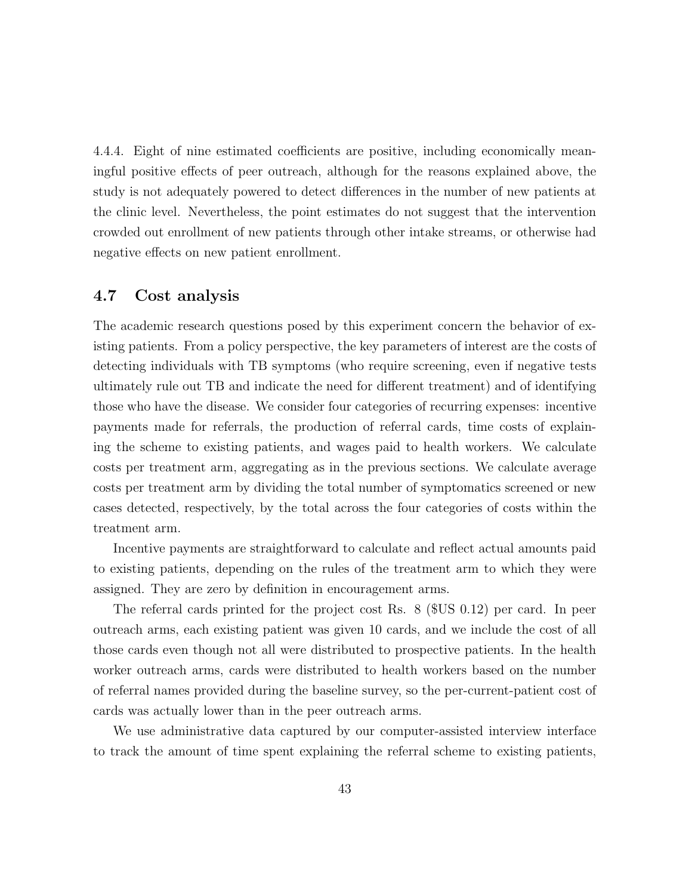4.4.4. Eight of nine estimated coefficients are positive, including economically meaningful positive effects of peer outreach, although for the reasons explained above, the study is not adequately powered to detect differences in the number of new patients at the clinic level. Nevertheless, the point estimates do not suggest that the intervention crowded out enrollment of new patients through other intake streams, or otherwise had negative effects on new patient enrollment.

## 4.7 Cost analysis

The academic research questions posed by this experiment concern the behavior of existing patients. From a policy perspective, the key parameters of interest are the costs of detecting individuals with TB symptoms (who require screening, even if negative tests ultimately rule out TB and indicate the need for different treatment) and of identifying those who have the disease. We consider four categories of recurring expenses: incentive payments made for referrals, the production of referral cards, time costs of explaining the scheme to existing patients, and wages paid to health workers. We calculate costs per treatment arm, aggregating as in the previous sections. We calculate average costs per treatment arm by dividing the total number of symptomatics screened or new cases detected, respectively, by the total across the four categories of costs within the treatment arm.

Incentive payments are straightforward to calculate and reflect actual amounts paid to existing patients, depending on the rules of the treatment arm to which they were assigned. They are zero by definition in encouragement arms.

The referral cards printed for the project cost Rs. 8 ($US 0.12) per card. In peer outreach arms, each existing patient was given 10 cards, and we include the cost of all those cards even though not all were distributed to prospective patients. In the health worker outreach arms, cards were distributed to health workers based on the number of referral names provided during the baseline survey, so the per-current-patient cost of cards was actually lower than in the peer outreach arms.

We use administrative data captured by our computer-assisted interview interface to track the amount of time spent explaining the referral scheme to existing patients,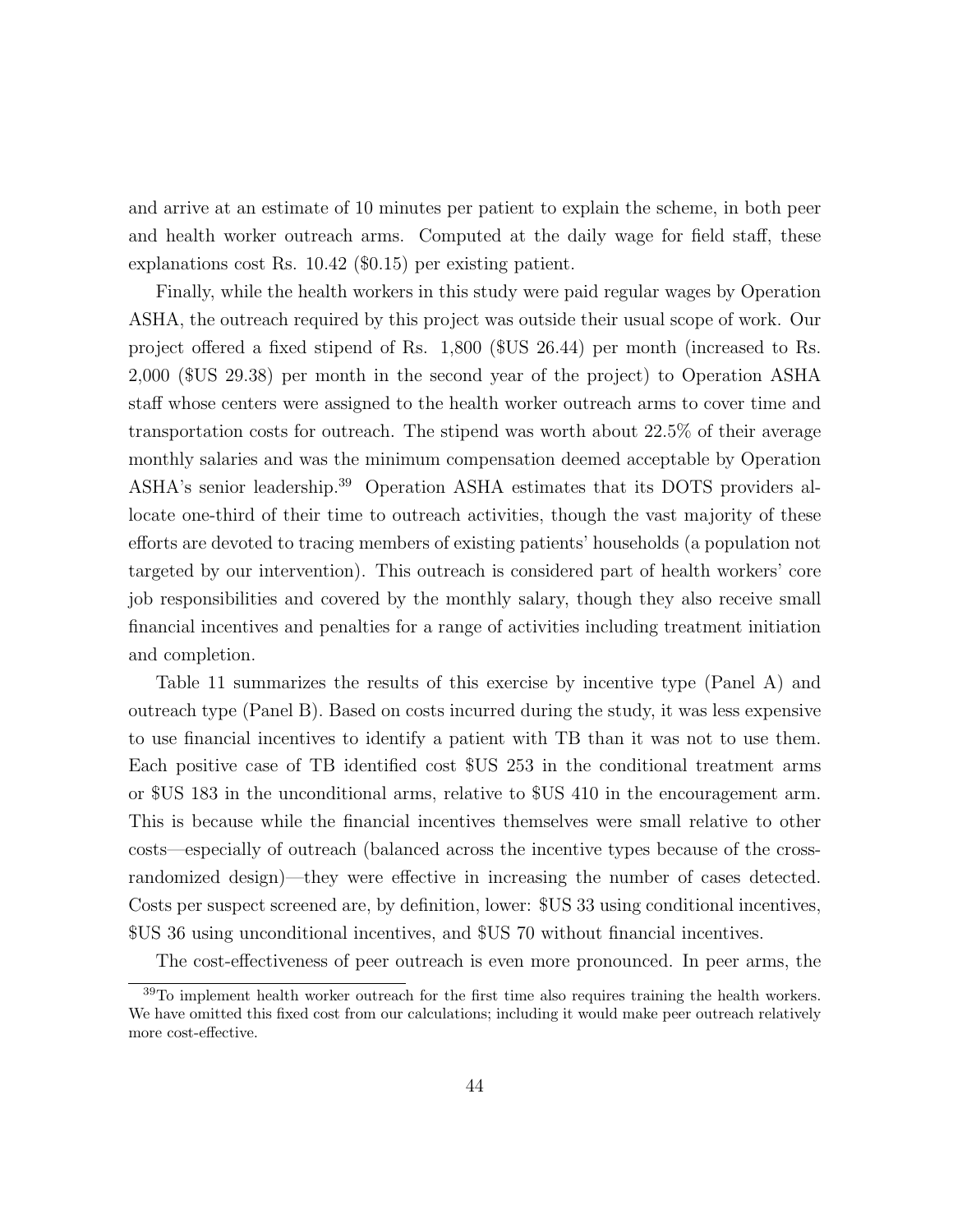and arrive at an estimate of 10 minutes per patient to explain the scheme, in both peer and health worker outreach arms. Computed at the daily wage for field staff, these explanations cost Rs. 10.42 ($0.15) per existing patient.

Finally, while the health workers in this study were paid regular wages by Operation ASHA, the outreach required by this project was outside their usual scope of work. Our project offered a fixed stipend of Rs. 1,800 ($US 26.44) per month (increased to Rs. 2,000 ($US 29.38) per month in the second year of the project) to Operation ASHA staff whose centers were assigned to the health worker outreach arms to cover time and transportation costs for outreach. The stipend was worth about 22.5% of their average monthly salaries and was the minimum compensation deemed acceptable by Operation ASHA's senior leadership.[39] Operation ASHA estimates that its DOTS providers allocate one-third of their time to outreach activities, though the vast majority of these efforts are devoted to tracing members of existing patients' households (a population not targeted by our intervention). This outreach is considered part of health workers' core job responsibilities and covered by the monthly salary, though they also receive small financial incentives and penalties for a range of activities including treatment initiation and completion.

Table 11 summarizes the results of this exercise by incentive type (Panel A) and outreach type (Panel B). Based on costs incurred during the study, it was less expensive to use financial incentives to identify a patient with TB than it was not to use them. Each positive case of TB identified cost $US 253 in the conditional treatment arms or $US 183 in the unconditional arms, relative to $US 410 in the encouragement arm. This is because while the financial incentives themselves were small relative to other costs—especially of outreach (balanced across the incentive types because of the cross-randomized design)—they were effective in increasing the number of cases detected. Costs per suspect screened are, by definition, lower: $US 33 using conditional incentives, $US 36 using unconditional incentives, and $US 70 without financial incentives.

The cost-effectiveness of peer outreach is even more pronounced. In peer arms, the

[39] To implement health worker outreach for the first time also requires training the health workers. We have omitted this fixed cost from our calculations; including it would make peer outreach relatively more cost-effective.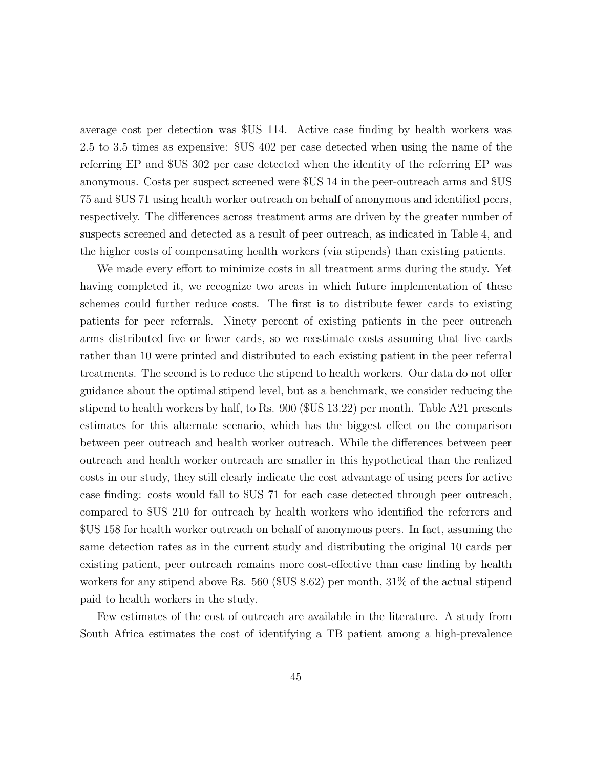average cost per detection was $US 114. Active case finding by health workers was 2.5 to 3.5 times as expensive: $US 402 per case detected when using the name of the referring EP and $US 302 per case detected when the identity of the referring EP was anonymous. Costs per suspect screened were $US 14 in the peer-outreach arms and $US 75 and $US 71 using health worker outreach on behalf of anonymous and identified peers, respectively. The differences across treatment arms are driven by the greater number of suspects screened and detected as a result of peer outreach, as indicated in Table 4, and the higher costs of compensating health workers (via stipends) than existing patients.

We made every effort to minimize costs in all treatment arms during the study. Yet having completed it, we recognize two areas in which future implementation of these schemes could further reduce costs. The first is to distribute fewer cards to existing patients for peer referrals. Ninety percent of existing patients in the peer outreach arms distributed five or fewer cards, so we reestimate costs assuming that five cards rather than 10 were printed and distributed to each existing patient in the peer referral treatments. The second is to reduce the stipend to health workers. Our data do not offer guidance about the optimal stipend level, but as a benchmark, we consider reducing the stipend to health workers by half, to Rs. 900 ($US 13.22) per month. Table A21 presents estimates for this alternate scenario, which has the biggest effect on the comparison between peer outreach and health worker outreach. While the differences between peer outreach and health worker outreach are smaller in this hypothetical than the realized costs in our study, they still clearly indicate the cost advantage of using peers for active case finding: costs would fall to $US 71 for each case detected through peer outreach, compared to $US 210 for outreach by health workers who identified the referrers and $US 158 for health worker outreach on behalf of anonymous peers. In fact, assuming the same detection rates as in the current study and distributing the original 10 cards per existing patient, peer outreach remains more cost-effective than case finding by health workers for any stipend above Rs. 560 ($US 8.62) per month, 31% of the actual stipend paid to health workers in the study.

Few estimates of the cost of outreach are available in the literature. A study from South Africa estimates the cost of identifying a TB patient among a high-prevalence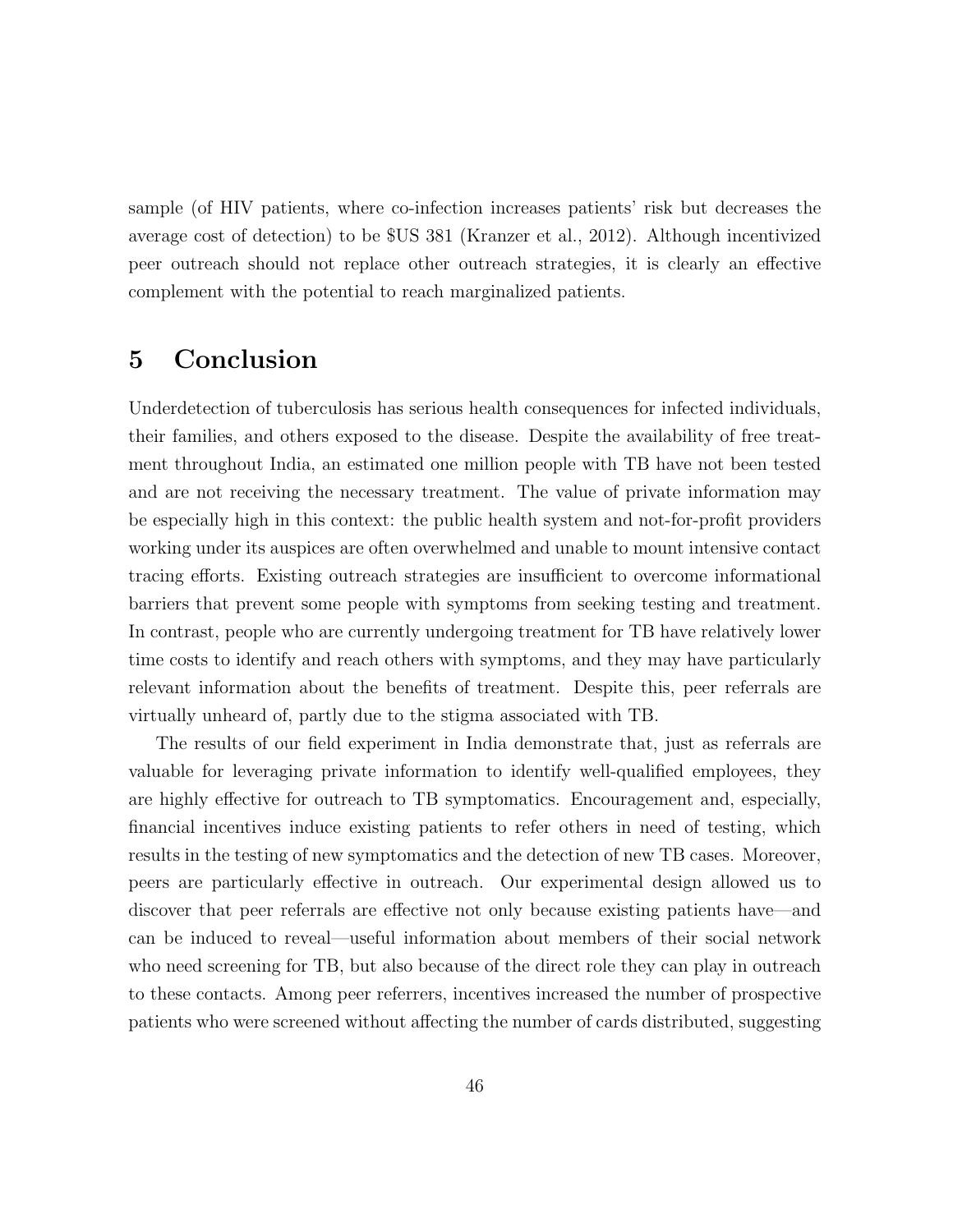sample (of HIV patients, where co-infection increases patients' risk but decreases the average cost of detection) to be $US 381 (Kranzer et al., 2012). Although incentivized peer outreach should not replace other outreach strategies, it is clearly an effective complement with the potential to reach marginalized patients.

# 5 Conclusion

Underdetection of tuberculosis has serious health consequences for infected individuals, their families, and others exposed to the disease. Despite the availability of free treatment throughout India, an estimated one million people with TB have not been tested and are not receiving the necessary treatment. The value of private information may be especially high in this context: the public health system and not-for-profit providers working under its auspices are often overwhelmed and unable to mount intensive contact tracing efforts. Existing outreach strategies are insufficient to overcome informational barriers that prevent some people with symptoms from seeking testing and treatment. In contrast, people who are currently undergoing treatment for TB have relatively lower time costs to identify and reach others with symptoms, and they may have particularly relevant information about the benefits of treatment. Despite this, peer referrals are virtually unheard of, partly due to the stigma associated with TB.

The results of our field experiment in India demonstrate that, just as referrals are valuable for leveraging private information to identify well-qualified employees, they are highly effective for outreach to TB symptomatics. Encouragement and, especially, financial incentives induce existing patients to refer others in need of testing, which results in the testing of new symptomatics and the detection of new TB cases. Moreover, peers are particularly effective in outreach. Our experimental design allowed us to discover that peer referrals are effective not only because existing patients have—and can be induced to reveal—useful information about members of their social network who need screening for TB, but also because of the direct role they can play in outreach to these contacts. Among peer referrers, incentives increased the number of prospective patients who were screened without affecting the number of cards distributed, suggesting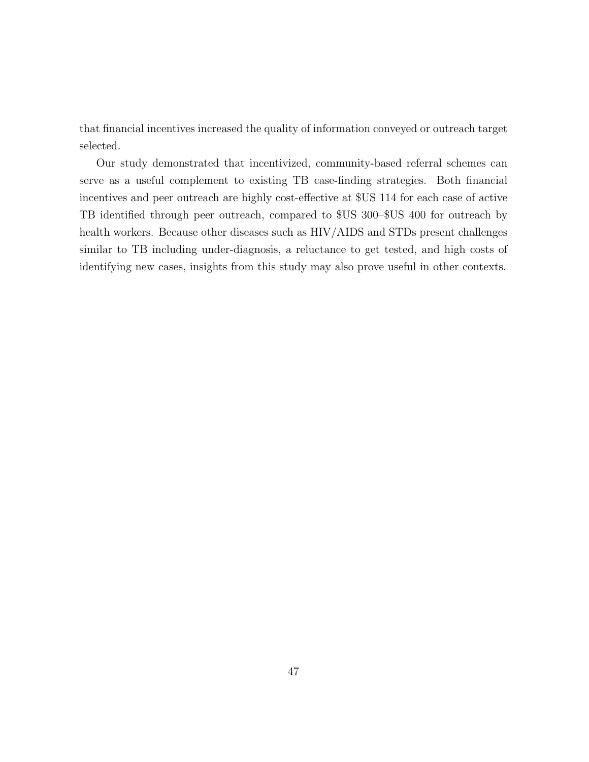that financial incentives increased the quality of information conveyed or outreach target selected.

Our study demonstrated that incentivized, community-based referral schemes can serve as a useful complement to existing TB case-finding strategies. Both financial incentives and peer outreach are highly cost-effective at $US 114 for each case of active TB identified through peer outreach, compared to $US 300–$US 400 for outreach by health workers. Because other diseases such as HIV/AIDS and STDs present challenges similar to TB including under-diagnosis, a reluctance to get tested, and high costs of identifying new cases, insights from this study may also prove useful in other contexts.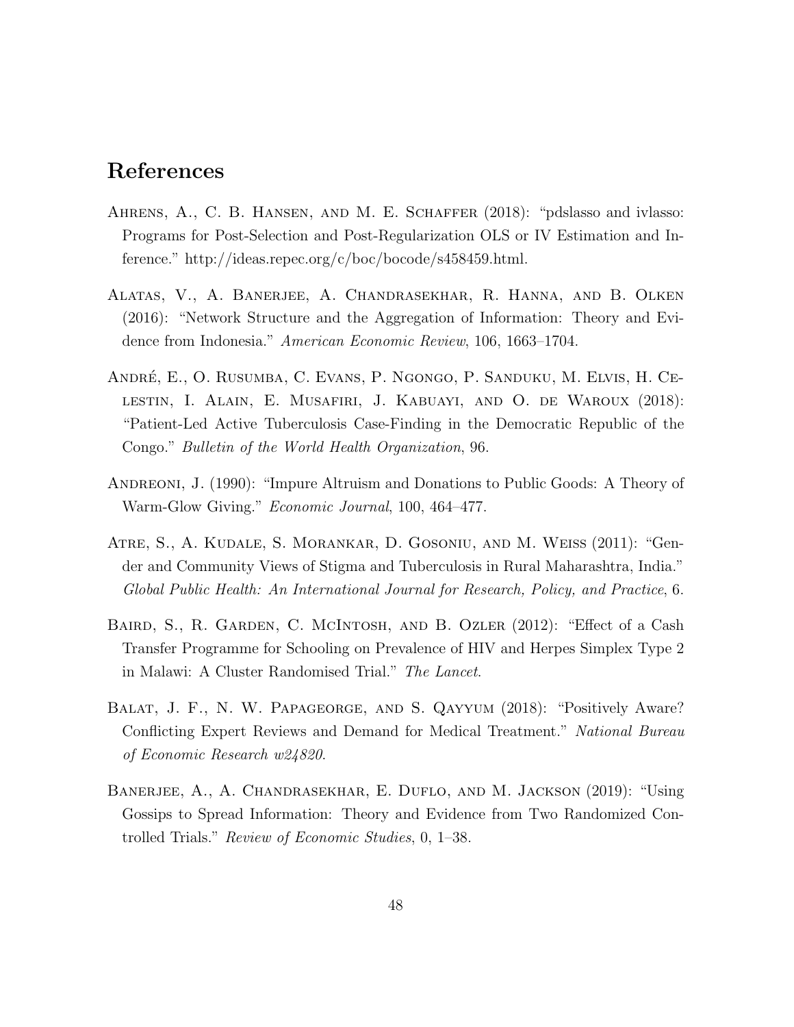# References

Ahrens, A., C. B. Hansen, and M. E. Schaffer (2018): "pdslasso and ivlasso: Programs for Post-Selection and Post-Regularization OLS or IV Estimation and Inference." http://ideas.repec.org/c/boc/bocode/s458459.html.

Alatas, V., A. Banerjee, A. Chandrasekhar, R. Hanna, and B. Olken (2016): "Network Structure and the Aggregation of Information: Theory and Evidence from Indonesia." *American Economic Review*, 106, 1663–1704.

André, E., O. Rusumba, C. Evans, P. Ngongo, P. Sanduku, M. Elvis, H. Celestin, I. Alain, E. Musafiri, J. Kabuayi, and O. de Waroux (2018): "Patient-Led Active Tuberculosis Case-Finding in the Democratic Republic of the Congo." *Bulletin of the World Health Organization*, 96.

Andreoni, J. (1990): "Impure Altruism and Donations to Public Goods: A Theory of Warm-Glow Giving." *Economic Journal*, 100, 464–477.

Atre, S., A. Kudale, S. Morankar, D. Gosoniu, and M. Weiss (2011): "Gender and Community Views of Stigma and Tuberculosis in Rural Maharashtra, India." *Global Public Health: An International Journal for Research, Policy, and Practice*, 6.

Baird, S., R. Garden, C. McIntosh, and B. Ozler (2012): "Effect of a Cash Transfer Programme for Schooling on Prevalence of HIV and Herpes Simplex Type 2 in Malawi: A Cluster Randomised Trial." *The Lancet*.

Balat, J. F., N. W. Papageorge, and S. Qayyum (2018): "Positively Aware? Conflicting Expert Reviews and Demand for Medical Treatment." *National Bureau of Economic Research w24820*.

Banerjee, A., A. Chandrasekhar, E. Duflo, and M. Jackson (2019): "Using Gossips to Spread Information: Theory and Evidence from Two Randomized Controlled Trials." *Review of Economic Studies*, 0, 1–38.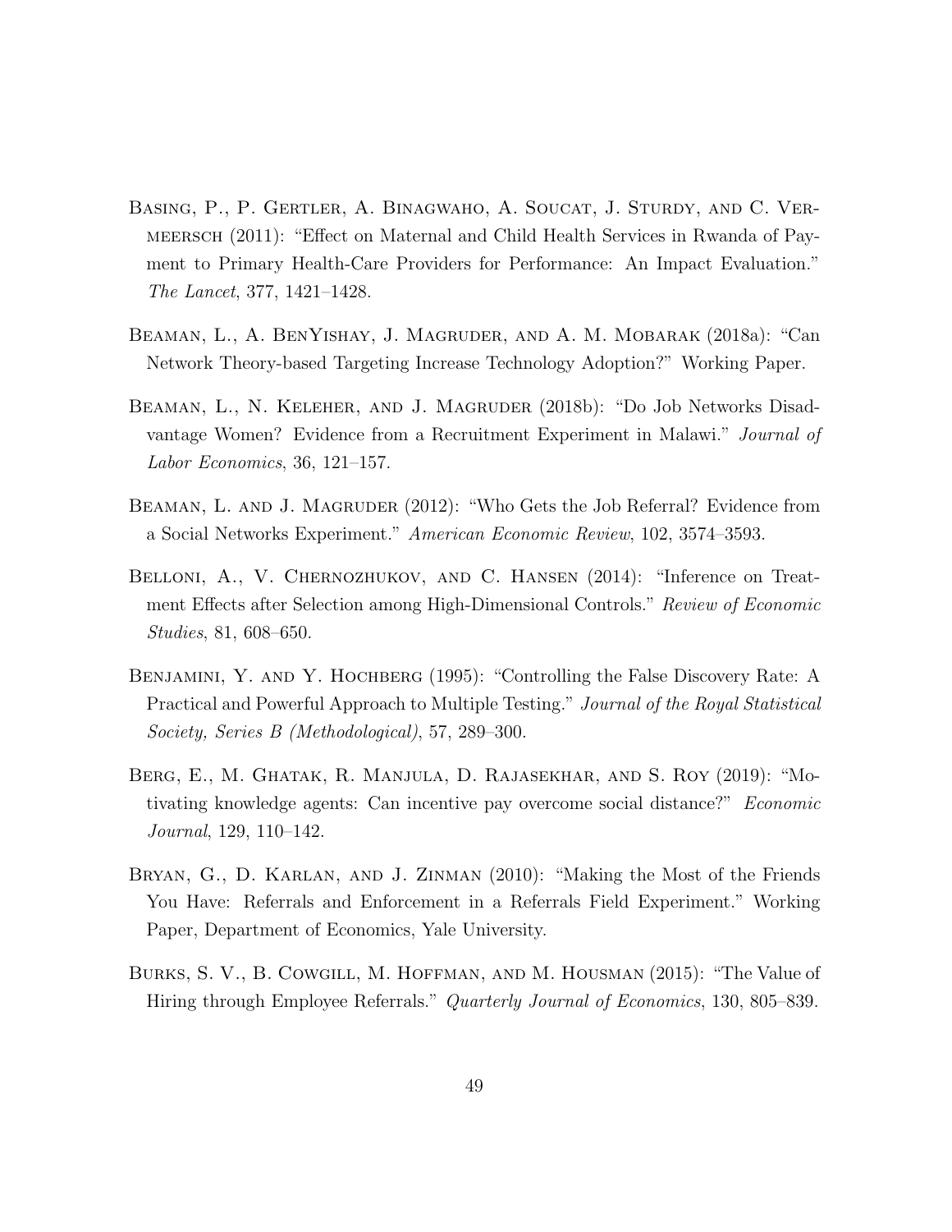Basing, P., P. Gertler, A. Binagwaho, A. Soucat, J. Sturdy, and C. Vermeersch (2011): "Effect on Maternal and Child Health Services in Rwanda of Payment to Primary Health-Care Providers for Performance: An Impact Evaluation." *The Lancet*, 377, 1421–1428.

Beaman, L., A. BenYishay, J. Magruder, and A. M. Mobarak (2018a): "Can Network Theory-based Targeting Increase Technology Adoption?" Working Paper.

Beaman, L., N. Keleher, and J. Magruder (2018b): "Do Job Networks Disadvantage Women? Evidence from a Recruitment Experiment in Malawi." *Journal of Labor Economics*, 36, 121–157.

Beaman, L. and J. Magruder (2012): "Who Gets the Job Referral? Evidence from a Social Networks Experiment." *American Economic Review*, 102, 3574–3593.

Belloni, A., V. Chernozhukov, and C. Hansen (2014): "Inference on Treatment Effects after Selection among High-Dimensional Controls." *Review of Economic Studies*, 81, 608–650.

Benjamini, Y. and Y. Hochberg (1995): "Controlling the False Discovery Rate: A Practical and Powerful Approach to Multiple Testing." *Journal of the Royal Statistical Society, Series B (Methodological)*, 57, 289–300.

Berg, E., M. Ghatak, R. Manjula, D. Rajasekhar, and S. Roy (2019): "Motivating knowledge agents: Can incentive pay overcome social distance?" *Economic Journal*, 129, 110–142.

Bryan, G., D. Karlan, and J. Zinman (2010): "Making the Most of the Friends You Have: Referrals and Enforcement in a Referrals Field Experiment." Working Paper, Department of Economics, Yale University.

Burks, S. V., B. Cowgill, M. Hoffman, and M. Housman (2015): "The Value of Hiring through Employee Referrals." *Quarterly Journal of Economics*, 130, 805–839.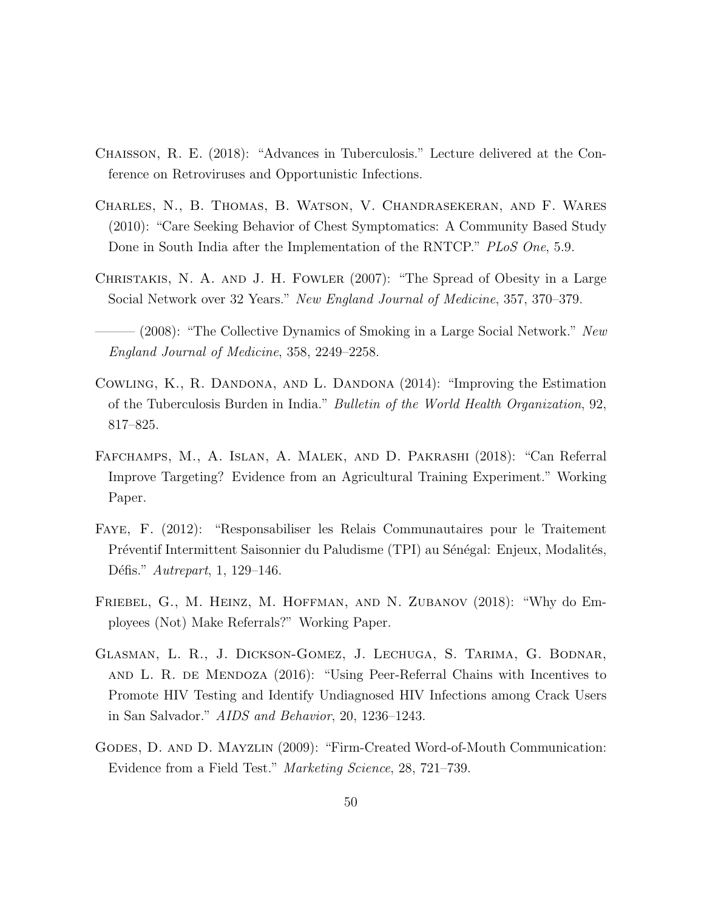Chaisson, R. E. (2018): "Advances in Tuberculosis." Lecture delivered at the Conference on Retroviruses and Opportunistic Infections.

Charles, N., B. Thomas, B. Watson, V. Chandrasekeran, and F. Wares (2010): "Care Seeking Behavior of Chest Symptomatics: A Community Based Study Done in South India after the Implementation of the RNTCP." *PLoS One*, 5.9.

Christakis, N. A. and J. H. Fowler (2007): "The Spread of Obesity in a Large Social Network over 32 Years." *New England Journal of Medicine*, 357, 370–379.

——— (2008): "The Collective Dynamics of Smoking in a Large Social Network." *New England Journal of Medicine*, 358, 2249–2258.

Cowling, K., R. Dandona, and L. Dandona (2014): "Improving the Estimation of the Tuberculosis Burden in India." *Bulletin of the World Health Organization*, 92, 817–825.

Fafchamps, M., A. Islan, A. Malek, and D. Pakrashi (2018): "Can Referral Improve Targeting? Evidence from an Agricultural Training Experiment." Working Paper.

Faye, F. (2012): "Responsabiliser les Relais Communautaires pour le Traitement Préventif Intermittent Saisonnier du Paludisme (TPI) au Sénégal: Enjeux, Modalités, Défis." *Autrepart*, 1, 129–146.

Friebel, G., M. Heinz, M. Hoffman, and N. Zubanov (2018): "Why do Employees (Not) Make Referrals?" Working Paper.

Glasman, L. R., J. Dickson-Gomez, J. Lechuga, S. Tarima, G. Bodnar, and L. R. de Mendoza (2016): "Using Peer-Referral Chains with Incentives to Promote HIV Testing and Identify Undiagnosed HIV Infections among Crack Users in San Salvador." *AIDS and Behavior*, 20, 1236–1243.

Godes, D. and D. Mayzlin (2009): "Firm-Created Word-of-Mouth Communication: Evidence from a Field Test." *Marketing Science*, 28, 721–739.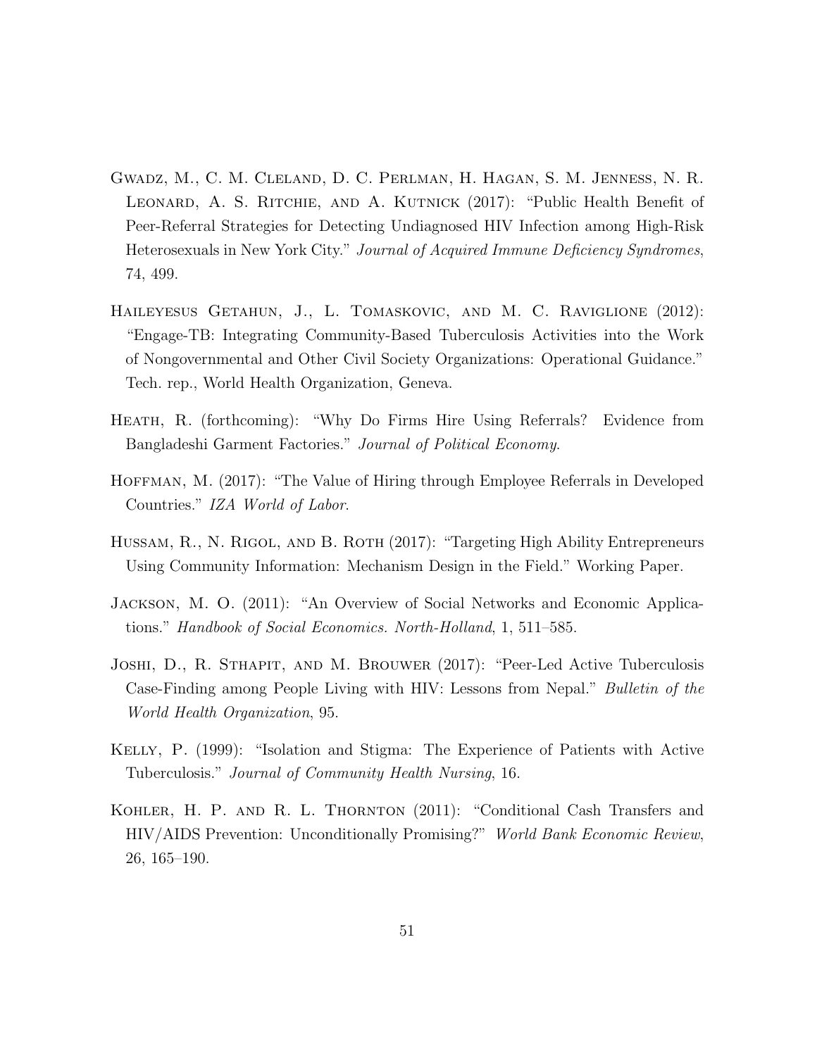Gwadz, M., C. M. Cleland, D. C. Perlman, H. Hagan, S. M. Jenness, N. R. Leonard, A. S. Ritchie, and A. Kutnick (2017): "Public Health Benefit of Peer-Referral Strategies for Detecting Undiagnosed HIV Infection among High-Risk Heterosexuals in New York City." *Journal of Acquired Immune Deficiency Syndromes*, 74, 499.

Haileyesus Getahun, J., L. Tomaskovic, and M. C. Raviglione (2012): "Engage-TB: Integrating Community-Based Tuberculosis Activities into the Work of Nongovernmental and Other Civil Society Organizations: Operational Guidance." Tech. rep., World Health Organization, Geneva.

Heath, R. (forthcoming): "Why Do Firms Hire Using Referrals? Evidence from Bangladeshi Garment Factories." *Journal of Political Economy*.

Hoffman, M. (2017): "The Value of Hiring through Employee Referrals in Developed Countries." *IZA World of Labor*.

Hussam, R., N. Rigol, and B. Roth (2017): "Targeting High Ability Entrepreneurs Using Community Information: Mechanism Design in the Field." Working Paper.

Jackson, M. O. (2011): "An Overview of Social Networks and Economic Applications." *Handbook of Social Economics. North-Holland*, 1, 511–585.

Joshi, D., R. Sthapit, and M. Brouwer (2017): "Peer-Led Active Tuberculosis Case-Finding among People Living with HIV: Lessons from Nepal." *Bulletin of the World Health Organization*, 95.

Kelly, P. (1999): "Isolation and Stigma: The Experience of Patients with Active Tuberculosis." *Journal of Community Health Nursing*, 16.

Kohler, H. P. and R. L. Thornton (2011): "Conditional Cash Transfers and HIV/AIDS Prevention: Unconditionally Promising?" *World Bank Economic Review*, 26, 165–190.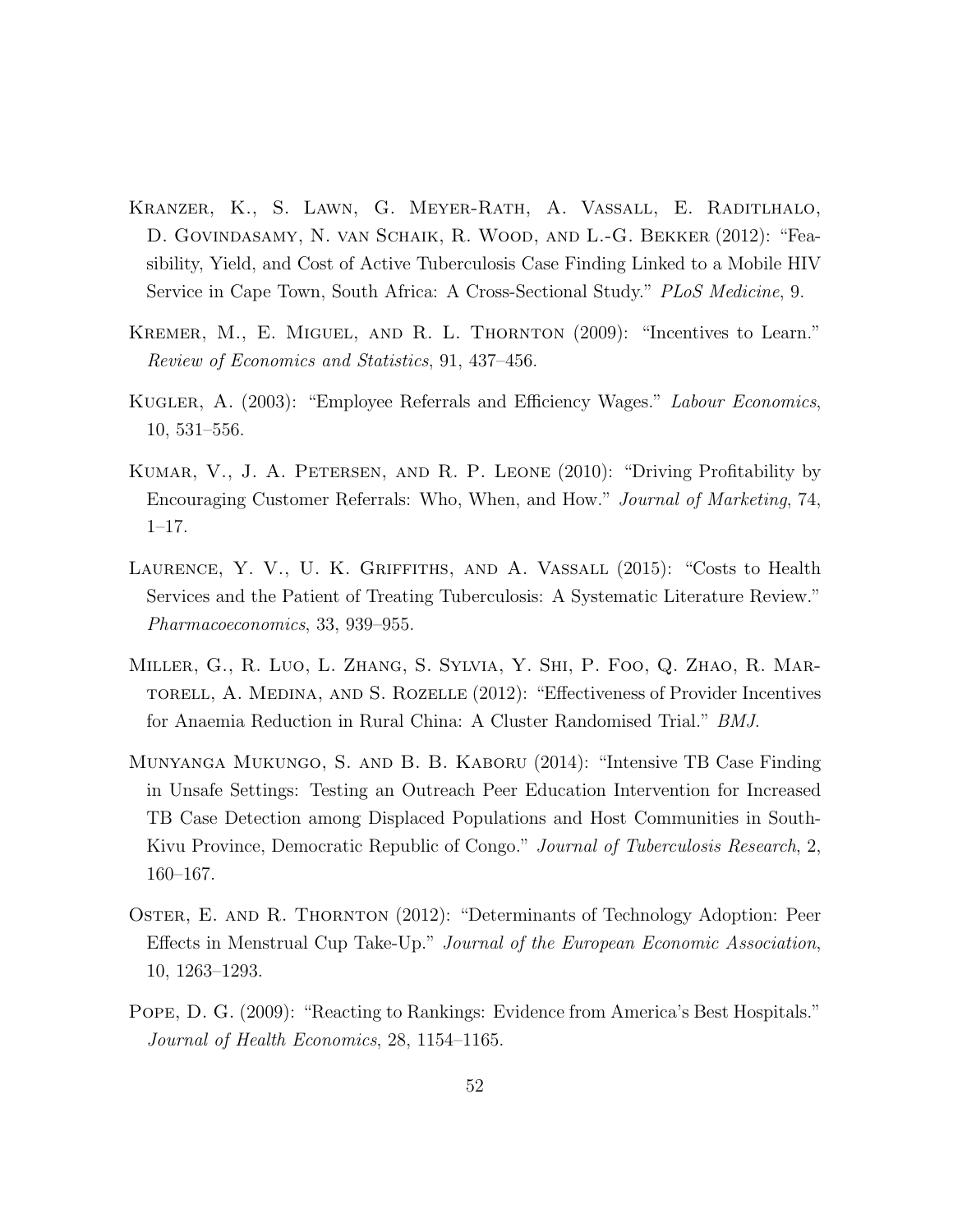Kranzer, K., S. Lawn, G. Meyer-Rath, A. Vassall, E. Raditlhalo, D. Govindasamy, N. van Schaik, R. Wood, and L.-G. Bekker (2012): "Feasibility, Yield, and Cost of Active Tuberculosis Case Finding Linked to a Mobile HIV Service in Cape Town, South Africa: A Cross-Sectional Study." *PLoS Medicine*, 9.

Kremer, M., E. Miguel, and R. L. Thornton (2009): "Incentives to Learn." *Review of Economics and Statistics*, 91, 437–456.

Kugler, A. (2003): "Employee Referrals and Efficiency Wages." *Labour Economics*, 10, 531–556.

Kumar, V., J. A. Petersen, and R. P. Leone (2010): "Driving Profitability by Encouraging Customer Referrals: Who, When, and How." *Journal of Marketing*, 74, 1–17.

Laurence, Y. V., U. K. Griffiths, and A. Vassall (2015): "Costs to Health Services and the Patient of Treating Tuberculosis: A Systematic Literature Review." *Pharmacoeconomics*, 33, 939–955.

Miller, G., R. Luo, L. Zhang, S. Sylvia, Y. Shi, P. Foo, Q. Zhao, R. Martorell, A. Medina, and S. Rozelle (2012): "Effectiveness of Provider Incentives for Anaemia Reduction in Rural China: A Cluster Randomised Trial." *BMJ*.

Munyanga Mukungo, S. and B. B. Kaboru (2014): "Intensive TB Case Finding in Unsafe Settings: Testing an Outreach Peer Education Intervention for Increased TB Case Detection among Displaced Populations and Host Communities in South-Kivu Province, Democratic Republic of Congo." *Journal of Tuberculosis Research*, 2, 160–167.

Oster, E. and R. Thornton (2012): "Determinants of Technology Adoption: Peer Effects in Menstrual Cup Take-Up." *Journal of the European Economic Association*, 10, 1263–1293.

Pope, D. G. (2009): "Reacting to Rankings: Evidence from America's Best Hospitals." *Journal of Health Economics*, 28, 1154–1165.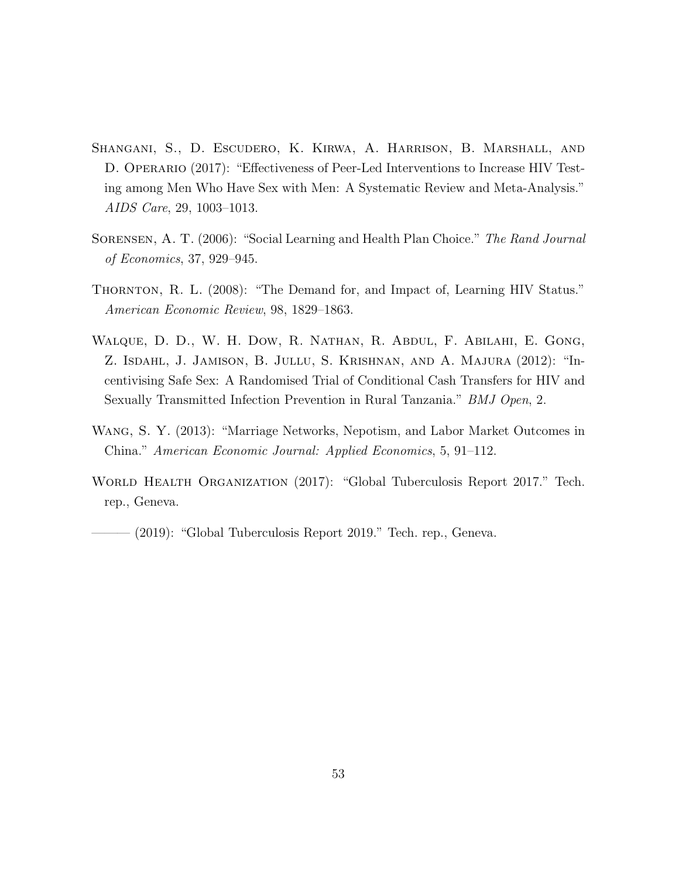Shangani, S., D. Escudero, K. Kirwa, A. Harrison, B. Marshall, and D. Operario (2017): "Effectiveness of Peer-Led Interventions to Increase HIV Testing among Men Who Have Sex with Men: A Systematic Review and Meta-Analysis." *AIDS Care*, 29, 1003–1013.

Sorensen, A. T. (2006): "Social Learning and Health Plan Choice." *The Rand Journal of Economics*, 37, 929–945.

Thornton, R. L. (2008): "The Demand for, and Impact of, Learning HIV Status." *American Economic Review*, 98, 1829–1863.

Walque, D. D., W. H. Dow, R. Nathan, R. Abdul, F. Abilahi, E. Gong, Z. Isdahl, J. Jamison, B. Jullu, S. Krishnan, and A. Majura (2012): "Incentivising Safe Sex: A Randomised Trial of Conditional Cash Transfers for HIV and Sexually Transmitted Infection Prevention in Rural Tanzania." *BMJ Open*, 2.

Wang, S. Y. (2013): "Marriage Networks, Nepotism, and Labor Market Outcomes in China." *American Economic Journal: Applied Economics*, 5, 91–112.

World Health Organization (2017): "Global Tuberculosis Report 2017." Tech. rep., Geneva.

——— (2019): "Global Tuberculosis Report 2019." Tech. rep., Geneva.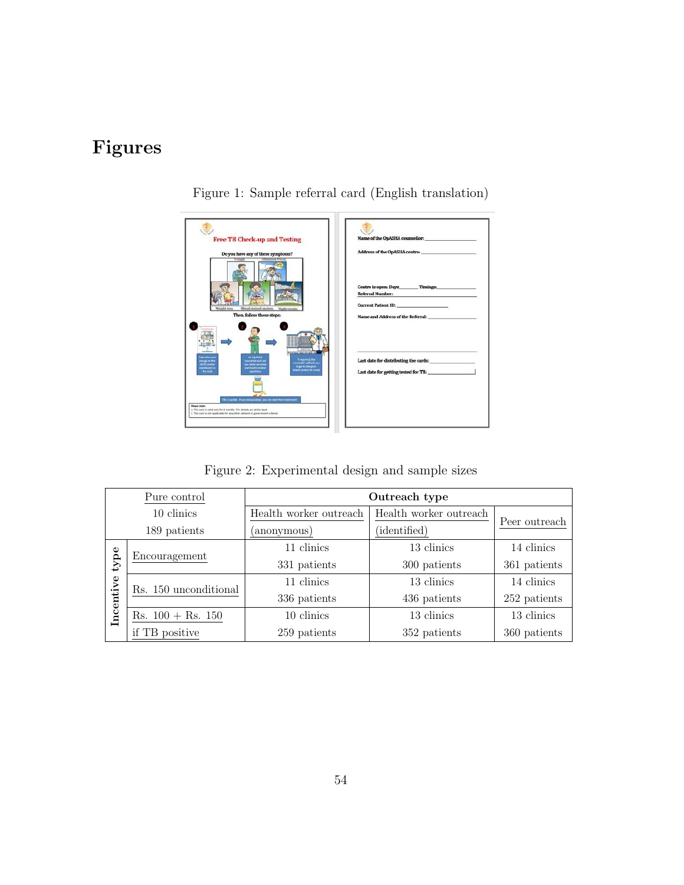# Figures

Figure 1: Sample referral card (English translation)

Figure 2: Experimental design and sample sizes

| Pure control<br>10 clinics<br>189 patients | | Outreach type | | |
|---|---|---|---|---|
| | | Health worker outreach (anonymous) | Health worker outreach (identified) | Peer outreach |
| Incentive type | Encouragement | 11 clinics<br>331 patients | 13 clinics<br>300 patients | 14 clinics<br>361 patients |
| | Rs. 150 unconditional | 11 clinics<br>336 patients | 13 clinics<br>436 patients | 14 clinics<br>252 patients |
| | Rs. 100 + Rs. 150 if TB positive | 10 clinics<br>259 patients | 13 clinics<br>352 patients | 13 clinics<br>360 patients |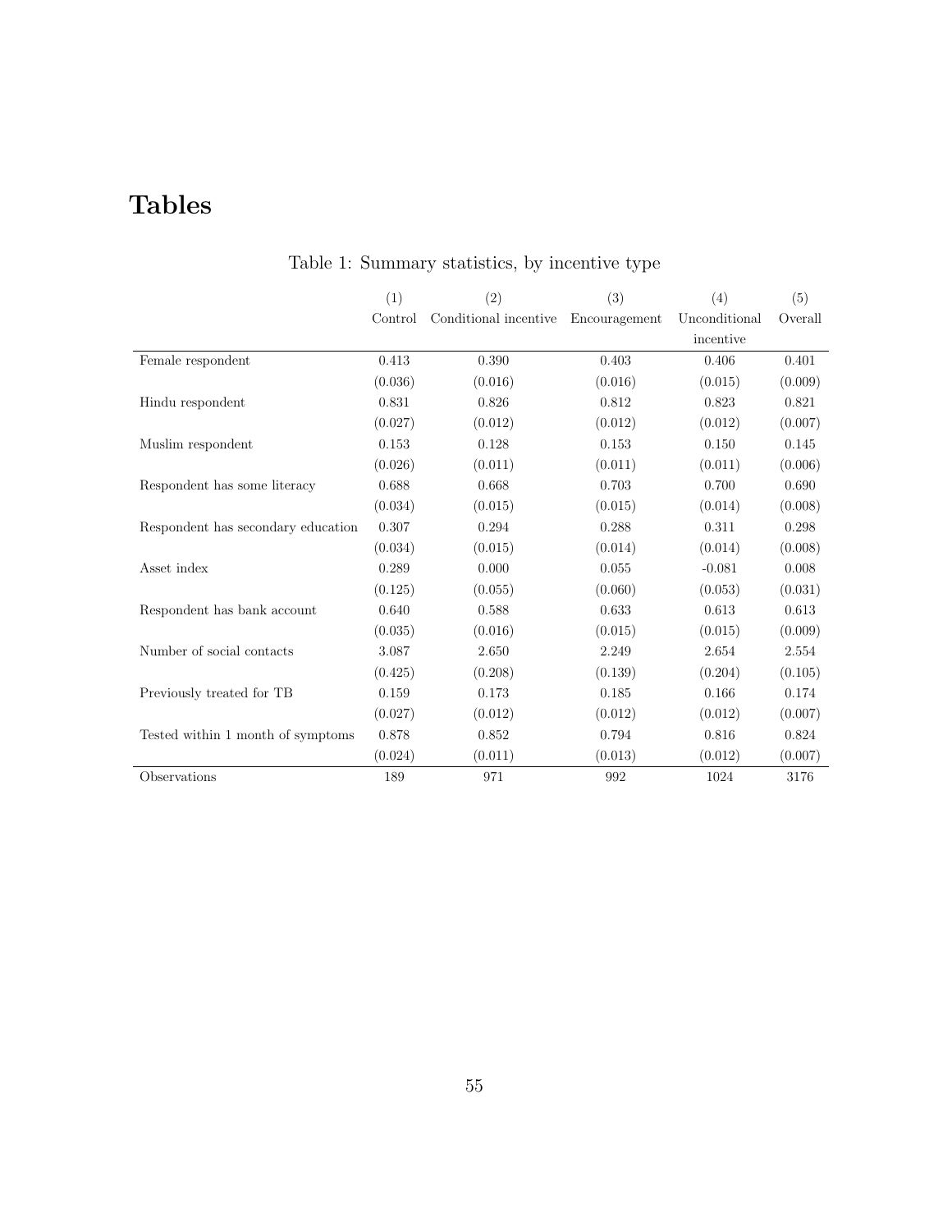# Tables

Table 1: Summary statistics, by incentive type

| | (1) Control | (2) Conditional incentive | (3) Encouragement | (4) Unconditional incentive | (5) Overall |
|---|---|---|---|---|---|
| Female respondent | 0.413 | 0.390 | 0.403 | 0.406 | 0.401 |
| | (0.036) | (0.016) | (0.016) | (0.015) | (0.009) |
| Hindu respondent | 0.831 | 0.826 | 0.812 | 0.823 | 0.821 |
| | (0.027) | (0.012) | (0.012) | (0.012) | (0.007) |
| Muslim respondent | 0.153 | 0.128 | 0.153 | 0.150 | 0.145 |
| | (0.026) | (0.011) | (0.011) | (0.011) | (0.006) |
| Respondent has some literacy | 0.688 | 0.668 | 0.703 | 0.700 | 0.690 |
| | (0.034) | (0.015) | (0.015) | (0.014) | (0.008) |
| Respondent has secondary education | 0.307 | 0.294 | 0.288 | 0.311 | 0.298 |
| | (0.034) | (0.015) | (0.014) | (0.014) | (0.008) |
| Asset index | 0.289 | 0.000 | 0.055 | -0.081 | 0.008 |
| | (0.125) | (0.055) | (0.060) | (0.053) | (0.031) |
| Respondent has bank account | 0.640 | 0.588 | 0.633 | 0.613 | 0.613 |
| | (0.035) | (0.016) | (0.015) | (0.015) | (0.009) |
| Number of social contacts | 3.087 | 2.650 | 2.249 | 2.654 | 2.554 |
| | (0.425) | (0.208) | (0.139) | (0.204) | (0.105) |
| Previously treated for TB | 0.159 | 0.173 | 0.185 | 0.166 | 0.174 |
| | (0.027) | (0.012) | (0.012) | (0.012) | (0.007) |
| Tested within 1 month of symptoms | 0.878 | 0.852 | 0.794 | 0.816 | 0.824 |
| | (0.024) | (0.011) | (0.013) | (0.012) | (0.007) |
| Observations | 189 | 971 | 992 | 1024 | 3176 |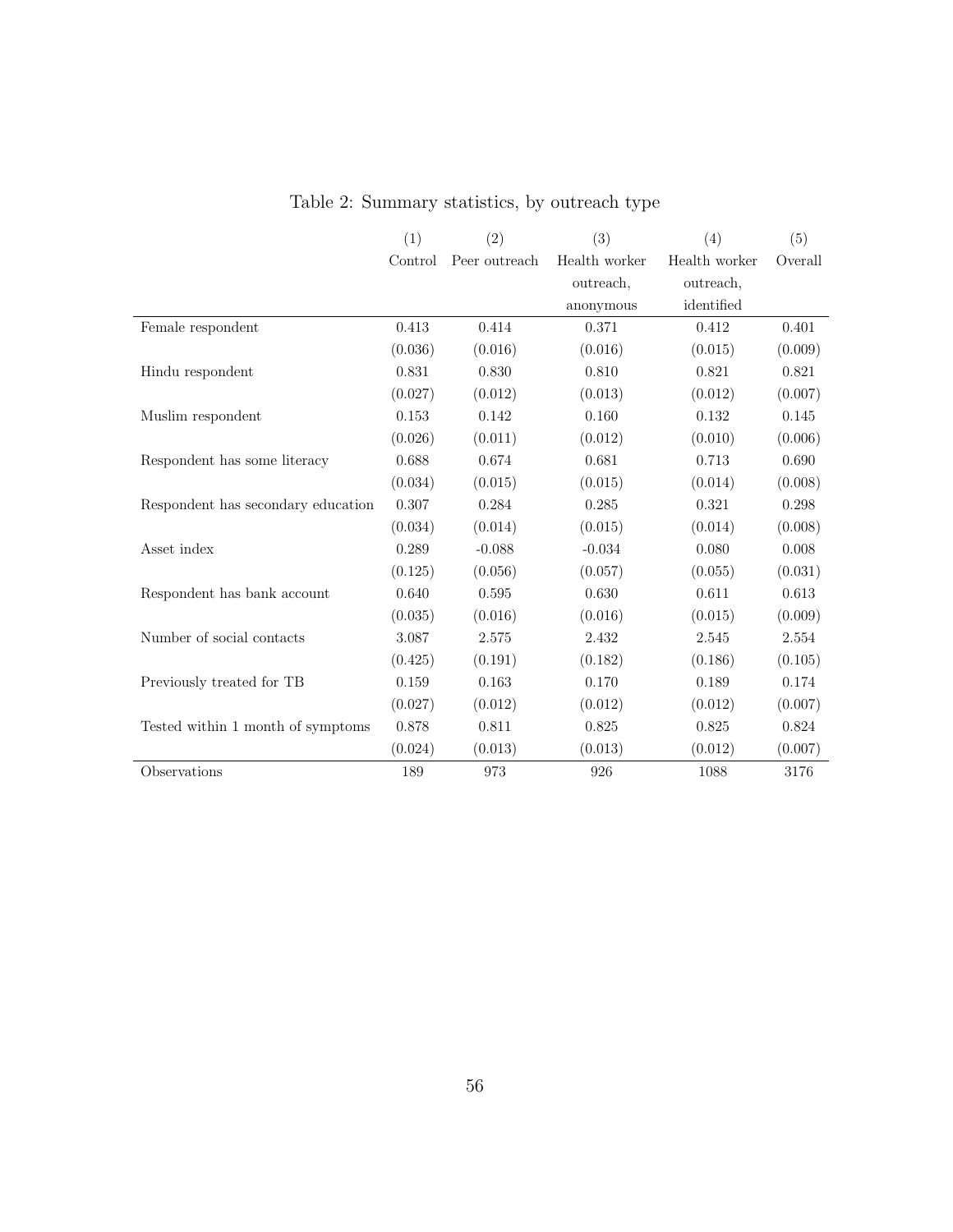Table 2: Summary statistics, by outreach type

| | (1) | (2) | (3) | (4) | (5) |
|---|---|---|---|---|---|
| | Control | Peer outreach | Health worker outreach, anonymous | Health worker outreach, identified | Overall |
| Female respondent | 0.413 | 0.414 | 0.371 | 0.412 | 0.401 |
| | (0.036) | (0.016) | (0.016) | (0.015) | (0.009) |
| Hindu respondent | 0.831 | 0.830 | 0.810 | 0.821 | 0.821 |
| | (0.027) | (0.012) | (0.013) | (0.012) | (0.007) |
| Muslim respondent | 0.153 | 0.142 | 0.160 | 0.132 | 0.145 |
| | (0.026) | (0.011) | (0.012) | (0.010) | (0.006) |
| Respondent has some literacy | 0.688 | 0.674 | 0.681 | 0.713 | 0.690 |
| | (0.034) | (0.015) | (0.015) | (0.014) | (0.008) |
| Respondent has secondary education | 0.307 | 0.284 | 0.285 | 0.321 | 0.298 |
| | (0.034) | (0.014) | (0.015) | (0.014) | (0.008) |
| Asset index | 0.289 | -0.088 | -0.034 | 0.080 | 0.008 |
| | (0.125) | (0.056) | (0.057) | (0.055) | (0.031) |
| Respondent has bank account | 0.640 | 0.595 | 0.630 | 0.611 | 0.613 |
| | (0.035) | (0.016) | (0.016) | (0.015) | (0.009) |
| Number of social contacts | 3.087 | 2.575 | 2.432 | 2.545 | 2.554 |
| | (0.425) | (0.191) | (0.182) | (0.186) | (0.105) |
| Previously treated for TB | 0.159 | 0.163 | 0.170 | 0.189 | 0.174 |
| | (0.027) | (0.012) | (0.012) | (0.012) | (0.007) |
| Tested within 1 month of symptoms | 0.878 | 0.811 | 0.825 | 0.825 | 0.824 |
| | (0.024) | (0.013) | (0.013) | (0.012) | (0.007) |
| Observations | 189 | 973 | 926 | 1088 | 3176 |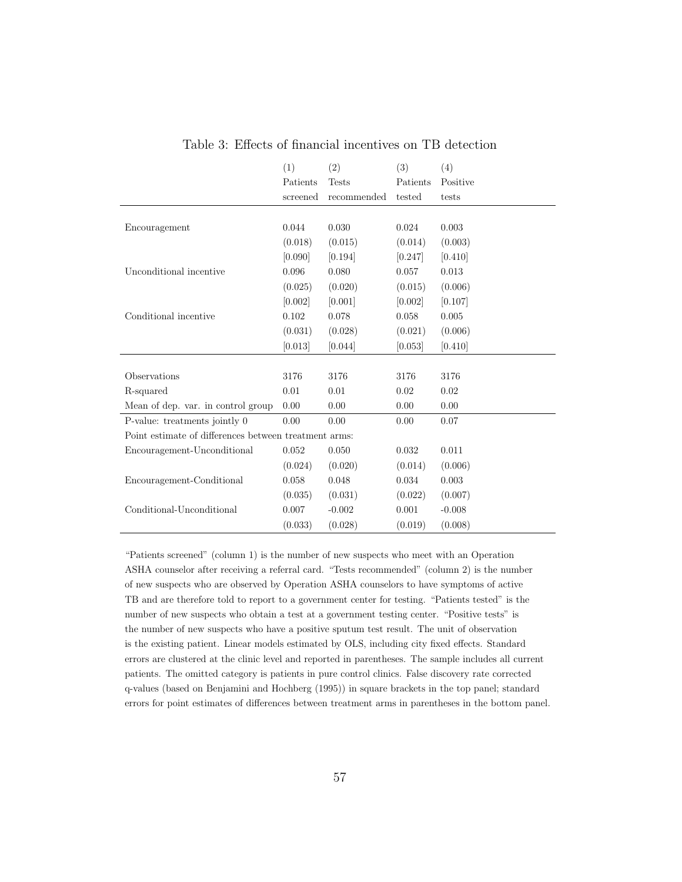Table 3: Effects of financial incentives on TB detection

| | (1) Patients screened | (2) Tests recommended | (3) Patients tested | (4) Positive tests |
|---|---|---|---|---|
| Encouragement | 0.044 | 0.030 | 0.024 | 0.003 |
| | (0.018) | (0.015) | (0.014) | (0.003) |
| | [0.090] | [0.194] | [0.247] | [0.410] |
| Unconditional incentive | 0.096 | 0.080 | 0.057 | 0.013 |
| | (0.025) | (0.020) | (0.015) | (0.006) |
| | [0.002] | [0.001] | [0.002] | [0.107] |
| Conditional incentive | 0.102 | 0.078 | 0.058 | 0.005 |
| | (0.031) | (0.028) | (0.021) | (0.006) |
| | [0.013] | [0.044] | [0.053] | [0.410] |
| Observations | 3176 | 3176 | 3176 | 3176 |
| R-squared | 0.01 | 0.01 | 0.02 | 0.02 |
| Mean of dep. var. in control group | 0.00 | 0.00 | 0.00 | 0.00 |
| P-value: treatments jointly 0 | 0.00 | 0.00 | 0.00 | 0.07 |
| Point estimate of differences between treatment arms: | | | | |
| Encouragement-Unconditional | 0.052 | 0.050 | 0.032 | 0.011 |
| | (0.024) | (0.020) | (0.014) | (0.006) |
| Encouragement-Conditional | 0.058 | 0.048 | 0.034 | 0.003 |
| | (0.035) | (0.031) | (0.022) | (0.007) |
| Conditional-Unconditional | 0.007 | -0.002 | 0.001 | -0.008 |
| | (0.033) | (0.028) | (0.019) | (0.008) |

"Patients screened" (column 1) is the number of new suspects who meet with an Operation ASHA counselor after receiving a referral card. "Tests recommended" (column 2) is the number of new suspects who are observed by Operation ASHA counselors to have symptoms of active TB and are therefore told to report to a government center for testing. "Patients tested" is the number of new suspects who obtain a test at a government testing center. "Positive tests" is the number of new suspects who have a positive sputum test result. The unit of observation is the existing patient. Linear models estimated by OLS, including city fixed effects. Standard errors are clustered at the clinic level and reported in parentheses. The sample includes all current patients. The omitted category is patients in pure control clinics. False discovery rate corrected q-values (based on Benjamini and Hochberg (1995)) in square brackets in the top panel; standard errors for point estimates of differences between treatment arms in parentheses in the bottom panel.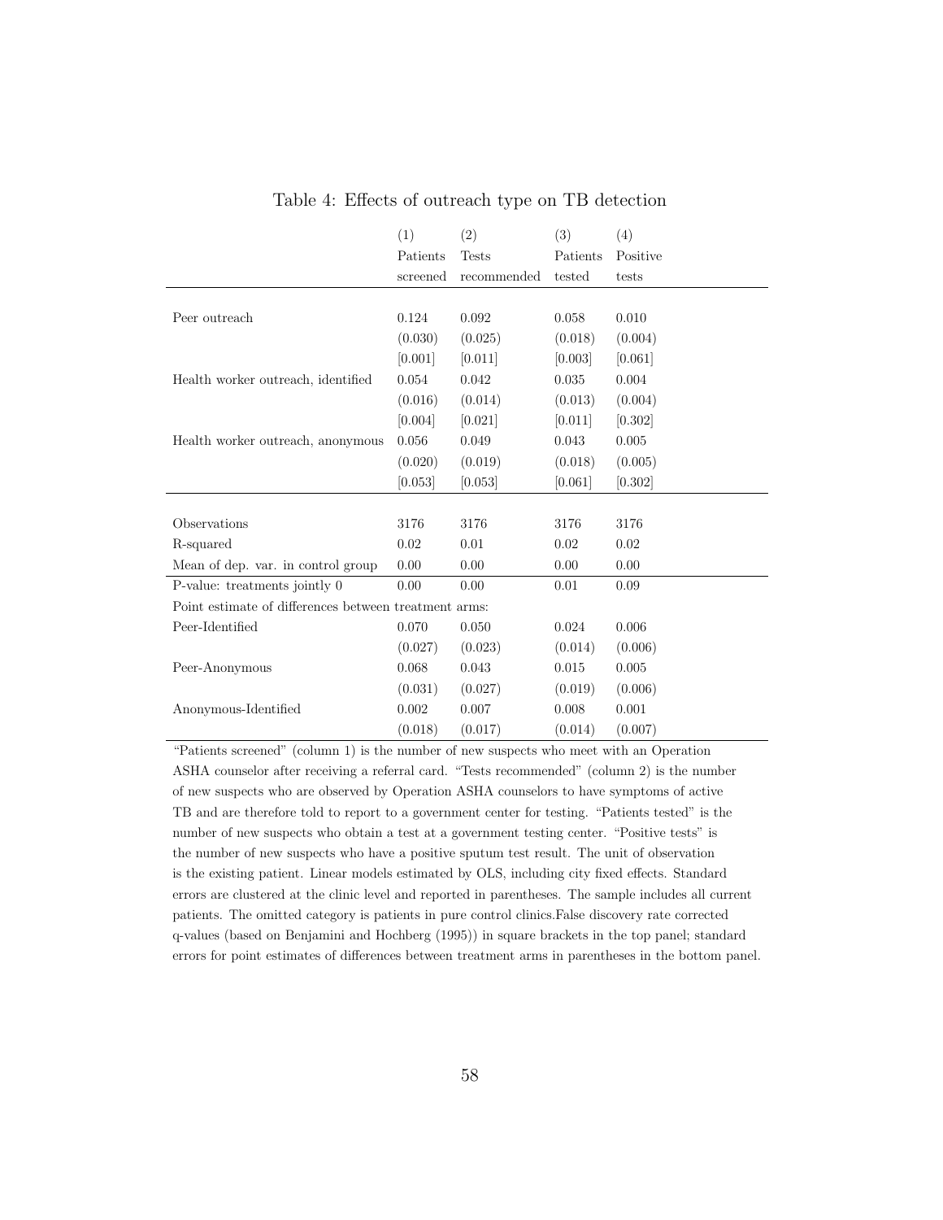Table 4: Effects of outreach type on TB detection

| | (1) Patients screened | (2) Tests recommended | (3) Patients tested | (4) Positive tests |
|---|---|---|---|---|
| Peer outreach | 0.124 | 0.092 | 0.058 | 0.010 |
| | (0.030) | (0.025) | (0.018) | (0.004) |
| | [0.001] | [0.011] | [0.003] | [0.061] |
| Health worker outreach, identified | 0.054 | 0.042 | 0.035 | 0.004 |
| | (0.016) | (0.014) | (0.013) | (0.004) |
| | [0.004] | [0.021] | [0.011] | [0.302] |
| Health worker outreach, anonymous | 0.056 | 0.049 | 0.043 | 0.005 |
| | (0.020) | (0.019) | (0.018) | (0.005) |
| | [0.053] | [0.053] | [0.061] | [0.302] |
| Observations | 3176 | 3176 | 3176 | 3176 |
| R-squared | 0.02 | 0.01 | 0.02 | 0.02 |
| Mean of dep. var. in control group | 0.00 | 0.00 | 0.00 | 0.00 |
| P-value: treatments jointly 0 | 0.00 | 0.00 | 0.01 | 0.09 |
| Point estimate of differences between treatment arms: | | | | |
| Peer-Identified | 0.070 | 0.050 | 0.024 | 0.006 |
| | (0.027) | (0.023) | (0.014) | (0.006) |
| Peer-Anonymous | 0.068 | 0.043 | 0.015 | 0.005 |
| | (0.031) | (0.027) | (0.019) | (0.006) |
| Anonymous-Identified | 0.002 | 0.007 | 0.008 | 0.001 |
| | (0.018) | (0.017) | (0.014) | (0.007) |

"Patients screened" (column 1) is the number of new suspects who meet with an Operation ASHA counselor after receiving a referral card. "Tests recommended" (column 2) is the number of new suspects who are observed by Operation ASHA counselors to have symptoms of active TB and are therefore told to report to a government center for testing. "Patients tested" is the number of new suspects who obtain a test at a government testing center. "Positive tests" is the number of new suspects who have a positive sputum test result. The unit of observation is the existing patient. Linear models estimated by OLS, including city fixed effects. Standard errors are clustered at the clinic level and reported in parentheses. The sample includes all current patients. The omitted category is patients in pure control clinics.False discovery rate corrected q-values (based on Benjamini and Hochberg (1995)) in square brackets in the top panel; standard errors for point estimates of differences between treatment arms in parentheses in the bottom panel.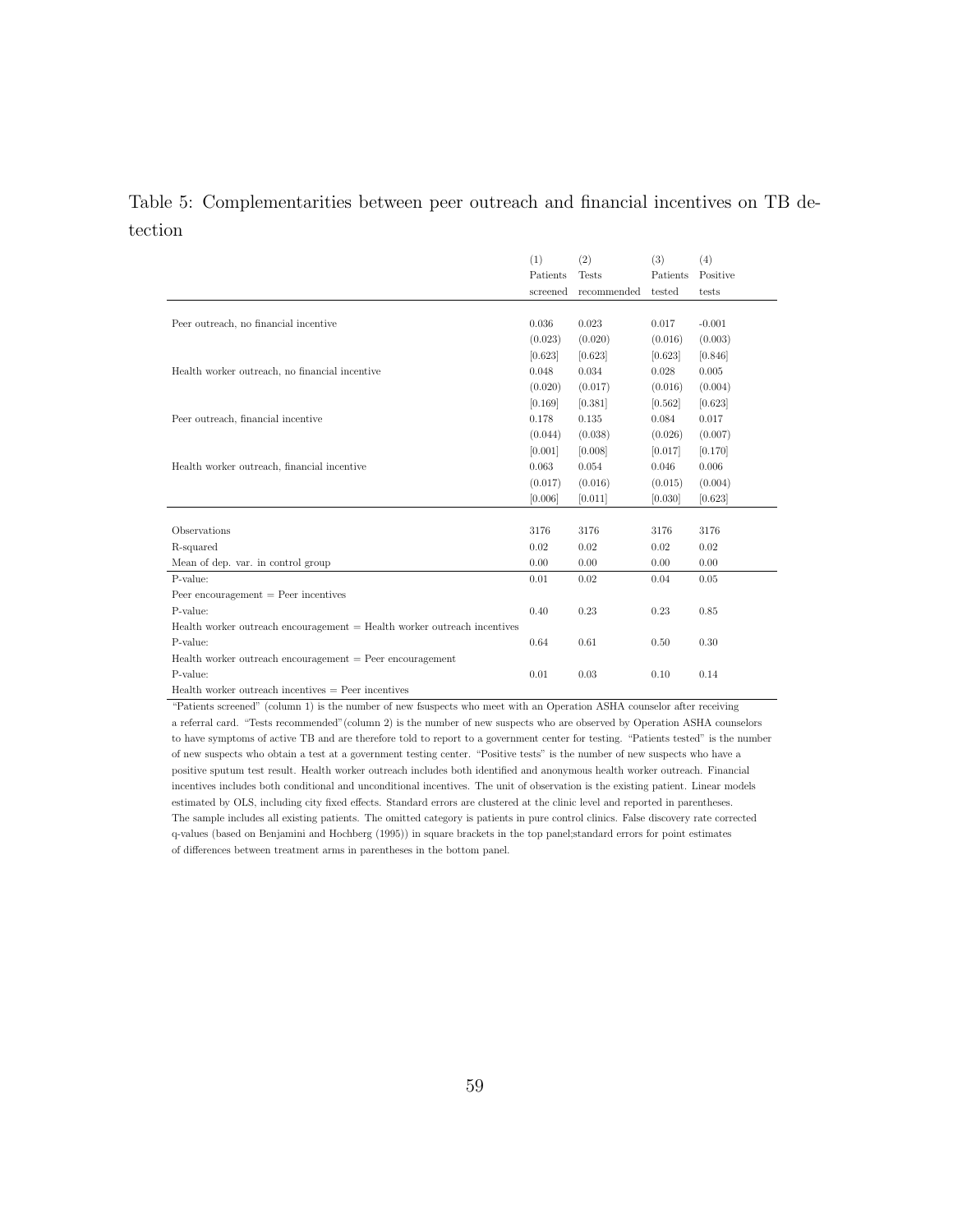Table 5: Complementarities between peer outreach and financial incentives on TB detection

| | (1)<br>Patients<br>screened | (2)<br>Tests<br>recommended | (3)<br>Patients<br>tested | (4)<br>Positive<br>tests |
|---|---|---|---|---|
| Peer outreach, no financial incentive | 0.036 | 0.023 | 0.017 | -0.001 |
| | (0.023) | (0.020) | (0.016) | (0.003) |
| | [0.623] | [0.623] | [0.623] | [0.846] |
| Health worker outreach, no financial incentive | 0.048 | 0.034 | 0.028 | 0.005 |
| | (0.020) | (0.017) | (0.016) | (0.004) |
| | [0.169] | [0.381] | [0.562] | [0.623] |
| Peer outreach, financial incentive | 0.178 | 0.135 | 0.084 | 0.017 |
| | (0.044) | (0.038) | (0.026) | (0.007) |
| | [0.001] | [0.008] | [0.017] | [0.170] |
| Health worker outreach, financial incentive | 0.063 | 0.054 | 0.046 | 0.006 |
| | (0.017) | (0.016) | (0.015) | (0.004) |
| | [0.006] | [0.011] | [0.030] | [0.623] |
| Observations | 3176 | 3176 | 3176 | 3176 |
| R-squared | 0.02 | 0.02 | 0.02 | 0.02 |
| Mean of dep. var. in control group | 0.00 | 0.00 | 0.00 | 0.00 |
| P-value: | 0.01 | 0.02 | 0.04 | 0.05 |
| Peer encouragement = Peer incentives | | | | |
| P-value: | 0.40 | 0.23 | 0.23 | 0.85 |
| Health worker outreach encouragement = Health worker outreach incentives | | | | |
| P-value: | 0.64 | 0.61 | 0.50 | 0.30 |
| Health worker outreach encouragement = Peer encouragement | | | | |
| P-value: | 0.01 | 0.03 | 0.10 | 0.14 |
| Health worker outreach incentives = Peer incentives | | | | |

"Patients screened" (column 1) is the number of new fsuspects who meet with an Operation ASHA counselor after receiving a referral card. "Tests recommended"(column 2) is the number of new suspects who are observed by Operation ASHA counselors to have symptoms of active TB and are therefore told to report to a government center for testing. "Patients tested" is the number of new suspects who obtain a test at a government testing center. "Positive tests" is the number of new suspects who have a positive sputum test result. Health worker outreach includes both identified and anonymous health worker outreach. Financial incentives includes both conditional and unconditional incentives. The unit of observation is the existing patient. Linear models estimated by OLS, including city fixed effects. Standard errors are clustered at the clinic level and reported in parentheses. The sample includes all existing patients. The omitted category is patients in pure control clinics. False discovery rate corrected q-values (based on Benjamini and Hochberg (1995)) in square brackets in the top panel;standard errors for point estimates of differences between treatment arms in parentheses in the bottom panel.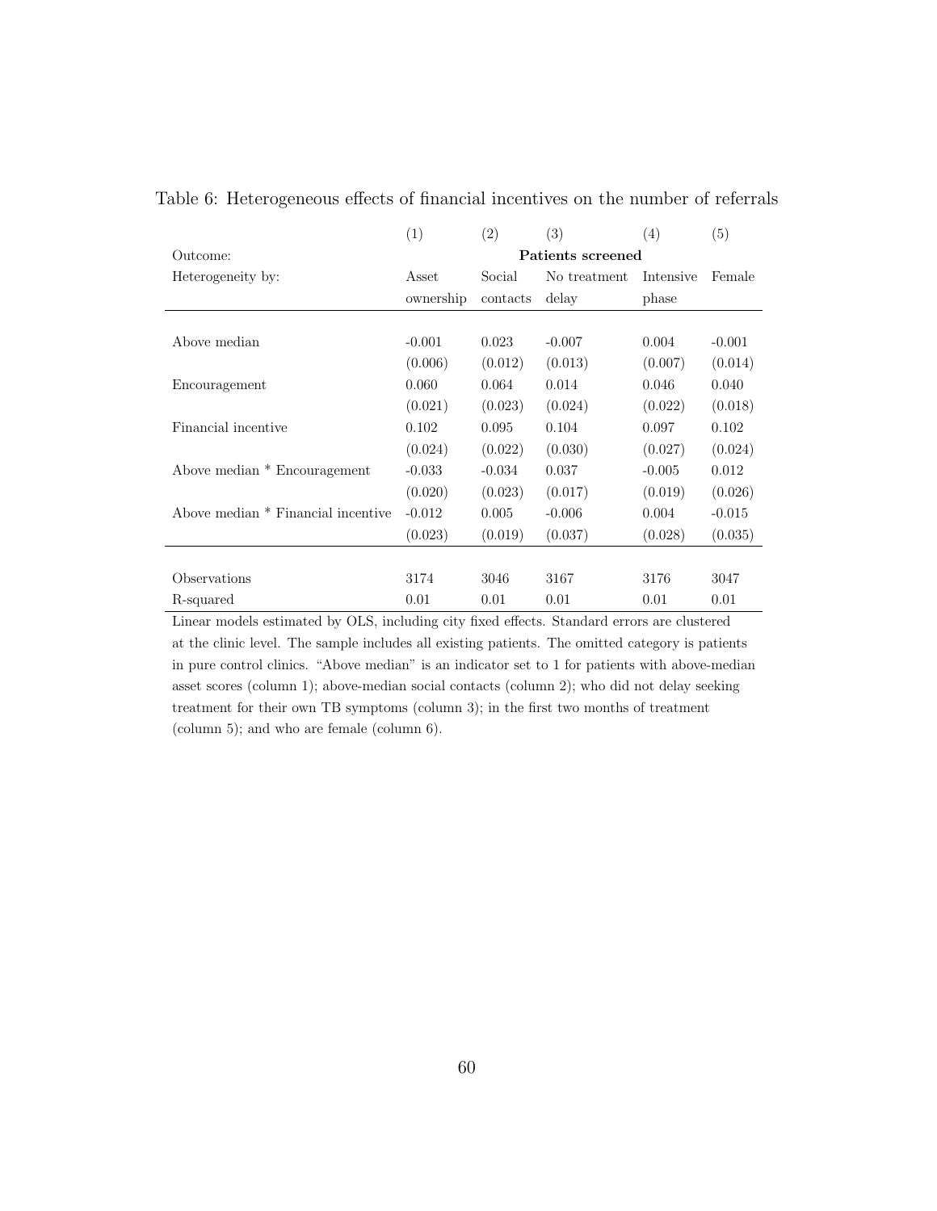Table 6: Heterogeneous effects of financial incentives on the number of referrals

| | (1) | (2) | (3) | (4) | (5) |
|---|---|---|---|---|---|
| Outcome: | **Patients screened** | | | | |
| Heterogeneity by: | Asset ownership | Social contacts | No treatment delay | Intensive phase | Female |
| Above median | -0.001 | 0.023 | -0.007 | 0.004 | -0.001 |
| | (0.006) | (0.012) | (0.013) | (0.007) | (0.014) |
| Encouragement | 0.060 | 0.064 | 0.014 | 0.046 | 0.040 |
| | (0.021) | (0.023) | (0.024) | (0.022) | (0.018) |
| Financial incentive | 0.102 | 0.095 | 0.104 | 0.097 | 0.102 |
| | (0.024) | (0.022) | (0.030) | (0.027) | (0.024) |
| Above median * Encouragement | -0.033 | -0.034 | 0.037 | -0.005 | 0.012 |
| | (0.020) | (0.023) | (0.017) | (0.019) | (0.026) |
| Above median * Financial incentive | -0.012 | 0.005 | -0.006 | 0.004 | -0.015 |
| | (0.023) | (0.019) | (0.037) | (0.028) | (0.035) |
| Observations | 3174 | 3046 | 3167 | 3176 | 3047 |
| R-squared | 0.01 | 0.01 | 0.01 | 0.01 | 0.01 |

Linear models estimated by OLS, including city fixed effects. Standard errors are clustered at the clinic level. The sample includes all existing patients. The omitted category is patients in pure control clinics. "Above median" is an indicator set to 1 for patients with above-median asset scores (column 1); above-median social contacts (column 2); who did not delay seeking treatment for their own TB symptoms (column 3); in the first two months of treatment (column 5); and who are female (column 6).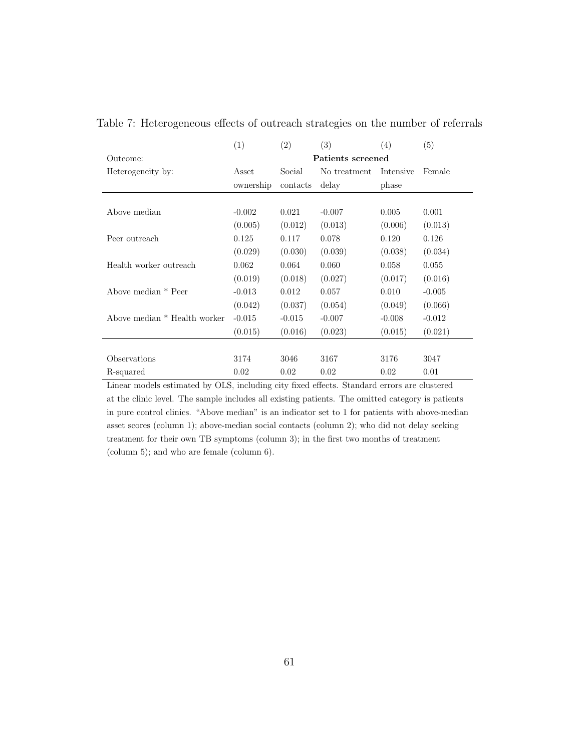Table 7: Heterogeneous effects of outreach strategies on the number of referrals

| | (1) | (2) | (3) | (4) | (5) |
|---|---|---|---|---|---|
| Outcome: | **Patients screened** | | | | |
| Heterogeneity by: | Asset ownership | Social contacts | No treatment delay | Intensive phase | Female |
| Above median | -0.002 | 0.021 | -0.007 | 0.005 | 0.001 |
| | (0.005) | (0.012) | (0.013) | (0.006) | (0.013) |
| Peer outreach | 0.125 | 0.117 | 0.078 | 0.120 | 0.126 |
| | (0.029) | (0.030) | (0.039) | (0.038) | (0.034) |
| Health worker outreach | 0.062 | 0.064 | 0.060 | 0.058 | 0.055 |
| | (0.019) | (0.018) | (0.027) | (0.017) | (0.016) |
| Above median * Peer | -0.013 | 0.012 | 0.057 | 0.010 | -0.005 |
| | (0.042) | (0.037) | (0.054) | (0.049) | (0.066) |
| Above median * Health worker | -0.015 | -0.015 | -0.007 | -0.008 | -0.012 |
| | (0.015) | (0.016) | (0.023) | (0.015) | (0.021) |
| Observations | 3174 | 3046 | 3167 | 3176 | 3047 |
| R-squared | 0.02 | 0.02 | 0.02 | 0.02 | 0.01 |

Linear models estimated by OLS, including city fixed effects. Standard errors are clustered at the clinic level. The sample includes all existing patients. The omitted category is patients in pure control clinics. "Above median" is an indicator set to 1 for patients with above-median asset scores (column 1); above-median social contacts (column 2); who did not delay seeking treatment for their own TB symptoms (column 3); in the first two months of treatment (column 5); and who are female (column 6).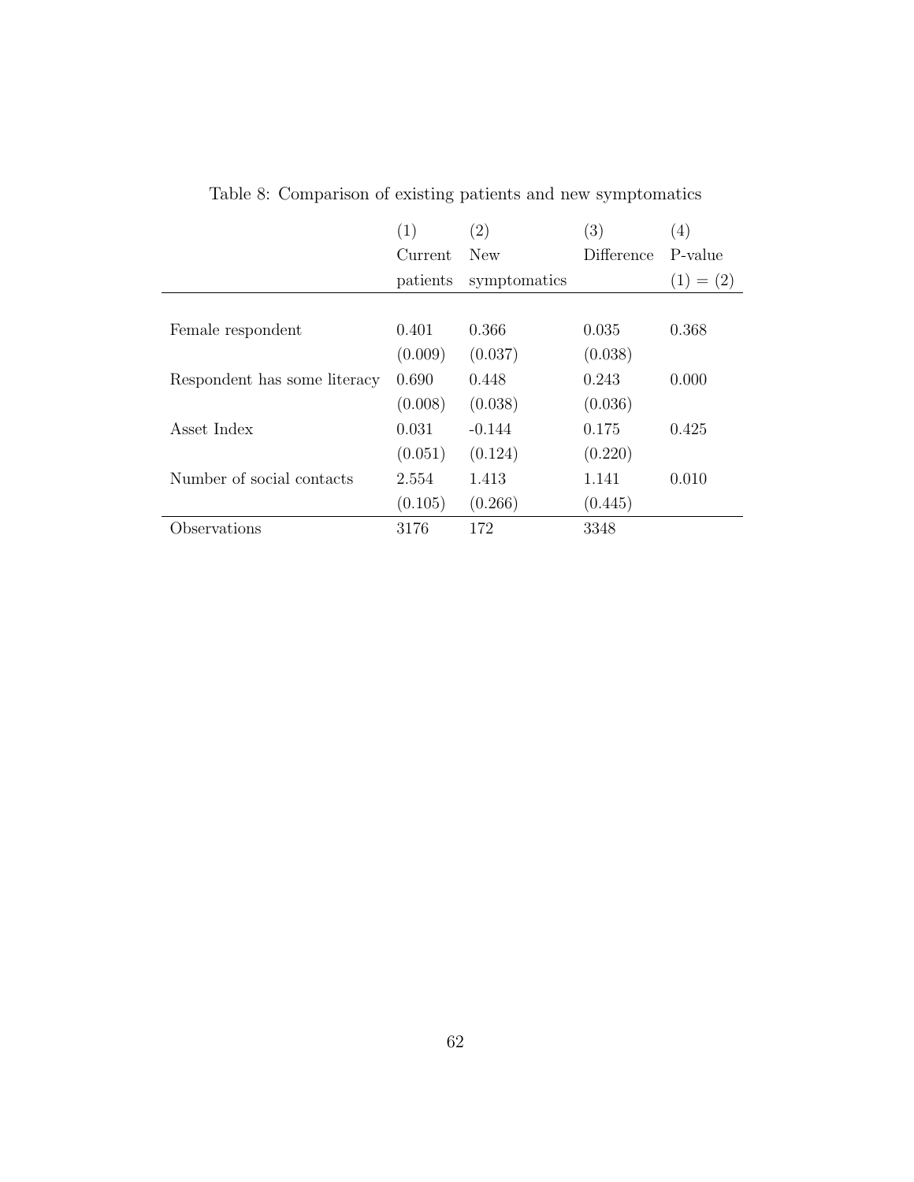Table 8: Comparison of existing patients and new symptomatics

| | (1) Current patients | (2) New symptomatics | (3) Difference | (4) P-value (1) = (2) |
|---|---|---|---|---|
| Female respondent | 0.401 | 0.366 | 0.035 | 0.368 |
| | (0.009) | (0.037) | (0.038) | |
| Respondent has some literacy | 0.690 | 0.448 | 0.243 | 0.000 |
| | (0.008) | (0.038) | (0.036) | |
| Asset Index | 0.031 | -0.144 | 0.175 | 0.425 |
| | (0.051) | (0.124) | (0.220) | |
| Number of social contacts | 2.554 | 1.413 | 1.141 | 0.010 |
| | (0.105) | (0.266) | (0.445) | |
| Observations | 3176 | 172 | 3348 | |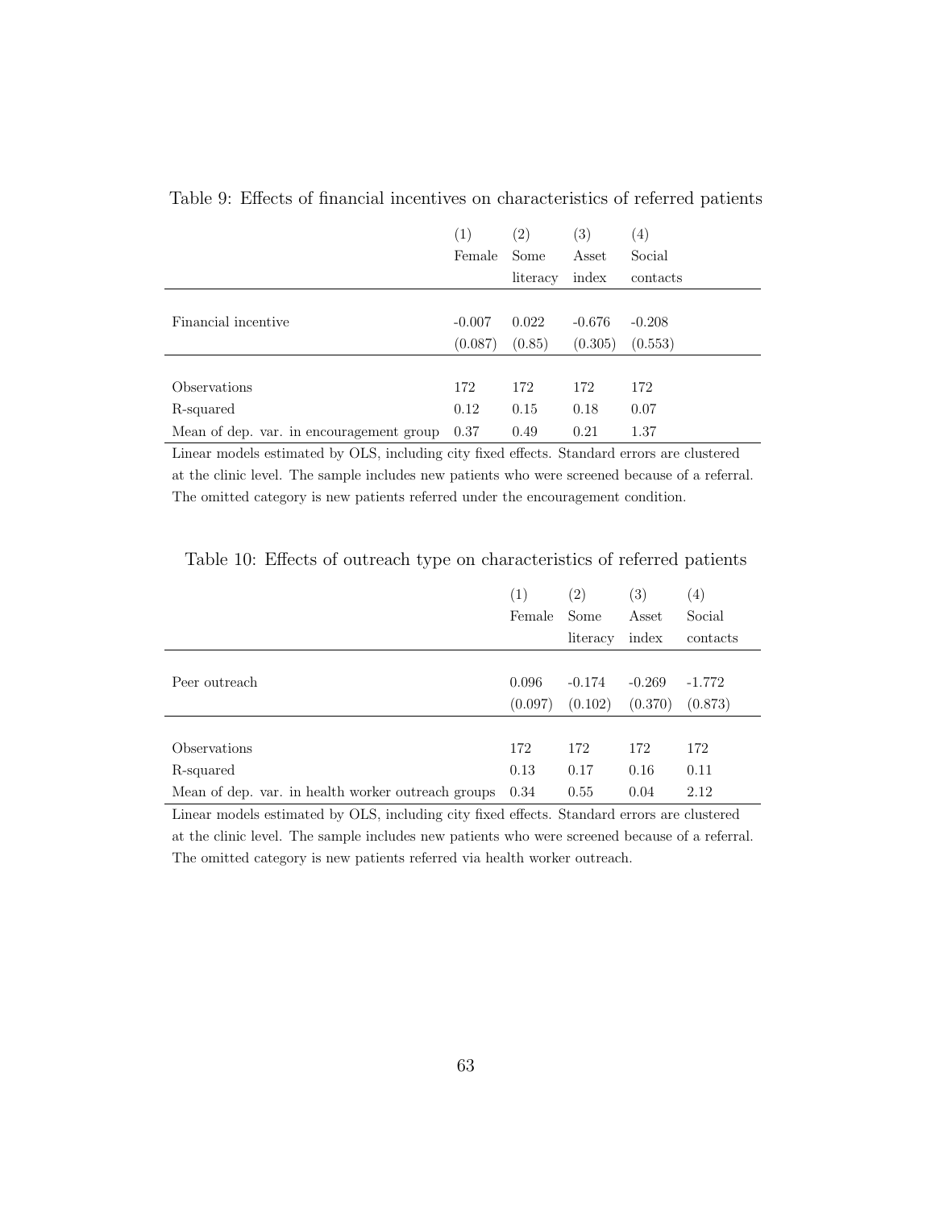Table 9: Effects of financial incentives on characteristics of referred patients

| | (1) Female | (2) Some literacy | (3) Asset index | (4) Social contacts |
|---|---|---|---|---|
| Financial incentive | -0.007 | 0.022 | -0.676 | -0.208 |
| | (0.087) | (0.85) | (0.305) | (0.553) |
| Observations | 172 | 172 | 172 | 172 |
| R-squared | 0.12 | 0.15 | 0.18 | 0.07 |
| Mean of dep. var. in encouragement group | 0.37 | 0.49 | 0.21 | 1.37 |

Linear models estimated by OLS, including city fixed effects. Standard errors are clustered at the clinic level. The sample includes new patients who were screened because of a referral. The omitted category is new patients referred under the encouragement condition.

Table 10: Effects of outreach type on characteristics of referred patients

| | (1) Female | (2) Some literacy | (3) Asset index | (4) Social contacts |
|---|---|---|---|---|
| Peer outreach | 0.096 | -0.174 | -0.269 | -1.772 |
| | (0.097) | (0.102) | (0.370) | (0.873) |
| Observations | 172 | 172 | 172 | 172 |
| R-squared | 0.13 | 0.17 | 0.16 | 0.11 |
| Mean of dep. var. in health worker outreach groups | 0.34 | 0.55 | 0.04 | 2.12 |

Linear models estimated by OLS, including city fixed effects. Standard errors are clustered at the clinic level. The sample includes new patients who were screened because of a referral. The omitted category is new patients referred via health worker outreach.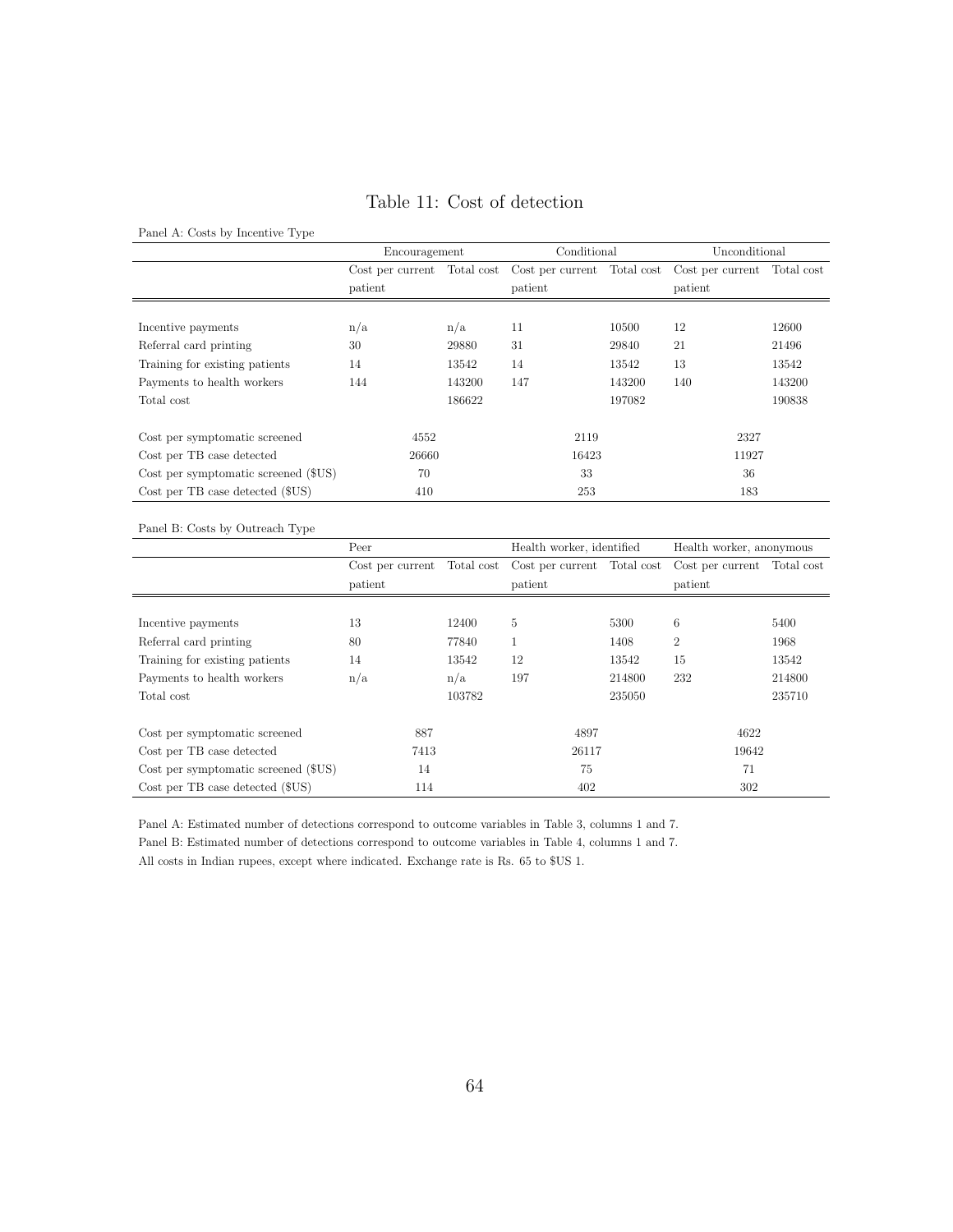# Table 11: Cost of detection

Panel A: Costs by Incentive Type

| | Encouragement | | Conditional | | Unconditional | |
|---|---|---|---|---|---|---|
| | Cost per current patient | Total cost | Cost per current patient | Total cost | Cost per current patient | Total cost |
| Incentive payments | n/a | n/a | 11 | 10500 | 12 | 12600 |
| Referral card printing | 30 | 29880 | 31 | 29840 | 21 | 21496 |
| Training for existing patients | 14 | 13542 | 14 | 13542 | 13 | 13542 |
| Payments to health workers | 144 | 143200 | 147 | 143200 | 140 | 143200 |
| Total cost | | 186622 | | 197082 | | 190838 |
| Cost per symptomatic screened | 4552 | | 2119 | | 2327 | |
| Cost per TB case detected | 26660 | | 16423 | | 11927 | |
| Cost per symptomatic screened ($US) | 70 | | 33 | | 36 | |
| Cost per TB case detected ($US) | 410 | | 253 | | 183 | |

Panel B: Costs by Outreach Type

| | Peer | | Health worker, identified | | Health worker, anonymous | |
|---|---|---|---|---|---|---|
| | Cost per current patient | Total cost | Cost per current patient | Total cost | Cost per current patient | Total cost |
| Incentive payments | 13 | 12400 | 5 | 5300 | 6 | 5400 |
| Referral card printing | 80 | 77840 | 1 | 1408 | 2 | 1968 |
| Training for existing patients | 14 | 13542 | 12 | 13542 | 15 | 13542 |
| Payments to health workers | n/a | n/a | 197 | 214800 | 232 | 214800 |
| Total cost | | 103782 | | 235050 | | 235710 |
| Cost per symptomatic screened | 887 | | 4897 | | 4622 | |
| Cost per TB case detected | 7413 | | 26117 | | 19642 | |
| Cost per symptomatic screened ($US) | 14 | | 75 | | 71 | |
| Cost per TB case detected ($US) | 114 | | 402 | | 302 | |

Panel A: Estimated number of detections correspond to outcome variables in Table 3, columns 1 and 7.

Panel B: Estimated number of detections correspond to outcome variables in Table 4, columns 1 and 7.

All costs in Indian rupees, except where indicated. Exchange rate is Rs. 65 to $US 1.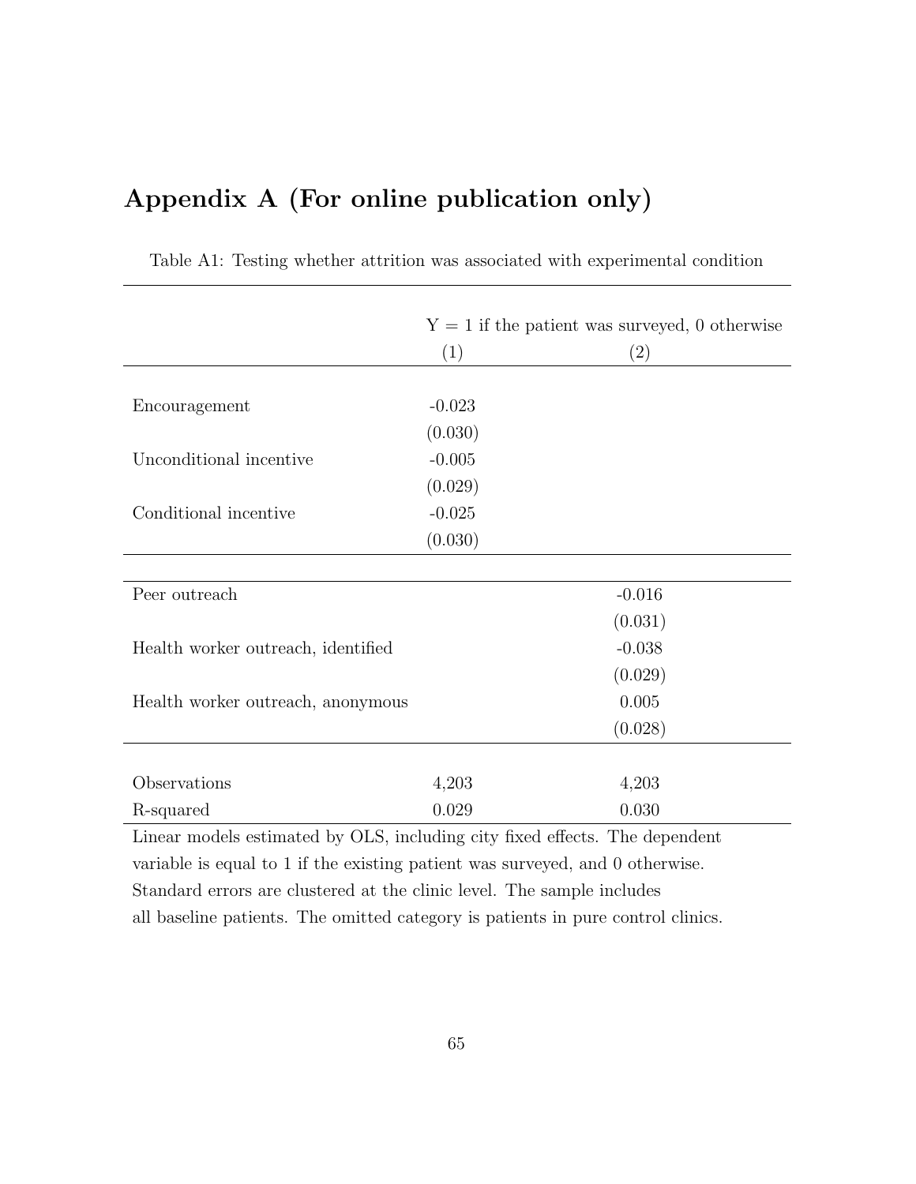# Appendix A (For online publication only)

Table A1: Testing whether attrition was associated with experimental condition

| | Y = 1 if the patient was surveyed, 0 otherwise | |
|---|---|---|
| | (1) | (2) |
| Encouragement | -0.023 | |
| | (0.030) | |
| Unconditional incentive | -0.005 | |
| | (0.029) | |
| Conditional incentive | -0.025 | |
| | (0.030) | |
| Peer outreach | | -0.016 |
| | | (0.031) |
| Health worker outreach, identified | | -0.038 |
| | | (0.029) |
| Health worker outreach, anonymous | | 0.005 |
| | | (0.028) |
| Observations | 4,203 | 4,203 |
| R-squared | 0.029 | 0.030 |

Linear models estimated by OLS, including city fixed effects. The dependent variable is equal to 1 if the existing patient was surveyed, and 0 otherwise. Standard errors are clustered at the clinic level. The sample includes all baseline patients. The omitted category is patients in pure control clinics.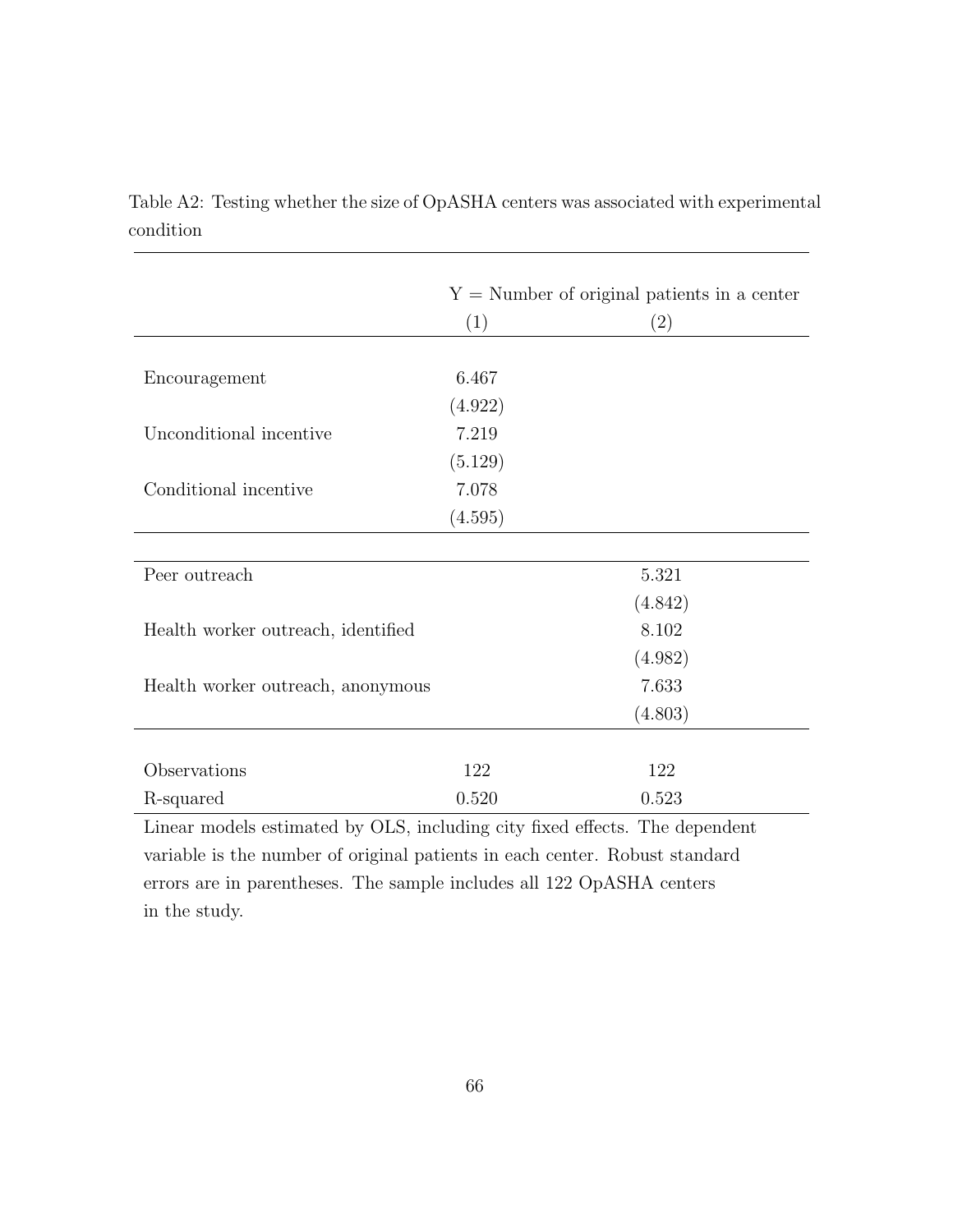Table A2: Testing whether the size of OpASHA centers was associated with experimental condition

| | Y = Number of original patients in a center | |
|---|---|---|
| | (1) | (2) |
| Encouragement | 6.467 | |
| | (4.922) | |
| Unconditional incentive | 7.219 | |
| | (5.129) | |
| Conditional incentive | 7.078 | |
| | (4.595) | |
| Peer outreach | | 5.321 |
| | | (4.842) |
| Health worker outreach, identified | | 8.102 |
| | | (4.982) |
| Health worker outreach, anonymous | | 7.633 |
| | | (4.803) |
| Observations | 122 | 122 |
| R-squared | 0.520 | 0.523 |

Linear models estimated by OLS, including city fixed effects. The dependent variable is the number of original patients in each center. Robust standard errors are in parentheses. The sample includes all 122 OpASHA centers in the study.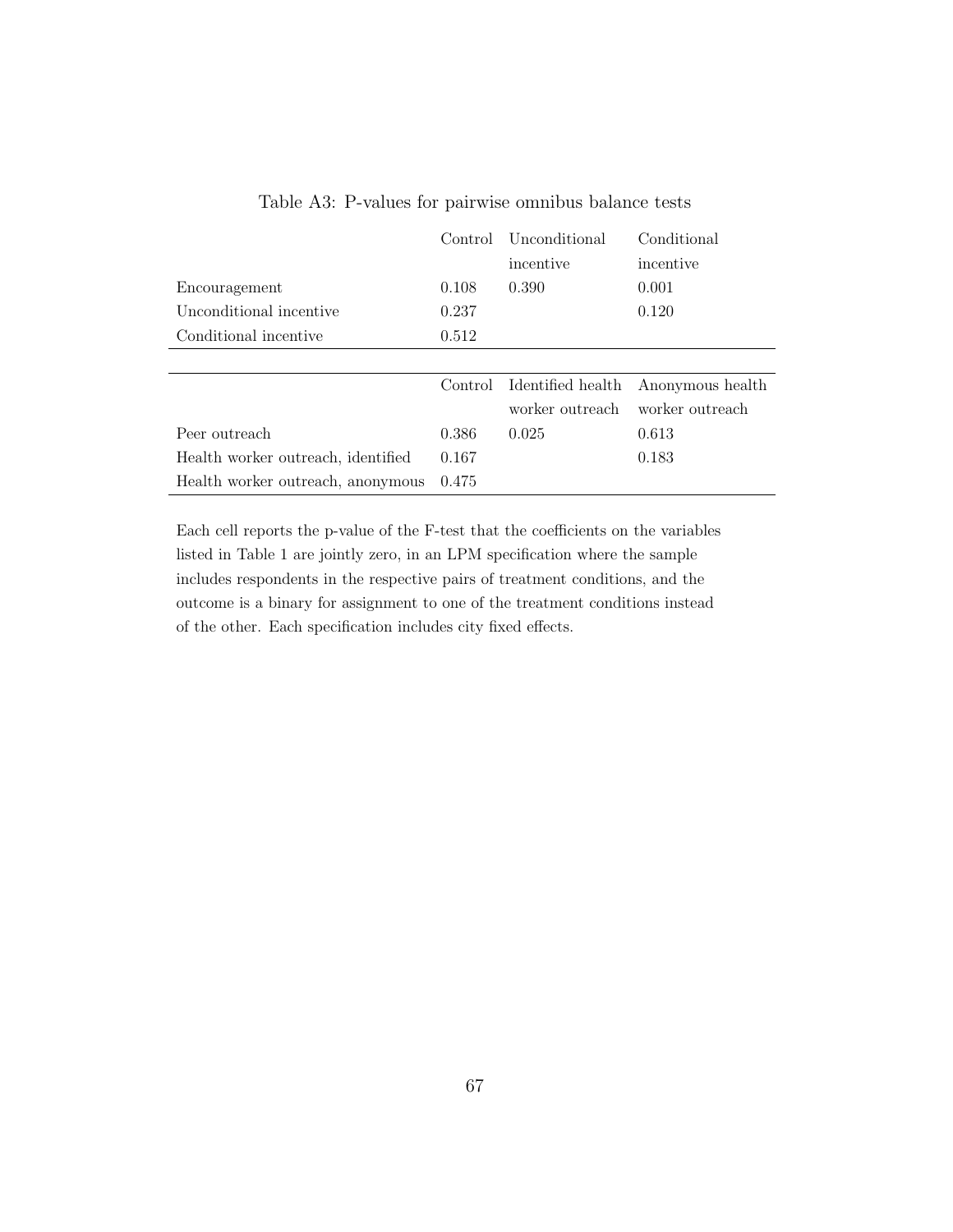Table A3: P-values for pairwise omnibus balance tests

| | Control | Unconditional incentive | Conditional incentive |
|---|---|---|---|
| Encouragement | 0.108 | 0.390 | 0.001 |
| Unconditional incentive | 0.237 | | 0.120 |
| Conditional incentive | 0.512 | | |

| | Control | Identified health worker outreach | Anonymous health worker outreach |
|---|---|---|---|
| Peer outreach | 0.386 | 0.025 | 0.613 |
| Health worker outreach, identified | 0.167 | | 0.183 |
| Health worker outreach, anonymous | 0.475 | | |

Each cell reports the p-value of the F-test that the coefficients on the variables listed in Table 1 are jointly zero, in an LPM specification where the sample includes respondents in the respective pairs of treatment conditions, and the outcome is a binary for assignment to one of the treatment conditions instead of the other. Each specification includes city fixed effects.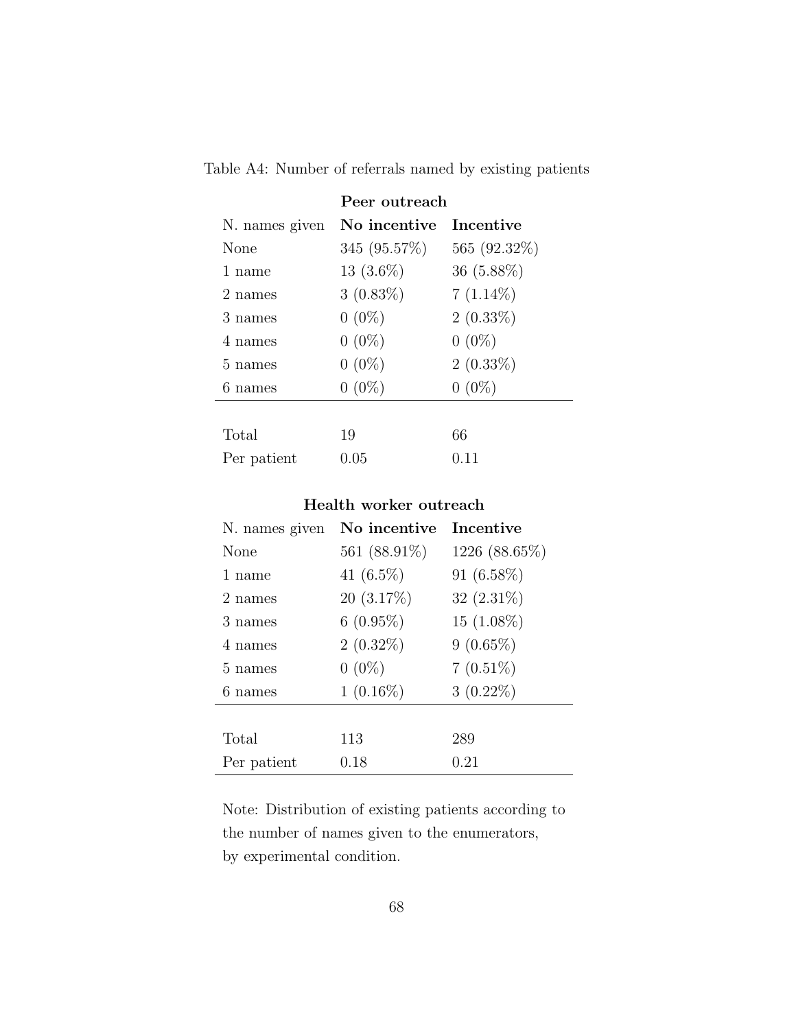Table A4: Number of referrals named by existing patients

| | **Peer outreach** | |
|---|---|---|
| N. names given | **No incentive** | **Incentive** |
| None | 345 (95.57%) | 565 (92.32%) |
| 1 name | 13 (3.6%) | 36 (5.88%) |
| 2 names | 3 (0.83%) | 7 (1.14%) |
| 3 names | 0 (0%) | 2 (0.33%) |
| 4 names | 0 (0%) | 0 (0%) |
| 5 names | 0 (0%) | 2 (0.33%) |
| 6 names | 0 (0%) | 0 (0%) |
| Total | 19 | 66 |
| Per patient | 0.05 | 0.11 |

| | **Health worker outreach** | |
|---|---|---|
| N. names given | **No incentive** | **Incentive** |
| None | 561 (88.91%) | 1226 (88.65%) |
| 1 name | 41 (6.5%) | 91 (6.58%) |
| 2 names | 20 (3.17%) | 32 (2.31%) |
| 3 names | 6 (0.95%) | 15 (1.08%) |
| 4 names | 2 (0.32%) | 9 (0.65%) |
| 5 names | 0 (0%) | 7 (0.51%) |
| 6 names | 1 (0.16%) | 3 (0.22%) |
| Total | 113 | 289 |
| Per patient | 0.18 | 0.21 |

Note: Distribution of existing patients according to the number of names given to the enumerators, by experimental condition.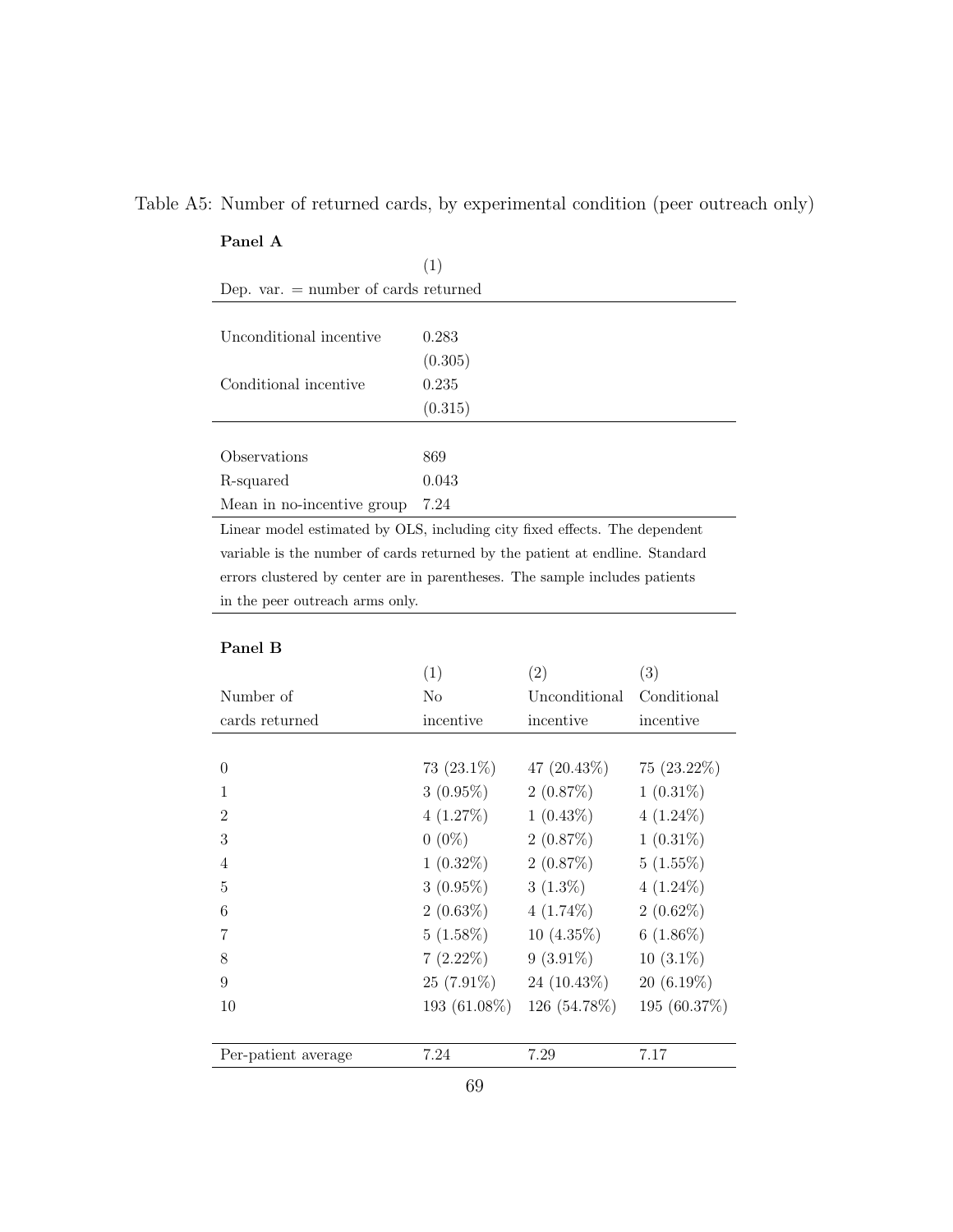Table A5: Number of returned cards, by experimental condition (peer outreach only)

**Panel A**

| | (1) |
|---|---|
| Dep. var. = number of cards returned | |
| Unconditional incentive | 0.283 |
| | (0.305) |
| Conditional incentive | 0.235 |
| | (0.315) |
| Observations | 869 |
| R-squared | 0.043 |
| Mean in no-incentive group | 7.24 |

Linear model estimated by OLS, including city fixed effects. The dependent variable is the number of cards returned by the patient at endline. Standard errors clustered by center are in parentheses. The sample includes patients in the peer outreach arms only.

**Panel B**

| Number of cards returned | (1) No incentive | (2) Unconditional incentive | (3) Conditional incentive |
|---|---|---|---|
| 0 | 73 (23.1%) | 47 (20.43%) | 75 (23.22%) |
| 1 | 3 (0.95%) | 2 (0.87%) | 1 (0.31%) |
| 2 | 4 (1.27%) | 1 (0.43%) | 4 (1.24%) |
| 3 | 0 (0%) | 2 (0.87%) | 1 (0.31%) |
| 4 | 1 (0.32%) | 2 (0.87%) | 5 (1.55%) |
| 5 | 3 (0.95%) | 3 (1.3%) | 4 (1.24%) |
| 6 | 2 (0.63%) | 4 (1.74%) | 2 (0.62%) |
| 7 | 5 (1.58%) | 10 (4.35%) | 6 (1.86%) |
| 8 | 7 (2.22%) | 9 (3.91%) | 10 (3.1%) |
| 9 | 25 (7.91%) | 24 (10.43%) | 20 (6.19%) |
| 10 | 193 (61.08%) | 126 (54.78%) | 195 (60.37%) |
| Per-patient average | 7.24 | 7.29 | 7.17 |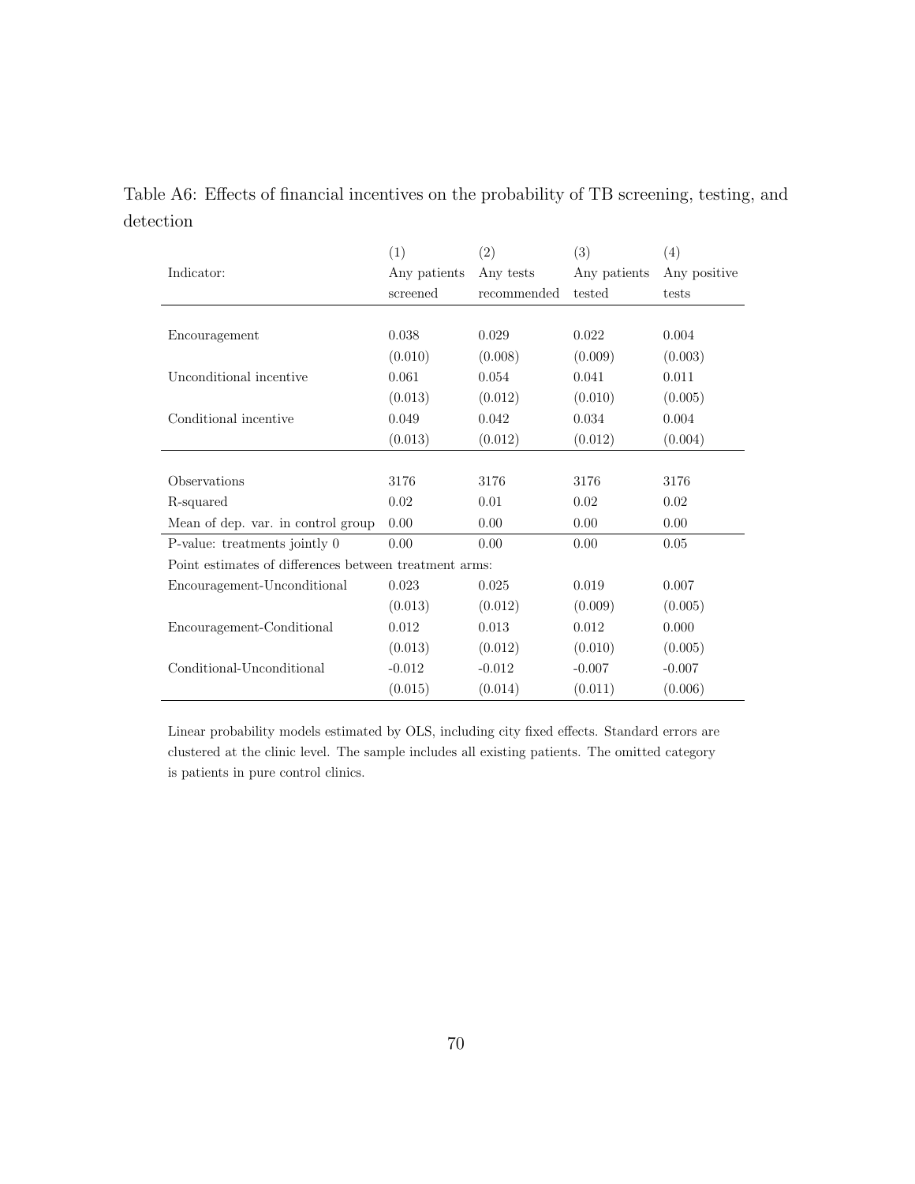Table A6: Effects of financial incentives on the probability of TB screening, testing, and detection

| Indicator: | (1) Any patients screened | (2) Any tests recommended | (3) Any patients tested | (4) Any positive tests |
|---|---|---|---|---|
| Encouragement | 0.038 | 0.029 | 0.022 | 0.004 |
| | (0.010) | (0.008) | (0.009) | (0.003) |
| Unconditional incentive | 0.061 | 0.054 | 0.041 | 0.011 |
| | (0.013) | (0.012) | (0.010) | (0.005) |
| Conditional incentive | 0.049 | 0.042 | 0.034 | 0.004 |
| | (0.013) | (0.012) | (0.012) | (0.004) |
| Observations | 3176 | 3176 | 3176 | 3176 |
| R-squared | 0.02 | 0.01 | 0.02 | 0.02 |
| Mean of dep. var. in control group | 0.00 | 0.00 | 0.00 | 0.00 |
| P-value: treatments jointly 0 | 0.00 | 0.00 | 0.00 | 0.05 |
| Point estimates of differences between treatment arms: | | | | |
| Encouragement-Unconditional | 0.023 | 0.025 | 0.019 | 0.007 |
| | (0.013) | (0.012) | (0.009) | (0.005) |
| Encouragement-Conditional | 0.012 | 0.013 | 0.012 | 0.000 |
| | (0.013) | (0.012) | (0.010) | (0.005) |
| Conditional-Unconditional | -0.012 | -0.012 | -0.007 | -0.007 |
| | (0.015) | (0.014) | (0.011) | (0.006) |

Linear probability models estimated by OLS, including city fixed effects. Standard errors are clustered at the clinic level. The sample includes all existing patients. The omitted category is patients in pure control clinics.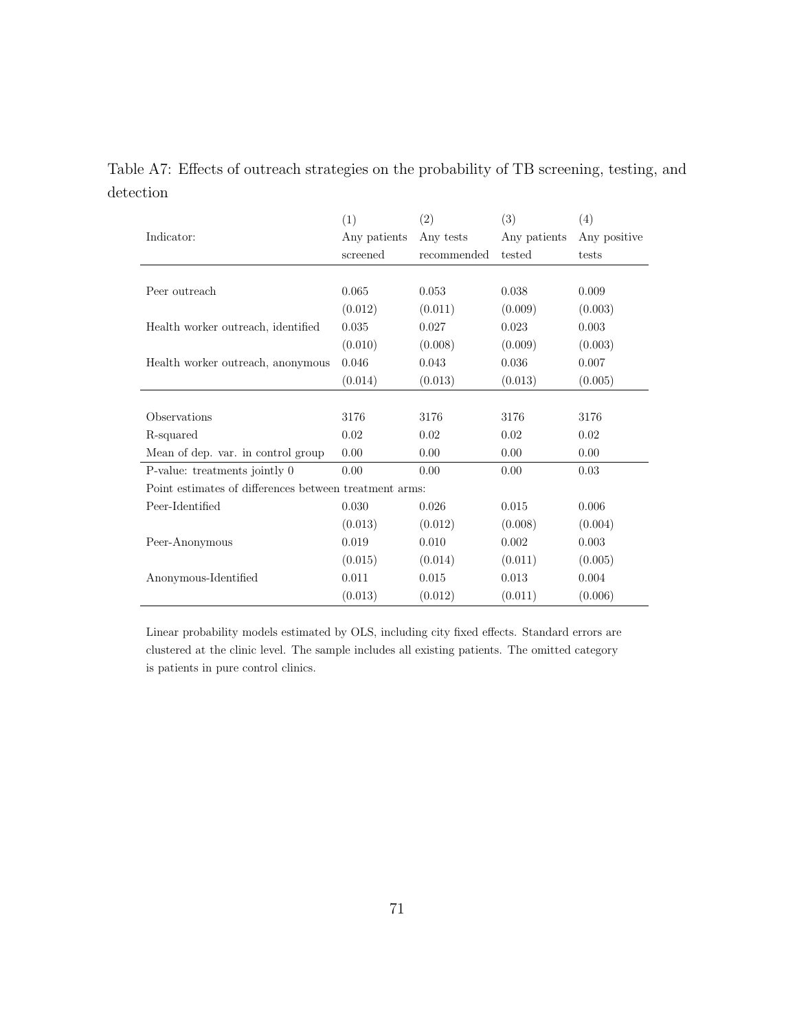Table A7: Effects of outreach strategies on the probability of TB screening, testing, and detection

| Indicator: | (1) Any patients screened | (2) Any tests recommended | (3) Any patients tested | (4) Any positive tests |
|---|---|---|---|---|
| Peer outreach | 0.065 | 0.053 | 0.038 | 0.009 |
| | (0.012) | (0.011) | (0.009) | (0.003) |
| Health worker outreach, identified | 0.035 | 0.027 | 0.023 | 0.003 |
| | (0.010) | (0.008) | (0.009) | (0.003) |
| Health worker outreach, anonymous | 0.046 | 0.043 | 0.036 | 0.007 |
| | (0.014) | (0.013) | (0.013) | (0.005) |
| Observations | 3176 | 3176 | 3176 | 3176 |
| R-squared | 0.02 | 0.02 | 0.02 | 0.02 |
| Mean of dep. var. in control group | 0.00 | 0.00 | 0.00 | 0.00 |
| P-value: treatments jointly 0 | 0.00 | 0.00 | 0.00 | 0.03 |
| Point estimates of differences between treatment arms: | | | | |
| Peer-Identified | 0.030 | 0.026 | 0.015 | 0.006 |
| | (0.013) | (0.012) | (0.008) | (0.004) |
| Peer-Anonymous | 0.019 | 0.010 | 0.002 | 0.003 |
| | (0.015) | (0.014) | (0.011) | (0.005) |
| Anonymous-Identified | 0.011 | 0.015 | 0.013 | 0.004 |
| | (0.013) | (0.012) | (0.011) | (0.006) |

Linear probability models estimated by OLS, including city fixed effects. Standard errors are clustered at the clinic level. The sample includes all existing patients. The omitted category is patients in pure control clinics.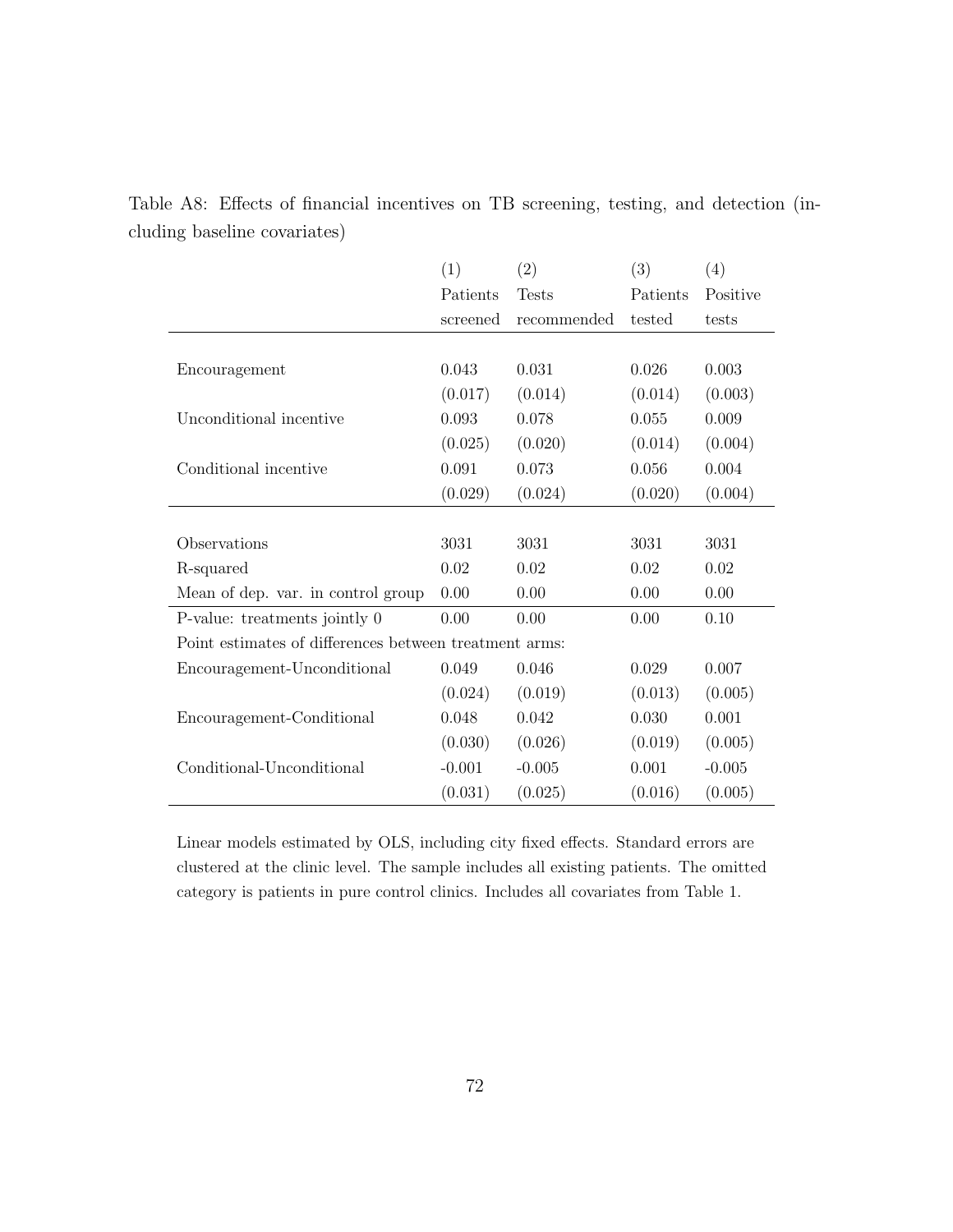Table A8: Effects of financial incentives on TB screening, testing, and detection (including baseline covariates)

| | (1) Patients screened | (2) Tests recommended | (3) Patients tested | (4) Positive tests |
|---|---|---|---|---|
| Encouragement | 0.043 | 0.031 | 0.026 | 0.003 |
| | (0.017) | (0.014) | (0.014) | (0.003) |
| Unconditional incentive | 0.093 | 0.078 | 0.055 | 0.009 |
| | (0.025) | (0.020) | (0.014) | (0.004) |
| Conditional incentive | 0.091 | 0.073 | 0.056 | 0.004 |
| | (0.029) | (0.024) | (0.020) | (0.004) |
| Observations | 3031 | 3031 | 3031 | 3031 |
| R-squared | 0.02 | 0.02 | 0.02 | 0.02 |
| Mean of dep. var. in control group | 0.00 | 0.00 | 0.00 | 0.00 |
| P-value: treatments jointly 0 | 0.00 | 0.00 | 0.00 | 0.10 |
| Point estimates of differences between treatment arms: | | | | |
| Encouragement-Unconditional | 0.049 | 0.046 | 0.029 | 0.007 |
| | (0.024) | (0.019) | (0.013) | (0.005) |
| Encouragement-Conditional | 0.048 | 0.042 | 0.030 | 0.001 |
| | (0.030) | (0.026) | (0.019) | (0.005) |
| Conditional-Unconditional | -0.001 | -0.005 | 0.001 | -0.005 |
| | (0.031) | (0.025) | (0.016) | (0.005) |

Linear models estimated by OLS, including city fixed effects. Standard errors are clustered at the clinic level. The sample includes all existing patients. The omitted category is patients in pure control clinics. Includes all covariates from Table 1.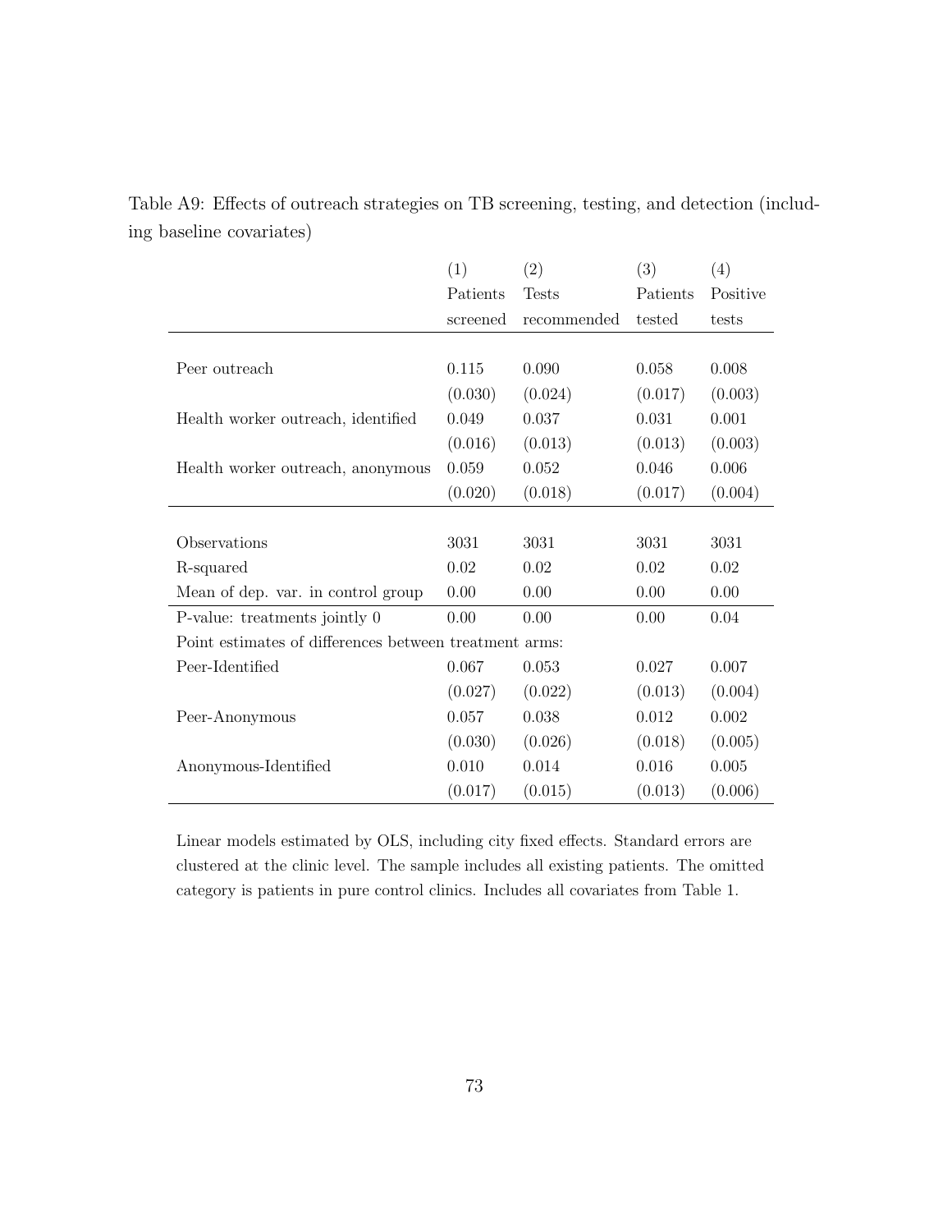Table A9: Effects of outreach strategies on TB screening, testing, and detection (including baseline covariates)

| | (1) Patients screened | (2) Tests recommended | (3) Patients tested | (4) Positive tests |
|---|---|---|---|---|
| Peer outreach | 0.115 | 0.090 | 0.058 | 0.008 |
| | (0.030) | (0.024) | (0.017) | (0.003) |
| Health worker outreach, identified | 0.049 | 0.037 | 0.031 | 0.001 |
| | (0.016) | (0.013) | (0.013) | (0.003) |
| Health worker outreach, anonymous | 0.059 | 0.052 | 0.046 | 0.006 |
| | (0.020) | (0.018) | (0.017) | (0.004) |
| Observations | 3031 | 3031 | 3031 | 3031 |
| R-squared | 0.02 | 0.02 | 0.02 | 0.02 |
| Mean of dep. var. in control group | 0.00 | 0.00 | 0.00 | 0.00 |
| P-value: treatments jointly 0 | 0.00 | 0.00 | 0.00 | 0.04 |
| Point estimates of differences between treatment arms: | | | | |
| Peer-Identified | 0.067 | 0.053 | 0.027 | 0.007 |
| | (0.027) | (0.022) | (0.013) | (0.004) |
| Peer-Anonymous | 0.057 | 0.038 | 0.012 | 0.002 |
| | (0.030) | (0.026) | (0.018) | (0.005) |
| Anonymous-Identified | 0.010 | 0.014 | 0.016 | 0.005 |
| | (0.017) | (0.015) | (0.013) | (0.006) |

Linear models estimated by OLS, including city fixed effects. Standard errors are clustered at the clinic level. The sample includes all existing patients. The omitted category is patients in pure control clinics. Includes all covariates from Table 1.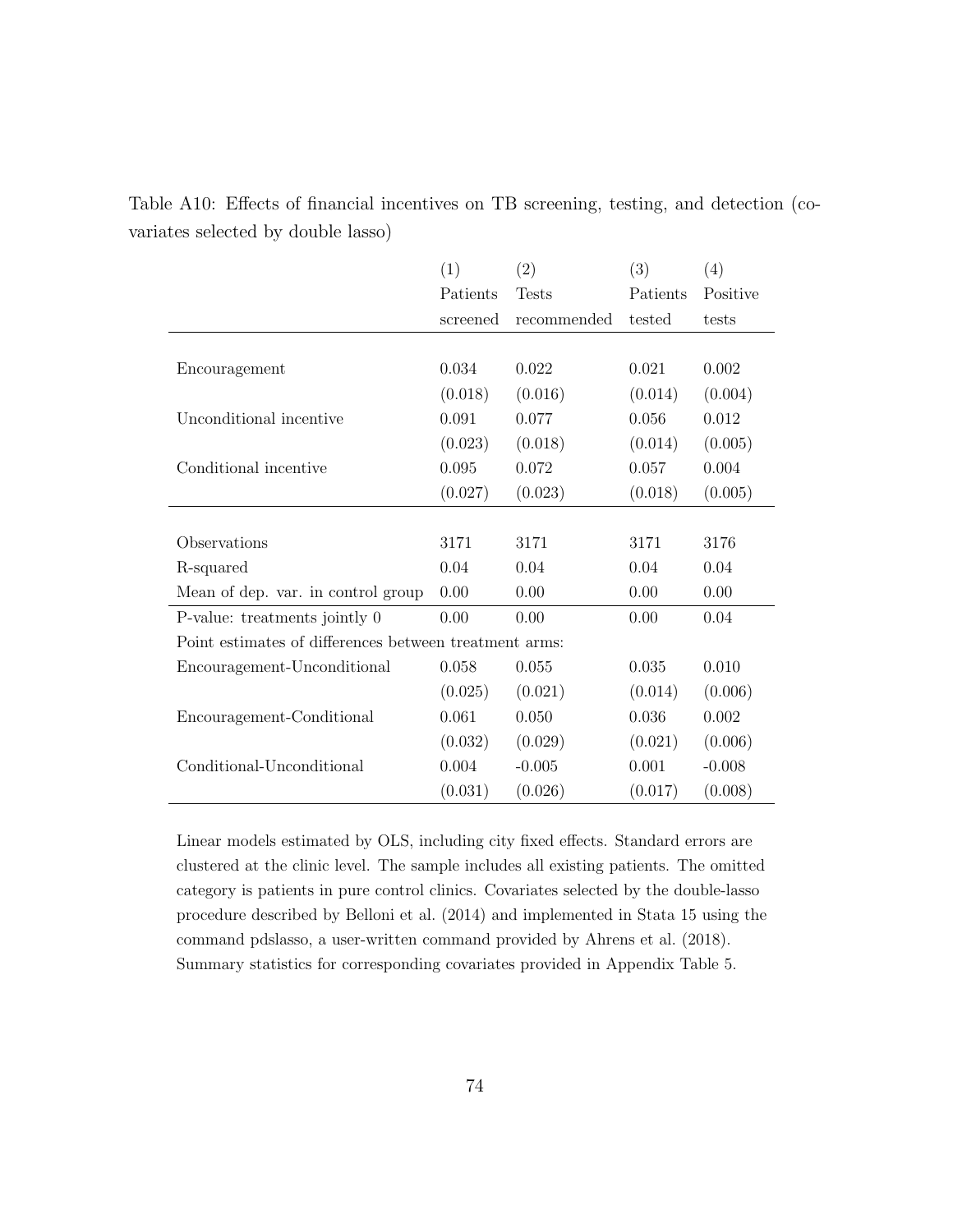Table A10: Effects of financial incentives on TB screening, testing, and detection (covariates selected by double lasso)

| | (1) Patients screened | (2) Tests recommended | (3) Patients tested | (4) Positive tests |
|---|---|---|---|---|
| Encouragement | 0.034 | 0.022 | 0.021 | 0.002 |
| | (0.018) | (0.016) | (0.014) | (0.004) |
| Unconditional incentive | 0.091 | 0.077 | 0.056 | 0.012 |
| | (0.023) | (0.018) | (0.014) | (0.005) |
| Conditional incentive | 0.095 | 0.072 | 0.057 | 0.004 |
| | (0.027) | (0.023) | (0.018) | (0.005) |
| Observations | 3171 | 3171 | 3171 | 3176 |
| R-squared | 0.04 | 0.04 | 0.04 | 0.04 |
| Mean of dep. var. in control group | 0.00 | 0.00 | 0.00 | 0.00 |
| P-value: treatments jointly 0 | 0.00 | 0.00 | 0.00 | 0.04 |
| Point estimates of differences between treatment arms: | | | | |
| Encouragement-Unconditional | 0.058 | 0.055 | 0.035 | 0.010 |
| | (0.025) | (0.021) | (0.014) | (0.006) |
| Encouragement-Conditional | 0.061 | 0.050 | 0.036 | 0.002 |
| | (0.032) | (0.029) | (0.021) | (0.006) |
| Conditional-Unconditional | 0.004 | -0.005 | 0.001 | -0.008 |
| | (0.031) | (0.026) | (0.017) | (0.008) |

Linear models estimated by OLS, including city fixed effects. Standard errors are clustered at the clinic level. The sample includes all existing patients. The omitted category is patients in pure control clinics. Covariates selected by the double-lasso procedure described by Belloni et al. (2014) and implemented in Stata 15 using the command pdslasso, a user-written command provided by Ahrens et al. (2018). Summary statistics for corresponding covariates provided in Appendix Table 5.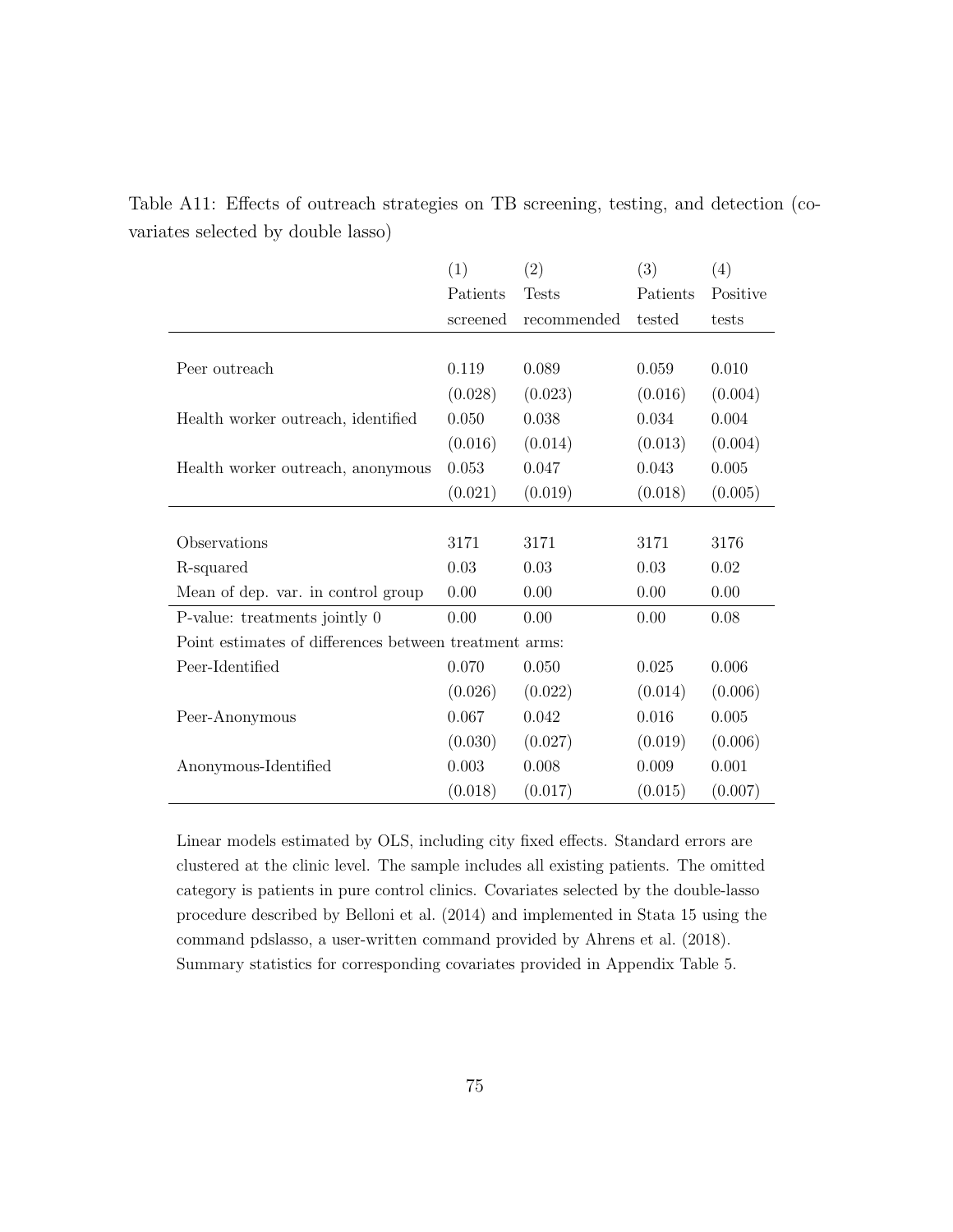Table A11: Effects of outreach strategies on TB screening, testing, and detection (covariates selected by double lasso)

| | (1)<br>Patients screened | (2)<br>Tests recommended | (3)<br>Patients tested | (4)<br>Positive tests |
|---|---|---|---|---|
| Peer outreach | 0.119 | 0.089 | 0.059 | 0.010 |
| | (0.028) | (0.023) | (0.016) | (0.004) |
| Health worker outreach, identified | 0.050 | 0.038 | 0.034 | 0.004 |
| | (0.016) | (0.014) | (0.013) | (0.004) |
| Health worker outreach, anonymous | 0.053 | 0.047 | 0.043 | 0.005 |
| | (0.021) | (0.019) | (0.018) | (0.005) |
| Observations | 3171 | 3171 | 3171 | 3176 |
| R-squared | 0.03 | 0.03 | 0.03 | 0.02 |
| Mean of dep. var. in control group | 0.00 | 0.00 | 0.00 | 0.00 |
| P-value: treatments jointly 0 | 0.00 | 0.00 | 0.00 | 0.08 |
| Point estimates of differences between treatment arms: | | | | |
| Peer-Identified | 0.070 | 0.050 | 0.025 | 0.006 |
| | (0.026) | (0.022) | (0.014) | (0.006) |
| Peer-Anonymous | 0.067 | 0.042 | 0.016 | 0.005 |
| | (0.030) | (0.027) | (0.019) | (0.006) |
| Anonymous-Identified | 0.003 | 0.008 | 0.009 | 0.001 |
| | (0.018) | (0.017) | (0.015) | (0.007) |

Linear models estimated by OLS, including city fixed effects. Standard errors are clustered at the clinic level. The sample includes all existing patients. The omitted category is patients in pure control clinics. Covariates selected by the double-lasso procedure described by Belloni et al. (2014) and implemented in Stata 15 using the command pdslasso, a user-written command provided by Ahrens et al. (2018). Summary statistics for corresponding covariates provided in Appendix Table 5.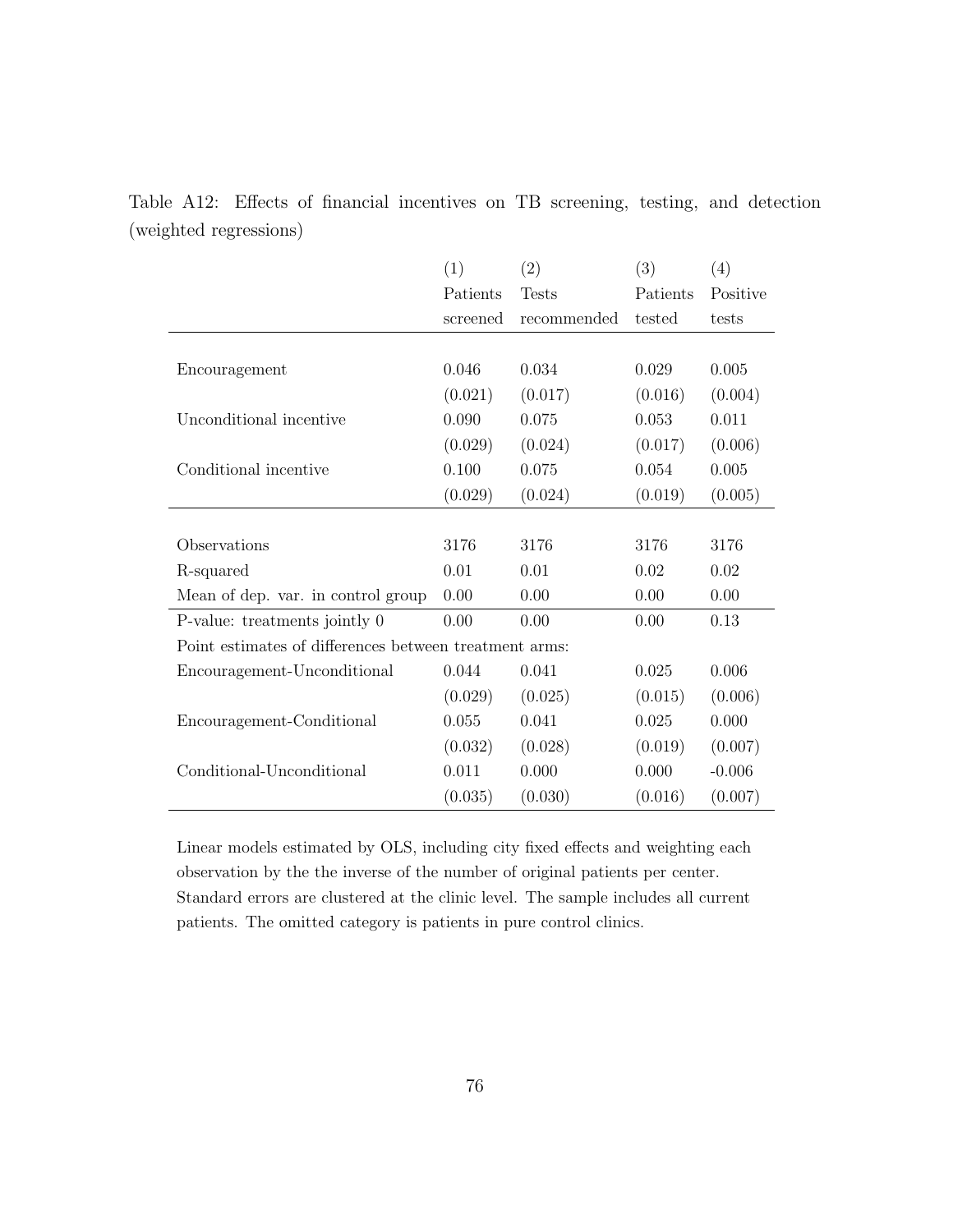Table A12: Effects of financial incentives on TB screening, testing, and detection (weighted regressions)

| | (1) Patients screened | (2) Tests recommended | (3) Patients tested | (4) Positive tests |
|---|---|---|---|---|
| Encouragement | 0.046 | 0.034 | 0.029 | 0.005 |
| | (0.021) | (0.017) | (0.016) | (0.004) |
| Unconditional incentive | 0.090 | 0.075 | 0.053 | 0.011 |
| | (0.029) | (0.024) | (0.017) | (0.006) |
| Conditional incentive | 0.100 | 0.075 | 0.054 | 0.005 |
| | (0.029) | (0.024) | (0.019) | (0.005) |
| Observations | 3176 | 3176 | 3176 | 3176 |
| R-squared | 0.01 | 0.01 | 0.02 | 0.02 |
| Mean of dep. var. in control group | 0.00 | 0.00 | 0.00 | 0.00 |
| P-value: treatments jointly 0 | 0.00 | 0.00 | 0.00 | 0.13 |
| Point estimates of differences between treatment arms: | | | | |
| Encouragement-Unconditional | 0.044 | 0.041 | 0.025 | 0.006 |
| | (0.029) | (0.025) | (0.015) | (0.006) |
| Encouragement-Conditional | 0.055 | 0.041 | 0.025 | 0.000 |
| | (0.032) | (0.028) | (0.019) | (0.007) |
| Conditional-Unconditional | 0.011 | 0.000 | 0.000 | -0.006 |
| | (0.035) | (0.030) | (0.016) | (0.007) |

Linear models estimated by OLS, including city fixed effects and weighting each observation by the the inverse of the number of original patients per center. Standard errors are clustered at the clinic level. The sample includes all current patients. The omitted category is patients in pure control clinics.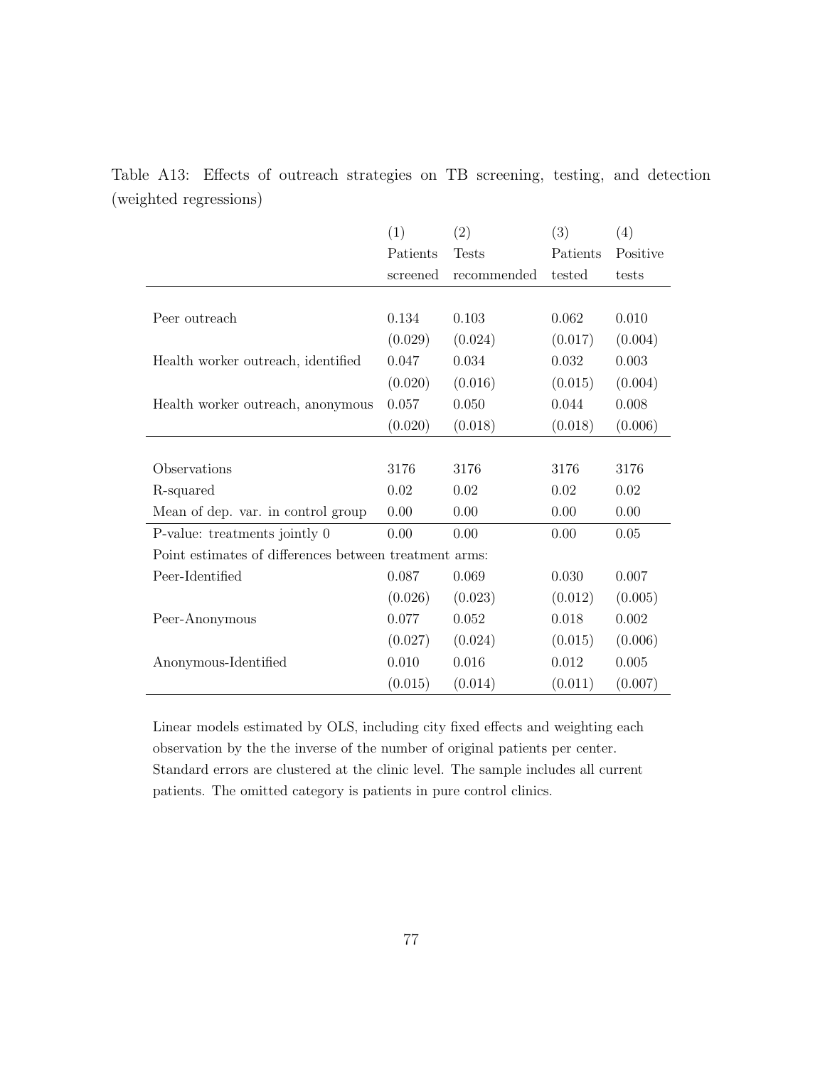Table A13: Effects of outreach strategies on TB screening, testing, and detection (weighted regressions)

| | (1) Patients screened | (2) Tests recommended | (3) Patients tested | (4) Positive tests |
|---|---|---|---|---|
| Peer outreach | 0.134 | 0.103 | 0.062 | 0.010 |
| | (0.029) | (0.024) | (0.017) | (0.004) |
| Health worker outreach, identified | 0.047 | 0.034 | 0.032 | 0.003 |
| | (0.020) | (0.016) | (0.015) | (0.004) |
| Health worker outreach, anonymous | 0.057 | 0.050 | 0.044 | 0.008 |
| | (0.020) | (0.018) | (0.018) | (0.006) |
| Observations | 3176 | 3176 | 3176 | 3176 |
| R-squared | 0.02 | 0.02 | 0.02 | 0.02 |
| Mean of dep. var. in control group | 0.00 | 0.00 | 0.00 | 0.00 |
| P-value: treatments jointly 0 | 0.00 | 0.00 | 0.00 | 0.05 |
| Point estimates of differences between treatment arms: | | | | |
| Peer-Identified | 0.087 | 0.069 | 0.030 | 0.007 |
| | (0.026) | (0.023) | (0.012) | (0.005) |
| Peer-Anonymous | 0.077 | 0.052 | 0.018 | 0.002 |
| | (0.027) | (0.024) | (0.015) | (0.006) |
| Anonymous-Identified | 0.010 | 0.016 | 0.012 | 0.005 |
| | (0.015) | (0.014) | (0.011) | (0.007) |

Linear models estimated by OLS, including city fixed effects and weighting each observation by the the inverse of the number of original patients per center. Standard errors are clustered at the clinic level. The sample includes all current patients. The omitted category is patients in pure control clinics.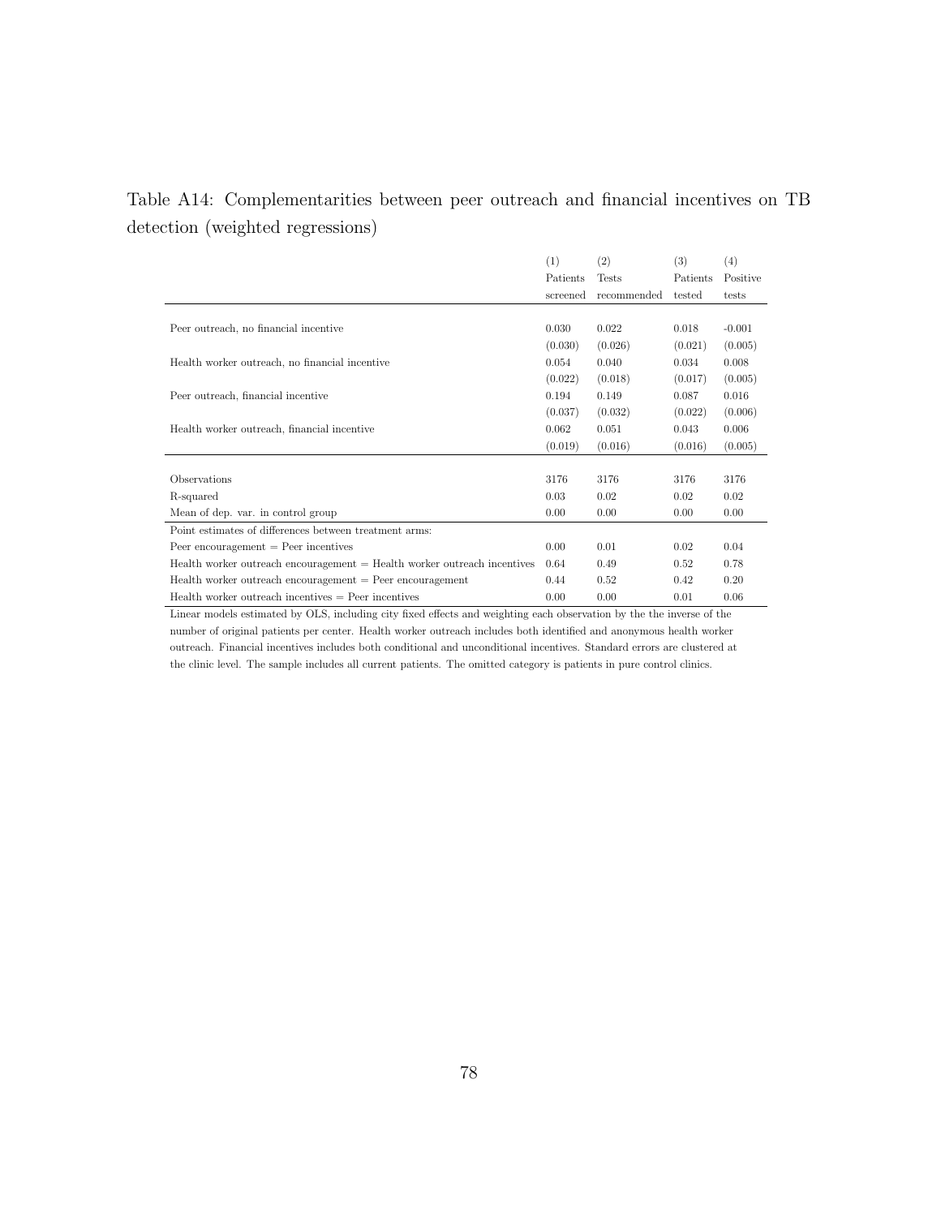Table A14: Complementarities between peer outreach and financial incentives on TB detection (weighted regressions)

| | (1) Patients screened | (2) Tests recommended | (3) Patients tested | (4) Positive tests |
|---|---|---|---|---|
| Peer outreach, no financial incentive | 0.030 | 0.022 | 0.018 | -0.001 |
| | (0.030) | (0.026) | (0.021) | (0.005) |
| Health worker outreach, no financial incentive | 0.054 | 0.040 | 0.034 | 0.008 |
| | (0.022) | (0.018) | (0.017) | (0.005) |
| Peer outreach, financial incentive | 0.194 | 0.149 | 0.087 | 0.016 |
| | (0.037) | (0.032) | (0.022) | (0.006) |
| Health worker outreach, financial incentive | 0.062 | 0.051 | 0.043 | 0.006 |
| | (0.019) | (0.016) | (0.016) | (0.005) |
| Observations | 3176 | 3176 | 3176 | 3176 |
| R-squared | 0.03 | 0.02 | 0.02 | 0.02 |
| Mean of dep. var. in control group | 0.00 | 0.00 | 0.00 | 0.00 |
| Point estimates of differences between treatment arms: | | | | |
| Peer encouragement = Peer incentives | 0.00 | 0.01 | 0.02 | 0.04 |
| Health worker outreach encouragement = Health worker outreach incentives | 0.64 | 0.49 | 0.52 | 0.78 |
| Health worker outreach encouragement = Peer encouragement | 0.44 | 0.52 | 0.42 | 0.20 |
| Health worker outreach incentives = Peer incentives | 0.00 | 0.00 | 0.01 | 0.06 |

Linear models estimated by OLS, including city fixed effects and weighting each observation by the the inverse of the number of original patients per center. Health worker outreach includes both identified and anonymous health worker outreach. Financial incentives includes both conditional and unconditional incentives. Standard errors are clustered at the clinic level. The sample includes all current patients. The omitted category is patients in pure control clinics.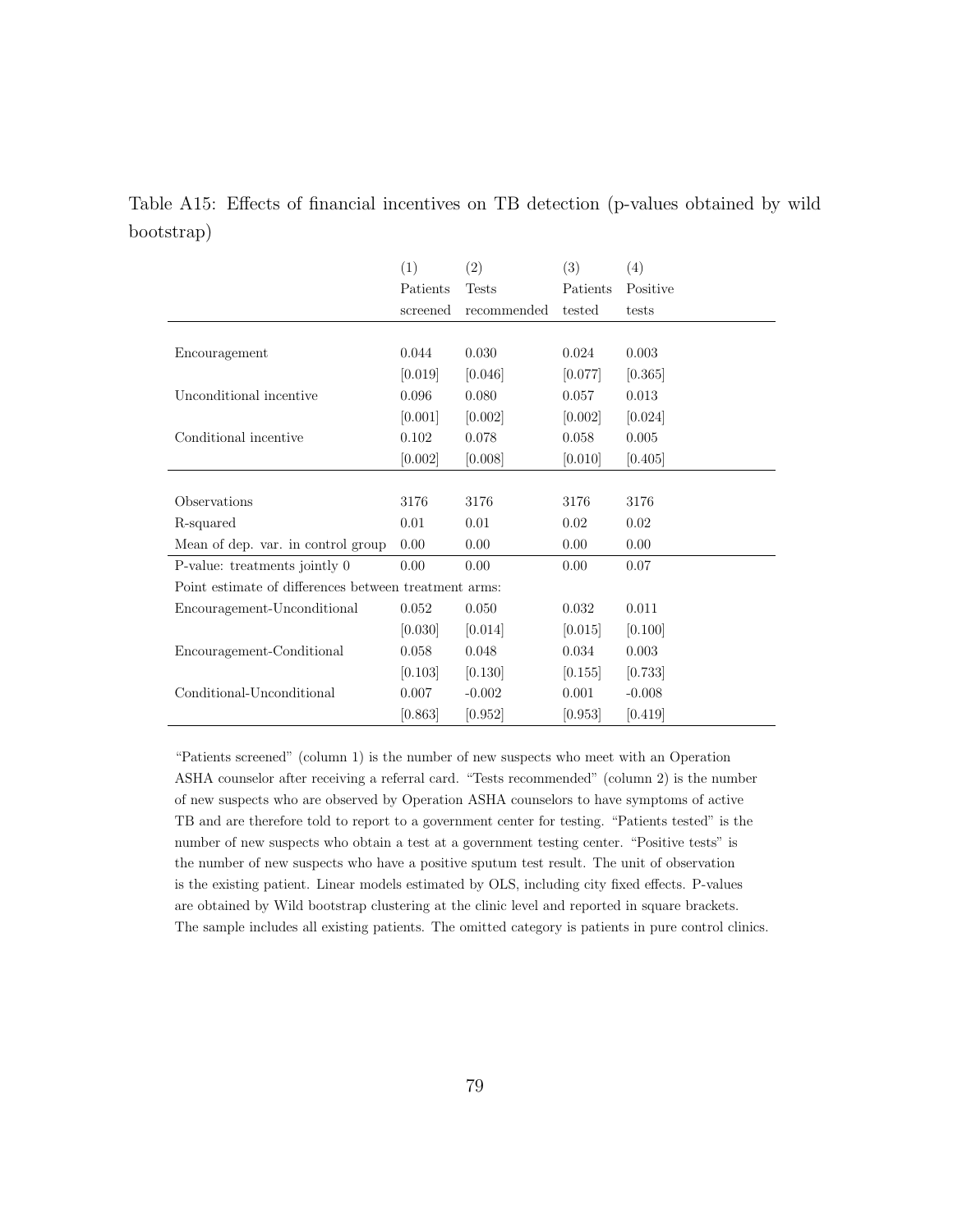Table A15: Effects of financial incentives on TB detection (p-values obtained by wild bootstrap)

| | (1) Patients screened | (2) Tests recommended | (3) Patients tested | (4) Positive tests |
|---|---|---|---|---|
| Encouragement | 0.044 | 0.030 | 0.024 | 0.003 |
| | [0.019] | [0.046] | [0.077] | [0.365] |
| Unconditional incentive | 0.096 | 0.080 | 0.057 | 0.013 |
| | [0.001] | [0.002] | [0.002] | [0.024] |
| Conditional incentive | 0.102 | 0.078 | 0.058 | 0.005 |
| | [0.002] | [0.008] | [0.010] | [0.405] |
| Observations | 3176 | 3176 | 3176 | 3176 |
| R-squared | 0.01 | 0.01 | 0.02 | 0.02 |
| Mean of dep. var. in control group | 0.00 | 0.00 | 0.00 | 0.00 |
| P-value: treatments jointly 0 | 0.00 | 0.00 | 0.00 | 0.07 |
| Point estimate of differences between treatment arms: | | | | |
| Encouragement-Unconditional | 0.052 | 0.050 | 0.032 | 0.011 |
| | [0.030] | [0.014] | [0.015] | [0.100] |
| Encouragement-Conditional | 0.058 | 0.048 | 0.034 | 0.003 |
| | [0.103] | [0.130] | [0.155] | [0.733] |
| Conditional-Unconditional | 0.007 | -0.002 | 0.001 | -0.008 |
| | [0.863] | [0.952] | [0.953] | [0.419] |

"Patients screened" (column 1) is the number of new suspects who meet with an Operation ASHA counselor after receiving a referral card. "Tests recommended" (column 2) is the number of new suspects who are observed by Operation ASHA counselors to have symptoms of active TB and are therefore told to report to a government center for testing. "Patients tested" is the number of new suspects who obtain a test at a government testing center. "Positive tests" is the number of new suspects who have a positive sputum test result. The unit of observation is the existing patient. Linear models estimated by OLS, including city fixed effects. P-values are obtained by Wild bootstrap clustering at the clinic level and reported in square brackets. The sample includes all existing patients. The omitted category is patients in pure control clinics.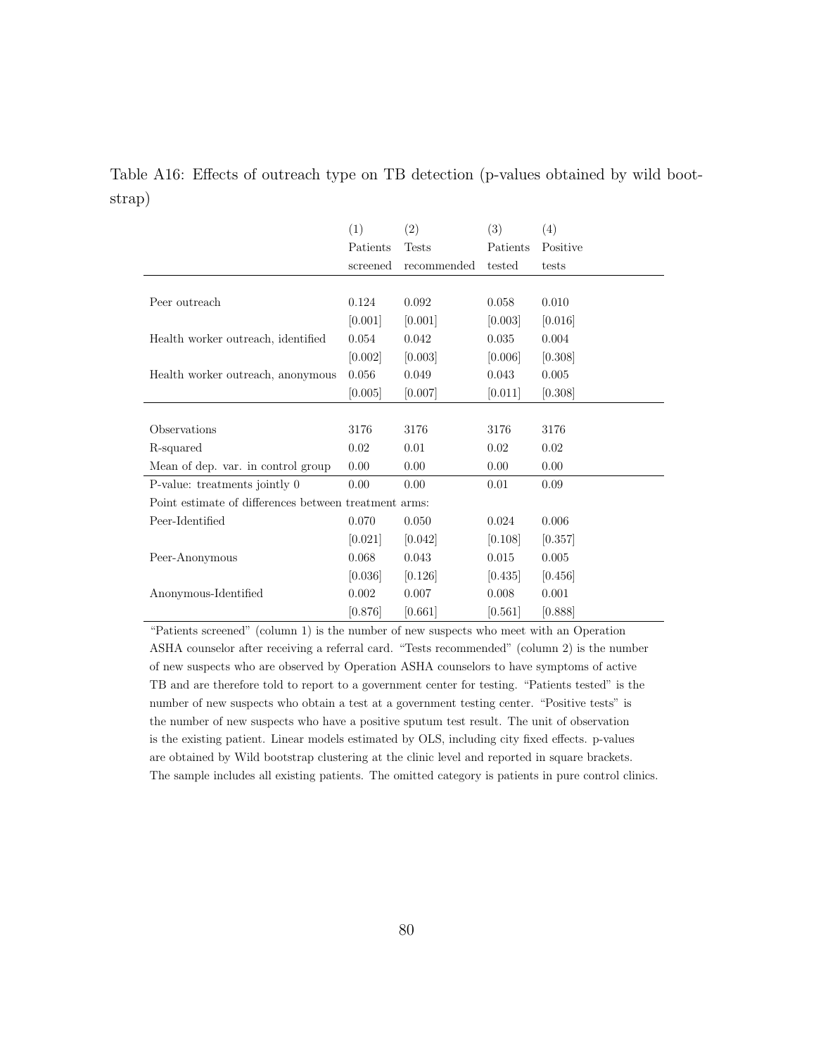Table A16: Effects of outreach type on TB detection (p-values obtained by wild bootstrap)

| | (1) Patients screened | (2) Tests recommended | (3) Patients tested | (4) Positive tests |
|---|---|---|---|---|
| Peer outreach | 0.124 | 0.092 | 0.058 | 0.010 |
| | [0.001] | [0.001] | [0.003] | [0.016] |
| Health worker outreach, identified | 0.054 | 0.042 | 0.035 | 0.004 |
| | [0.002] | [0.003] | [0.006] | [0.308] |
| Health worker outreach, anonymous | 0.056 | 0.049 | 0.043 | 0.005 |
| | [0.005] | [0.007] | [0.011] | [0.308] |
| Observations | 3176 | 3176 | 3176 | 3176 |
| R-squared | 0.02 | 0.01 | 0.02 | 0.02 |
| Mean of dep. var. in control group | 0.00 | 0.00 | 0.00 | 0.00 |
| P-value: treatments jointly 0 | 0.00 | 0.00 | 0.01 | 0.09 |
| Point estimate of differences between treatment arms: | | | | |
| Peer-Identified | 0.070 | 0.050 | 0.024 | 0.006 |
| | [0.021] | [0.042] | [0.108] | [0.357] |
| Peer-Anonymous | 0.068 | 0.043 | 0.015 | 0.005 |
| | [0.036] | [0.126] | [0.435] | [0.456] |
| Anonymous-Identified | 0.002 | 0.007 | 0.008 | 0.001 |
| | [0.876] | [0.661] | [0.561] | [0.888] |

"Patients screened" (column 1) is the number of new suspects who meet with an Operation ASHA counselor after receiving a referral card. "Tests recommended" (column 2) is the number of new suspects who are observed by Operation ASHA counselors to have symptoms of active TB and are therefore told to report to a government center for testing. "Patients tested" is the number of new suspects who obtain a test at a government testing center. "Positive tests" is the number of new suspects who have a positive sputum test result. The unit of observation is the existing patient. Linear models estimated by OLS, including city fixed effects. p-values are obtained by Wild bootstrap clustering at the clinic level and reported in square brackets. The sample includes all existing patients. The omitted category is patients in pure control clinics.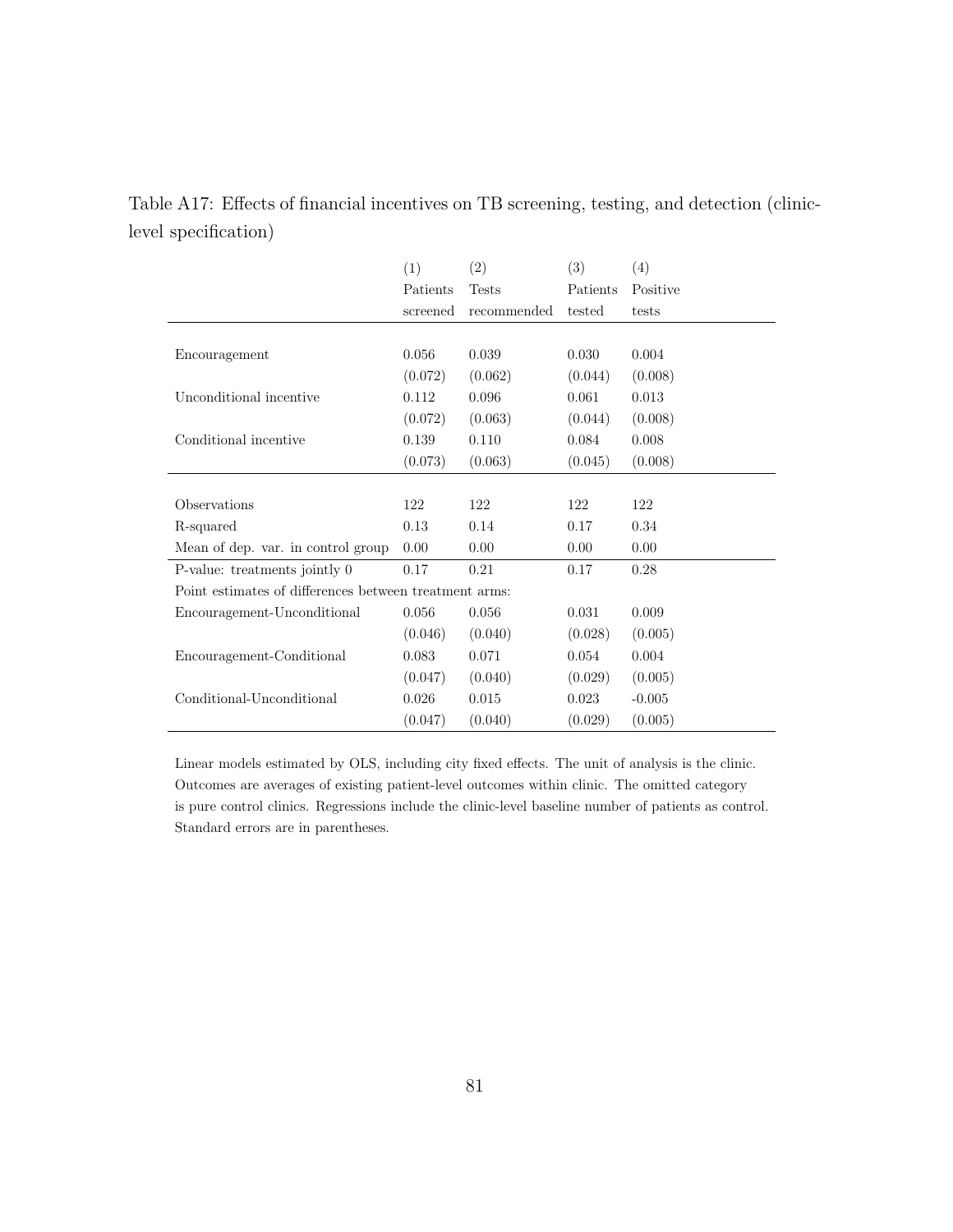Table A17: Effects of financial incentives on TB screening, testing, and detection (clinic-level specification)

| | (1) Patients screened | (2) Tests recommended | (3) Patients tested | (4) Positive tests |
|---|---|---|---|---|
| Encouragement | 0.056 | 0.039 | 0.030 | 0.004 |
| | (0.072) | (0.062) | (0.044) | (0.008) |
| Unconditional incentive | 0.112 | 0.096 | 0.061 | 0.013 |
| | (0.072) | (0.063) | (0.044) | (0.008) |
| Conditional incentive | 0.139 | 0.110 | 0.084 | 0.008 |
| | (0.073) | (0.063) | (0.045) | (0.008) |
| Observations | 122 | 122 | 122 | 122 |
| R-squared | 0.13 | 0.14 | 0.17 | 0.34 |
| Mean of dep. var. in control group | 0.00 | 0.00 | 0.00 | 0.00 |
| P-value: treatments jointly 0 | 0.17 | 0.21 | 0.17 | 0.28 |
| Point estimates of differences between treatment arms: | | | | |
| Encouragement-Unconditional | 0.056 | 0.056 | 0.031 | 0.009 |
| | (0.046) | (0.040) | (0.028) | (0.005) |
| Encouragement-Conditional | 0.083 | 0.071 | 0.054 | 0.004 |
| | (0.047) | (0.040) | (0.029) | (0.005) |
| Conditional-Unconditional | 0.026 | 0.015 | 0.023 | -0.005 |
| | (0.047) | (0.040) | (0.029) | (0.005) |

Linear models estimated by OLS, including city fixed effects. The unit of analysis is the clinic. Outcomes are averages of existing patient-level outcomes within clinic. The omitted category is pure control clinics. Regressions include the clinic-level baseline number of patients as control. Standard errors are in parentheses.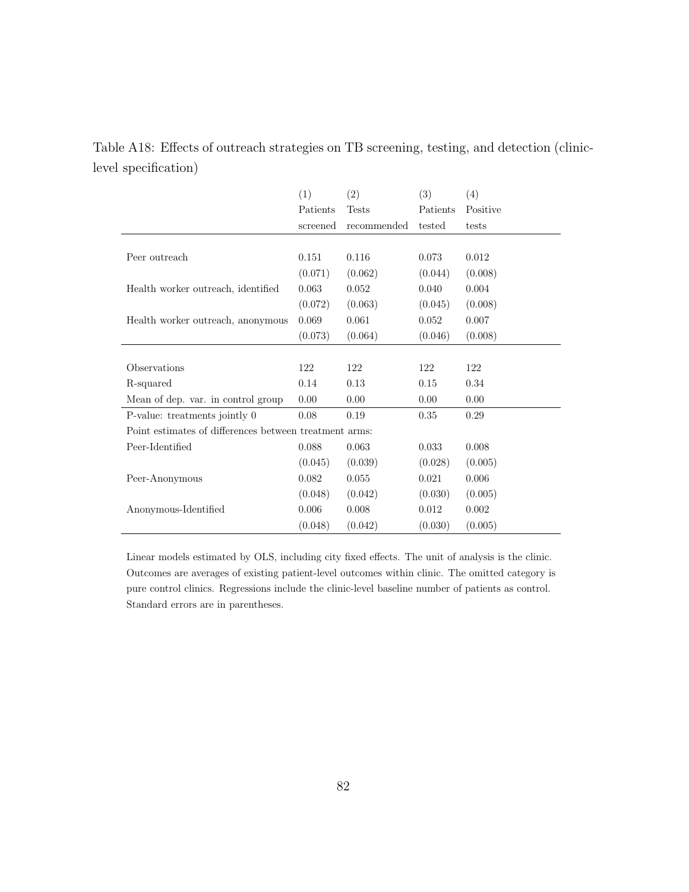Table A18: Effects of outreach strategies on TB screening, testing, and detection (clinic-level specification)

| | (1) Patients screened | (2) Tests recommended | (3) Patients tested | (4) Positive tests |
|---|---|---|---|---|
| Peer outreach | 0.151 | 0.116 | 0.073 | 0.012 |
| | (0.071) | (0.062) | (0.044) | (0.008) |
| Health worker outreach, identified | 0.063 | 0.052 | 0.040 | 0.004 |
| | (0.072) | (0.063) | (0.045) | (0.008) |
| Health worker outreach, anonymous | 0.069 | 0.061 | 0.052 | 0.007 |
| | (0.073) | (0.064) | (0.046) | (0.008) |
| Observations | 122 | 122 | 122 | 122 |
| R-squared | 0.14 | 0.13 | 0.15 | 0.34 |
| Mean of dep. var. in control group | 0.00 | 0.00 | 0.00 | 0.00 |
| P-value: treatments jointly 0 | 0.08 | 0.19 | 0.35 | 0.29 |
| Point estimates of differences between treatment arms: | | | | |
| Peer-Identified | 0.088 | 0.063 | 0.033 | 0.008 |
| | (0.045) | (0.039) | (0.028) | (0.005) |
| Peer-Anonymous | 0.082 | 0.055 | 0.021 | 0.006 |
| | (0.048) | (0.042) | (0.030) | (0.005) |
| Anonymous-Identified | 0.006 | 0.008 | 0.012 | 0.002 |
| | (0.048) | (0.042) | (0.030) | (0.005) |

Linear models estimated by OLS, including city fixed effects. The unit of analysis is the clinic. Outcomes are averages of existing patient-level outcomes within clinic. The omitted category is pure control clinics. Regressions include the clinic-level baseline number of patients as control. Standard errors are in parentheses.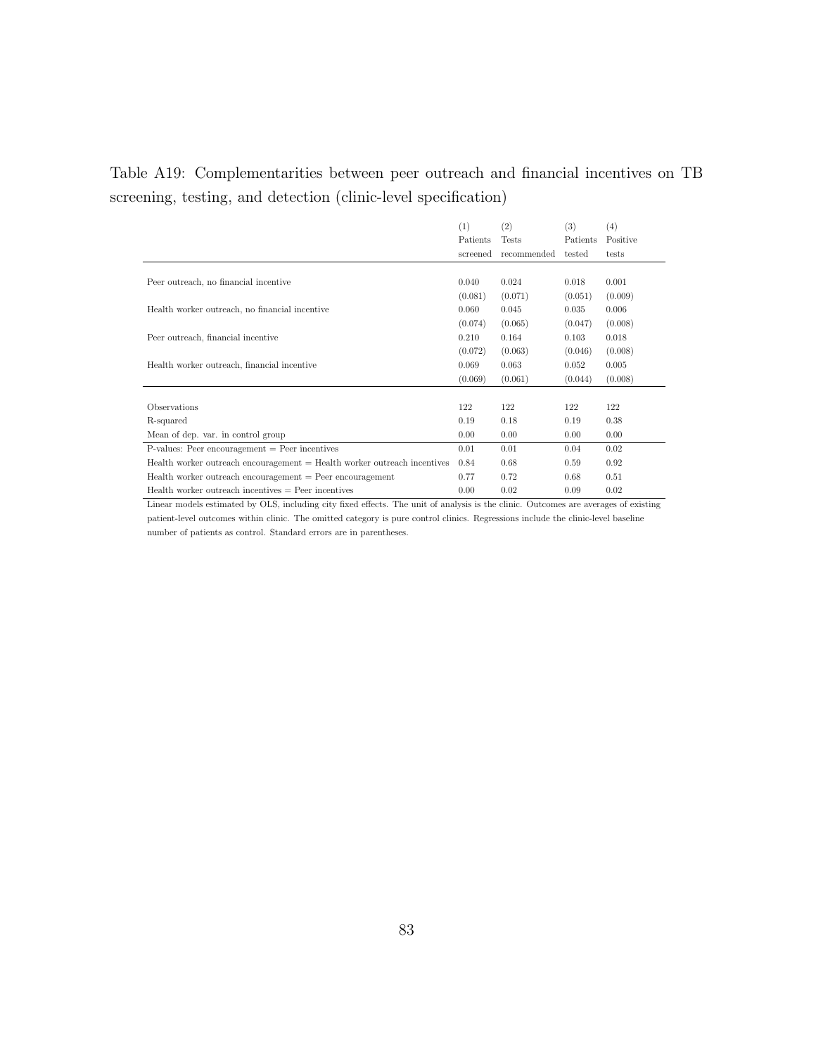Table A19: Complementarities between peer outreach and financial incentives on TB screening, testing, and detection (clinic-level specification)

| | (1) Patients screened | (2) Tests recommended | (3) Patients tested | (4) Positive tests |
|---|---|---|---|---|
| Peer outreach, no financial incentive | 0.040 | 0.024 | 0.018 | 0.001 |
| | (0.081) | (0.071) | (0.051) | (0.009) |
| Health worker outreach, no financial incentive | 0.060 | 0.045 | 0.035 | 0.006 |
| | (0.074) | (0.065) | (0.047) | (0.008) |
| Peer outreach, financial incentive | 0.210 | 0.164 | 0.103 | 0.018 |
| | (0.072) | (0.063) | (0.046) | (0.008) |
| Health worker outreach, financial incentive | 0.069 | 0.063 | 0.052 | 0.005 |
| | (0.069) | (0.061) | (0.044) | (0.008) |
| Observations | 122 | 122 | 122 | 122 |
| R-squared | 0.19 | 0.18 | 0.19 | 0.38 |
| Mean of dep. var. in control group | 0.00 | 0.00 | 0.00 | 0.00 |
| P-values: Peer encouragement = Peer incentives | 0.01 | 0.01 | 0.04 | 0.02 |
| Health worker outreach encouragement = Health worker outreach incentives | 0.84 | 0.68 | 0.59 | 0.92 |
| Health worker outreach encouragement = Peer encouragement | 0.77 | 0.72 | 0.68 | 0.51 |
| Health worker outreach incentives = Peer incentives | 0.00 | 0.02 | 0.09 | 0.02 |

Linear models estimated by OLS, including city fixed effects. The unit of analysis is the clinic. Outcomes are averages of existing patient-level outcomes within clinic. The omitted category is pure control clinics. Regressions include the clinic-level baseline number of patients as control. Standard errors are in parentheses.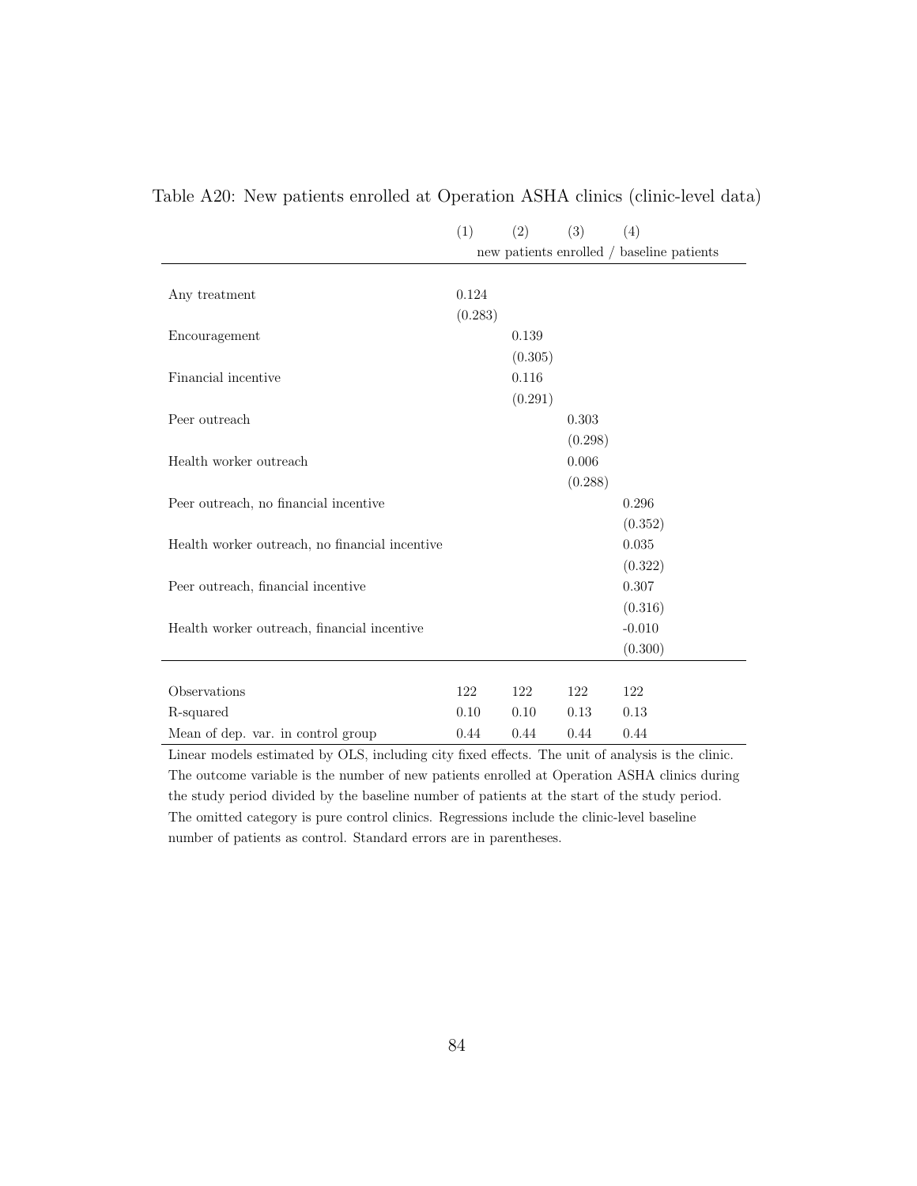Table A20: New patients enrolled at Operation ASHA clinics (clinic-level data)

| | (1) | (2) | (3) | (4) |
|---|---|---|---|---|
| | new patients enrolled / baseline patients | | | |
| Any treatment | 0.124 | | | |
| | (0.283) | | | |
| Encouragement | | 0.139 | | |
| | | (0.305) | | |
| Financial incentive | | 0.116 | | |
| | | (0.291) | | |
| Peer outreach | | | 0.303 | |
| | | | (0.298) | |
| Health worker outreach | | | 0.006 | |
| | | | (0.288) | |
| Peer outreach, no financial incentive | | | | 0.296 |
| | | | | (0.352) |
| Health worker outreach, no financial incentive | | | | 0.035 |
| | | | | (0.322) |
| Peer outreach, financial incentive | | | | 0.307 |
| | | | | (0.316) |
| Health worker outreach, financial incentive | | | | -0.010 |
| | | | | (0.300) |
| Observations | 122 | 122 | 122 | 122 |
| R-squared | 0.10 | 0.10 | 0.13 | 0.13 |
| Mean of dep. var. in control group | 0.44 | 0.44 | 0.44 | 0.44 |

Linear models estimated by OLS, including city fixed effects. The unit of analysis is the clinic. The outcome variable is the number of new patients enrolled at Operation ASHA clinics during the study period divided by the baseline number of patients at the start of the study period. The omitted category is pure control clinics. Regressions include the clinic-level baseline number of patients as control. Standard errors are in parentheses.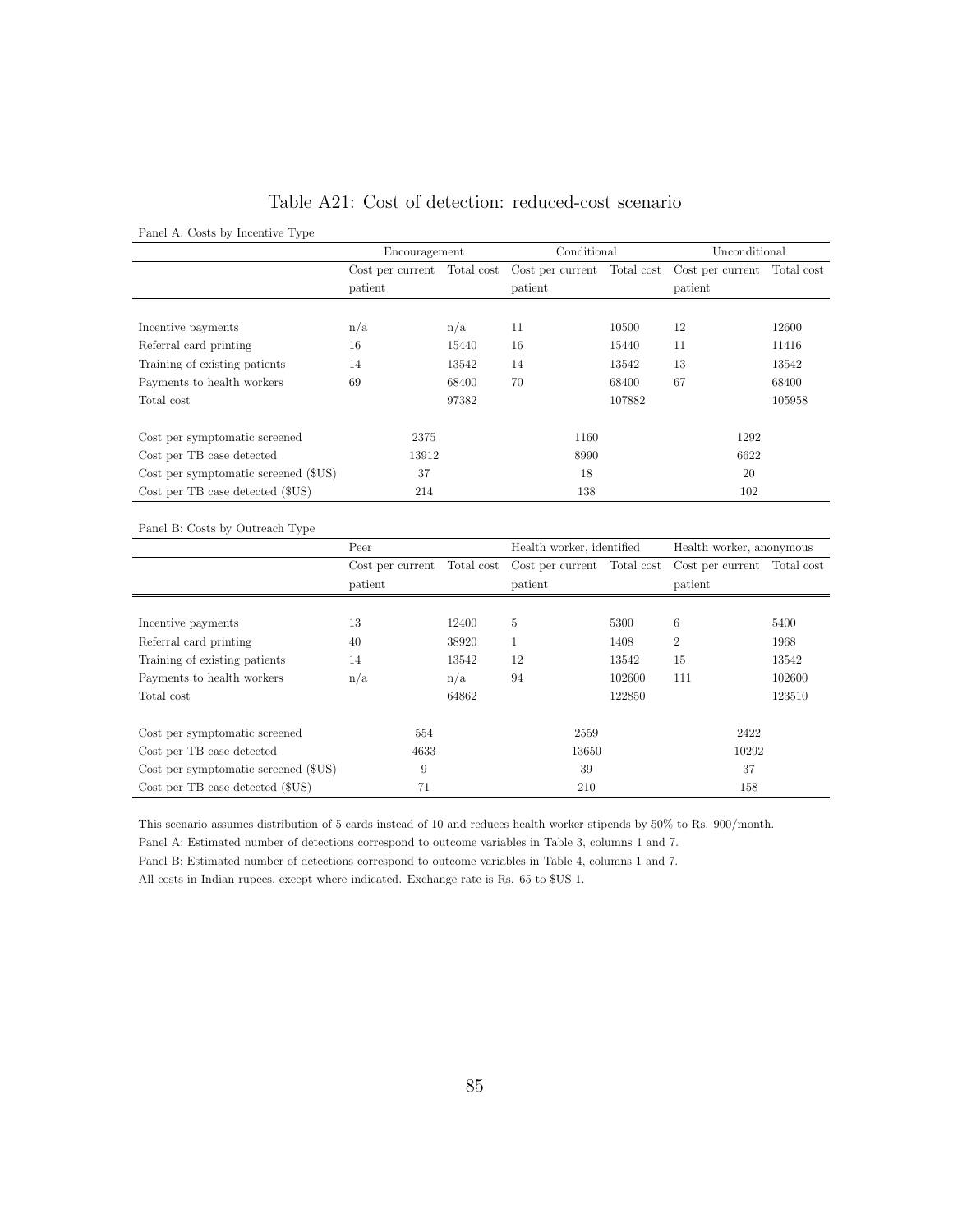# Table A21: Cost of detection: reduced-cost scenario

Panel A: Costs by Incentive Type

| | Encouragement | | Conditional | | Unconditional | |
|---|---|---|---|---|---|---|
| | Cost per current patient | Total cost | Cost per current patient | Total cost | Cost per current patient | Total cost |
| Incentive payments | n/a | n/a | 11 | 10500 | 12 | 12600 |
| Referral card printing | 16 | 15440 | 16 | 15440 | 11 | 11416 |
| Training of existing patients | 14 | 13542 | 14 | 13542 | 13 | 13542 |
| Payments to health workers | 69 | 68400 | 70 | 68400 | 67 | 68400 |
| Total cost | | 97382 | | 107882 | | 105958 |
| Cost per symptomatic screened | 2375 | | 1160 | | 1292 | |
| Cost per TB case detected | 13912 | | 8990 | | 6622 | |
| Cost per symptomatic screened ($US) | 37 | | 18 | | 20 | |
| Cost per TB case detected ($US) | 214 | | 138 | | 102 | |

Panel B: Costs by Outreach Type

| | Peer | | Health worker, identified | | Health worker, anonymous | |
|---|---|---|---|---|---|---|
| | Cost per current patient | Total cost | Cost per current patient | Total cost | Cost per current patient | Total cost |
| Incentive payments | 13 | 12400 | 5 | 5300 | 6 | 5400 |
| Referral card printing | 40 | 38920 | 1 | 1408 | 2 | 1968 |
| Training of existing patients | 14 | 13542 | 12 | 13542 | 15 | 13542 |
| Payments to health workers | n/a | n/a | 94 | 102600 | 111 | 102600 |
| Total cost | | 64862 | | 122850 | | 123510 |
| Cost per symptomatic screened | 554 | | 2559 | | 2422 | |
| Cost per TB case detected | 4633 | | 13650 | | 10292 | |
| Cost per symptomatic screened ($US) | 9 | | 39 | | 37 | |
| Cost per TB case detected ($US) | 71 | | 210 | | 158 | |

This scenario assumes distribution of 5 cards instead of 10 and reduces health worker stipends by 50% to Rs. 900/month.

Panel A: Estimated number of detections correspond to outcome variables in Table 3, columns 1 and 7.

Panel B: Estimated number of detections correspond to outcome variables in Table 4, columns 1 and 7.

All costs in Indian rupees, except where indicated. Exchange rate is Rs. 65 to $US 1.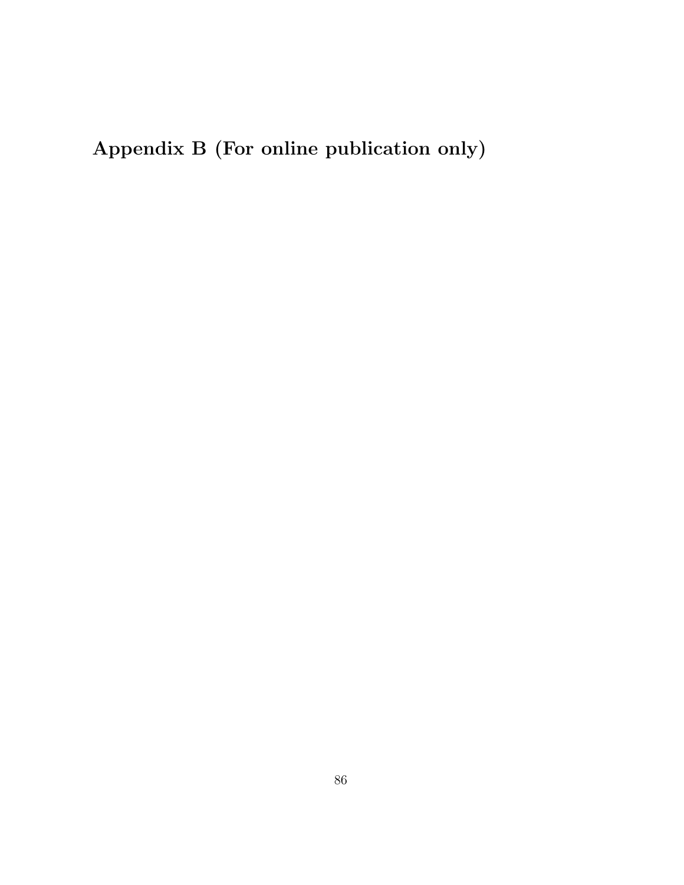# Appendix B (For online publication only)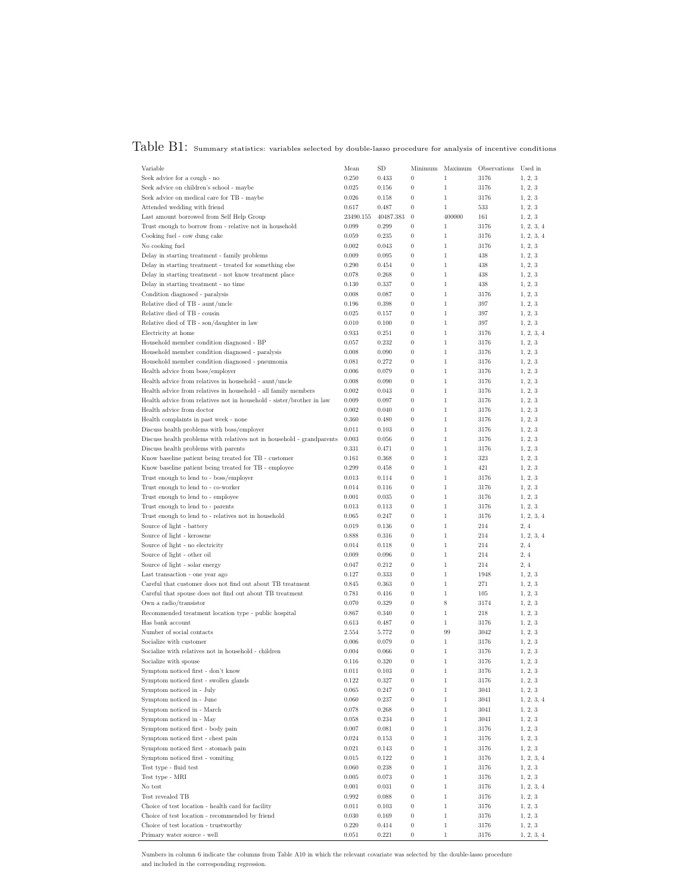Table B1: Summary statistics: variables selected by double-lasso procedure for analysis of incentive conditions

| Variable | Mean | SD | Minimum | Maximum | Observations | Used in |
|---|---|---|---|---|---|---|
| Seek advice for a cough - no | 0.250 | 0.433 | 0 | 1 | 3176 | 1, 2, 3 |
| Seek advice on children's school - maybe | 0.025 | 0.156 | 0 | 1 | 3176 | 1, 2, 3 |
| Seek advice on medical care for TB - maybe | 0.026 | 0.158 | 0 | 1 | 3176 | 1, 2, 3 |
| Attended wedding with friend | 0.617 | 0.487 | 0 | 1 | 533 | 1, 2, 3 |
| Last amount borrowed from Self Help Group | 23490.155 | 40487.383 | 0 | 400000 | 161 | 1, 2, 3 |
| Trust enough to borrow from - relative not in household | 0.099 | 0.299 | 0 | 1 | 3176 | 1, 2, 3, 4 |
| Cooking fuel - cow dung cake | 0.059 | 0.235 | 0 | 1 | 3176 | 1, 2, 3, 4 |
| No cooking fuel | 0.002 | 0.043 | 0 | 1 | 3176 | 1, 2, 3 |
| Delay in starting treatment - family problems | 0.009 | 0.095 | 0 | 1 | 438 | 1, 2, 3 |
| Delay in starting treatment - treated for something else | 0.290 | 0.454 | 0 | 1 | 438 | 1, 2, 3 |
| Delay in starting treatment - not know treatment place | 0.078 | 0.268 | 0 | 1 | 438 | 1, 2, 3 |
| Delay in starting treatment - no time | 0.130 | 0.337 | 0 | 1 | 438 | 1, 2, 3 |
| Condition diagnosed - paralysis | 0.008 | 0.087 | 0 | 1 | 3176 | 1, 2, 3 |
| Relative died of TB - aunt/uncle | 0.196 | 0.398 | 0 | 1 | 397 | 1, 2, 3 |
| Relative died of TB - cousin | 0.025 | 0.157 | 0 | 1 | 397 | 1, 2, 3 |
| Relative died of TB - son/daughter in law | 0.010 | 0.100 | 0 | 1 | 397 | 1, 2, 3 |
| Electricity at home | 0.933 | 0.251 | 0 | 1 | 3176 | 1, 2, 3, 4 |
| Household member condition diagnosed - BP | 0.057 | 0.232 | 0 | 1 | 3176 | 1, 2, 3 |
| Household member condition diagnosed - paralysis | 0.008 | 0.090 | 0 | 1 | 3176 | 1, 2, 3 |
| Household member condition diagnosed - pneumonia | 0.081 | 0.272 | 0 | 1 | 3176 | 1, 2, 3 |
| Health advice from boss/employer | 0.006 | 0.079 | 0 | 1 | 3176 | 1, 2, 3 |
| Health advice from relatives in household - aunt/uncle | 0.008 | 0.090 | 0 | 1 | 3176 | 1, 2, 3 |
| Health advice from relatives in household - all family members | 0.002 | 0.043 | 0 | 1 | 3176 | 1, 2, 3 |
| Health advice from relatives not in household - sister/brother in law | 0.009 | 0.097 | 0 | 1 | 3176 | 1, 2, 3 |
| Health advice from doctor | 0.002 | 0.040 | 0 | 1 | 3176 | 1, 2, 3 |
| Health complaints in past week - none | 0.360 | 0.480 | 0 | 1 | 3176 | 1, 2, 3 |
| Discuss health problems with boss/employer | 0.011 | 0.103 | 0 | 1 | 3176 | 1, 2, 3 |
| Discuss health problems with relatives not in household - grandparents | 0.003 | 0.056 | 0 | 1 | 3176 | 1, 2, 3 |
| Discuss health problems with parents | 0.331 | 0.471 | 0 | 1 | 3176 | 1, 2, 3 |
| Know baseline patient being treated for TB - customer | 0.161 | 0.368 | 0 | 1 | 323 | 1, 2, 3 |
| Know baseline patient being treated for TB - employee | 0.299 | 0.458 | 0 | 1 | 421 | 1, 2, 3 |
| Trust enough to lend to - boss/employer | 0.013 | 0.114 | 0 | 1 | 3176 | 1, 2, 3 |
| Trust enough to lend to - co-worker | 0.014 | 0.116 | 0 | 1 | 3176 | 1, 2, 3 |
| Trust enough to lend to - employee | 0.001 | 0.035 | 0 | 1 | 3176 | 1, 2, 3 |
| Trust enough to lend to - parents | 0.013 | 0.113 | 0 | 1 | 3176 | 1, 2, 3 |
| Trust enough to lend to - relatives not in household | 0.065 | 0.247 | 0 | 1 | 3176 | 1, 2, 3, 4 |
| Source of light - battery | 0.019 | 0.136 | 0 | 1 | 214 | 2, 4 |
| Source of light - kerosene | 0.888 | 0.316 | 0 | 1 | 214 | 1, 2, 3, 4 |
| Source of light - no electricity | 0.014 | 0.118 | 0 | 1 | 214 | 2, 4 |
| Source of light - other oil | 0.009 | 0.096 | 0 | 1 | 214 | 2, 4 |
| Source of light - solar energy | 0.047 | 0.212 | 0 | 1 | 214 | 2, 4 |
| Last transaction - one year ago | 0.127 | 0.333 | 0 | 1 | 1948 | 1, 2, 3 |
| Careful that customer does not find out about TB treatment | 0.845 | 0.363 | 0 | 1 | 271 | 1, 2, 3 |
| Careful that spouse does not find out about TB treatment | 0.781 | 0.416 | 0 | 1 | 105 | 1, 2, 3 |
| Own a radio/transistor | 0.070 | 0.329 | 0 | 8 | 3174 | 1, 2, 3 |
| Recommended treatment location type - public hospital | 0.867 | 0.340 | 0 | 1 | 218 | 1, 2, 3 |
| Has bank account | 0.613 | 0.487 | 0 | 1 | 3176 | 1, 2, 3 |
| Number of social contacts | 2.554 | 5.772 | 0 | 99 | 3042 | 1, 2, 3 |
| Socialize with customer | 0.006 | 0.079 | 0 | 1 | 3176 | 1, 2, 3 |
| Socialize with relatives not in household - children | 0.004 | 0.066 | 0 | 1 | 3176 | 1, 2, 3 |
| Socialize with spouse | 0.116 | 0.320 | 0 | 1 | 3176 | 1, 2, 3 |
| Symptom noticed first - don't know | 0.011 | 0.103 | 0 | 1 | 3176 | 1, 2, 3 |
| Symptom noticed first - swollen glands | 0.122 | 0.327 | 0 | 1 | 3176 | 1, 2, 3 |
| Symptom noticed in - July | 0.065 | 0.247 | 0 | 1 | 3041 | 1, 2, 3 |
| Symptom noticed in - June | 0.060 | 0.237 | 0 | 1 | 3041 | 1, 2, 3, 4 |
| Symptom noticed in - March | 0.078 | 0.268 | 0 | 1 | 3041 | 1, 2, 3 |
| Symptom noticed in - May | 0.058 | 0.234 | 0 | 1 | 3041 | 1, 2, 3 |
| Symptom noticed first - body pain | 0.007 | 0.081 | 0 | 1 | 3176 | 1, 2, 3 |
| Symptom noticed first - chest pain | 0.024 | 0.153 | 0 | 1 | 3176 | 1, 2, 3 |
| Symptom noticed first - stomach pain | 0.021 | 0.143 | 0 | 1 | 3176 | 1, 2, 3 |
| Symptom noticed first - vomiting | 0.015 | 0.122 | 0 | 1 | 3176 | 1, 2, 3, 4 |
| Test type - fluid test | 0.060 | 0.238 | 0 | 1 | 3176 | 1, 2, 3 |
| Test type - MRI | 0.005 | 0.073 | 0 | 1 | 3176 | 1, 2, 3 |
| No test | 0.001 | 0.031 | 0 | 1 | 3176 | 1, 2, 3, 4 |
| Test revealed TB | 0.992 | 0.088 | 0 | 1 | 3176 | 1, 2, 3 |
| Choice of test location - health card for facility | 0.011 | 0.103 | 0 | 1 | 3176 | 1, 2, 3 |
| Choice of test location - recommended by friend | 0.030 | 0.169 | 0 | 1 | 3176 | 1, 2, 3 |
| Choice of test location - trustworthy | 0.220 | 0.414 | 0 | 1 | 3176 | 1, 2, 3 |
| Primary water source - well | 0.051 | 0.221 | 0 | 1 | 3176 | 1, 2, 3, 4 |

Numbers in column 6 indicate the columns from Table A10 in which the relevant covariate was selected by the double-lasso procedure and included in the corresponding regression.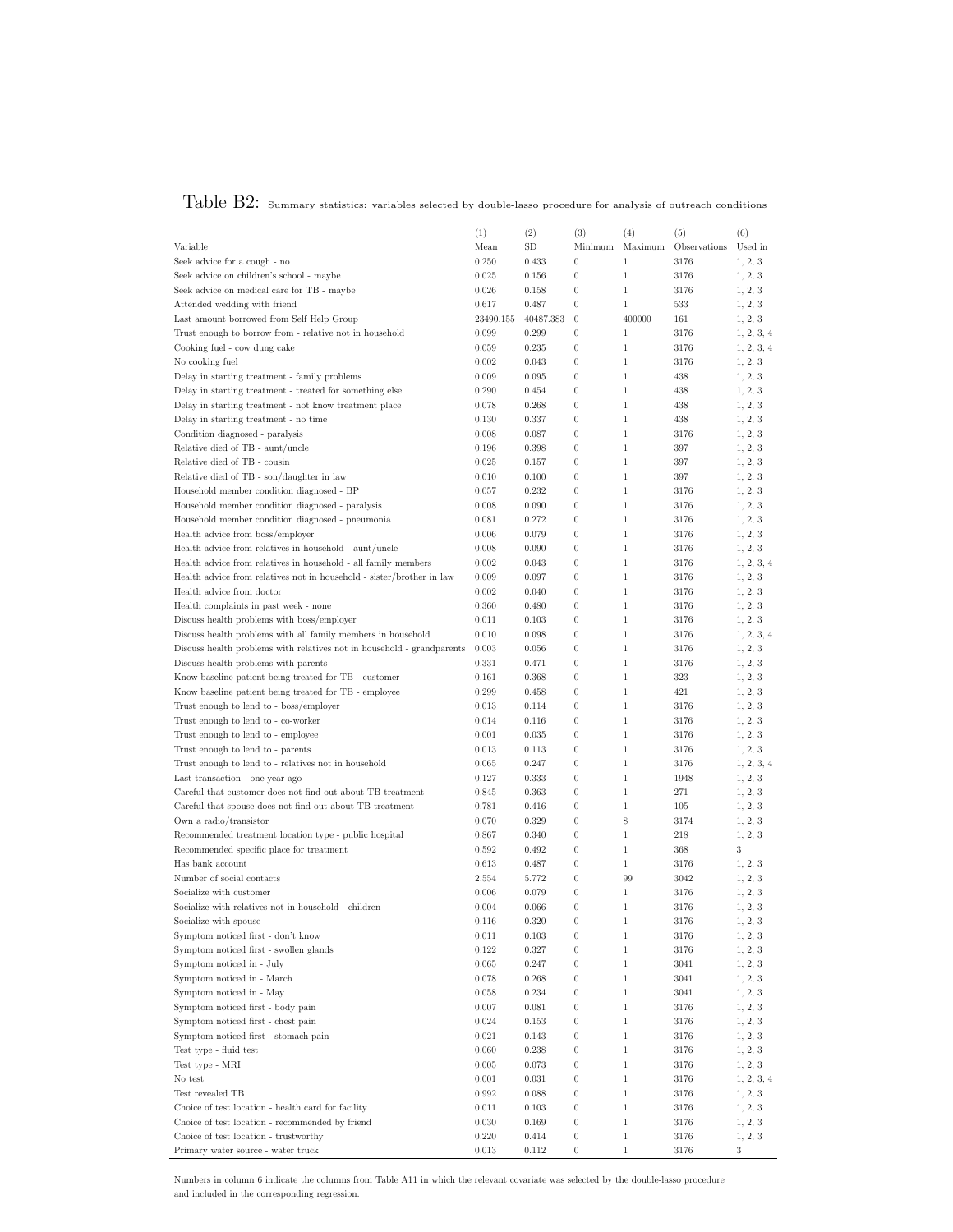Table B2: Summary statistics: variables selected by double-lasso procedure for analysis of outreach conditions

| Variable | (1) Mean | (2) SD | (3) Minimum | (4) Maximum | (5) Observations | (6) Used in |
|---|---|---|---|---|---|---|
| Seek advice for a cough - no | 0.250 | 0.433 | 0 | 1 | 3176 | 1, 2, 3 |
| Seek advice on children's school - maybe | 0.025 | 0.156 | 0 | 1 | 3176 | 1, 2, 3 |
| Seek advice on medical care for TB - maybe | 0.026 | 0.158 | 0 | 1 | 3176 | 1, 2, 3 |
| Attended wedding with friend | 0.617 | 0.487 | 0 | 1 | 533 | 1, 2, 3 |
| Last amount borrowed from Self Help Group | 23490.155 | 40487.383 | 0 | 400000 | 161 | 1, 2, 3 |
| Trust enough to borrow from - relative not in household | 0.099 | 0.299 | 0 | 1 | 3176 | 1, 2, 3, 4 |
| Cooking fuel - cow dung cake | 0.059 | 0.235 | 0 | 1 | 3176 | 1, 2, 3, 4 |
| No cooking fuel | 0.002 | 0.043 | 0 | 1 | 3176 | 1, 2, 3 |
| Delay in starting treatment - family problems | 0.009 | 0.095 | 0 | 1 | 438 | 1, 2, 3 |
| Delay in starting treatment - treated for something else | 0.290 | 0.454 | 0 | 1 | 438 | 1, 2, 3 |
| Delay in starting treatment - not know treatment place | 0.078 | 0.268 | 0 | 1 | 438 | 1, 2, 3 |
| Delay in starting treatment - no time | 0.130 | 0.337 | 0 | 1 | 438 | 1, 2, 3 |
| Condition diagnosed - paralysis | 0.008 | 0.087 | 0 | 1 | 3176 | 1, 2, 3 |
| Relative died of TB - aunt/uncle | 0.196 | 0.398 | 0 | 1 | 397 | 1, 2, 3 |
| Relative died of TB - cousin | 0.025 | 0.157 | 0 | 1 | 397 | 1, 2, 3 |
| Relative died of TB - son/daughter in law | 0.010 | 0.100 | 0 | 1 | 397 | 1, 2, 3 |
| Household member condition diagnosed - BP | 0.057 | 0.232 | 0 | 1 | 3176 | 1, 2, 3 |
| Household member condition diagnosed - paralysis | 0.008 | 0.090 | 0 | 1 | 3176 | 1, 2, 3 |
| Household member condition diagnosed - pneumonia | 0.081 | 0.272 | 0 | 1 | 3176 | 1, 2, 3 |
| Health advice from boss/employer | 0.006 | 0.079 | 0 | 1 | 3176 | 1, 2, 3 |
| Health advice from relatives in household - aunt/uncle | 0.008 | 0.090 | 0 | 1 | 3176 | 1, 2, 3 |
| Health advice from relatives in household - all family members | 0.002 | 0.043 | 0 | 1 | 3176 | 1, 2, 3, 4 |
| Health advice from relatives not in household - sister/brother in law | 0.009 | 0.097 | 0 | 1 | 3176 | 1, 2, 3 |
| Health advice from doctor | 0.002 | 0.040 | 0 | 1 | 3176 | 1, 2, 3 |
| Health complaints in past week - none | 0.360 | 0.480 | 0 | 1 | 3176 | 1, 2, 3 |
| Discuss health problems with boss/employer | 0.011 | 0.103 | 0 | 1 | 3176 | 1, 2, 3 |
| Discuss health problems with all family members in household | 0.010 | 0.098 | 0 | 1 | 3176 | 1, 2, 3, 4 |
| Discuss health problems with relatives not in household - grandparents | 0.003 | 0.056 | 0 | 1 | 3176 | 1, 2, 3 |
| Discuss health problems with parents | 0.331 | 0.471 | 0 | 1 | 3176 | 1, 2, 3 |
| Know baseline patient being treated for TB - customer | 0.161 | 0.368 | 0 | 1 | 323 | 1, 2, 3 |
| Know baseline patient being treated for TB - employee | 0.299 | 0.458 | 0 | 1 | 421 | 1, 2, 3 |
| Trust enough to lend to - boss/employer | 0.013 | 0.114 | 0 | 1 | 3176 | 1, 2, 3 |
| Trust enough to lend to - co-worker | 0.014 | 0.116 | 0 | 1 | 3176 | 1, 2, 3 |
| Trust enough to lend to - employee | 0.001 | 0.035 | 0 | 1 | 3176 | 1, 2, 3 |
| Trust enough to lend to - parents | 0.013 | 0.113 | 0 | 1 | 3176 | 1, 2, 3 |
| Trust enough to lend to - relatives not in household | 0.065 | 0.247 | 0 | 1 | 3176 | 1, 2, 3, 4 |
| Last transaction - one year ago | 0.127 | 0.333 | 0 | 1 | 1948 | 1, 2, 3 |
| Careful that customer does not find out about TB treatment | 0.845 | 0.363 | 0 | 1 | 271 | 1, 2, 3 |
| Careful that spouse does not find out about TB treatment | 0.781 | 0.416 | 0 | 1 | 105 | 1, 2, 3 |
| Own a radio/transistor | 0.070 | 0.329 | 0 | 8 | 3174 | 1, 2, 3 |
| Recommended treatment location type - public hospital | 0.867 | 0.340 | 0 | 1 | 218 | 1, 2, 3 |
| Recommended specific place for treatment | 0.592 | 0.492 | 0 | 1 | 368 | 3 |
| Has bank account | 0.613 | 0.487 | 0 | 1 | 3176 | 1, 2, 3 |
| Number of social contacts | 2.554 | 5.772 | 0 | 99 | 3042 | 1, 2, 3 |
| Socialize with customer | 0.006 | 0.079 | 0 | 1 | 3176 | 1, 2, 3 |
| Socialize with relatives not in household - children | 0.004 | 0.066 | 0 | 1 | 3176 | 1, 2, 3 |
| Socialize with spouse | 0.116 | 0.320 | 0 | 1 | 3176 | 1, 2, 3 |
| Symptom noticed first - don't know | 0.011 | 0.103 | 0 | 1 | 3176 | 1, 2, 3 |
| Symptom noticed first - swollen glands | 0.122 | 0.327 | 0 | 1 | 3176 | 1, 2, 3 |
| Symptom noticed in - July | 0.065 | 0.247 | 0 | 1 | 3041 | 1, 2, 3 |
| Symptom noticed in - March | 0.078 | 0.268 | 0 | 1 | 3041 | 1, 2, 3 |
| Symptom noticed in - May | 0.058 | 0.234 | 0 | 1 | 3041 | 1, 2, 3 |
| Symptom noticed first - body pain | 0.007 | 0.081 | 0 | 1 | 3176 | 1, 2, 3 |
| Symptom noticed first - chest pain | 0.024 | 0.153 | 0 | 1 | 3176 | 1, 2, 3 |
| Symptom noticed first - stomach pain | 0.021 | 0.143 | 0 | 1 | 3176 | 1, 2, 3 |
| Test type - fluid test | 0.060 | 0.238 | 0 | 1 | 3176 | 1, 2, 3 |
| Test type - MRI | 0.005 | 0.073 | 0 | 1 | 3176 | 1, 2, 3 |
| No test | 0.001 | 0.031 | 0 | 1 | 3176 | 1, 2, 3, 4 |
| Test revealed TB | 0.992 | 0.088 | 0 | 1 | 3176 | 1, 2, 3 |
| Choice of test location - health card for facility | 0.011 | 0.103 | 0 | 1 | 3176 | 1, 2, 3 |
| Choice of test location - recommended by friend | 0.030 | 0.169 | 0 | 1 | 3176 | 1, 2, 3 |
| Choice of test location - trustworthy | 0.220 | 0.414 | 0 | 1 | 3176 | 1, 2, 3 |
| Primary water source - water truck | 0.013 | 0.112 | 0 | 1 | 3176 | 3 |

Numbers in column 6 indicate the columns from Table A11 in which the relevant covariate was selected by the double-lasso procedure and included in the corresponding regression.